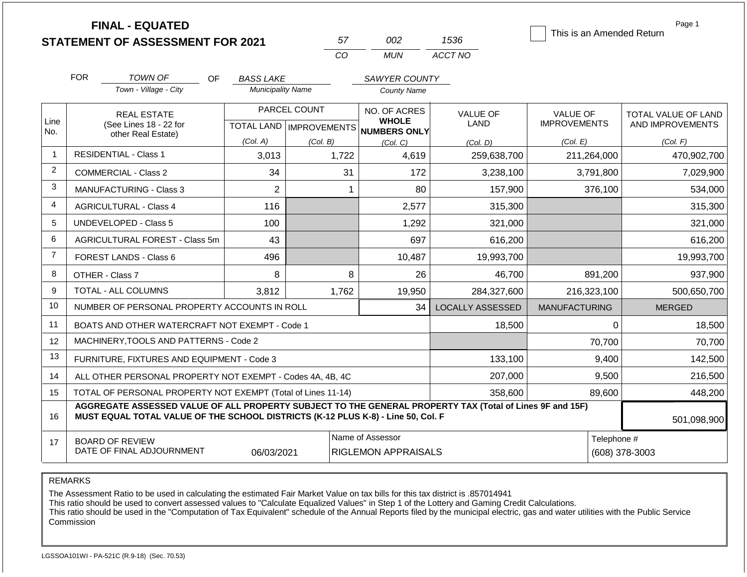# FINAL - EQUATED
# STATEMENT OF ASSESSMENT FOR 2021

| 57 | 002 | 1536 |
|---|---|---|
| CO | MUN | ACCT NO |

☐ This is an Amended Return

Page 1

FOR *TOWN OF* (Town - Village - City) OF *BASS LAKE* (Municipality Name) *SAWYER COUNTY* (County Name)

| Line No. | REAL ESTATE (See Lines 18 - 22 for other Real Estate) | PARCEL COUNT TOTAL LAND (Col. A) | PARCEL COUNT IMPROVEMENTS (Col. B) | NO. OF ACRES WHOLE NUMBERS ONLY (Col. C) | VALUE OF LAND (Col. D) | VALUE OF IMPROVEMENTS (Col. E) | TOTAL VALUE OF LAND AND IMPROVEMENTS (Col. F) |
|---|---|---|---|---|---|---|---|
| 1 | RESIDENTIAL - Class 1 | 3,013 | 1,722 | 4,619 | 259,638,700 | 211,264,000 | 470,902,700 |
| 2 | COMMERCIAL - Class 2 | 34 | 31 | 172 | 3,238,100 | 3,791,800 | 7,029,900 |
| 3 | MANUFACTURING - Class 3 | 2 | 1 | 80 | 157,900 | 376,100 | 534,000 |
| 4 | AGRICULTURAL - Class 4 | 116 | | 2,577 | 315,300 | | 315,300 |
| 5 | UNDEVELOPED - Class 5 | 100 | | 1,292 | 321,000 | | 321,000 |
| 6 | AGRICULTURAL FOREST - Class 5m | 43 | | 697 | 616,200 | | 616,200 |
| 7 | FOREST LANDS - Class 6 | 496 | | 10,487 | 19,993,700 | | 19,993,700 |
| 8 | OTHER - Class 7 | 8 | 8 | 26 | 46,700 | 891,200 | 937,900 |
| 9 | TOTAL - ALL COLUMNS | 3,812 | 1,762 | 19,950 | 284,327,600 | 216,323,100 | 500,650,700 |

| Line No. | | | LOCALLY ASSESSED | MANUFACTURING | MERGED |
|---|---|---|---|---|---|
| 10 | NUMBER OF PERSONAL PROPERTY ACCOUNTS IN ROLL | 34 | | | |
| 11 | BOATS AND OTHER WATERCRAFT NOT EXEMPT - Code 1 | | 18,500 | 0 | 18,500 |
| 12 | MACHINERY,TOOLS AND PATTERNS - Code 2 | | | 70,700 | 70,700 |
| 13 | FURNITURE, FIXTURES AND EQUIPMENT - Code 3 | | 133,100 | 9,400 | 142,500 |
| 14 | ALL OTHER PERSONAL PROPERTY NOT EXEMPT - Codes 4A, 4B, 4C | | 207,000 | 9,500 | 216,500 |
| 15 | TOTAL OF PERSONAL PROPERTY NOT EXEMPT (Total of Lines 11-14) | | 358,600 | 89,600 | 448,200 |
| 16 | **AGGREGATE ASSESSED VALUE OF ALL PROPERTY SUBJECT TO THE GENERAL PROPERTY TAX (Total of Lines 9F and 15F) MUST EQUAL TOTAL VALUE OF THE SCHOOL DISTRICTS (K-12 PLUS K-8) - Line 50, Col. F** | | | | 501,098,900 |

| 17 | BOARD OF REVIEW DATE OF FINAL ADJOURNMENT | 06/03/2021 | Name of Assessor: RIGLEMON APPRAISALS | Telephone #: (608) 378-3003 |
|---|---|---|---|---|

REMARKS

The Assessment Ratio to be used in calculating the estimated Fair Market Value on tax bills for this tax district is .857014941
This ratio should be used to convert assessed values to "Calculate Equalized Values" in Step 1 of the Lottery and Gaming Credit Calculations.
This ratio should be used in the "Computation of Tax Equivalent" schedule of the Annual Reports filed by the municipal electric, gas and water utilities with the Public Service Commission

LGSSOA101WI - PA-521C (R.9-18) (Sec. 70.53)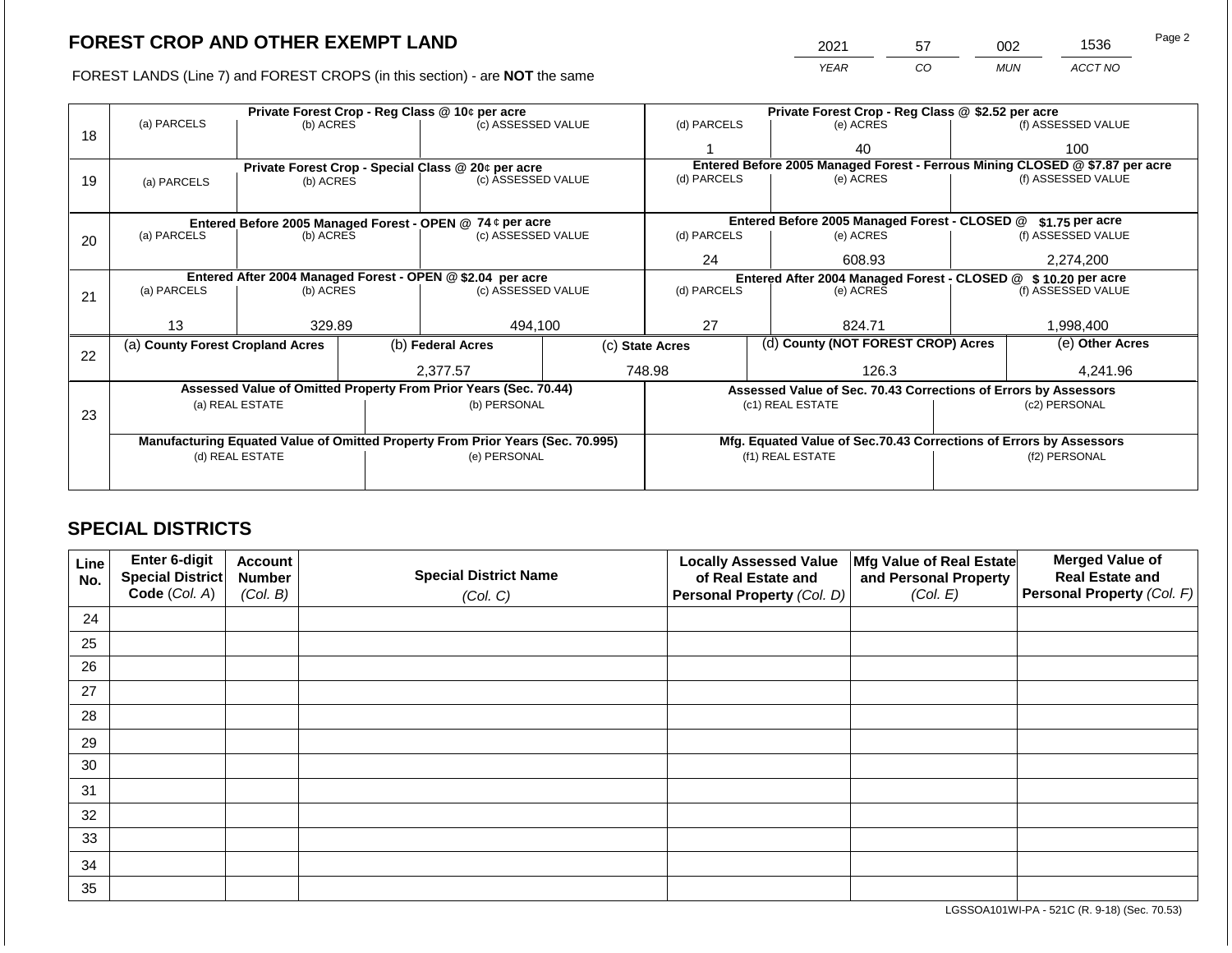# FOREST CROP AND OTHER EXEMPT LAND

| 2021 | 57 | 002 | 1536 |
|---|---|---|---|
| *YEAR* | *CO* | *MUN* | *ACCT NO* |

FOREST LANDS (Line 7) and FOREST CROPS (in this section) - are **NOT** the same

| Line | | | | | | |
|---|---|---|---|---|---|---|
| 18 | **Private Forest Crop - Reg Class @ 10¢ per acre** | | | **Private Forest Crop - Reg Class @ $2.52 per acre** | | |
| | (a) PARCELS | (b) ACRES | (c) ASSESSED VALUE | (d) PARCELS | (e) ACRES | (f) ASSESSED VALUE |
| | | | | 1 | 40 | 100 |
| 19 | **Private Forest Crop - Special Class @ 20¢ per acre** | | | **Entered Before 2005 Managed Forest - Ferrous Mining CLOSED @ $7.87 per acre** | | |
| | (a) PARCELS | (b) ACRES | (c) ASSESSED VALUE | (d) PARCELS | (e) ACRES | (f) ASSESSED VALUE |
| | | | | | | |
| 20 | **Entered Before 2005 Managed Forest - OPEN @ 74 ¢ per acre** | | | **Entered Before 2005 Managed Forest - CLOSED @ $1.75 per acre** | | |
| | (a) PARCELS | (b) ACRES | (c) ASSESSED VALUE | (d) PARCELS | (e) ACRES | (f) ASSESSED VALUE |
| | | | | 24 | 608.93 | 2,274,200 |
| 21 | **Entered After 2004 Managed Forest - OPEN @ $2.04 per acre** | | | **Entered After 2004 Managed Forest - CLOSED @ $ 10.20 per acre** | | |
| | (a) PARCELS | (b) ACRES | (c) ASSESSED VALUE | (d) PARCELS | (e) ACRES | (f) ASSESSED VALUE |
| | 13 | 329.89 | 494,100 | 27 | 824.71 | 1,998,400 |

| Line | (a) County Forest Cropland Acres | (b) Federal Acres | (c) State Acres | (d) County (NOT FOREST CROP) Acres | (e) Other Acres |
|---|---|---|---|---|---|
| 22 | | 2,377.57 | 748.98 | 126.3 | 4,241.96 |

| Line | **Assessed Value of Omitted Property From Prior Years (Sec. 70.44)** | | **Assessed Value of Sec. 70.43 Corrections of Errors by Assessors** | |
|---|---|---|---|---|
| 23 | (a) REAL ESTATE | (b) PERSONAL | (c1) REAL ESTATE | (c2) PERSONAL |
| | | | | |
| | **Manufacturing Equated Value of Omitted Property From Prior Years (Sec. 70.995)** | | **Mfg. Equated Value of Sec.70.43 Corrections of Errors by Assessors** | |
| | (d) REAL ESTATE | (e) PERSONAL | (f1) REAL ESTATE | (f2) PERSONAL |
| | | | | |

## SPECIAL DISTRICTS

| Line No. | Enter 6-digit Special District Code *(Col. A)* | Account Number *(Col. B)* | Special District Name *(Col. C)* | Locally Assessed Value of Real Estate and Personal Property *(Col. D)* | Mfg Value of Real Estate and Personal Property *(Col. E)* | Merged Value of Real Estate and Personal Property *(Col. F)* |
|---|---|---|---|---|---|---|
| 24 | | | | | | |
| 25 | | | | | | |
| 26 | | | | | | |
| 27 | | | | | | |
| 28 | | | | | | |
| 29 | | | | | | |
| 30 | | | | | | |
| 31 | | | | | | |
| 32 | | | | | | |
| 33 | | | | | | |
| 34 | | | | | | |
| 35 | | | | | | |

LGSSOA101WI-PA - 521C (R. 9-18) (Sec. 70.53)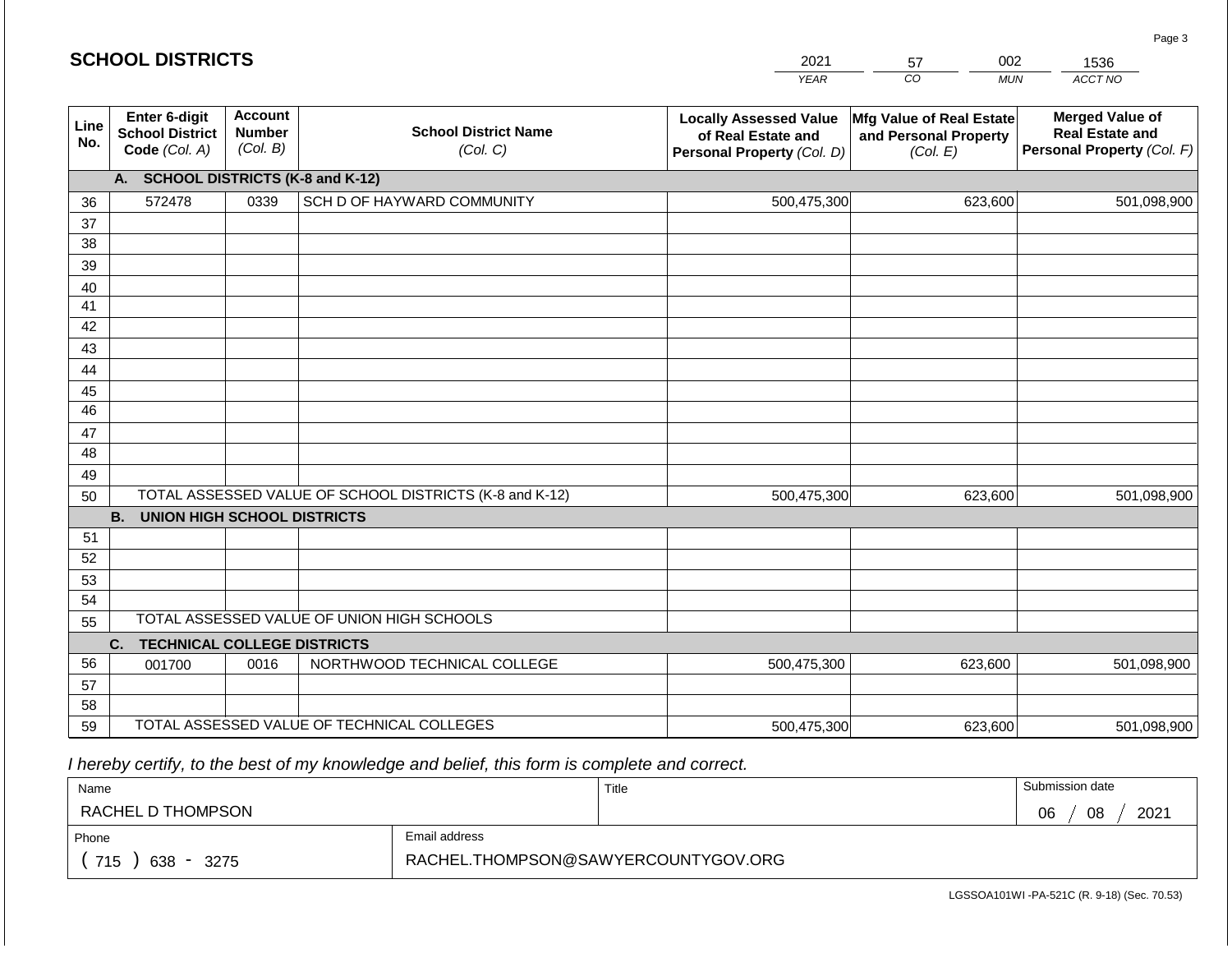## SCHOOL DISTRICTS

| 2021 | 57 | 002 | 1536 |
|---|---|---|---|
| YEAR | CO | MUN | ACCT NO |

| Line No. | Enter 6-digit School District Code (Col. A) | Account Number (Col. B) | School District Name (Col. C) | Locally Assessed Value of Real Estate and Personal Property (Col. D) | Mfg Value of Real Estate and Personal Property (Col. E) | Merged Value of Real Estate and Personal Property (Col. F) |
|---|---|---|---|---|---|---|
| | **A. SCHOOL DISTRICTS (K-8 and K-12)** | | | | | |
| 36 | 572478 | 0339 | SCH D OF HAYWARD COMMUNITY | 500,475,300 | 623,600 | 501,098,900 |
| 37 | | | | | | |
| 38 | | | | | | |
| 39 | | | | | | |
| 40 | | | | | | |
| 41 | | | | | | |
| 42 | | | | | | |
| 43 | | | | | | |
| 44 | | | | | | |
| 45 | | | | | | |
| 46 | | | | | | |
| 47 | | | | | | |
| 48 | | | | | | |
| 49 | | | | | | |
| 50 | TOTAL ASSESSED VALUE OF SCHOOL DISTRICTS (K-8 and K-12) | | | 500,475,300 | 623,600 | 501,098,900 |
| | **B. UNION HIGH SCHOOL DISTRICTS** | | | | | |
| 51 | | | | | | |
| 52 | | | | | | |
| 53 | | | | | | |
| 54 | | | | | | |
| 55 | TOTAL ASSESSED VALUE OF UNION HIGH SCHOOLS | | | | | |
| | **C. TECHNICAL COLLEGE DISTRICTS** | | | | | |
| 56 | 001700 | 0016 | NORTHWOOD TECHNICAL COLLEGE | 500,475,300 | 623,600 | 501,098,900 |
| 57 | | | | | | |
| 58 | | | | | | |
| 59 | TOTAL ASSESSED VALUE OF TECHNICAL COLLEGES | | | 500,475,300 | 623,600 | 501,098,900 |

*I hereby certify, to the best of my knowledge and belief, this form is complete and correct.*

| Name | Title | Submission date |
|---|---|---|
| RACHEL D THOMPSON | | 06 / 08 / 2021 |
| Phone | Email address | |
| ( 715 ) 638 - 3275 | RACHEL.THOMPSON@SAWYERCOUNTYGOV.ORG | |

LGSSOA101WI -PA-521C (R. 9-18) (Sec. 70.53)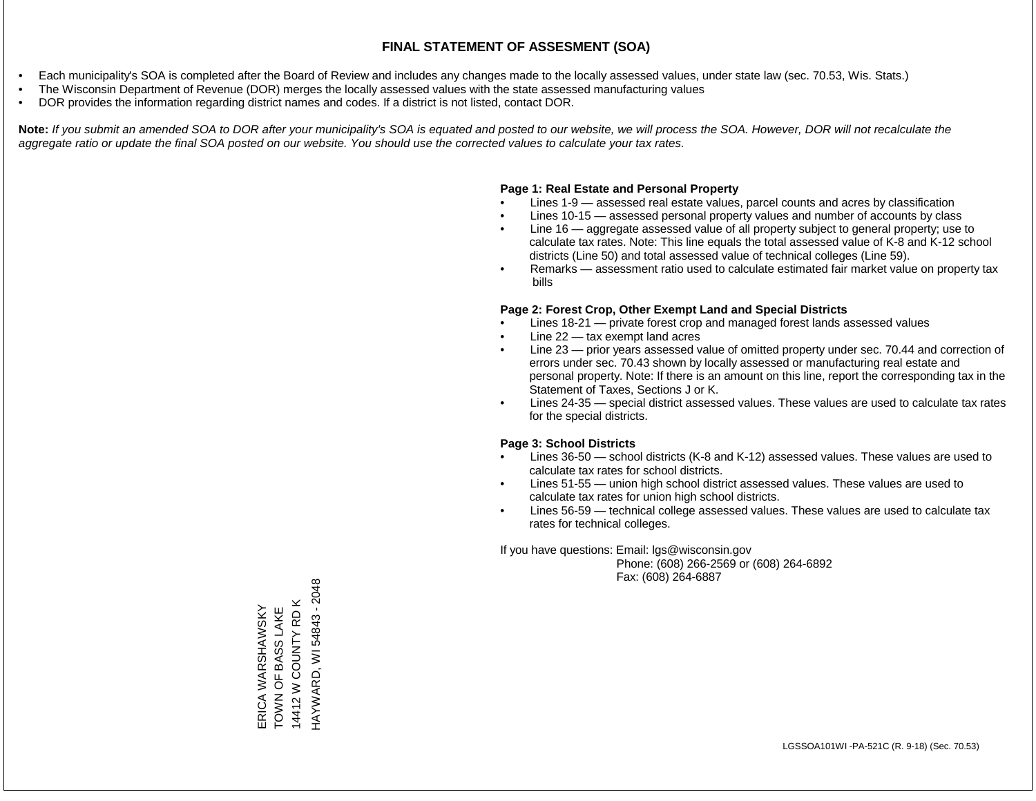# FINAL STATEMENT OF ASSESMENT (SOA)

- Each municipality's SOA is completed after the Board of Review and includes any changes made to the locally assessed values, under state law (sec. 70.53, Wis. Stats.)
- The Wisconsin Department of Revenue (DOR) merges the locally assessed values with the state assessed manufacturing values
- DOR provides the information regarding district names and codes. If a district is not listed, contact DOR.

**Note:** *If you submit an amended SOA to DOR after your municipality's SOA is equated and posted to our website, we will process the SOA. However, DOR will not recalculate the aggregate ratio or update the final SOA posted on our website. You should use the corrected values to calculate your tax rates.*

**Page 1: Real Estate and Personal Property**

- Lines 1-9 — assessed real estate values, parcel counts and acres by classification
- Lines 10-15 — assessed personal property values and number of accounts by class
- Line 16 — aggregate assessed value of all property subject to general property; use to calculate tax rates. Note: This line equals the total assessed value of K-8 and K-12 school districts (Line 50) and total assessed value of technical colleges (Line 59).
- Remarks — assessment ratio used to calculate estimated fair market value on property tax bills

**Page 2: Forest Crop, Other Exempt Land and Special Districts**

- Lines 18-21 — private forest crop and managed forest lands assessed values
- Line 22 — tax exempt land acres
- Line 23 — prior years assessed value of omitted property under sec. 70.44 and correction of errors under sec. 70.43 shown by locally assessed or manufacturing real estate and personal property. Note: If there is an amount on this line, report the corresponding tax in the Statement of Taxes, Sections J or K.
- Lines 24-35 — special district assessed values. These values are used to calculate tax rates for the special districts.

**Page 3: School Districts**

- Lines 36-50 — school districts (K-8 and K-12) assessed values. These values are used to calculate tax rates for school districts.
- Lines 51-55 — union high school district assessed values. These values are used to calculate tax rates for union high school districts.
- Lines 56-59 — technical college assessed values. These values are used to calculate tax rates for technical colleges.

If you have questions: Email: lgs@wisconsin.gov
Phone: (608) 266-2569 or (608) 264-6892
Fax: (608) 264-6887

ERICA WARSHAWSKY
TOWN OF BASS LAKE
14412 W COUNTY RD K
HAYWARD, WI 54843 - 2048

LGSSOA101WI -PA-521C (R. 9-18) (Sec. 70.53)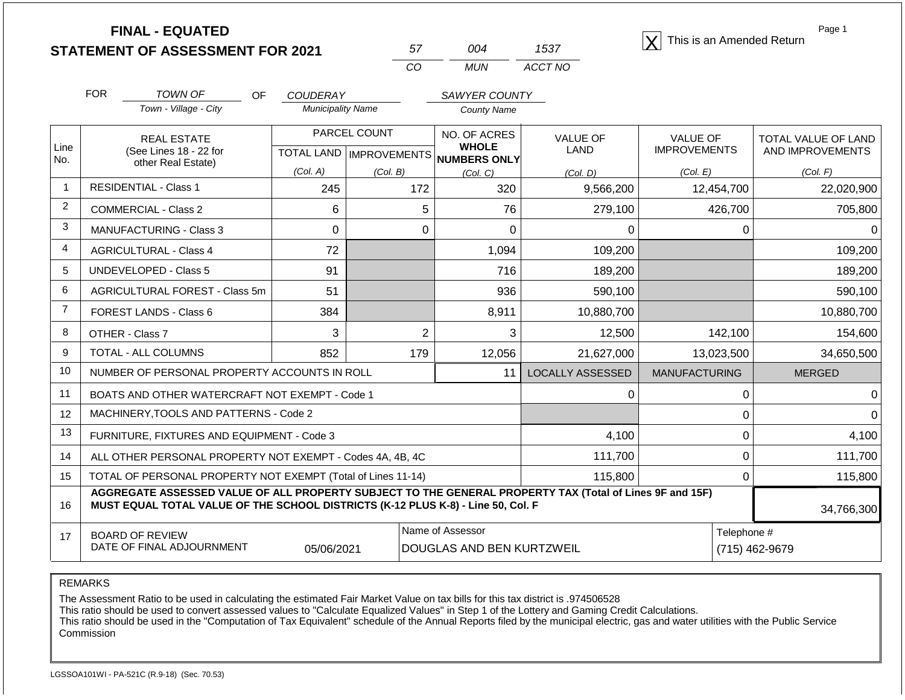# FINAL - EQUATED STATEMENT OF ASSESSMENT FOR 2021

| 57 | 004 | 1537 |
|---|---|---|
| CO | MUN | ACCT NO |

[X] This is an Amended Return

FOR TOWN OF (Town - Village - City) OF COUDERAY (Municipality Name) SAWYER COUNTY (County Name)

| Line No. | REAL ESTATE (See Lines 18 - 22 for other Real Estate) | PARCEL COUNT TOTAL LAND (Col. A) | PARCEL COUNT IMPROVEMENTS (Col. B) | NO. OF ACRES WHOLE NUMBERS ONLY (Col. C) | VALUE OF LAND (Col. D) | VALUE OF IMPROVEMENTS (Col. E) | TOTAL VALUE OF LAND AND IMPROVEMENTS (Col. F) |
|---|---|---|---|---|---|---|---|
| 1 | RESIDENTIAL - Class 1 | 245 | 172 | 320 | 9,566,200 | 12,454,700 | 22,020,900 |
| 2 | COMMERCIAL - Class 2 | 6 | 5 | 76 | 279,100 | 426,700 | 705,800 |
| 3 | MANUFACTURING - Class 3 | 0 | 0 | 0 | 0 | 0 | 0 |
| 4 | AGRICULTURAL - Class 4 | 72 | | 1,094 | 109,200 | | 109,200 |
| 5 | UNDEVELOPED - Class 5 | 91 | | 716 | 189,200 | | 189,200 |
| 6 | AGRICULTURAL FOREST - Class 5m | 51 | | 936 | 590,100 | | 590,100 |
| 7 | FOREST LANDS - Class 6 | 384 | | 8,911 | 10,880,700 | | 10,880,700 |
| 8 | OTHER - Class 7 | 3 | 2 | 3 | 12,500 | 142,100 | 154,600 |
| 9 | TOTAL - ALL COLUMNS | 852 | 179 | 12,056 | 21,627,000 | 13,023,500 | 34,650,500 |
| 10 | NUMBER OF PERSONAL PROPERTY ACCOUNTS IN ROLL | | | 11 | LOCALLY ASSESSED | MANUFACTURING | MERGED |
| 11 | BOATS AND OTHER WATERCRAFT NOT EXEMPT - Code 1 | | | | 0 | 0 | 0 |
| 12 | MACHINERY,TOOLS AND PATTERNS - Code 2 | | | | | 0 | 0 |
| 13 | FURNITURE, FIXTURES AND EQUIPMENT - Code 3 | | | | 4,100 | 0 | 4,100 |
| 14 | ALL OTHER PERSONAL PROPERTY NOT EXEMPT - Codes 4A, 4B, 4C | | | | 111,700 | 0 | 111,700 |
| 15 | TOTAL OF PERSONAL PROPERTY NOT EXEMPT (Total of Lines 11-14) | | | | 115,800 | 0 | 115,800 |
| 16 | **AGGREGATE ASSESSED VALUE OF ALL PROPERTY SUBJECT TO THE GENERAL PROPERTY TAX (Total of Lines 9F and 15F) MUST EQUAL TOTAL VALUE OF THE SCHOOL DISTRICTS (K-12 PLUS K-8) - Line 50, Col. F** | | | | | | 34,766,300 |
| 17 | BOARD OF REVIEW DATE OF FINAL ADJOURNMENT | 05/06/2021 | | Name of Assessor: DOUGLAS AND BEN KURTZWEIL | | | Telephone #: (715) 462-9679 |

REMARKS

The Assessment Ratio to be used in calculating the estimated Fair Market Value on tax bills for this tax district is .974506528
This ratio should be used to convert assessed values to "Calculate Equalized Values" in Step 1 of the Lottery and Gaming Credit Calculations.
This ratio should be used in the "Computation of Tax Equivalent" schedule of the Annual Reports filed by the municipal electric, gas and water utilities with the Public Service Commission

LGSSOA101WI - PA-521C (R.9-18) (Sec. 70.53)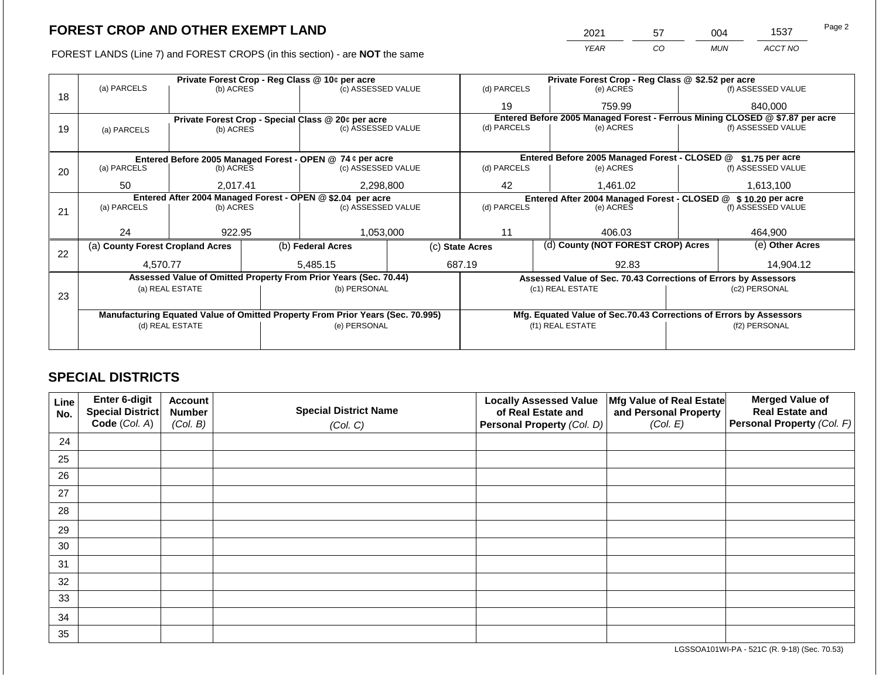# FOREST CROP AND OTHER EXEMPT LAND

| 2021 | 57 | 004 | 1537 |
|---|---|---|---|
| YEAR | CO | MUN | ACCT NO |

FOREST LANDS (Line 7) and FOREST CROPS (in this section) - are **NOT** the same

| Line | Private Forest Crop - Reg Class @ 10¢ per acre | | | Private Forest Crop - Reg Class @ $2.52 per acre | | |
|---|---|---|---|---|---|---|
| | (a) PARCELS | (b) ACRES | (c) ASSESSED VALUE | (d) PARCELS | (e) ACRES | (f) ASSESSED VALUE |
| 18 | | | | 19 | 759.99 | 840,000 |
| | **Private Forest Crop - Special Class @ 20¢ per acre** | | | **Entered Before 2005 Managed Forest - Ferrous Mining CLOSED @ $7.87 per acre** | | |
| | (a) PARCELS | (b) ACRES | (c) ASSESSED VALUE | (d) PARCELS | (e) ACRES | (f) ASSESSED VALUE |
| 19 | | | | | | |
| | **Entered Before 2005 Managed Forest - OPEN @ 74 ¢ per acre** | | | **Entered Before 2005 Managed Forest - CLOSED @ $1.75 per acre** | | |
| | (a) PARCELS | (b) ACRES | (c) ASSESSED VALUE | (d) PARCELS | (e) ACRES | (f) ASSESSED VALUE |
| 20 | 50 | 2,017.41 | 2,298,800 | 42 | 1,461.02 | 1,613,100 |
| | **Entered After 2004 Managed Forest - OPEN @ $2.04 per acre** | | | **Entered After 2004 Managed Forest - CLOSED @ $ 10.20 per acre** | | |
| | (a) PARCELS | (b) ACRES | (c) ASSESSED VALUE | (d) PARCELS | (e) ACRES | (f) ASSESSED VALUE |
| 21 | 24 | 922.95 | 1,053,000 | 11 | 406.03 | 464,900 |

| Line | (a) County Forest Cropland Acres | (b) Federal Acres | (c) State Acres | (d) County (NOT FOREST CROP) Acres | (e) Other Acres |
|---|---|---|---|---|---|
| 22 | 4,570.77 | 5,485.15 | 687.19 | 92.83 | 14,904.12 |

| Line | Assessed Value of Omitted Property From Prior Years (Sec. 70.44) | | Assessed Value of Sec. 70.43 Corrections of Errors by Assessors | |
|---|---|---|---|---|
| | (a) REAL ESTATE | (b) PERSONAL | (c1) REAL ESTATE | (c2) PERSONAL |
| 23 | | | | |
| | **Manufacturing Equated Value of Omitted Property From Prior Years (Sec. 70.995)** | | **Mfg. Equated Value of Sec.70.43 Corrections of Errors by Assessors** | |
| | (d) REAL ESTATE | (e) PERSONAL | (f1) REAL ESTATE | (f2) PERSONAL |
| | | | | |

## SPECIAL DISTRICTS

| Line No. | Enter 6-digit Special District Code (Col. A) | Account Number (Col. B) | Special District Name (Col. C) | Locally Assessed Value of Real Estate and Personal Property (Col. D) | Mfg Value of Real Estate and Personal Property (Col. E) | Merged Value of Real Estate and Personal Property (Col. F) |
|---|---|---|---|---|---|---|
| 24 | | | | | | |
| 25 | | | | | | |
| 26 | | | | | | |
| 27 | | | | | | |
| 28 | | | | | | |
| 29 | | | | | | |
| 30 | | | | | | |
| 31 | | | | | | |
| 32 | | | | | | |
| 33 | | | | | | |
| 34 | | | | | | |
| 35 | | | | | | |

LGSSOA101WI-PA - 521C (R. 9-18) (Sec. 70.53)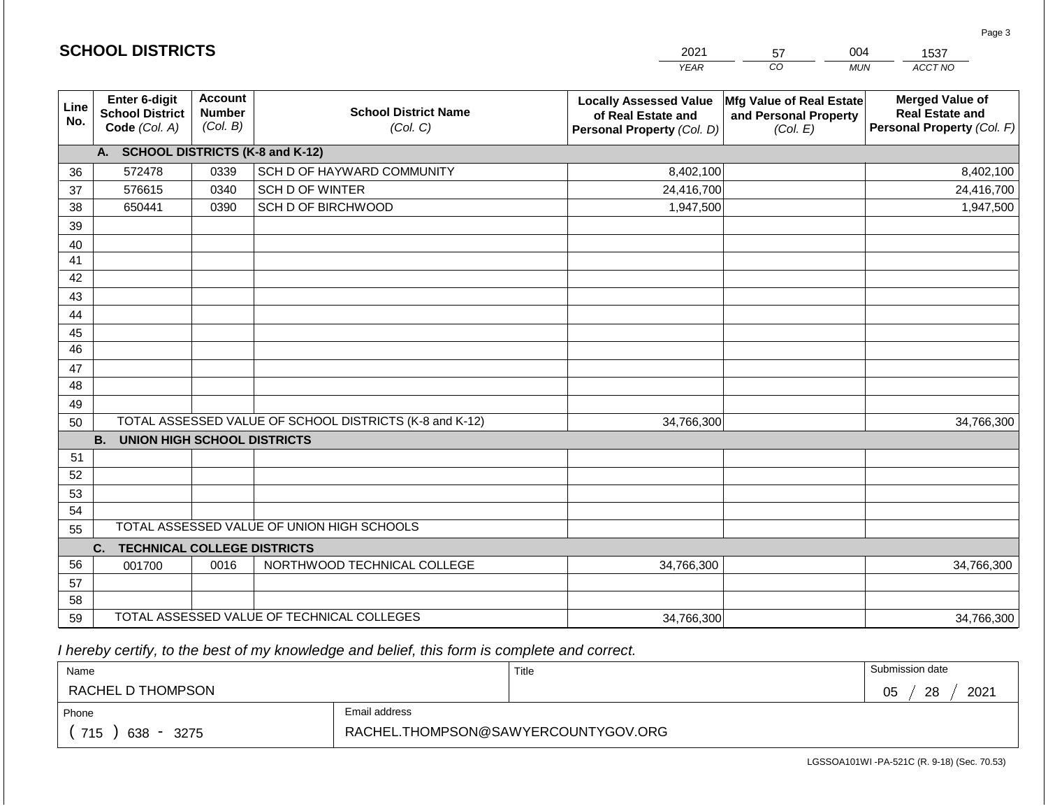## SCHOOL DISTRICTS

| 2021 | 57 | 004 | 1537 |
|---|---|---|---|
| YEAR | CO | MUN | ACCT NO |

| Line No. | Enter 6-digit School District Code (Col. A) | Account Number (Col. B) | School District Name (Col. C) | Locally Assessed Value of Real Estate and Personal Property (Col. D) | Mfg Value of Real Estate and Personal Property (Col. E) | Merged Value of Real Estate and Personal Property (Col. F) |
|---|---|---|---|---|---|---|
| | **A. SCHOOL DISTRICTS (K-8 and K-12)** | | | | | |
| 36 | 572478 | 0339 | SCH D OF HAYWARD COMMUNITY | 8,402,100 | | 8,402,100 |
| 37 | 576615 | 0340 | SCH D OF WINTER | 24,416,700 | | 24,416,700 |
| 38 | 650441 | 0390 | SCH D OF BIRCHWOOD | 1,947,500 | | 1,947,500 |
| 39 | | | | | | |
| 40 | | | | | | |
| 41 | | | | | | |
| 42 | | | | | | |
| 43 | | | | | | |
| 44 | | | | | | |
| 45 | | | | | | |
| 46 | | | | | | |
| 47 | | | | | | |
| 48 | | | | | | |
| 49 | | | | | | |
| 50 | TOTAL ASSESSED VALUE OF SCHOOL DISTRICTS (K-8 and K-12) | | | 34,766,300 | | 34,766,300 |
| | **B. UNION HIGH SCHOOL DISTRICTS** | | | | | |
| 51 | | | | | | |
| 52 | | | | | | |
| 53 | | | | | | |
| 54 | | | | | | |
| 55 | TOTAL ASSESSED VALUE OF UNION HIGH SCHOOLS | | | | | |
| | **C. TECHNICAL COLLEGE DISTRICTS** | | | | | |
| 56 | 001700 | 0016 | NORTHWOOD TECHNICAL COLLEGE | 34,766,300 | | 34,766,300 |
| 57 | | | | | | |
| 58 | | | | | | |
| 59 | TOTAL ASSESSED VALUE OF TECHNICAL COLLEGES | | | 34,766,300 | | 34,766,300 |

*I hereby certify, to the best of my knowledge and belief, this form is complete and correct.*

| Name | Title | Submission date |
|---|---|---|
| RACHEL D THOMPSON | | 05 / 28 / 2021 |

| Phone | Email address |
|---|---|
| ( 715 ) 638 - 3275 | RACHEL.THOMPSON@SAWYERCOUNTYGOV.ORG |

LGSSOA101WI -PA-521C (R. 9-18) (Sec. 70.53)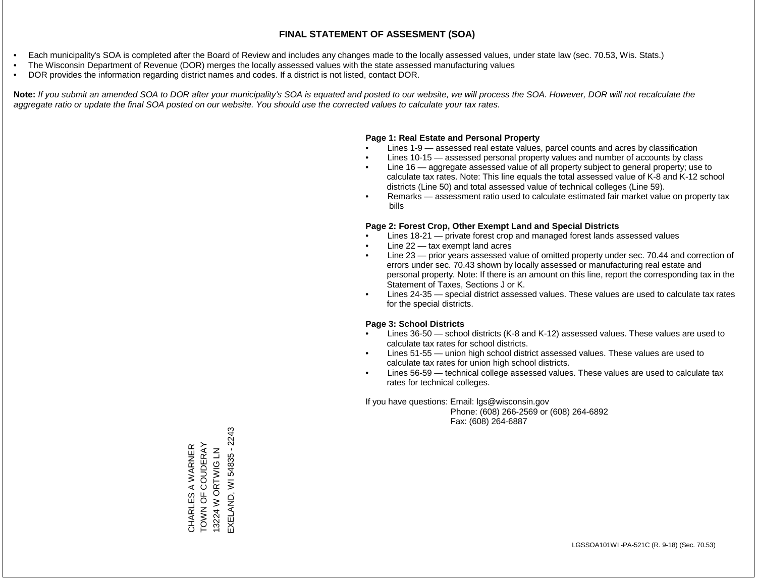# FINAL STATEMENT OF ASSESMENT (SOA)

- Each municipality's SOA is completed after the Board of Review and includes any changes made to the locally assessed values, under state law (sec. 70.53, Wis. Stats.)
- The Wisconsin Department of Revenue (DOR) merges the locally assessed values with the state assessed manufacturing values
- DOR provides the information regarding district names and codes. If a district is not listed, contact DOR.

**Note:** *If you submit an amended SOA to DOR after your municipality's SOA is equated and posted to our website, we will process the SOA. However, DOR will not recalculate the aggregate ratio or update the final SOA posted on our website. You should use the corrected values to calculate your tax rates.*

**Page 1: Real Estate and Personal Property**

- Lines 1-9 — assessed real estate values, parcel counts and acres by classification
- Lines 10-15 — assessed personal property values and number of accounts by class
- Line 16 — aggregate assessed value of all property subject to general property; use to calculate tax rates. Note: This line equals the total assessed value of K-8 and K-12 school districts (Line 50) and total assessed value of technical colleges (Line 59).
- Remarks — assessment ratio used to calculate estimated fair market value on property tax bills

**Page 2: Forest Crop, Other Exempt Land and Special Districts**

- Lines 18-21 — private forest crop and managed forest lands assessed values
- Line 22 — tax exempt land acres
- Line 23 — prior years assessed value of omitted property under sec. 70.44 and correction of errors under sec. 70.43 shown by locally assessed or manufacturing real estate and personal property. Note: If there is an amount on this line, report the corresponding tax in the Statement of Taxes, Sections J or K.
- Lines 24-35 — special district assessed values. These values are used to calculate tax rates for the special districts.

**Page 3: School Districts**

- Lines 36-50 — school districts (K-8 and K-12) assessed values. These values are used to calculate tax rates for school districts.
- Lines 51-55 — union high school district assessed values. These values are used to calculate tax rates for union high school districts.
- Lines 56-59 — technical college assessed values. These values are used to calculate tax rates for technical colleges.

If you have questions: Email: lgs@wisconsin.gov
Phone: (608) 266-2569 or (608) 264-6892
Fax: (608) 264-6887

CHARLES A WARNER
TOWN OF COUDERAY
13224 W ORTWIG LN
EXELAND, WI 54835 - 2243

LGSSOA101WI -PA-521C (R. 9-18) (Sec. 70.53)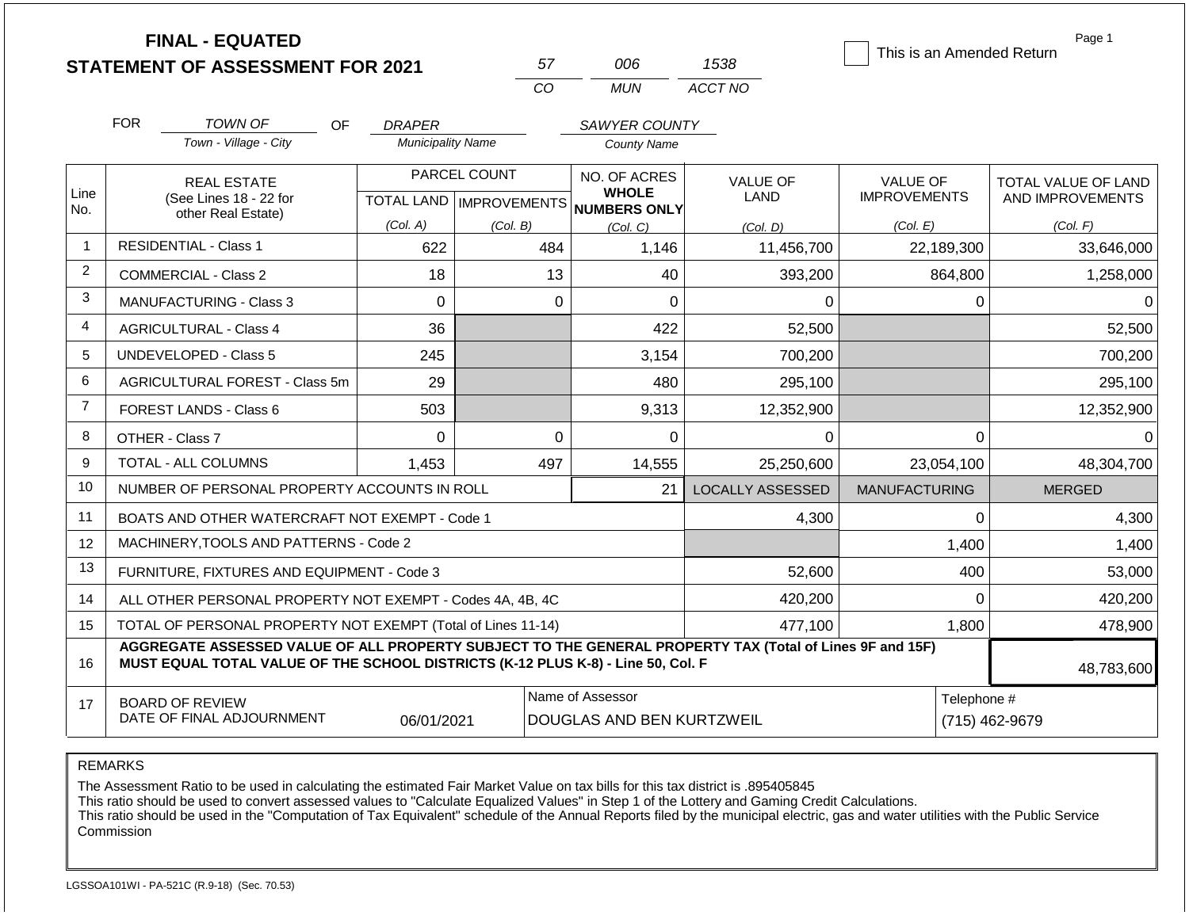# FINAL - EQUATED
# STATEMENT OF ASSESSMENT FOR 2021

| 57 | 006 | 1538 |
|---|---|---|
| CO | MUN | ACCT NO |

☐ This is an Amended Return

Page 1

FOR *TOWN OF* (Town - Village - City) OF *DRAPER* (Municipality Name) *SAWYER COUNTY* (County Name)

| Line No. | REAL ESTATE (See Lines 18 - 22 for other Real Estate) | PARCEL COUNT TOTAL LAND (Col. A) | PARCEL COUNT IMPROVEMENTS (Col. B) | NO. OF ACRES WHOLE NUMBERS ONLY (Col. C) | VALUE OF LAND (Col. D) | VALUE OF IMPROVEMENTS (Col. E) | TOTAL VALUE OF LAND AND IMPROVEMENTS (Col. F) |
|---|---|---|---|---|---|---|---|
| 1 | RESIDENTIAL - Class 1 | 622 | 484 | 1,146 | 11,456,700 | 22,189,300 | 33,646,000 |
| 2 | COMMERCIAL - Class 2 | 18 | 13 | 40 | 393,200 | 864,800 | 1,258,000 |
| 3 | MANUFACTURING - Class 3 | 0 | 0 | 0 | 0 | 0 | 0 |
| 4 | AGRICULTURAL - Class 4 | 36 | | 422 | 52,500 | | 52,500 |
| 5 | UNDEVELOPED - Class 5 | 245 | | 3,154 | 700,200 | | 700,200 |
| 6 | AGRICULTURAL FOREST - Class 5m | 29 | | 480 | 295,100 | | 295,100 |
| 7 | FOREST LANDS - Class 6 | 503 | | 9,313 | 12,352,900 | | 12,352,900 |
| 8 | OTHER - Class 7 | 0 | 0 | 0 | 0 | 0 | 0 |
| 9 | TOTAL - ALL COLUMNS | 1,453 | 497 | 14,555 | 25,250,600 | 23,054,100 | 48,304,700 |
| 10 | NUMBER OF PERSONAL PROPERTY ACCOUNTS IN ROLL | | | 21 | LOCALLY ASSESSED | MANUFACTURING | MERGED |
| 11 | BOATS AND OTHER WATERCRAFT NOT EXEMPT - Code 1 | | | | 4,300 | 0 | 4,300 |
| 12 | MACHINERY,TOOLS AND PATTERNS - Code 2 | | | | | 1,400 | 1,400 |
| 13 | FURNITURE, FIXTURES AND EQUIPMENT - Code 3 | | | | 52,600 | 400 | 53,000 |
| 14 | ALL OTHER PERSONAL PROPERTY NOT EXEMPT - Codes 4A, 4B, 4C | | | | 420,200 | 0 | 420,200 |
| 15 | TOTAL OF PERSONAL PROPERTY NOT EXEMPT (Total of Lines 11-14) | | | | 477,100 | 1,800 | 478,900 |
| 16 | **AGGREGATE ASSESSED VALUE OF ALL PROPERTY SUBJECT TO THE GENERAL PROPERTY TAX (Total of Lines 9F and 15F) MUST EQUAL TOTAL VALUE OF THE SCHOOL DISTRICTS (K-12 PLUS K-8) - Line 50, Col. F** | | | | | | 48,783,600 |
| 17 | BOARD OF REVIEW DATE OF FINAL ADJOURNMENT | 06/01/2021 | | Name of Assessor: DOUGLAS AND BEN KURTZWEIL | | Telephone #: (715) 462-9679 | |

REMARKS

The Assessment Ratio to be used in calculating the estimated Fair Market Value on tax bills for this tax district is .895405845
This ratio should be used to convert assessed values to "Calculate Equalized Values" in Step 1 of the Lottery and Gaming Credit Calculations.
This ratio should be used in the "Computation of Tax Equivalent" schedule of the Annual Reports filed by the municipal electric, gas and water utilities with the Public Service Commission

LGSSOA101WI - PA-521C (R.9-18) (Sec. 70.53)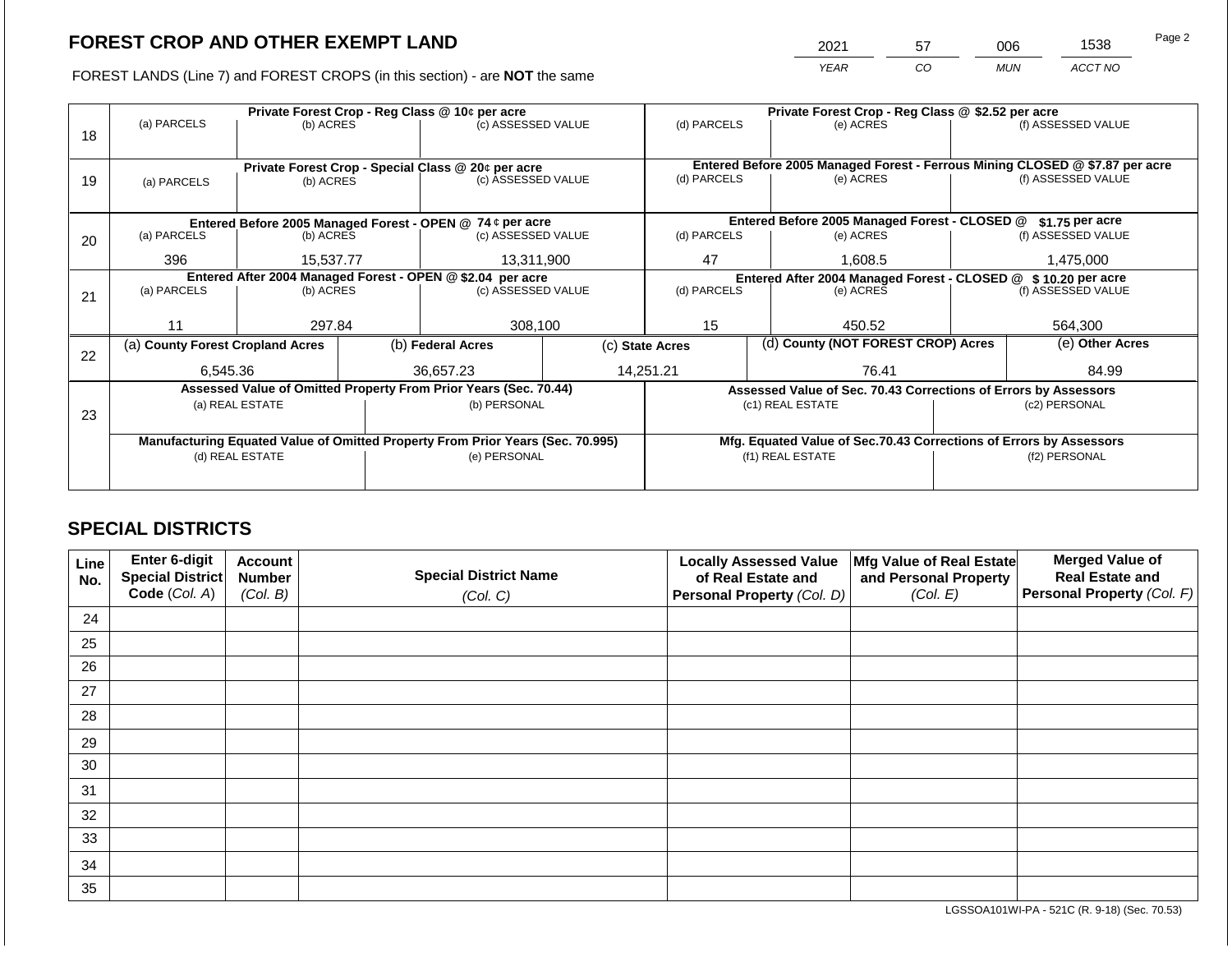# FOREST CROP AND OTHER EXEMPT LAND

| 2021 | 57 | 006 | 1538 |
|---|---|---|---|
| YEAR | CO | MUN | ACCT NO |

FOREST LANDS (Line 7) and FOREST CROPS (in this section) - are **NOT** the same

| Line | Private Forest Crop - Reg Class @ 10¢ per acre | | | Private Forest Crop - Reg Class @ $2.52 per acre | | |
|---|---|---|---|---|---|---|
| 18 | (a) PARCELS | (b) ACRES | (c) ASSESSED VALUE | (d) PARCELS | (e) ACRES | (f) ASSESSED VALUE |
| | | | | | | |
| | **Private Forest Crop - Special Class @ 20¢ per acre** | | | **Entered Before 2005 Managed Forest - Ferrous Mining CLOSED @ $7.87 per acre** | | |
| 19 | (a) PARCELS | (b) ACRES | (c) ASSESSED VALUE | (d) PARCELS | (e) ACRES | (f) ASSESSED VALUE |
| | | | | | | |
| | **Entered Before 2005 Managed Forest - OPEN @ 74 ¢ per acre** | | | **Entered Before 2005 Managed Forest - CLOSED @ $1.75 per acre** | | |
| 20 | (a) PARCELS | (b) ACRES | (c) ASSESSED VALUE | (d) PARCELS | (e) ACRES | (f) ASSESSED VALUE |
| | 396 | 15,537.77 | 13,311,900 | 47 | 1,608.5 | 1,475,000 |
| | **Entered After 2004 Managed Forest - OPEN @ $2.04 per acre** | | | **Entered After 2004 Managed Forest - CLOSED @ $ 10.20 per acre** | | |
| 21 | (a) PARCELS | (b) ACRES | (c) ASSESSED VALUE | (d) PARCELS | (e) ACRES | (f) ASSESSED VALUE |
| | 11 | 297.84 | 308,100 | 15 | 450.52 | 564,300 |

| Line | (a) County Forest Cropland Acres | (b) Federal Acres | (c) State Acres | (d) County (NOT FOREST CROP) Acres | (e) Other Acres |
|---|---|---|---|---|---|
| 22 | 6,545.36 | 36,657.23 | 14,251.21 | 76.41 | 84.99 |

| Line | Assessed Value of Omitted Property From Prior Years (Sec. 70.44) | | Assessed Value of Sec. 70.43 Corrections of Errors by Assessors | |
|---|---|---|---|---|
| 23 | (a) REAL ESTATE | (b) PERSONAL | (c1) REAL ESTATE | (c2) PERSONAL |
| | | | | |
| | **Manufacturing Equated Value of Omitted Property From Prior Years (Sec. 70.995)** | | **Mfg. Equated Value of Sec.70.43 Corrections of Errors by Assessors** | |
| | (d) REAL ESTATE | (e) PERSONAL | (f1) REAL ESTATE | (f2) PERSONAL |
| | | | | |

## SPECIAL DISTRICTS

| Line No. | Enter 6-digit Special District Code (Col. A) | Account Number (Col. B) | Special District Name (Col. C) | Locally Assessed Value of Real Estate and Personal Property (Col. D) | Mfg Value of Real Estate and Personal Property (Col. E) | Merged Value of Real Estate and Personal Property (Col. F) |
|---|---|---|---|---|---|---|
| 24 | | | | | | |
| 25 | | | | | | |
| 26 | | | | | | |
| 27 | | | | | | |
| 28 | | | | | | |
| 29 | | | | | | |
| 30 | | | | | | |
| 31 | | | | | | |
| 32 | | | | | | |
| 33 | | | | | | |
| 34 | | | | | | |
| 35 | | | | | | |

LGSSOA101WI-PA - 521C (R. 9-18) (Sec. 70.53)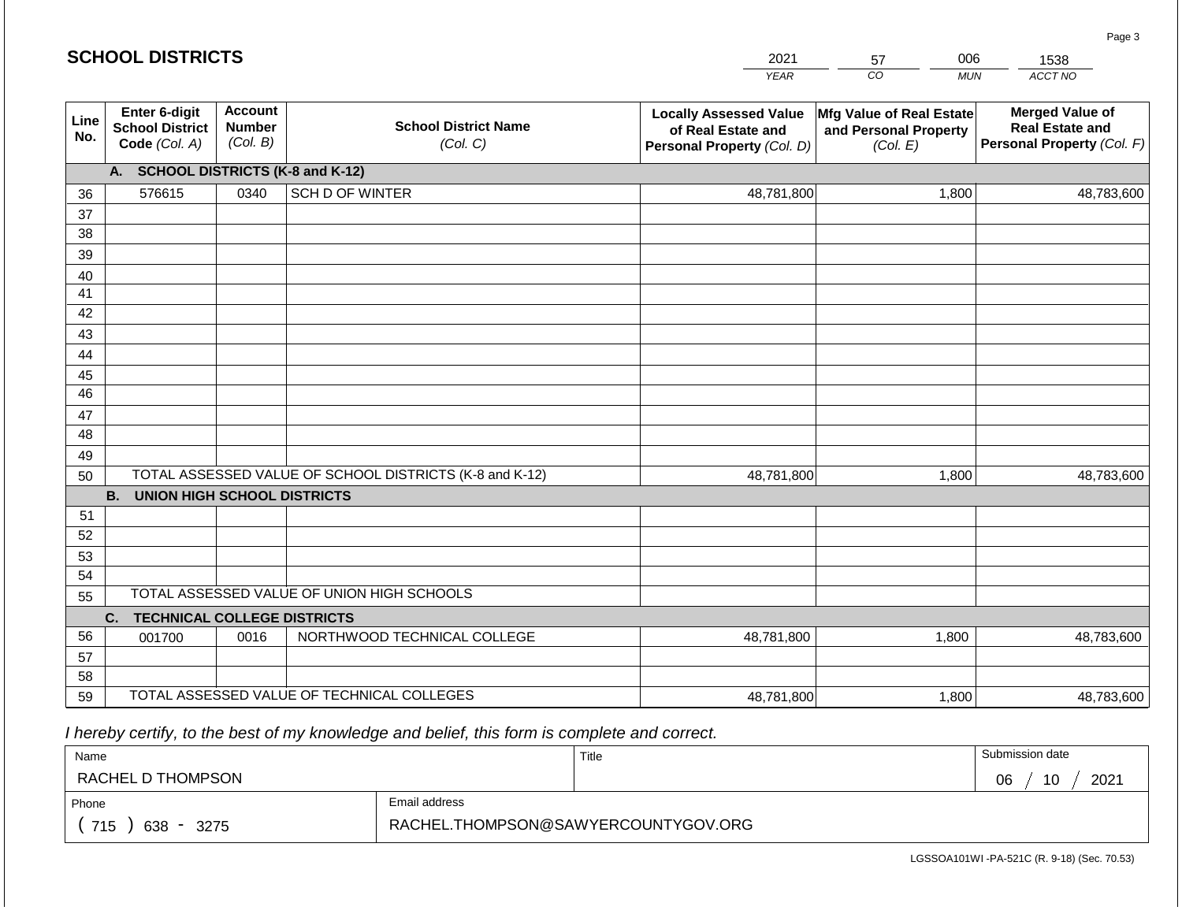## SCHOOL DISTRICTS

| 2021 | 57 | 006 | 1538 |
|---|---|---|---|
| *YEAR* | *CO* | *MUN* | *ACCT NO* |

| Line No. | Enter 6-digit School District Code *(Col. A)* | Account Number *(Col. B)* | School District Name *(Col. C)* | Locally Assessed Value of Real Estate and Personal Property *(Col. D)* | Mfg Value of Real Estate and Personal Property *(Col. E)* | Merged Value of Real Estate and Personal Property *(Col. F)* |
|---|---|---|---|---|---|---|
| | **A. SCHOOL DISTRICTS (K-8 and K-12)** | | | | | |
| 36 | 576615 | 0340 | SCH D OF WINTER | 48,781,800 | 1,800 | 48,783,600 |
| 37 | | | | | | |
| 38 | | | | | | |
| 39 | | | | | | |
| 40 | | | | | | |
| 41 | | | | | | |
| 42 | | | | | | |
| 43 | | | | | | |
| 44 | | | | | | |
| 45 | | | | | | |
| 46 | | | | | | |
| 47 | | | | | | |
| 48 | | | | | | |
| 49 | | | | | | |
| 50 | TOTAL ASSESSED VALUE OF SCHOOL DISTRICTS (K-8 and K-12) | | | 48,781,800 | 1,800 | 48,783,600 |
| | **B. UNION HIGH SCHOOL DISTRICTS** | | | | | |
| 51 | | | | | | |
| 52 | | | | | | |
| 53 | | | | | | |
| 54 | | | | | | |
| 55 | TOTAL ASSESSED VALUE OF UNION HIGH SCHOOLS | | | | | |
| | **C. TECHNICAL COLLEGE DISTRICTS** | | | | | |
| 56 | 001700 | 0016 | NORTHWOOD TECHNICAL COLLEGE | 48,781,800 | 1,800 | 48,783,600 |
| 57 | | | | | | |
| 58 | | | | | | |
| 59 | TOTAL ASSESSED VALUE OF TECHNICAL COLLEGES | | | 48,781,800 | 1,800 | 48,783,600 |

*I hereby certify, to the best of my knowledge and belief, this form is complete and correct.*

| Name | | Title | Submission date |
|---|---|---|---|
| RACHEL D THOMPSON | | | 06 / 10 / 2021 |
| Phone | Email address | | |
| ( 715 ) 638 - 3275 | RACHEL.THOMPSON@SAWYERCOUNTYGOV.ORG | | |

LGSSOA101WI -PA-521C (R. 9-18) (Sec. 70.53)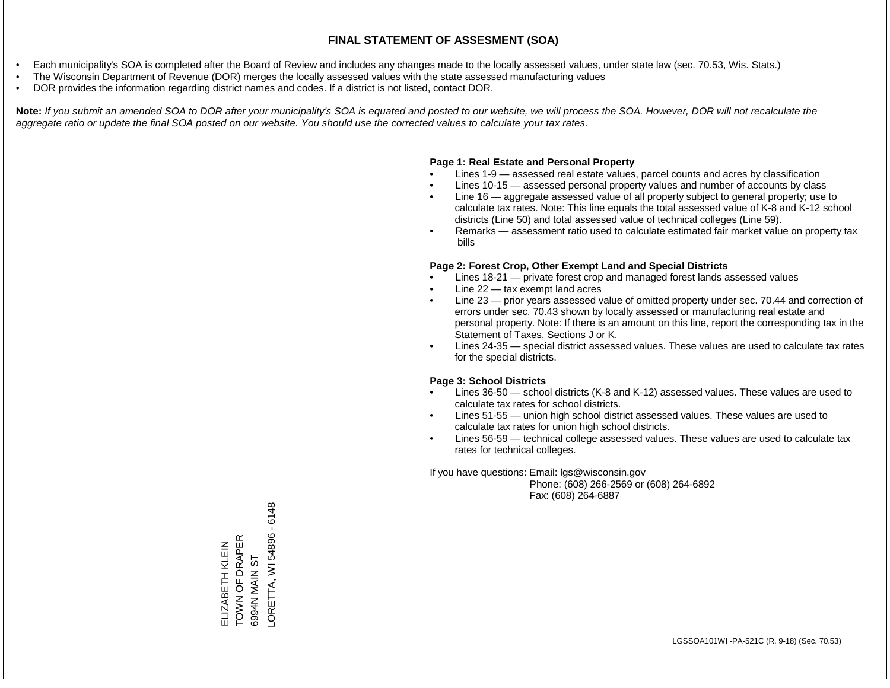# FINAL STATEMENT OF ASSESMENT (SOA)

- Each municipality's SOA is completed after the Board of Review and includes any changes made to the locally assessed values, under state law (sec. 70.53, Wis. Stats.)
- The Wisconsin Department of Revenue (DOR) merges the locally assessed values with the state assessed manufacturing values
- DOR provides the information regarding district names and codes. If a district is not listed, contact DOR.

**Note:** *If you submit an amended SOA to DOR after your municipality's SOA is equated and posted to our website, we will process the SOA. However, DOR will not recalculate the aggregate ratio or update the final SOA posted on our website. You should use the corrected values to calculate your tax rates.*

**Page 1: Real Estate and Personal Property**

- Lines 1-9 — assessed real estate values, parcel counts and acres by classification
- Lines 10-15 — assessed personal property values and number of accounts by class
- Line 16 — aggregate assessed value of all property subject to general property; use to calculate tax rates. Note: This line equals the total assessed value of K-8 and K-12 school districts (Line 50) and total assessed value of technical colleges (Line 59).
- Remarks — assessment ratio used to calculate estimated fair market value on property tax bills

**Page 2: Forest Crop, Other Exempt Land and Special Districts**

- Lines 18-21 — private forest crop and managed forest lands assessed values
- Line 22 — tax exempt land acres
- Line 23 — prior years assessed value of omitted property under sec. 70.44 and correction of errors under sec. 70.43 shown by locally assessed or manufacturing real estate and personal property. Note: If there is an amount on this line, report the corresponding tax in the Statement of Taxes, Sections J or K.
- Lines 24-35 — special district assessed values. These values are used to calculate tax rates for the special districts.

**Page 3: School Districts**

- Lines 36-50 — school districts (K-8 and K-12) assessed values. These values are used to calculate tax rates for school districts.
- Lines 51-55 — union high school district assessed values. These values are used to calculate tax rates for union high school districts.
- Lines 56-59 — technical college assessed values. These values are used to calculate tax rates for technical colleges.

If you have questions: Email: lgs@wisconsin.gov
Phone: (608) 266-2569 or (608) 264-6892
Fax: (608) 264-6887

ELIZABETH KLEIN
TOWN OF DRAPER
6994N MAIN ST
LORETTA, WI 54896 - 6148

LGSSOA101WI -PA-521C (R. 9-18) (Sec. 70.53)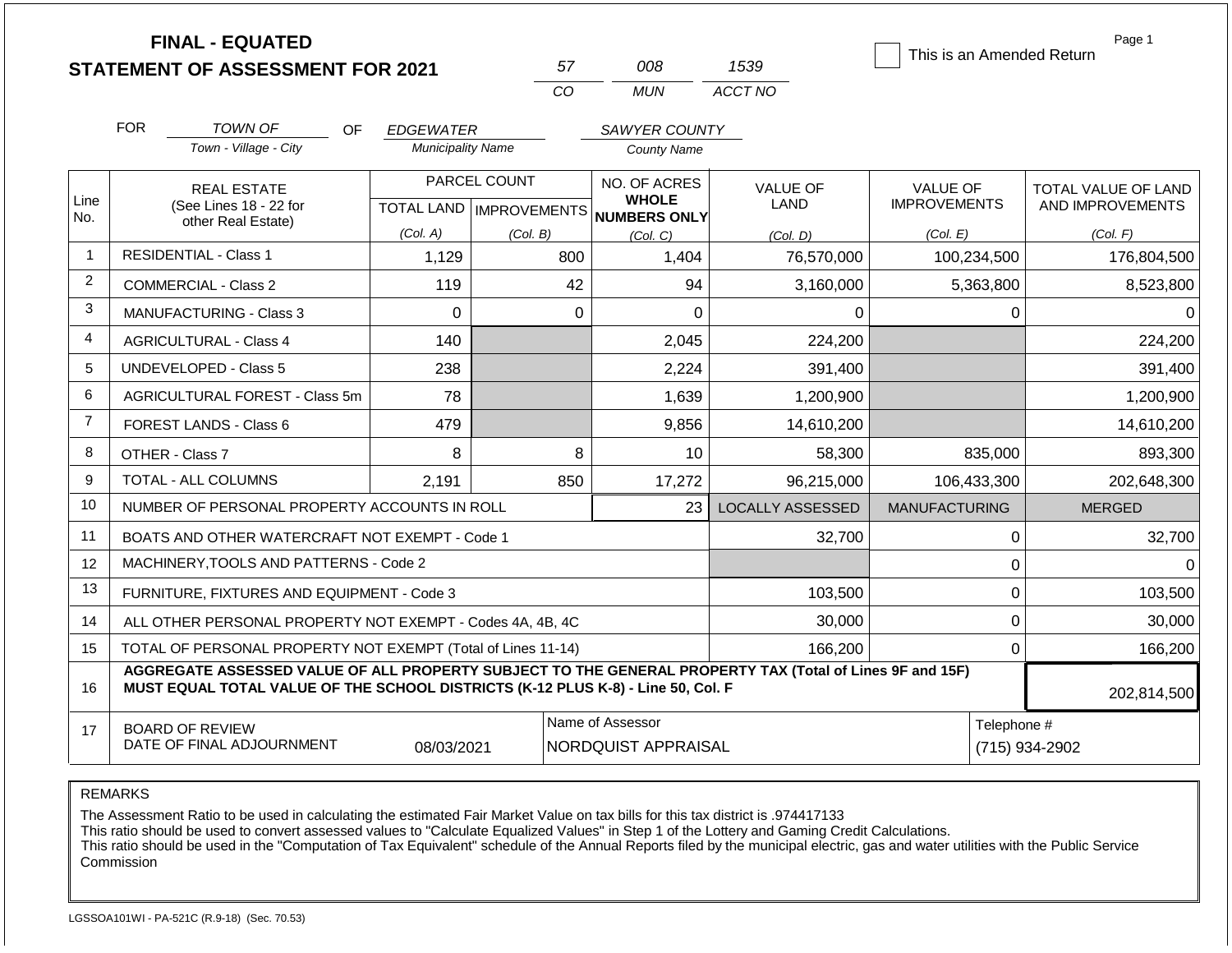**FINAL - EQUATED**
**STATEMENT OF ASSESSMENT FOR 2021**

| 57 | 008 | 1539 |
|---|---|---|
| CO | MUN | ACCT NO |

☐ This is an Amended Return

Page 1

FOR *TOWN OF* (Town - Village - City) OF *EDGEWATER* (Municipality Name) *SAWYER COUNTY* (County Name)

| Line No. | REAL ESTATE (See Lines 18 - 22 for other Real Estate) | PARCEL COUNT TOTAL LAND (Col. A) | PARCEL COUNT IMPROVEMENTS (Col. B) | NO. OF ACRES WHOLE NUMBERS ONLY (Col. C) | VALUE OF LAND (Col. D) | VALUE OF IMPROVEMENTS (Col. E) | TOTAL VALUE OF LAND AND IMPROVEMENTS (Col. F) |
|---|---|---|---|---|---|---|---|
| 1 | RESIDENTIAL - Class 1 | 1,129 | 800 | 1,404 | 76,570,000 | 100,234,500 | 176,804,500 |
| 2 | COMMERCIAL - Class 2 | 119 | 42 | 94 | 3,160,000 | 5,363,800 | 8,523,800 |
| 3 | MANUFACTURING - Class 3 | 0 | 0 | 0 | 0 | 0 | 0 |
| 4 | AGRICULTURAL - Class 4 | 140 | | 2,045 | 224,200 | | 224,200 |
| 5 | UNDEVELOPED - Class 5 | 238 | | 2,224 | 391,400 | | 391,400 |
| 6 | AGRICULTURAL FOREST - Class 5m | 78 | | 1,639 | 1,200,900 | | 1,200,900 |
| 7 | FOREST LANDS - Class 6 | 479 | | 9,856 | 14,610,200 | | 14,610,200 |
| 8 | OTHER - Class 7 | 8 | 8 | 10 | 58,300 | 835,000 | 893,300 |
| 9 | TOTAL - ALL COLUMNS | 2,191 | 850 | 17,272 | 96,215,000 | 106,433,300 | 202,648,300 |
| 10 | NUMBER OF PERSONAL PROPERTY ACCOUNTS IN ROLL | | | 23 | LOCALLY ASSESSED | MANUFACTURING | MERGED |
| 11 | BOATS AND OTHER WATERCRAFT NOT EXEMPT - Code 1 | | | | 32,700 | 0 | 32,700 |
| 12 | MACHINERY,TOOLS AND PATTERNS - Code 2 | | | | | 0 | 0 |
| 13 | FURNITURE, FIXTURES AND EQUIPMENT - Code 3 | | | | 103,500 | 0 | 103,500 |
| 14 | ALL OTHER PERSONAL PROPERTY NOT EXEMPT - Codes 4A, 4B, 4C | | | | 30,000 | 0 | 30,000 |
| 15 | TOTAL OF PERSONAL PROPERTY NOT EXEMPT (Total of Lines 11-14) | | | | 166,200 | 0 | 166,200 |
| 16 | **AGGREGATE ASSESSED VALUE OF ALL PROPERTY SUBJECT TO THE GENERAL PROPERTY TAX (Total of Lines 9F and 15F) MUST EQUAL TOTAL VALUE OF THE SCHOOL DISTRICTS (K-12 PLUS K-8) - Line 50, Col. F** | | | | | | 202,814,500 |
| 17 | BOARD OF REVIEW DATE OF FINAL ADJOURNMENT | 08/03/2021 | Name of Assessor | NORDQUIST APPRAISAL | | Telephone # | (715) 934-2902 |

REMARKS

The Assessment Ratio to be used in calculating the estimated Fair Market Value on tax bills for this tax district is .974417133
This ratio should be used to convert assessed values to "Calculate Equalized Values" in Step 1 of the Lottery and Gaming Credit Calculations.
This ratio should be used in the "Computation of Tax Equivalent" schedule of the Annual Reports filed by the municipal electric, gas and water utilities with the Public Service Commission

LGSSOA101WI - PA-521C (R.9-18) (Sec. 70.53)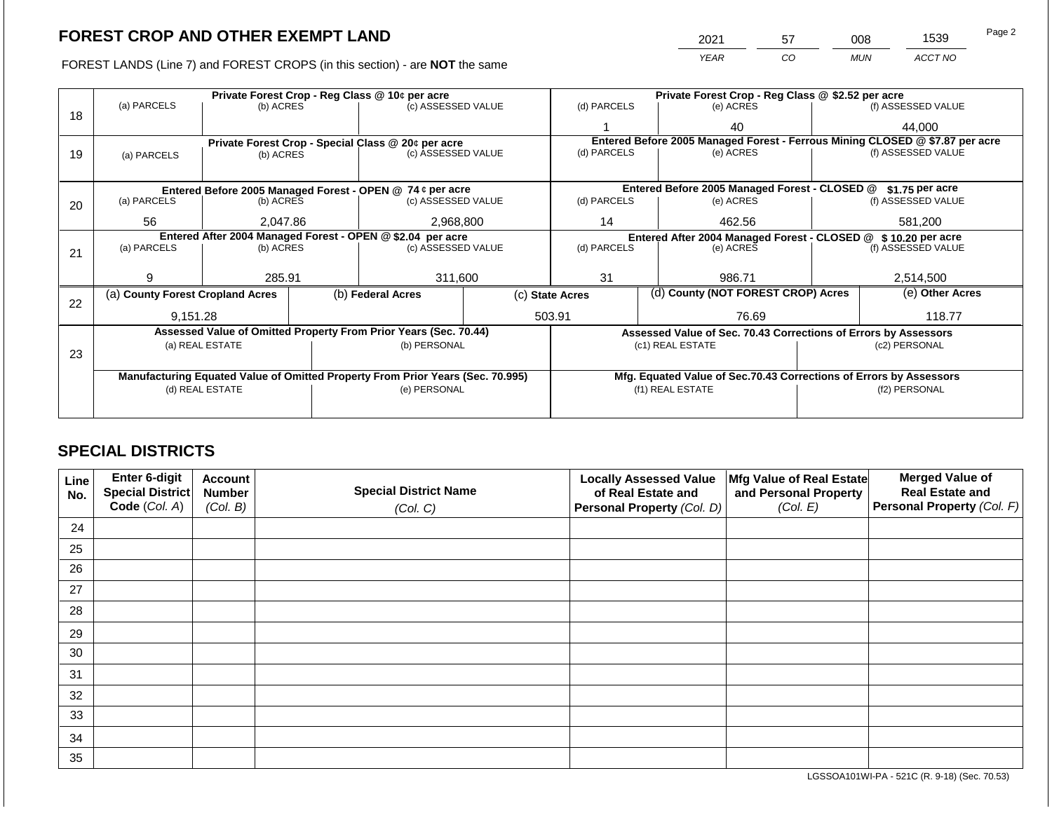# FOREST CROP AND OTHER EXEMPT LAND

| 2021 | 57 | 008 | 1539 |
|---|---|---|---|
| *YEAR* | *CO* | *MUN* | *ACCT NO* |

FOREST LANDS (Line 7) and FOREST CROPS (in this section) - are **NOT** the same

| Line | Private Forest Crop - Reg Class @ 10¢ per acre | | | Private Forest Crop - Reg Class @ $2.52 per acre | | |
|---|---|---|---|---|---|---|
| 18 | (a) PARCELS | (b) ACRES | (c) ASSESSED VALUE | (d) PARCELS | (e) ACRES | (f) ASSESSED VALUE |
| | | | | 1 | 40 | 44,000 |
| | **Private Forest Crop - Special Class @ 20¢ per acre** | | | **Entered Before 2005 Managed Forest - Ferrous Mining CLOSED @ $7.87 per acre** | | |
| 19 | (a) PARCELS | (b) ACRES | (c) ASSESSED VALUE | (d) PARCELS | (e) ACRES | (f) ASSESSED VALUE |
| | | | | | | |
| | **Entered Before 2005 Managed Forest - OPEN @ 74 ¢ per acre** | | | **Entered Before 2005 Managed Forest - CLOSED @ $1.75 per acre** | | |
| 20 | (a) PARCELS | (b) ACRES | (c) ASSESSED VALUE | (d) PARCELS | (e) ACRES | (f) ASSESSED VALUE |
| | 56 | 2,047.86 | 2,968,800 | 14 | 462.56 | 581,200 |
| | **Entered After 2004 Managed Forest - OPEN @ $2.04 per acre** | | | **Entered After 2004 Managed Forest - CLOSED @ $ 10.20 per acre** | | |
| 21 | (a) PARCELS | (b) ACRES | (c) ASSESSED VALUE | (d) PARCELS | (e) ACRES | (f) ASSESSED VALUE |
| | 9 | 285.91 | 311,600 | 31 | 986.71 | 2,514,500 |

| Line | (a) County Forest Cropland Acres | (b) Federal Acres | (c) State Acres | (d) County (NOT FOREST CROP) Acres | (e) Other Acres |
|---|---|---|---|---|---|
| 22 | 9,151.28 | | 503.91 | 76.69 | 118.77 |

| Line | Assessed Value of Omitted Property From Prior Years (Sec. 70.44) | | Assessed Value of Sec. 70.43 Corrections of Errors by Assessors | |
|---|---|---|---|---|
| 23 | (a) REAL ESTATE | (b) PERSONAL | (c1) REAL ESTATE | (c2) PERSONAL |
| | | | | |
| | **Manufacturing Equated Value of Omitted Property From Prior Years (Sec. 70.995)** | | **Mfg. Equated Value of Sec.70.43 Corrections of Errors by Assessors** | |
| | (d) REAL ESTATE | (e) PERSONAL | (f1) REAL ESTATE | (f2) PERSONAL |
| | | | | |

## SPECIAL DISTRICTS

| Line No. | Enter 6-digit Special District Code (Col. A) | Account Number (Col. B) | Special District Name (Col. C) | Locally Assessed Value of Real Estate and Personal Property (Col. D) | Mfg Value of Real Estate and Personal Property (Col. E) | Merged Value of Real Estate and Personal Property (Col. F) |
|---|---|---|---|---|---|---|
| 24 | | | | | | |
| 25 | | | | | | |
| 26 | | | | | | |
| 27 | | | | | | |
| 28 | | | | | | |
| 29 | | | | | | |
| 30 | | | | | | |
| 31 | | | | | | |
| 32 | | | | | | |
| 33 | | | | | | |
| 34 | | | | | | |
| 35 | | | | | | |

LGSSOA101WI-PA - 521C (R. 9-18) (Sec. 70.53)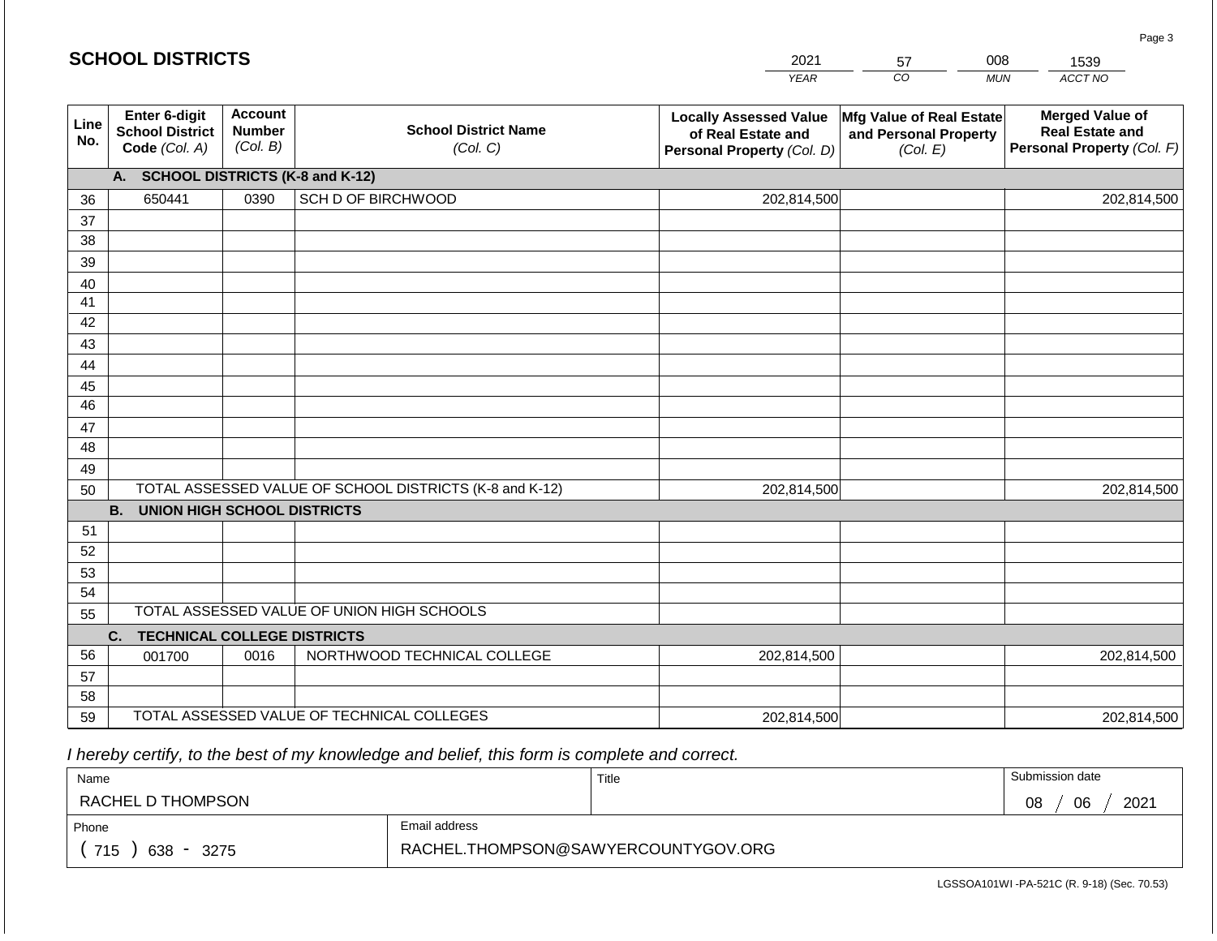## SCHOOL DISTRICTS

| 2021 | 57 | 008 | 1539 |
|---|---|---|---|
| *YEAR* | *CO* | *MUN* | *ACCT NO* |

| Line No. | Enter 6-digit School District Code *(Col. A)* | Account Number *(Col. B)* | School District Name *(Col. C)* | Locally Assessed Value of Real Estate and Personal Property *(Col. D)* | Mfg Value of Real Estate and Personal Property *(Col. E)* | Merged Value of Real Estate and Personal Property *(Col. F)* |
|---|---|---|---|---|---|---|
| | **A. SCHOOL DISTRICTS (K-8 and K-12)** | | | | | |
| 36 | 650441 | 0390 | SCH D OF BIRCHWOOD | 202,814,500 | | 202,814,500 |
| 37 | | | | | | |
| 38 | | | | | | |
| 39 | | | | | | |
| 40 | | | | | | |
| 41 | | | | | | |
| 42 | | | | | | |
| 43 | | | | | | |
| 44 | | | | | | |
| 45 | | | | | | |
| 46 | | | | | | |
| 47 | | | | | | |
| 48 | | | | | | |
| 49 | | | | | | |
| 50 | TOTAL ASSESSED VALUE OF SCHOOL DISTRICTS (K-8 and K-12) | | | 202,814,500 | | 202,814,500 |
| | **B. UNION HIGH SCHOOL DISTRICTS** | | | | | |
| 51 | | | | | | |
| 52 | | | | | | |
| 53 | | | | | | |
| 54 | | | | | | |
| 55 | TOTAL ASSESSED VALUE OF UNION HIGH SCHOOLS | | | | | |
| | **C. TECHNICAL COLLEGE DISTRICTS** | | | | | |
| 56 | 001700 | 0016 | NORTHWOOD TECHNICAL COLLEGE | 202,814,500 | | 202,814,500 |
| 57 | | | | | | |
| 58 | | | | | | |
| 59 | TOTAL ASSESSED VALUE OF TECHNICAL COLLEGES | | | 202,814,500 | | 202,814,500 |

*I hereby certify, to the best of my knowledge and belief, this form is complete and correct.*

| Name | Title | Submission date |
|---|---|---|
| RACHEL D THOMPSON | | 08 / 06 / 2021 |
| **Phone** | **Email address** | |
| ( 715 ) 638 - 3275 | RACHEL.THOMPSON@SAWYERCOUNTYGOV.ORG | |

LGSSOA101WI -PA-521C (R. 9-18) (Sec. 70.53)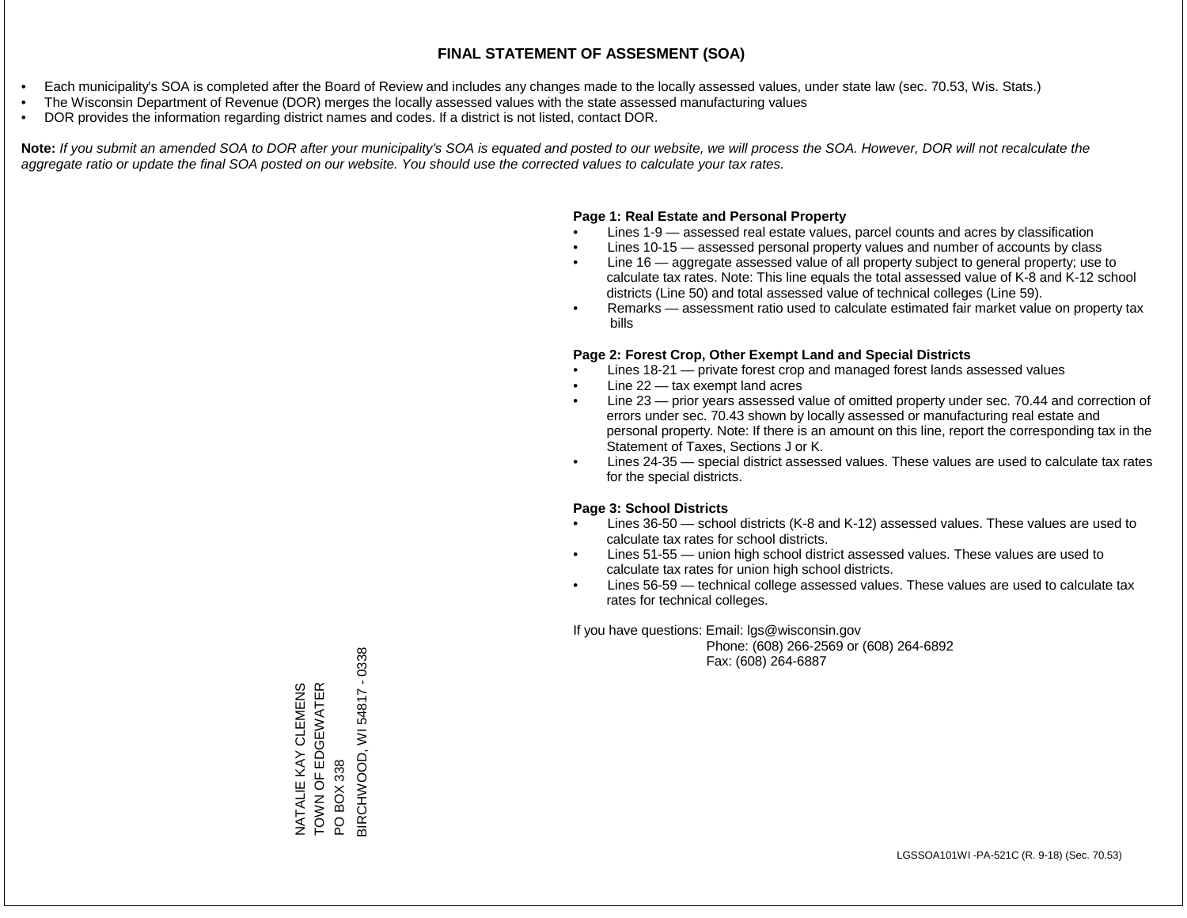# FINAL STATEMENT OF ASSESMENT (SOA)

- Each municipality's SOA is completed after the Board of Review and includes any changes made to the locally assessed values, under state law (sec. 70.53, Wis. Stats.)
- The Wisconsin Department of Revenue (DOR) merges the locally assessed values with the state assessed manufacturing values
- DOR provides the information regarding district names and codes. If a district is not listed, contact DOR.

**Note:** *If you submit an amended SOA to DOR after your municipality's SOA is equated and posted to our website, we will process the SOA. However, DOR will not recalculate the aggregate ratio or update the final SOA posted on our website. You should use the corrected values to calculate your tax rates.*

**Page 1: Real Estate and Personal Property**

- Lines 1-9 — assessed real estate values, parcel counts and acres by classification
- Lines 10-15 — assessed personal property values and number of accounts by class
- Line 16 — aggregate assessed value of all property subject to general property; use to calculate tax rates. Note: This line equals the total assessed value of K-8 and K-12 school districts (Line 50) and total assessed value of technical colleges (Line 59).
- Remarks — assessment ratio used to calculate estimated fair market value on property tax bills

**Page 2: Forest Crop, Other Exempt Land and Special Districts**

- Lines 18-21 — private forest crop and managed forest lands assessed values
- Line 22 — tax exempt land acres
- Line 23 — prior years assessed value of omitted property under sec. 70.44 and correction of errors under sec. 70.43 shown by locally assessed or manufacturing real estate and personal property. Note: If there is an amount on this line, report the corresponding tax in the Statement of Taxes, Sections J or K.
- Lines 24-35 — special district assessed values. These values are used to calculate tax rates for the special districts.

**Page 3: School Districts**

- Lines 36-50 — school districts (K-8 and K-12) assessed values. These values are used to calculate tax rates for school districts.
- Lines 51-55 — union high school district assessed values. These values are used to calculate tax rates for union high school districts.
- Lines 56-59 — technical college assessed values. These values are used to calculate tax rates for technical colleges.

If you have questions: Email: lgs@wisconsin.gov
Phone: (608) 266-2569 or (608) 264-6892
Fax: (608) 264-6887

NATALIE KAY CLEMENS
TOWN OF EDGEWATER
PO BOX 338
BIRCHWOOD, WI 54817 - 0338

LGSSOA101WI -PA-521C (R. 9-18) (Sec. 70.53)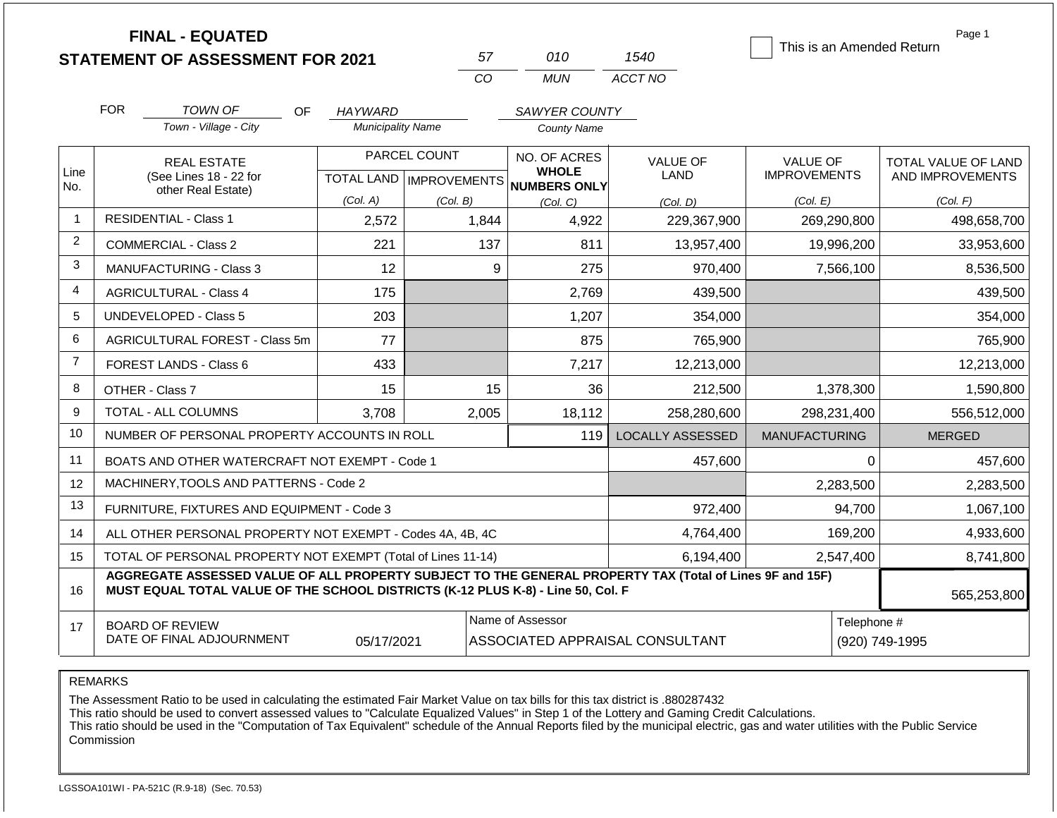# FINAL - EQUATED
## STATEMENT OF ASSESSMENT FOR 2021

| 57 | 010 | 1540 |
|---|---|---|
| CO | MUN | ACCT NO |

☐ This is an Amended Return

Page 1

FOR *TOWN OF* (Town - Village - City) OF *HAYWARD* (Municipality Name) *SAWYER COUNTY* (County Name)

| Line No. | REAL ESTATE (See Lines 18 - 22 for other Real Estate) | PARCEL COUNT TOTAL LAND (Col. A) | PARCEL COUNT IMPROVEMENTS (Col. B) | NO. OF ACRES WHOLE NUMBERS ONLY (Col. C) | VALUE OF LAND (Col. D) | VALUE OF IMPROVEMENTS (Col. E) | TOTAL VALUE OF LAND AND IMPROVEMENTS (Col. F) |
|---|---|---|---|---|---|---|---|
| 1 | RESIDENTIAL - Class 1 | 2,572 | 1,844 | 4,922 | 229,367,900 | 269,290,800 | 498,658,700 |
| 2 | COMMERCIAL - Class 2 | 221 | 137 | 811 | 13,957,400 | 19,996,200 | 33,953,600 |
| 3 | MANUFACTURING - Class 3 | 12 | 9 | 275 | 970,400 | 7,566,100 | 8,536,500 |
| 4 | AGRICULTURAL - Class 4 | 175 | | 2,769 | 439,500 | | 439,500 |
| 5 | UNDEVELOPED - Class 5 | 203 | | 1,207 | 354,000 | | 354,000 |
| 6 | AGRICULTURAL FOREST - Class 5m | 77 | | 875 | 765,900 | | 765,900 |
| 7 | FOREST LANDS - Class 6 | 433 | | 7,217 | 12,213,000 | | 12,213,000 |
| 8 | OTHER - Class 7 | 15 | 15 | 36 | 212,500 | 1,378,300 | 1,590,800 |
| 9 | TOTAL - ALL COLUMNS | 3,708 | 2,005 | 18,112 | 258,280,600 | 298,231,400 | 556,512,000 |
| 10 | NUMBER OF PERSONAL PROPERTY ACCOUNTS IN ROLL | | | 119 | LOCALLY ASSESSED | MANUFACTURING | MERGED |
| 11 | BOATS AND OTHER WATERCRAFT NOT EXEMPT - Code 1 | | | | 457,600 | 0 | 457,600 |
| 12 | MACHINERY,TOOLS AND PATTERNS - Code 2 | | | | | 2,283,500 | 2,283,500 |
| 13 | FURNITURE, FIXTURES AND EQUIPMENT - Code 3 | | | | 972,400 | 94,700 | 1,067,100 |
| 14 | ALL OTHER PERSONAL PROPERTY NOT EXEMPT - Codes 4A, 4B, 4C | | | | 4,764,400 | 169,200 | 4,933,600 |
| 15 | TOTAL OF PERSONAL PROPERTY NOT EXEMPT (Total of Lines 11-14) | | | | 6,194,400 | 2,547,400 | 8,741,800 |
| 16 | **AGGREGATE ASSESSED VALUE OF ALL PROPERTY SUBJECT TO THE GENERAL PROPERTY TAX (Total of Lines 9F and 15F) MUST EQUAL TOTAL VALUE OF THE SCHOOL DISTRICTS (K-12 PLUS K-8) - Line 50, Col. F** | | | | | | 565,253,800 |
| 17 | BOARD OF REVIEW DATE OF FINAL ADJOURNMENT | 05/17/2021 | | Name of Assessor: ASSOCIATED APPRAISAL CONSULTANT | | | Telephone #: (920) 749-1995 |

REMARKS

The Assessment Ratio to be used in calculating the estimated Fair Market Value on tax bills for this tax district is .880287432
This ratio should be used to convert assessed values to "Calculate Equalized Values" in Step 1 of the Lottery and Gaming Credit Calculations.
This ratio should be used in the "Computation of Tax Equivalent" schedule of the Annual Reports filed by the municipal electric, gas and water utilities with the Public Service Commission

LGSSOA101WI - PA-521C (R.9-18) (Sec. 70.53)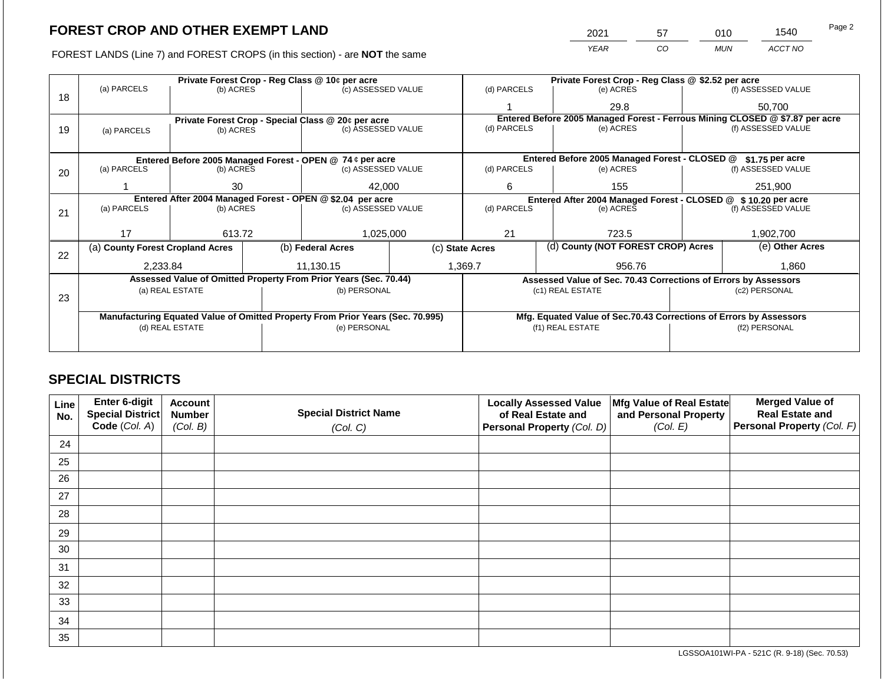## FOREST CROP AND OTHER EXEMPT LAND

FOREST LANDS (Line 7) and FOREST CROPS (in this section) - are **NOT** the same

| YEAR | CO | MUN | ACCT NO |
|---|---|---|---|
| 2021 | 57 | 010 | 1540 |

| Line | Private Forest Crop - Reg Class @ 10¢ per acre | | | Private Forest Crop - Reg Class @ $2.52 per acre | | |
|---|---|---|---|---|---|---|
| 18 | (a) PARCELS | (b) ACRES | (c) ASSESSED VALUE | (d) PARCELS | (e) ACRES | (f) ASSESSED VALUE |
| | | | | 1 | 29.8 | 50,700 |
| | **Private Forest Crop - Special Class @ 20¢ per acre** | | | **Entered Before 2005 Managed Forest - Ferrous Mining CLOSED @ $7.87 per acre** | | |
| 19 | (a) PARCELS | (b) ACRES | (c) ASSESSED VALUE | (d) PARCELS | (e) ACRES | (f) ASSESSED VALUE |
| | | | | | | |
| | **Entered Before 2005 Managed Forest - OPEN @ 74 ¢ per acre** | | | **Entered Before 2005 Managed Forest - CLOSED @ $1.75 per acre** | | |
| 20 | (a) PARCELS | (b) ACRES | (c) ASSESSED VALUE | (d) PARCELS | (e) ACRES | (f) ASSESSED VALUE |
| | 1 | 30 | 42,000 | 6 | 155 | 251,900 |
| | **Entered After 2004 Managed Forest - OPEN @ $2.04 per acre** | | | **Entered After 2004 Managed Forest - CLOSED @ $ 10.20 per acre** | | |
| 21 | (a) PARCELS | (b) ACRES | (c) ASSESSED VALUE | (d) PARCELS | (e) ACRES | (f) ASSESSED VALUE |
| | 17 | 613.72 | 1,025,000 | 21 | 723.5 | 1,902,700 |

| Line | (a) County Forest Cropland Acres | (b) Federal Acres | (c) State Acres | (d) County (NOT FOREST CROP) Acres | (e) Other Acres |
|---|---|---|---|---|---|
| 22 | 2,233.84 | 11,130.15 | 1,369.7 | 956.76 | 1,860 |

| Line | Assessed Value of Omitted Property From Prior Years (Sec. 70.44) | | Assessed Value of Sec. 70.43 Corrections of Errors by Assessors | |
|---|---|---|---|---|
| 23 | (a) REAL ESTATE | (b) PERSONAL | (c1) REAL ESTATE | (c2) PERSONAL |
| | | | | |
| | **Manufacturing Equated Value of Omitted Property From Prior Years (Sec. 70.995)** | | **Mfg. Equated Value of Sec.70.43 Corrections of Errors by Assessors** | |
| | (d) REAL ESTATE | (e) PERSONAL | (f1) REAL ESTATE | (f2) PERSONAL |
| | | | | |

## SPECIAL DISTRICTS

| Line No. | Enter 6-digit Special District Code (Col. A) | Account Number (Col. B) | Special District Name (Col. C) | Locally Assessed Value of Real Estate and Personal Property (Col. D) | Mfg Value of Real Estate and Personal Property (Col. E) | Merged Value of Real Estate and Personal Property (Col. F) |
|---|---|---|---|---|---|---|
| 24 | | | | | | |
| 25 | | | | | | |
| 26 | | | | | | |
| 27 | | | | | | |
| 28 | | | | | | |
| 29 | | | | | | |
| 30 | | | | | | |
| 31 | | | | | | |
| 32 | | | | | | |
| 33 | | | | | | |
| 34 | | | | | | |
| 35 | | | | | | |

LGSSOA101WI-PA - 521C (R. 9-18) (Sec. 70.53)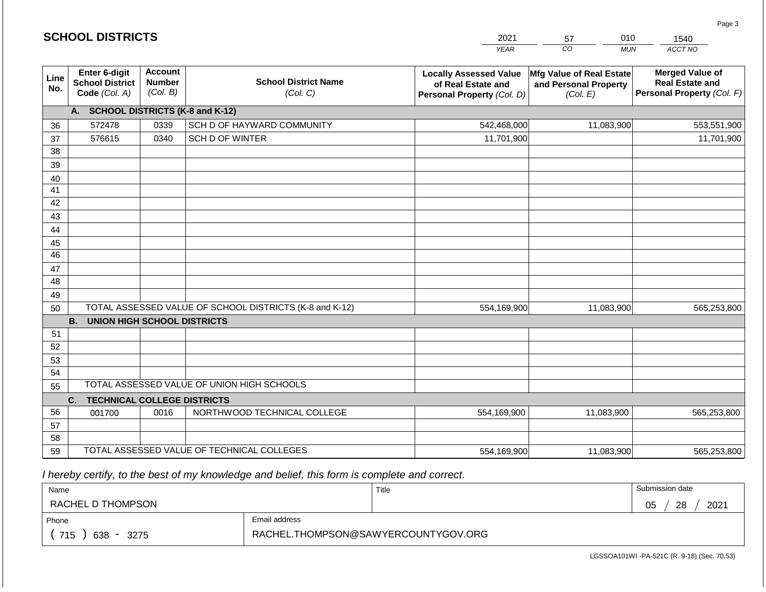## SCHOOL DISTRICTS

| 2021 | 57 | 010 | 1540 |
|---|---|---|---|
| YEAR | CO | MUN | ACCT NO |

| Line No. | Enter 6-digit School District Code (Col. A) | Account Number (Col. B) | School District Name (Col. C) | Locally Assessed Value of Real Estate and Personal Property (Col. D) | Mfg Value of Real Estate and Personal Property (Col. E) | Merged Value of Real Estate and Personal Property (Col. F) |
|---|---|---|---|---|---|---|
| | **A. SCHOOL DISTRICTS (K-8 and K-12)** | | | | | |
| 36 | 572478 | 0339 | SCH D OF HAYWARD COMMUNITY | 542,468,000 | 11,083,900 | 553,551,900 |
| 37 | 576615 | 0340 | SCH D OF WINTER | 11,701,900 | | 11,701,900 |
| 38 | | | | | | |
| 39 | | | | | | |
| 40 | | | | | | |
| 41 | | | | | | |
| 42 | | | | | | |
| 43 | | | | | | |
| 44 | | | | | | |
| 45 | | | | | | |
| 46 | | | | | | |
| 47 | | | | | | |
| 48 | | | | | | |
| 49 | | | | | | |
| 50 | TOTAL ASSESSED VALUE OF SCHOOL DISTRICTS (K-8 and K-12) | | | 554,169,900 | 11,083,900 | 565,253,800 |
| | **B. UNION HIGH SCHOOL DISTRICTS** | | | | | |
| 51 | | | | | | |
| 52 | | | | | | |
| 53 | | | | | | |
| 54 | | | | | | |
| 55 | TOTAL ASSESSED VALUE OF UNION HIGH SCHOOLS | | | | | |
| | **C. TECHNICAL COLLEGE DISTRICTS** | | | | | |
| 56 | 001700 | 0016 | NORTHWOOD TECHNICAL COLLEGE | 554,169,900 | 11,083,900 | 565,253,800 |
| 57 | | | | | | |
| 58 | | | | | | |
| 59 | TOTAL ASSESSED VALUE OF TECHNICAL COLLEGES | | | 554,169,900 | 11,083,900 | 565,253,800 |

*I hereby certify, to the best of my knowledge and belief, this form is complete and correct.*

| Name | Title | Submission date |
|---|---|---|
| RACHEL D THOMPSON | | 05 / 28 / 2021 |
| Phone | Email address | |
| ( 715 ) 638 - 3275 | RACHEL.THOMPSON@SAWYERCOUNTYGOV.ORG | |

LGSSOA101WI -PA-521C (R. 9-18) (Sec. 70.53)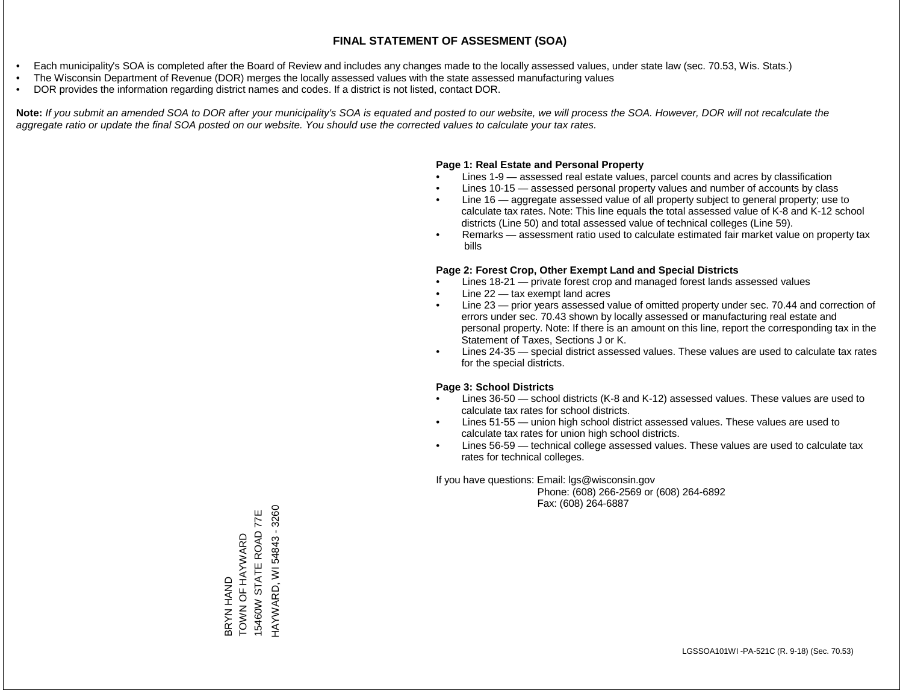# FINAL STATEMENT OF ASSESMENT (SOA)

- Each municipality's SOA is completed after the Board of Review and includes any changes made to the locally assessed values, under state law (sec. 70.53, Wis. Stats.)
- The Wisconsin Department of Revenue (DOR) merges the locally assessed values with the state assessed manufacturing values
- DOR provides the information regarding district names and codes. If a district is not listed, contact DOR.

**Note:** *If you submit an amended SOA to DOR after your municipality's SOA is equated and posted to our website, we will process the SOA. However, DOR will not recalculate the aggregate ratio or update the final SOA posted on our website. You should use the corrected values to calculate your tax rates.*

**Page 1: Real Estate and Personal Property**

- Lines 1-9 — assessed real estate values, parcel counts and acres by classification
- Lines 10-15 — assessed personal property values and number of accounts by class
- Line 16 — aggregate assessed value of all property subject to general property; use to calculate tax rates. Note: This line equals the total assessed value of K-8 and K-12 school districts (Line 50) and total assessed value of technical colleges (Line 59).
- Remarks — assessment ratio used to calculate estimated fair market value on property tax bills

**Page 2: Forest Crop, Other Exempt Land and Special Districts**

- Lines 18-21 — private forest crop and managed forest lands assessed values
- Line 22 — tax exempt land acres
- Line 23 — prior years assessed value of omitted property under sec. 70.44 and correction of errors under sec. 70.43 shown by locally assessed or manufacturing real estate and personal property. Note: If there is an amount on this line, report the corresponding tax in the Statement of Taxes, Sections J or K.
- Lines 24-35 — special district assessed values. These values are used to calculate tax rates for the special districts.

**Page 3: School Districts**

- Lines 36-50 — school districts (K-8 and K-12) assessed values. These values are used to calculate tax rates for school districts.
- Lines 51-55 — union high school district assessed values. These values are used to calculate tax rates for union high school districts.
- Lines 56-59 — technical college assessed values. These values are used to calculate tax rates for technical colleges.

If you have questions: Email: lgs@wisconsin.gov
Phone: (608) 266-2569 or (608) 264-6892
Fax: (608) 264-6887

BRYN HAND
TOWN OF HAYWARD
15460W STATE ROAD 77E
HAYWARD, WI 54843 - 3260

LGSSOA101WI -PA-521C (R. 9-18) (Sec. 70.53)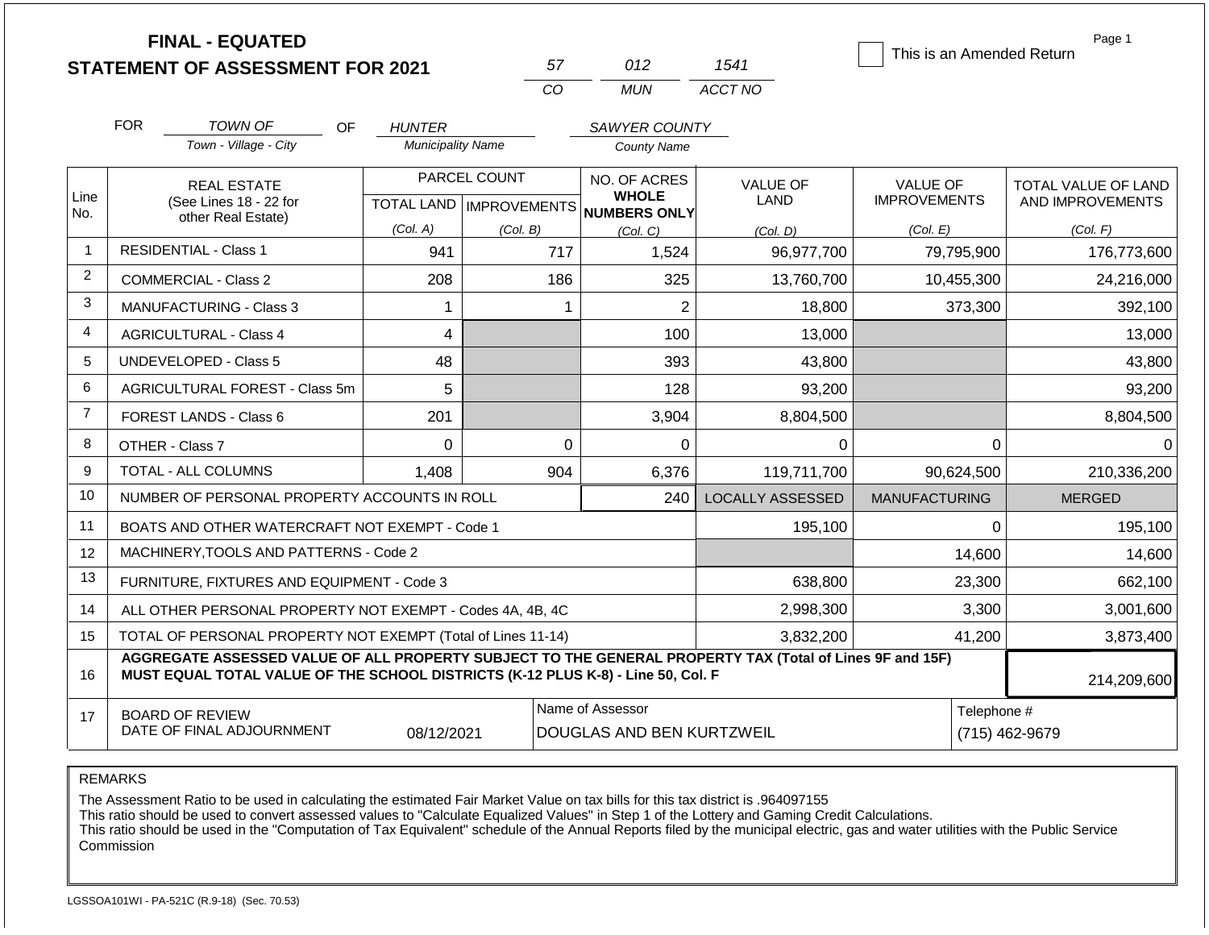**FINAL - EQUATED**
**STATEMENT OF ASSESSMENT FOR 2021**

| 57 | 012 | 1541 |
|---|---|---|
| CO | MUN | ACCT NO |

☐ This is an Amended Return

Page 1

FOR *TOWN OF* (Town - Village - City) OF *HUNTER* (Municipality Name) *SAWYER COUNTY* (County Name)

| Line No. | REAL ESTATE (See Lines 18 - 22 for other Real Estate) | PARCEL COUNT TOTAL LAND (Col. A) | PARCEL COUNT IMPROVEMENTS (Col. B) | NO. OF ACRES WHOLE NUMBERS ONLY (Col. C) | VALUE OF LAND (Col. D) | VALUE OF IMPROVEMENTS (Col. E) | TOTAL VALUE OF LAND AND IMPROVEMENTS (Col. F) |
|---|---|---|---|---|---|---|---|
| 1 | RESIDENTIAL - Class 1 | 941 | 717 | 1,524 | 96,977,700 | 79,795,900 | 176,773,600 |
| 2 | COMMERCIAL - Class 2 | 208 | 186 | 325 | 13,760,700 | 10,455,300 | 24,216,000 |
| 3 | MANUFACTURING - Class 3 | 1 | 1 | 2 | 18,800 | 373,300 | 392,100 |
| 4 | AGRICULTURAL - Class 4 | 4 | | 100 | 13,000 | | 13,000 |
| 5 | UNDEVELOPED - Class 5 | 48 | | 393 | 43,800 | | 43,800 |
| 6 | AGRICULTURAL FOREST - Class 5m | 5 | | 128 | 93,200 | | 93,200 |
| 7 | FOREST LANDS - Class 6 | 201 | | 3,904 | 8,804,500 | | 8,804,500 |
| 8 | OTHER - Class 7 | 0 | 0 | 0 | 0 | 0 | 0 |
| 9 | TOTAL - ALL COLUMNS | 1,408 | 904 | 6,376 | 119,711,700 | 90,624,500 | 210,336,200 |
| 10 | NUMBER OF PERSONAL PROPERTY ACCOUNTS IN ROLL | | | 240 | LOCALLY ASSESSED | MANUFACTURING | MERGED |
| 11 | BOATS AND OTHER WATERCRAFT NOT EXEMPT - Code 1 | | | | 195,100 | 0 | 195,100 |
| 12 | MACHINERY,TOOLS AND PATTERNS - Code 2 | | | | | 14,600 | 14,600 |
| 13 | FURNITURE, FIXTURES AND EQUIPMENT - Code 3 | | | | 638,800 | 23,300 | 662,100 |
| 14 | ALL OTHER PERSONAL PROPERTY NOT EXEMPT - Codes 4A, 4B, 4C | | | | 2,998,300 | 3,300 | 3,001,600 |
| 15 | TOTAL OF PERSONAL PROPERTY NOT EXEMPT (Total of Lines 11-14) | | | | 3,832,200 | 41,200 | 3,873,400 |
| 16 | **AGGREGATE ASSESSED VALUE OF ALL PROPERTY SUBJECT TO THE GENERAL PROPERTY TAX (Total of Lines 9F and 15F) MUST EQUAL TOTAL VALUE OF THE SCHOOL DISTRICTS (K-12 PLUS K-8) - Line 50, Col. F** | | | | | | 214,209,600 |
| 17 | BOARD OF REVIEW DATE OF FINAL ADJOURNMENT | 08/12/2021 | | Name of Assessor: DOUGLAS AND BEN KURTZWEIL | | | Telephone #: (715) 462-9679 |

REMARKS

The Assessment Ratio to be used in calculating the estimated Fair Market Value on tax bills for this tax district is .964097155
This ratio should be used to convert assessed values to "Calculate Equalized Values" in Step 1 of the Lottery and Gaming Credit Calculations.
This ratio should be used in the "Computation of Tax Equivalent" schedule of the Annual Reports filed by the municipal electric, gas and water utilities with the Public Service Commission

LGSSOA101WI - PA-521C (R.9-18) (Sec. 70.53)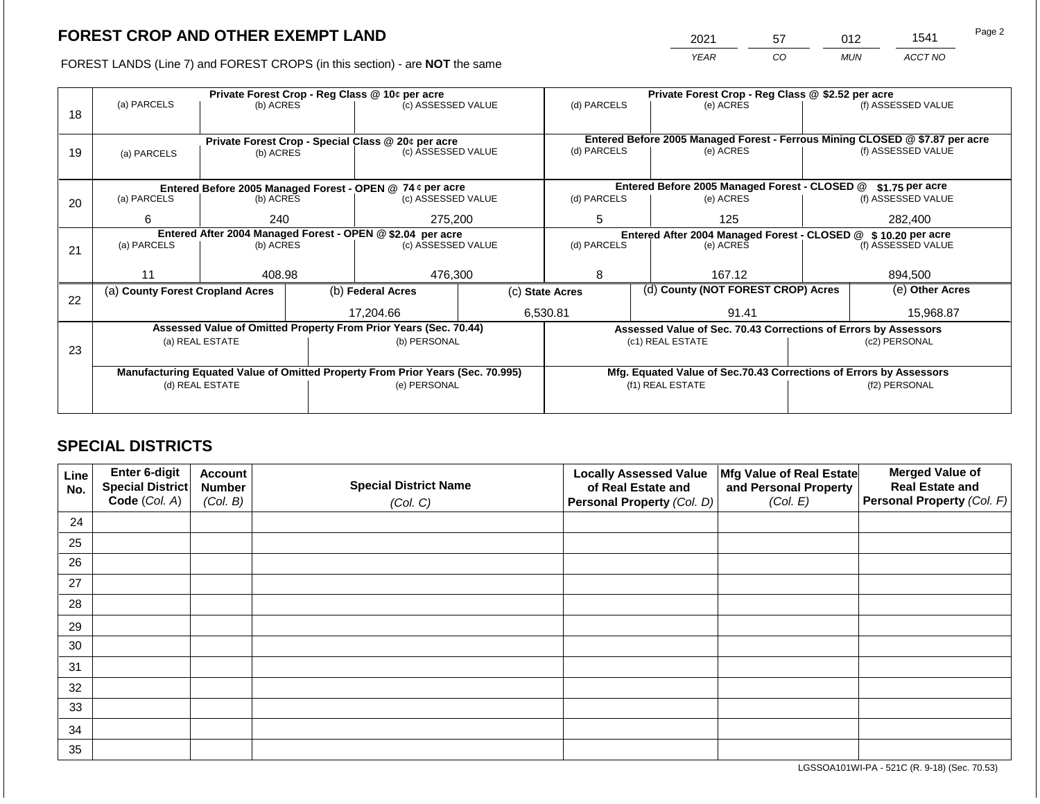# FOREST CROP AND OTHER EXEMPT LAND

FOREST LANDS (Line 7) and FOREST CROPS (in this section) - are **NOT** the same

| 2021 | 57 | 012 | 1541 |
|---|---|---|---|
| *YEAR* | *CO* | *MUN* | *ACCT NO* |

| | Private Forest Crop - Reg Class @ 10¢ per acre | | | Private Forest Crop - Reg Class @ $2.52 per acre | | |
|---|---|---|---|---|---|---|
| 18 | (a) PARCELS | (b) ACRES | (c) ASSESSED VALUE | (d) PARCELS | (e) ACRES | (f) ASSESSED VALUE |
| | | | | | | |
| | **Private Forest Crop - Special Class @ 20¢ per acre** | | | **Entered Before 2005 Managed Forest - Ferrous Mining CLOSED @ $7.87 per acre** | | |
| 19 | (a) PARCELS | (b) ACRES | (c) ASSESSED VALUE | (d) PARCELS | (e) ACRES | (f) ASSESSED VALUE |
| | | | | | | |
| | **Entered Before 2005 Managed Forest - OPEN @ 74 ¢ per acre** | | | **Entered Before 2005 Managed Forest - CLOSED @ $1.75 per acre** | | |
| 20 | (a) PARCELS | (b) ACRES | (c) ASSESSED VALUE | (d) PARCELS | (e) ACRES | (f) ASSESSED VALUE |
| | 6 | 240 | 275,200 | 5 | 125 | 282,400 |
| | **Entered After 2004 Managed Forest - OPEN @ $2.04 per acre** | | | **Entered After 2004 Managed Forest - CLOSED @ $ 10.20 per acre** | | |
| 21 | (a) PARCELS | (b) ACRES | (c) ASSESSED VALUE | (d) PARCELS | (e) ACRES | (f) ASSESSED VALUE |
| | 11 | 408.98 | 476,300 | 8 | 167.12 | 894,500 |

| | (a) County Forest Cropland Acres | (b) Federal Acres | (c) State Acres | (d) County (NOT FOREST CROP) Acres | (e) Other Acres |
|---|---|---|---|---|---|
| 22 | | 17,204.66 | 6,530.81 | 91.41 | 15,968.87 |

| | Assessed Value of Omitted Property From Prior Years (Sec. 70.44) | | Assessed Value of Sec. 70.43 Corrections of Errors by Assessors | |
|---|---|---|---|---|
| 23 | (a) REAL ESTATE | (b) PERSONAL | (c1) REAL ESTATE | (c2) PERSONAL |
| | | | | |
| | **Manufacturing Equated Value of Omitted Property From Prior Years (Sec. 70.995)** | | **Mfg. Equated Value of Sec.70.43 Corrections of Errors by Assessors** | |
| | (d) REAL ESTATE | (e) PERSONAL | (f1) REAL ESTATE | (f2) PERSONAL |
| | | | | |

## SPECIAL DISTRICTS

| Line No. | Enter 6-digit Special District Code (*Col. A*) | Account Number (*Col. B*) | Special District Name (*Col. C*) | Locally Assessed Value of Real Estate and Personal Property (*Col. D*) | Mfg Value of Real Estate and Personal Property (*Col. E*) | Merged Value of Real Estate and Personal Property (*Col. F*) |
|---|---|---|---|---|---|---|
| 24 | | | | | | |
| 25 | | | | | | |
| 26 | | | | | | |
| 27 | | | | | | |
| 28 | | | | | | |
| 29 | | | | | | |
| 30 | | | | | | |
| 31 | | | | | | |
| 32 | | | | | | |
| 33 | | | | | | |
| 34 | | | | | | |
| 35 | | | | | | |

LGSSOA101WI-PA - 521C (R. 9-18) (Sec. 70.53)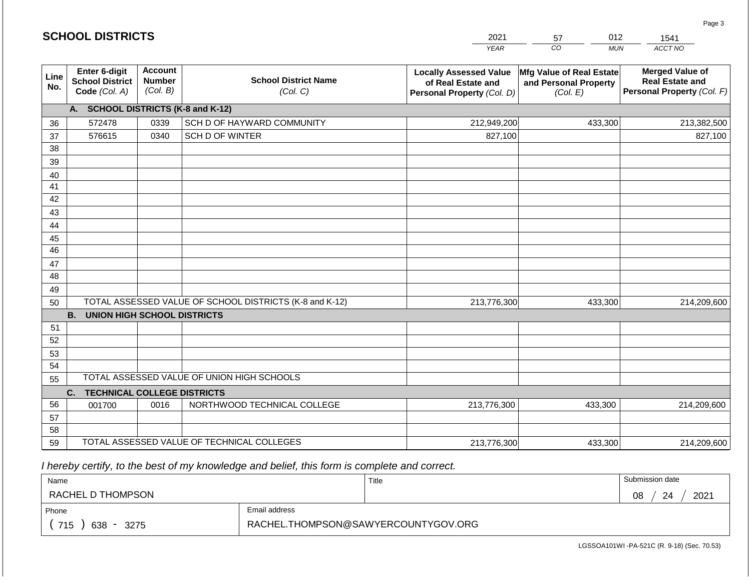## SCHOOL DISTRICTS

| 2021 | 57 | 012 | 1541 |
|---|---|---|---|
| *YEAR* | *CO* | *MUN* | *ACCT NO* |

| Line No. | Enter 6-digit School District Code *(Col. A)* | Account Number *(Col. B)* | School District Name *(Col. C)* | Locally Assessed Value of Real Estate and Personal Property *(Col. D)* | Mfg Value of Real Estate and Personal Property *(Col. E)* | Merged Value of Real Estate and Personal Property *(Col. F)* |
|---|---|---|---|---|---|---|
| | **A. SCHOOL DISTRICTS (K-8 and K-12)** | | | | | |
| 36 | 572478 | 0339 | SCH D OF HAYWARD COMMUNITY | 212,949,200 | 433,300 | 213,382,500 |
| 37 | 576615 | 0340 | SCH D OF WINTER | 827,100 | | 827,100 |
| 38 | | | | | | |
| 39 | | | | | | |
| 40 | | | | | | |
| 41 | | | | | | |
| 42 | | | | | | |
| 43 | | | | | | |
| 44 | | | | | | |
| 45 | | | | | | |
| 46 | | | | | | |
| 47 | | | | | | |
| 48 | | | | | | |
| 49 | | | | | | |
| 50 | TOTAL ASSESSED VALUE OF SCHOOL DISTRICTS (K-8 and K-12) | | | 213,776,300 | 433,300 | 214,209,600 |
| | **B. UNION HIGH SCHOOL DISTRICTS** | | | | | |
| 51 | | | | | | |
| 52 | | | | | | |
| 53 | | | | | | |
| 54 | | | | | | |
| 55 | TOTAL ASSESSED VALUE OF UNION HIGH SCHOOLS | | | | | |
| | **C. TECHNICAL COLLEGE DISTRICTS** | | | | | |
| 56 | 001700 | 0016 | NORTHWOOD TECHNICAL COLLEGE | 213,776,300 | 433,300 | 214,209,600 |
| 57 | | | | | | |
| 58 | | | | | | |
| 59 | TOTAL ASSESSED VALUE OF TECHNICAL COLLEGES | | | 213,776,300 | 433,300 | 214,209,600 |

*I hereby certify, to the best of my knowledge and belief, this form is complete and correct.*

| Name | | Title | Submission date |
|---|---|---|---|
| RACHEL D THOMPSON | | | 08 / 24 / 2021 |
| Phone | Email address | | |
| ( 715 ) 638 - 3275 | RACHEL.THOMPSON@SAWYERCOUNTYGOV.ORG | | |

LGSSOA101WI -PA-521C (R. 9-18) (Sec. 70.53)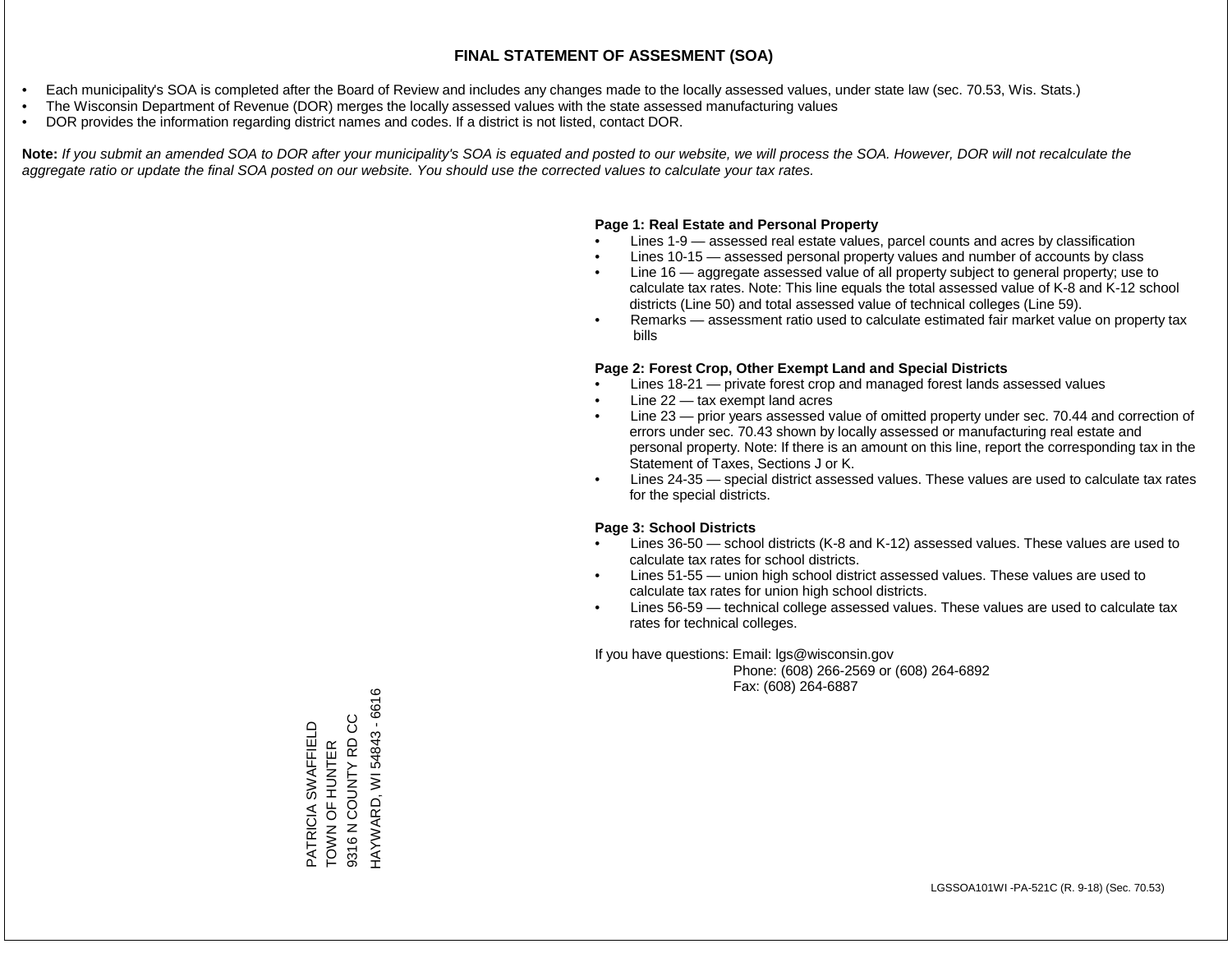# FINAL STATEMENT OF ASSESMENT (SOA)

- Each municipality's SOA is completed after the Board of Review and includes any changes made to the locally assessed values, under state law (sec. 70.53, Wis. Stats.)
- The Wisconsin Department of Revenue (DOR) merges the locally assessed values with the state assessed manufacturing values
- DOR provides the information regarding district names and codes. If a district is not listed, contact DOR.

**Note:** *If you submit an amended SOA to DOR after your municipality's SOA is equated and posted to our website, we will process the SOA. However, DOR will not recalculate the aggregate ratio or update the final SOA posted on our website. You should use the corrected values to calculate your tax rates.*

**Page 1: Real Estate and Personal Property**

- Lines 1-9 — assessed real estate values, parcel counts and acres by classification
- Lines 10-15 — assessed personal property values and number of accounts by class
- Line 16 — aggregate assessed value of all property subject to general property; use to calculate tax rates. Note: This line equals the total assessed value of K-8 and K-12 school districts (Line 50) and total assessed value of technical colleges (Line 59).
- Remarks — assessment ratio used to calculate estimated fair market value on property tax bills

**Page 2: Forest Crop, Other Exempt Land and Special Districts**

- Lines 18-21 — private forest crop and managed forest lands assessed values
- Line 22 — tax exempt land acres
- Line 23 — prior years assessed value of omitted property under sec. 70.44 and correction of errors under sec. 70.43 shown by locally assessed or manufacturing real estate and personal property. Note: If there is an amount on this line, report the corresponding tax in the Statement of Taxes, Sections J or K.
- Lines 24-35 — special district assessed values. These values are used to calculate tax rates for the special districts.

**Page 3: School Districts**

- Lines 36-50 — school districts (K-8 and K-12) assessed values. These values are used to calculate tax rates for school districts.
- Lines 51-55 — union high school district assessed values. These values are used to calculate tax rates for union high school districts.
- Lines 56-59 — technical college assessed values. These values are used to calculate tax rates for technical colleges.

If you have questions: Email: lgs@wisconsin.gov
Phone: (608) 266-2569 or (608) 264-6892
Fax: (608) 264-6887

PATRICIA SWAFFIELD
TOWN OF HUNTER
9316 N COUNTY RD CC
HAYWARD, WI 54843 - 6616

LGSSOA101WI -PA-521C (R. 9-18) (Sec. 70.53)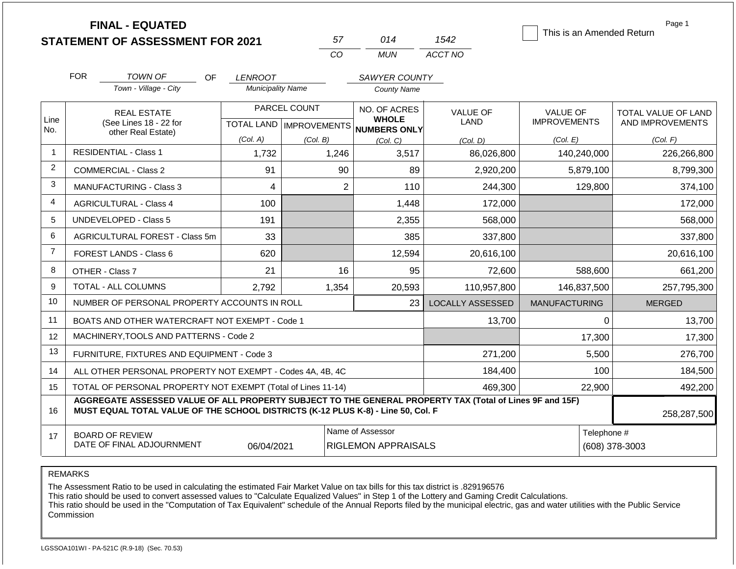# FINAL - EQUATED
## STATEMENT OF ASSESSMENT FOR 2021

| 57 | 014 | 1542 |
|---|---|---|
| CO | MUN | ACCT NO |

☐ This is an Amended Return

Page 1

FOR *TOWN OF* (Town - Village - City) OF *LENROOT* (Municipality Name) *SAWYER COUNTY* (County Name)

| Line No. | REAL ESTATE (See Lines 18 - 22 for other Real Estate) | PARCEL COUNT TOTAL LAND (Col. A) | PARCEL COUNT IMPROVEMENTS (Col. B) | NO. OF ACRES WHOLE NUMBERS ONLY (Col. C) | VALUE OF LAND (Col. D) | VALUE OF IMPROVEMENTS (Col. E) | TOTAL VALUE OF LAND AND IMPROVEMENTS (Col. F) |
|---|---|---|---|---|---|---|---|
| 1 | RESIDENTIAL - Class 1 | 1,732 | 1,246 | 3,517 | 86,026,800 | 140,240,000 | 226,266,800 |
| 2 | COMMERCIAL - Class 2 | 91 | 90 | 89 | 2,920,200 | 5,879,100 | 8,799,300 |
| 3 | MANUFACTURING - Class 3 | 4 | 2 | 110 | 244,300 | 129,800 | 374,100 |
| 4 | AGRICULTURAL - Class 4 | 100 | | 1,448 | 172,000 | | 172,000 |
| 5 | UNDEVELOPED - Class 5 | 191 | | 2,355 | 568,000 | | 568,000 |
| 6 | AGRICULTURAL FOREST - Class 5m | 33 | | 385 | 337,800 | | 337,800 |
| 7 | FOREST LANDS - Class 6 | 620 | | 12,594 | 20,616,100 | | 20,616,100 |
| 8 | OTHER - Class 7 | 21 | 16 | 95 | 72,600 | 588,600 | 661,200 |
| 9 | TOTAL - ALL COLUMNS | 2,792 | 1,354 | 20,593 | 110,957,800 | 146,837,500 | 257,795,300 |
| 10 | NUMBER OF PERSONAL PROPERTY ACCOUNTS IN ROLL | | | 23 | LOCALLY ASSESSED | MANUFACTURING | MERGED |
| 11 | BOATS AND OTHER WATERCRAFT NOT EXEMPT - Code 1 | | | | 13,700 | 0 | 13,700 |
| 12 | MACHINERY,TOOLS AND PATTERNS - Code 2 | | | | | 17,300 | 17,300 |
| 13 | FURNITURE, FIXTURES AND EQUIPMENT - Code 3 | | | | 271,200 | 5,500 | 276,700 |
| 14 | ALL OTHER PERSONAL PROPERTY NOT EXEMPT - Codes 4A, 4B, 4C | | | | 184,400 | 100 | 184,500 |
| 15 | TOTAL OF PERSONAL PROPERTY NOT EXEMPT (Total of Lines 11-14) | | | | 469,300 | 22,900 | 492,200 |
| 16 | **AGGREGATE ASSESSED VALUE OF ALL PROPERTY SUBJECT TO THE GENERAL PROPERTY TAX (Total of Lines 9F and 15F) MUST EQUAL TOTAL VALUE OF THE SCHOOL DISTRICTS (K-12 PLUS K-8) - Line 50, Col. F** | | | | | | 258,287,500 |
| 17 | BOARD OF REVIEW DATE OF FINAL ADJOURNMENT | 06/04/2021 | | Name of Assessor: RIGLEMON APPRAISALS | | | Telephone #: (608) 378-3003 |

REMARKS

The Assessment Ratio to be used in calculating the estimated Fair Market Value on tax bills for this tax district is .829196576
This ratio should be used to convert assessed values to "Calculate Equalized Values" in Step 1 of the Lottery and Gaming Credit Calculations.
This ratio should be used in the "Computation of Tax Equivalent" schedule of the Annual Reports filed by the municipal electric, gas and water utilities with the Public Service Commission

LGSSOA101WI - PA-521C (R.9-18) (Sec. 70.53)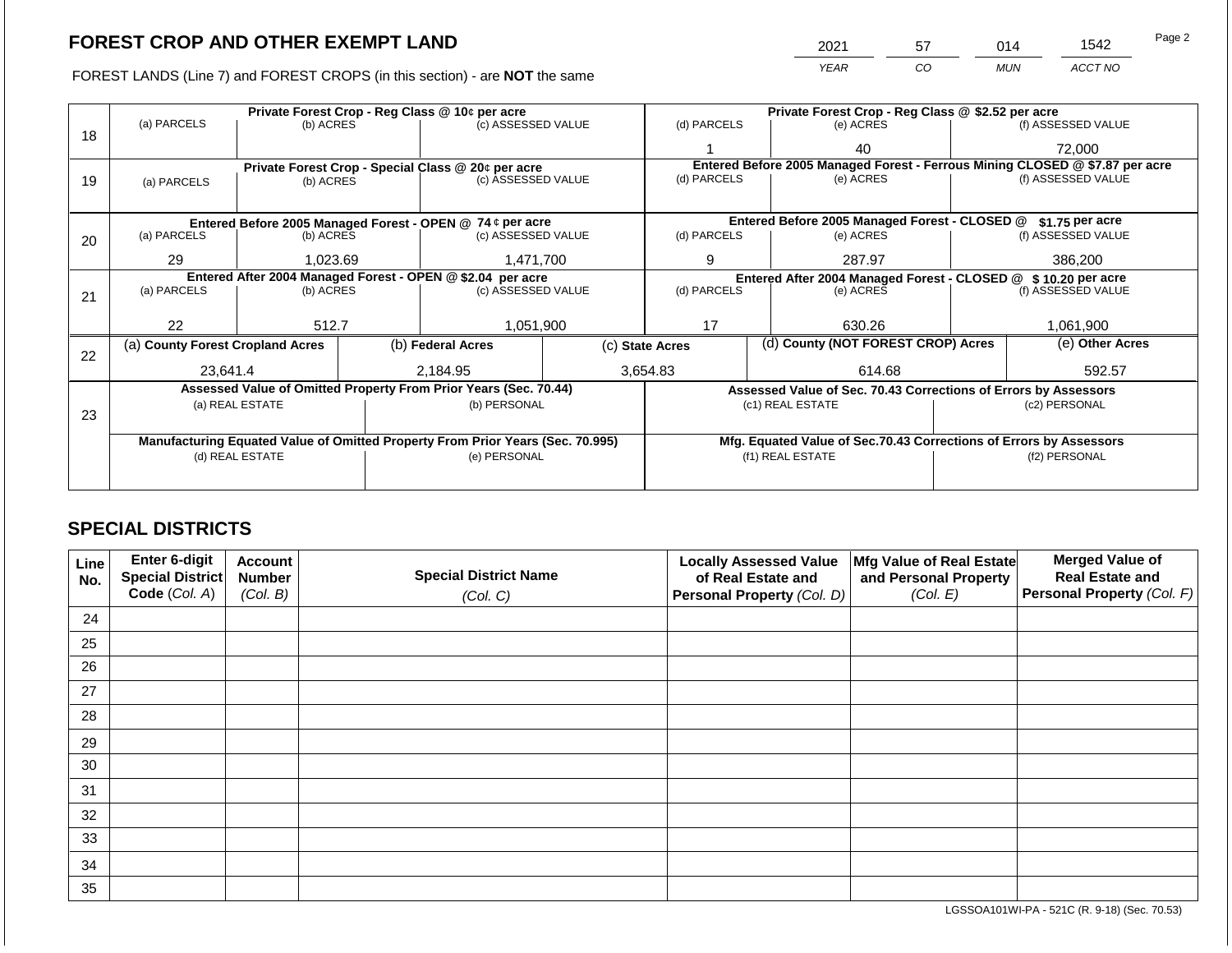# FOREST CROP AND OTHER EXEMPT LAND

FOREST LANDS (Line 7) and FOREST CROPS (in this section) - are **NOT** the same

| 2021 | 57 | 014 | 1542 |
|---|---|---|---|
| YEAR | CO | MUN | ACCT NO |

| Line | Private Forest Crop - Reg Class @ 10¢ per acre | | | Private Forest Crop - Reg Class @ $2.52 per acre | | |
|---|---|---|---|---|---|---|
| 18 | (a) PARCELS | (b) ACRES | (c) ASSESSED VALUE | (d) PARCELS | (e) ACRES | (f) ASSESSED VALUE |
| | | | | 1 | 40 | 72,000 |
| | **Private Forest Crop - Special Class @ 20¢ per acre** | | | **Entered Before 2005 Managed Forest - Ferrous Mining CLOSED @ $7.87 per acre** | | |
| 19 | (a) PARCELS | (b) ACRES | (c) ASSESSED VALUE | (d) PARCELS | (e) ACRES | (f) ASSESSED VALUE |
| | | | | | | |
| | **Entered Before 2005 Managed Forest - OPEN @ 74¢ per acre** | | | **Entered Before 2005 Managed Forest - CLOSED @ $1.75 per acre** | | |
| 20 | (a) PARCELS | (b) ACRES | (c) ASSESSED VALUE | (d) PARCELS | (e) ACRES | (f) ASSESSED VALUE |
| | 29 | 1,023.69 | 1,471,700 | 9 | 287.97 | 386,200 |
| | **Entered After 2004 Managed Forest - OPEN @ $2.04 per acre** | | | **Entered After 2004 Managed Forest - CLOSED @ $10.20 per acre** | | |
| 21 | (a) PARCELS | (b) ACRES | (c) ASSESSED VALUE | (d) PARCELS | (e) ACRES | (f) ASSESSED VALUE |
| | 22 | 512.7 | 1,051,900 | 17 | 630.26 | 1,061,900 |

| Line | (a) County Forest Cropland Acres | (b) Federal Acres | (c) State Acres | (d) County (NOT FOREST CROP) Acres | (e) Other Acres |
|---|---|---|---|---|---|
| 22 | 23,641.4 | 2,184.95 | 3,654.83 | 614.68 | 592.57 |

| Line | Assessed Value of Omitted Property From Prior Years (Sec. 70.44) | | Assessed Value of Sec. 70.43 Corrections of Errors by Assessors | |
|---|---|---|---|---|
| 23 | (a) REAL ESTATE | (b) PERSONAL | (c1) REAL ESTATE | (c2) PERSONAL |
| | | | | |
| | **Manufacturing Equated Value of Omitted Property From Prior Years (Sec. 70.995)** | | **Mfg. Equated Value of Sec.70.43 Corrections of Errors by Assessors** | |
| | (d) REAL ESTATE | (e) PERSONAL | (f1) REAL ESTATE | (f2) PERSONAL |
| | | | | |

## SPECIAL DISTRICTS

| Line No. | Enter 6-digit Special District Code (Col. A) | Account Number (Col. B) | Special District Name (Col. C) | Locally Assessed Value of Real Estate and Personal Property (Col. D) | Mfg Value of Real Estate and Personal Property (Col. E) | Merged Value of Real Estate and Personal Property (Col. F) |
|---|---|---|---|---|---|---|
| 24 | | | | | | |
| 25 | | | | | | |
| 26 | | | | | | |
| 27 | | | | | | |
| 28 | | | | | | |
| 29 | | | | | | |
| 30 | | | | | | |
| 31 | | | | | | |
| 32 | | | | | | |
| 33 | | | | | | |
| 34 | | | | | | |
| 35 | | | | | | |

LGSSOA101WI-PA - 521C (R. 9-18) (Sec. 70.53)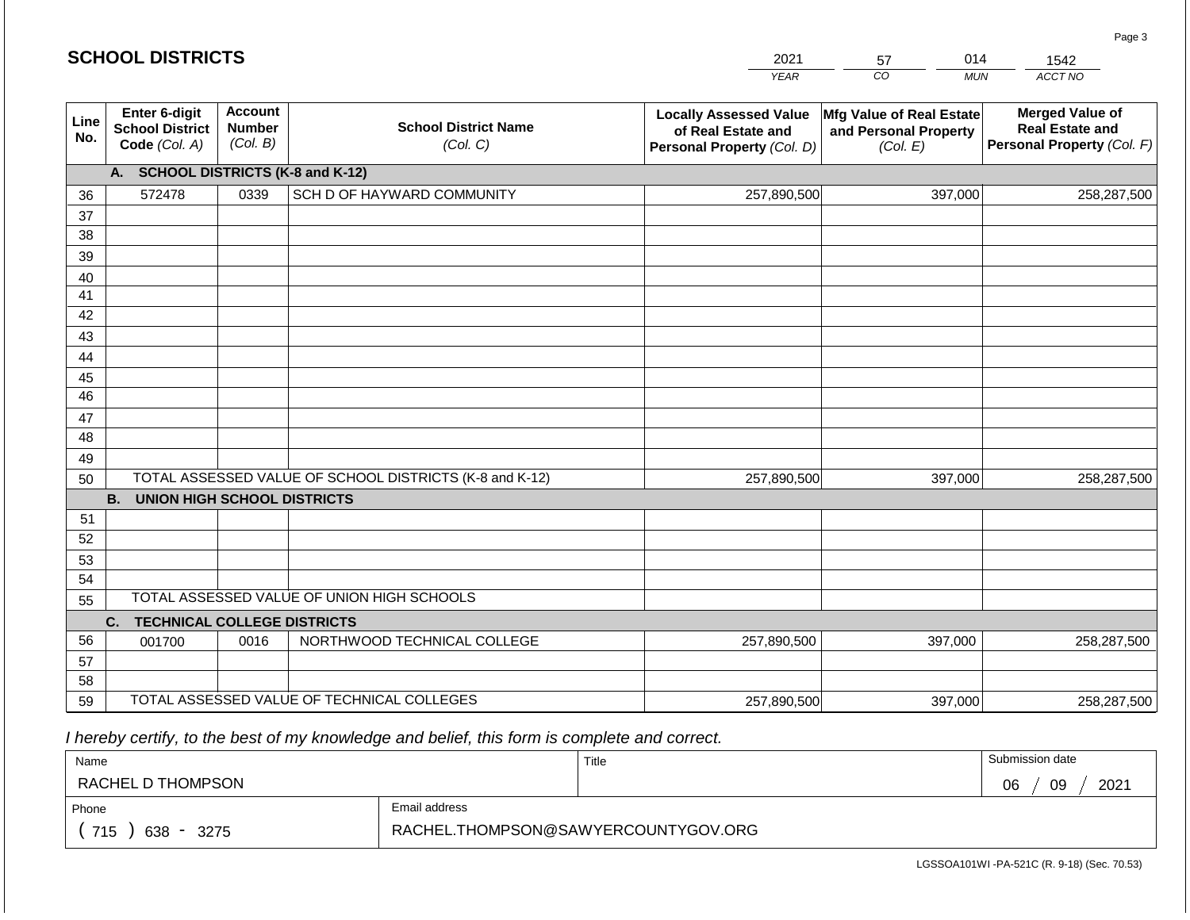# SCHOOL DISTRICTS

| 2021 | 57 | 014 | 1542 |
|---|---|---|---|
| *YEAR* | *CO* | *MUN* | *ACCT NO* |

| Line No. | Enter 6-digit School District Code *(Col. A)* | Account Number *(Col. B)* | School District Name *(Col. C)* | Locally Assessed Value of Real Estate and Personal Property *(Col. D)* | Mfg Value of Real Estate and Personal Property *(Col. E)* | Merged Value of Real Estate and Personal Property *(Col. F)* |
|---|---|---|---|---|---|---|
| | **A. SCHOOL DISTRICTS (K-8 and K-12)** | | | | | |
| 36 | 572478 | 0339 | SCH D OF HAYWARD COMMUNITY | 257,890,500 | 397,000 | 258,287,500 |
| 37 | | | | | | |
| 38 | | | | | | |
| 39 | | | | | | |
| 40 | | | | | | |
| 41 | | | | | | |
| 42 | | | | | | |
| 43 | | | | | | |
| 44 | | | | | | |
| 45 | | | | | | |
| 46 | | | | | | |
| 47 | | | | | | |
| 48 | | | | | | |
| 49 | | | | | | |
| 50 | TOTAL ASSESSED VALUE OF SCHOOL DISTRICTS (K-8 and K-12) | | | 257,890,500 | 397,000 | 258,287,500 |
| | **B. UNION HIGH SCHOOL DISTRICTS** | | | | | |
| 51 | | | | | | |
| 52 | | | | | | |
| 53 | | | | | | |
| 54 | | | | | | |
| 55 | TOTAL ASSESSED VALUE OF UNION HIGH SCHOOLS | | | | | |
| | **C. TECHNICAL COLLEGE DISTRICTS** | | | | | |
| 56 | 001700 | 0016 | NORTHWOOD TECHNICAL COLLEGE | 257,890,500 | 397,000 | 258,287,500 |
| 57 | | | | | | |
| 58 | | | | | | |
| 59 | TOTAL ASSESSED VALUE OF TECHNICAL COLLEGES | | | 257,890,500 | 397,000 | 258,287,500 |

*I hereby certify, to the best of my knowledge and belief, this form is complete and correct.*

| Name | | Title | Submission date |
|---|---|---|---|
| RACHEL D THOMPSON | | | 06 / 09 / 2021 |
| Phone | Email address | | |
| ( 715 ) 638 - 3275 | RACHEL.THOMPSON@SAWYERCOUNTYGOV.ORG | | |

LGSSOA101WI -PA-521C (R. 9-18) (Sec. 70.53)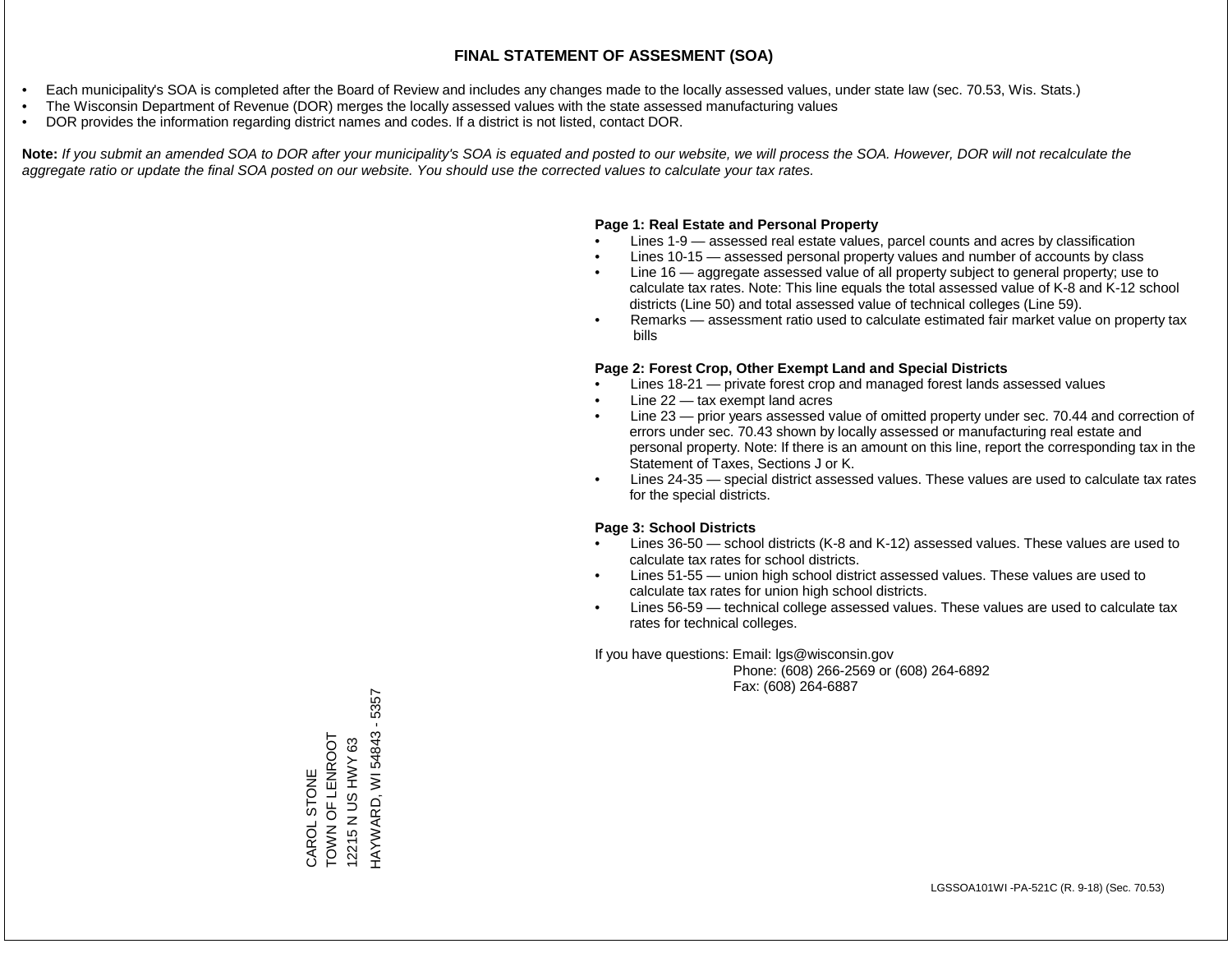# FINAL STATEMENT OF ASSESMENT (SOA)

- Each municipality's SOA is completed after the Board of Review and includes any changes made to the locally assessed values, under state law (sec. 70.53, Wis. Stats.)
- The Wisconsin Department of Revenue (DOR) merges the locally assessed values with the state assessed manufacturing values
- DOR provides the information regarding district names and codes. If a district is not listed, contact DOR.

**Note:** *If you submit an amended SOA to DOR after your municipality's SOA is equated and posted to our website, we will process the SOA. However, DOR will not recalculate the aggregate ratio or update the final SOA posted on our website. You should use the corrected values to calculate your tax rates.*

**Page 1: Real Estate and Personal Property**

- Lines 1-9 — assessed real estate values, parcel counts and acres by classification
- Lines 10-15 — assessed personal property values and number of accounts by class
- Line 16 — aggregate assessed value of all property subject to general property; use to calculate tax rates. Note: This line equals the total assessed value of K-8 and K-12 school districts (Line 50) and total assessed value of technical colleges (Line 59).
- Remarks — assessment ratio used to calculate estimated fair market value on property tax bills

**Page 2: Forest Crop, Other Exempt Land and Special Districts**

- Lines 18-21 — private forest crop and managed forest lands assessed values
- Line 22 — tax exempt land acres
- Line 23 — prior years assessed value of omitted property under sec. 70.44 and correction of errors under sec. 70.43 shown by locally assessed or manufacturing real estate and personal property. Note: If there is an amount on this line, report the corresponding tax in the Statement of Taxes, Sections J or K.
- Lines 24-35 — special district assessed values. These values are used to calculate tax rates for the special districts.

**Page 3: School Districts**

- Lines 36-50 — school districts (K-8 and K-12) assessed values. These values are used to calculate tax rates for school districts.
- Lines 51-55 — union high school district assessed values. These values are used to calculate tax rates for union high school districts.
- Lines 56-59 — technical college assessed values. These values are used to calculate tax rates for technical colleges.

If you have questions: Email: lgs@wisconsin.gov
Phone: (608) 266-2569 or (608) 264-6892
Fax: (608) 264-6887

CAROL STONE
TOWN OF LENROOT
12215 N US HWY 63
HAYWARD, WI 54843 - 5357

LGSSOA101WI -PA-521C (R. 9-18) (Sec. 70.53)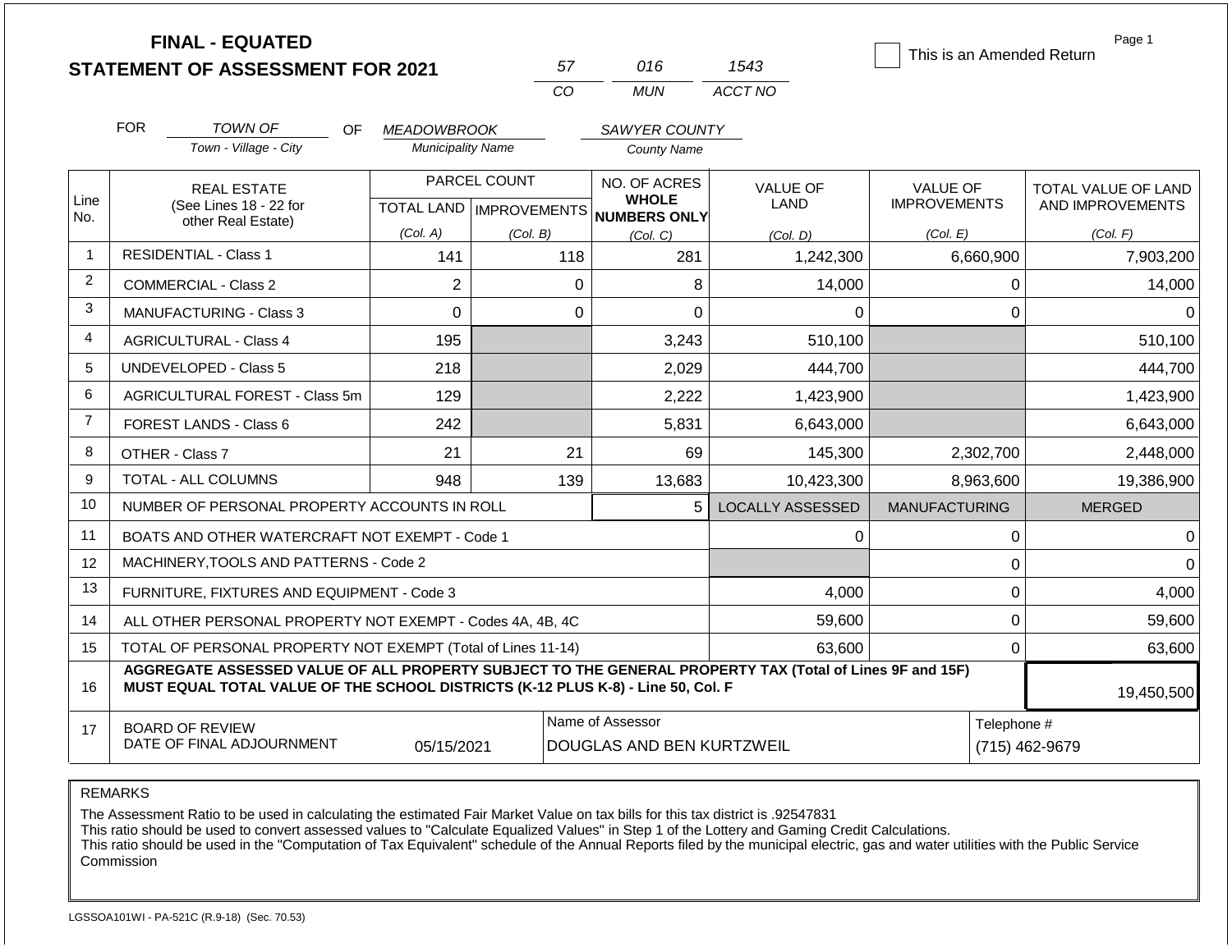# FINAL - EQUATED
## STATEMENT OF ASSESSMENT FOR 2021

| 57 | 016 | 1543 |
|---|---|---|
| CO | MUN | ACCT NO |

☐ This is an Amended Return

Page 1

FOR *TOWN OF* (Town - Village - City) OF *MEADOWBROOK* (Municipality Name) *SAWYER COUNTY* (County Name)

| Line No. | REAL ESTATE (See Lines 18 - 22 for other Real Estate) | PARCEL COUNT TOTAL LAND (Col. A) | PARCEL COUNT IMPROVEMENTS (Col. B) | NO. OF ACRES WHOLE NUMBERS ONLY (Col. C) | VALUE OF LAND (Col. D) | VALUE OF IMPROVEMENTS (Col. E) | TOTAL VALUE OF LAND AND IMPROVEMENTS (Col. F) |
|---|---|---|---|---|---|---|---|
| 1 | RESIDENTIAL - Class 1 | 141 | 118 | 281 | 1,242,300 | 6,660,900 | 7,903,200 |
| 2 | COMMERCIAL - Class 2 | 2 | 0 | 8 | 14,000 | 0 | 14,000 |
| 3 | MANUFACTURING - Class 3 | 0 | 0 | 0 | 0 | 0 | 0 |
| 4 | AGRICULTURAL - Class 4 | 195 | | 3,243 | 510,100 | | 510,100 |
| 5 | UNDEVELOPED - Class 5 | 218 | | 2,029 | 444,700 | | 444,700 |
| 6 | AGRICULTURAL FOREST - Class 5m | 129 | | 2,222 | 1,423,900 | | 1,423,900 |
| 7 | FOREST LANDS - Class 6 | 242 | | 5,831 | 6,643,000 | | 6,643,000 |
| 8 | OTHER - Class 7 | 21 | 21 | 69 | 145,300 | 2,302,700 | 2,448,000 |
| 9 | TOTAL - ALL COLUMNS | 948 | 139 | 13,683 | 10,423,300 | 8,963,600 | 19,386,900 |
| 10 | NUMBER OF PERSONAL PROPERTY ACCOUNTS IN ROLL | | | 5 | LOCALLY ASSESSED | MANUFACTURING | MERGED |
| 11 | BOATS AND OTHER WATERCRAFT NOT EXEMPT - Code 1 | | | | 0 | 0 | 0 |
| 12 | MACHINERY,TOOLS AND PATTERNS - Code 2 | | | | | 0 | 0 |
| 13 | FURNITURE, FIXTURES AND EQUIPMENT - Code 3 | | | | 4,000 | 0 | 4,000 |
| 14 | ALL OTHER PERSONAL PROPERTY NOT EXEMPT - Codes 4A, 4B, 4C | | | | 59,600 | 0 | 59,600 |
| 15 | TOTAL OF PERSONAL PROPERTY NOT EXEMPT (Total of Lines 11-14) | | | | 63,600 | 0 | 63,600 |
| 16 | **AGGREGATE ASSESSED VALUE OF ALL PROPERTY SUBJECT TO THE GENERAL PROPERTY TAX (Total of Lines 9F and 15F) MUST EQUAL TOTAL VALUE OF THE SCHOOL DISTRICTS (K-12 PLUS K-8) - Line 50, Col. F** | | | | | | 19,450,500 |
| 17 | BOARD OF REVIEW DATE OF FINAL ADJOURNMENT | 05/15/2021 | | Name of Assessor: DOUGLAS AND BEN KURTZWEIL | | Telephone #: (715) 462-9679 | |

REMARKS

The Assessment Ratio to be used in calculating the estimated Fair Market Value on tax bills for this tax district is .92547831
This ratio should be used to convert assessed values to "Calculate Equalized Values" in Step 1 of the Lottery and Gaming Credit Calculations.
This ratio should be used in the "Computation of Tax Equivalent" schedule of the Annual Reports filed by the municipal electric, gas and water utilities with the Public Service Commission

LGSSOA101WI - PA-521C (R.9-18) (Sec. 70.53)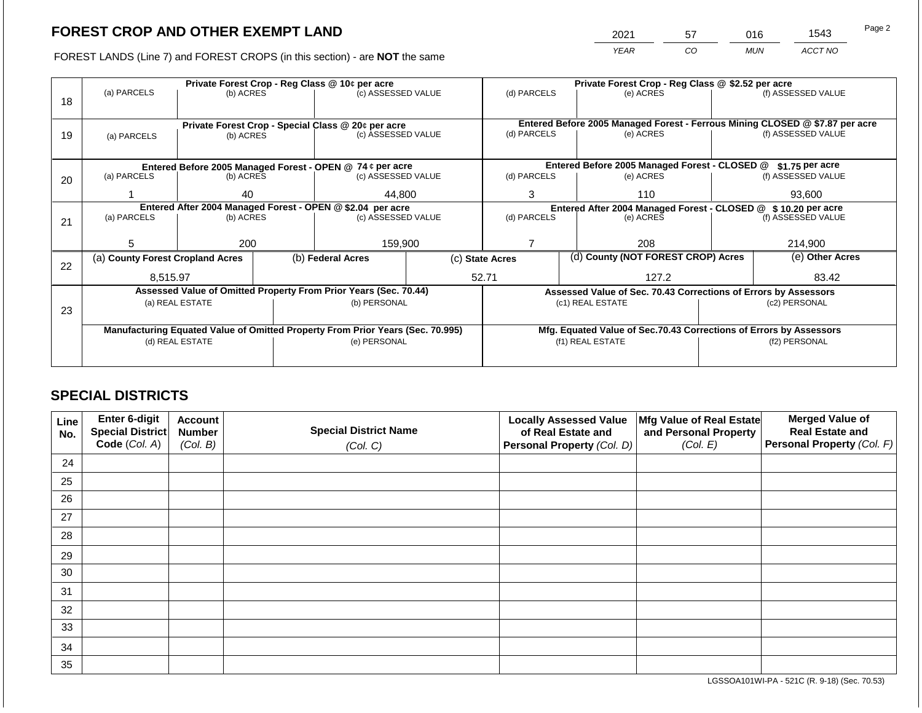# FOREST CROP AND OTHER EXEMPT LAND

FOREST LANDS (Line 7) and FOREST CROPS (in this section) - are **NOT** the same

| YEAR | CO | MUN | ACCT NO |
|---|---|---|---|
| 2021 | 57 | 016 | 1543 |

| Line | Private Forest Crop - Reg Class @ 10¢ per acre | | | Private Forest Crop - Reg Class @ $2.52 per acre | | |
|---|---|---|---|---|---|---|
| | (a) PARCELS | (b) ACRES | (c) ASSESSED VALUE | (d) PARCELS | (e) ACRES | (f) ASSESSED VALUE |
| 18 | | | | | | |
| | **Private Forest Crop - Special Class @ 20¢ per acre** | | | **Entered Before 2005 Managed Forest - Ferrous Mining CLOSED @ $7.87 per acre** | | |
| | (a) PARCELS | (b) ACRES | (c) ASSESSED VALUE | (d) PARCELS | (e) ACRES | (f) ASSESSED VALUE |
| 19 | | | | | | |
| | **Entered Before 2005 Managed Forest - OPEN @ 74 ¢ per acre** | | | **Entered Before 2005 Managed Forest - CLOSED @ $1.75 per acre** | | |
| | (a) PARCELS | (b) ACRES | (c) ASSESSED VALUE | (d) PARCELS | (e) ACRES | (f) ASSESSED VALUE |
| 20 | 1 | 40 | 44,800 | 3 | 110 | 93,600 |
| | **Entered After 2004 Managed Forest - OPEN @ $2.04 per acre** | | | **Entered After 2004 Managed Forest - CLOSED @ $ 10.20 per acre** | | |
| | (a) PARCELS | (b) ACRES | (c) ASSESSED VALUE | (d) PARCELS | (e) ACRES | (f) ASSESSED VALUE |
| 21 | 5 | 200 | 159,900 | 7 | 208 | 214,900 |

| Line | (a) County Forest Cropland Acres | (b) Federal Acres | (c) State Acres | (d) County (NOT FOREST CROP) Acres | (e) Other Acres |
|---|---|---|---|---|---|
| 22 | 8,515.97 | | 52.71 | 127.2 | 83.42 |

| Line | Assessed Value of Omitted Property From Prior Years (Sec. 70.44) | | Assessed Value of Sec. 70.43 Corrections of Errors by Assessors | |
|---|---|---|---|---|
| | (a) REAL ESTATE | (b) PERSONAL | (c1) REAL ESTATE | (c2) PERSONAL |
| 23 | | | | |
| | **Manufacturing Equated Value of Omitted Property From Prior Years (Sec. 70.995)** | | **Mfg. Equated Value of Sec.70.43 Corrections of Errors by Assessors** | |
| | (d) REAL ESTATE | (e) PERSONAL | (f1) REAL ESTATE | (f2) PERSONAL |
| | | | | |

## SPECIAL DISTRICTS

| Line No. | Enter 6-digit Special District Code (Col. A) | Account Number (Col. B) | Special District Name (Col. C) | Locally Assessed Value of Real Estate and Personal Property (Col. D) | Mfg Value of Real Estate and Personal Property (Col. E) | Merged Value of Real Estate and Personal Property (Col. F) |
|---|---|---|---|---|---|---|
| 24 | | | | | | |
| 25 | | | | | | |
| 26 | | | | | | |
| 27 | | | | | | |
| 28 | | | | | | |
| 29 | | | | | | |
| 30 | | | | | | |
| 31 | | | | | | |
| 32 | | | | | | |
| 33 | | | | | | |
| 34 | | | | | | |
| 35 | | | | | | |

LGSSOA101WI-PA - 521C (R. 9-18) (Sec. 70.53)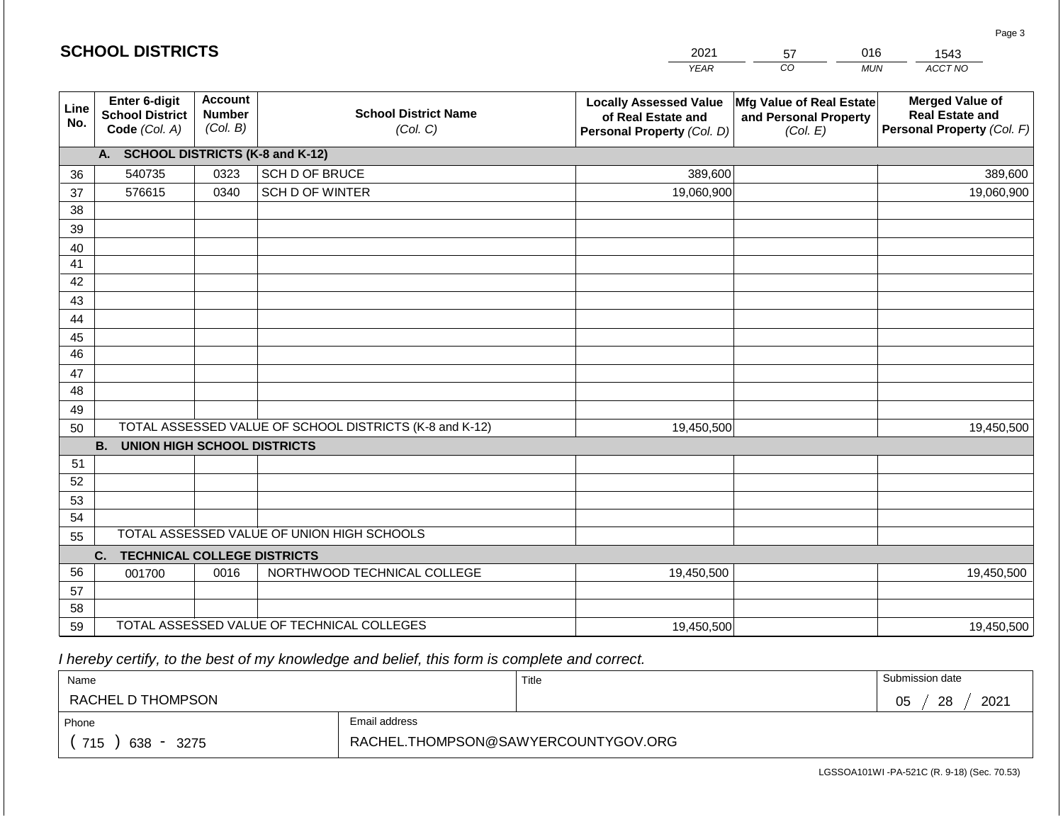## SCHOOL DISTRICTS

| 2021 | 57 | 016 | 1543 |
|---|---|---|---|
| YEAR | CO | MUN | ACCT NO |

| Line No. | Enter 6-digit School District Code (Col. A) | Account Number (Col. B) | School District Name (Col. C) | Locally Assessed Value of Real Estate and Personal Property (Col. D) | Mfg Value of Real Estate and Personal Property (Col. E) | Merged Value of Real Estate and Personal Property (Col. F) |
|---|---|---|---|---|---|---|
| | **A. SCHOOL DISTRICTS (K-8 and K-12)** | | | | | |
| 36 | 540735 | 0323 | SCH D OF BRUCE | 389,600 | | 389,600 |
| 37 | 576615 | 0340 | SCH D OF WINTER | 19,060,900 | | 19,060,900 |
| 38 | | | | | | |
| 39 | | | | | | |
| 40 | | | | | | |
| 41 | | | | | | |
| 42 | | | | | | |
| 43 | | | | | | |
| 44 | | | | | | |
| 45 | | | | | | |
| 46 | | | | | | |
| 47 | | | | | | |
| 48 | | | | | | |
| 49 | | | | | | |
| 50 | TOTAL ASSESSED VALUE OF SCHOOL DISTRICTS (K-8 and K-12) | | | 19,450,500 | | 19,450,500 |
| | **B. UNION HIGH SCHOOL DISTRICTS** | | | | | |
| 51 | | | | | | |
| 52 | | | | | | |
| 53 | | | | | | |
| 54 | | | | | | |
| 55 | TOTAL ASSESSED VALUE OF UNION HIGH SCHOOLS | | | | | |
| | **C. TECHNICAL COLLEGE DISTRICTS** | | | | | |
| 56 | 001700 | 0016 | NORTHWOOD TECHNICAL COLLEGE | 19,450,500 | | 19,450,500 |
| 57 | | | | | | |
| 58 | | | | | | |
| 59 | TOTAL ASSESSED VALUE OF TECHNICAL COLLEGES | | | 19,450,500 | | 19,450,500 |

*I hereby certify, to the best of my knowledge and belief, this form is complete and correct.*

| Name | | Title | Submission date |
|---|---|---|---|
| RACHEL D THOMPSON | | | 05 / 28 / 2021 |
| Phone | Email address | | |
| ( 715 ) 638 - 3275 | RACHEL.THOMPSON@SAWYERCOUNTYGOV.ORG | | |

LGSSOA101WI -PA-521C (R. 9-18) (Sec. 70.53)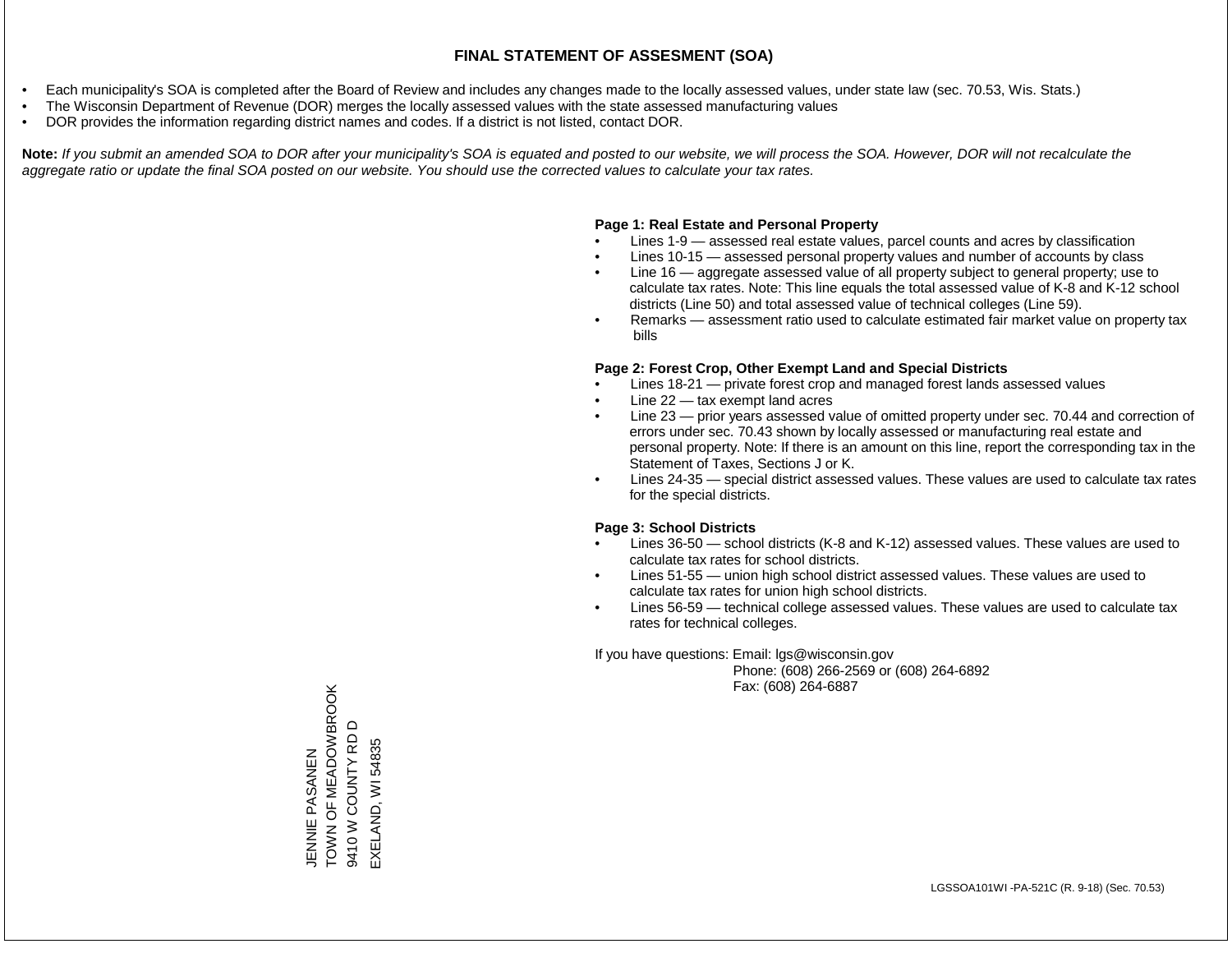# FINAL STATEMENT OF ASSESMENT (SOA)

- Each municipality's SOA is completed after the Board of Review and includes any changes made to the locally assessed values, under state law (sec. 70.53, Wis. Stats.)
- The Wisconsin Department of Revenue (DOR) merges the locally assessed values with the state assessed manufacturing values
- DOR provides the information regarding district names and codes. If a district is not listed, contact DOR.

**Note:** *If you submit an amended SOA to DOR after your municipality's SOA is equated and posted to our website, we will process the SOA. However, DOR will not recalculate the aggregate ratio or update the final SOA posted on our website. You should use the corrected values to calculate your tax rates.*

**Page 1: Real Estate and Personal Property**

- Lines 1-9 — assessed real estate values, parcel counts and acres by classification
- Lines 10-15 — assessed personal property values and number of accounts by class
- Line 16 — aggregate assessed value of all property subject to general property; use to calculate tax rates. Note: This line equals the total assessed value of K-8 and K-12 school districts (Line 50) and total assessed value of technical colleges (Line 59).
- Remarks — assessment ratio used to calculate estimated fair market value on property tax bills

**Page 2: Forest Crop, Other Exempt Land and Special Districts**

- Lines 18-21 — private forest crop and managed forest lands assessed values
- Line 22 — tax exempt land acres
- Line 23 — prior years assessed value of omitted property under sec. 70.44 and correction of errors under sec. 70.43 shown by locally assessed or manufacturing real estate and personal property. Note: If there is an amount on this line, report the corresponding tax in the Statement of Taxes, Sections J or K.
- Lines 24-35 — special district assessed values. These values are used to calculate tax rates for the special districts.

**Page 3: School Districts**

- Lines 36-50 — school districts (K-8 and K-12) assessed values. These values are used to calculate tax rates for school districts.
- Lines 51-55 — union high school district assessed values. These values are used to calculate tax rates for union high school districts.
- Lines 56-59 — technical college assessed values. These values are used to calculate tax rates for technical colleges.

If you have questions: Email: lgs@wisconsin.gov
Phone: (608) 266-2569 or (608) 264-6892
Fax: (608) 264-6887

JENNIE PASANEN
TOWN OF MEADOWBROOK
9410 W COUNTY RD D
EXELAND, WI 54835

LGSSOA101WI -PA-521C (R. 9-18) (Sec. 70.53)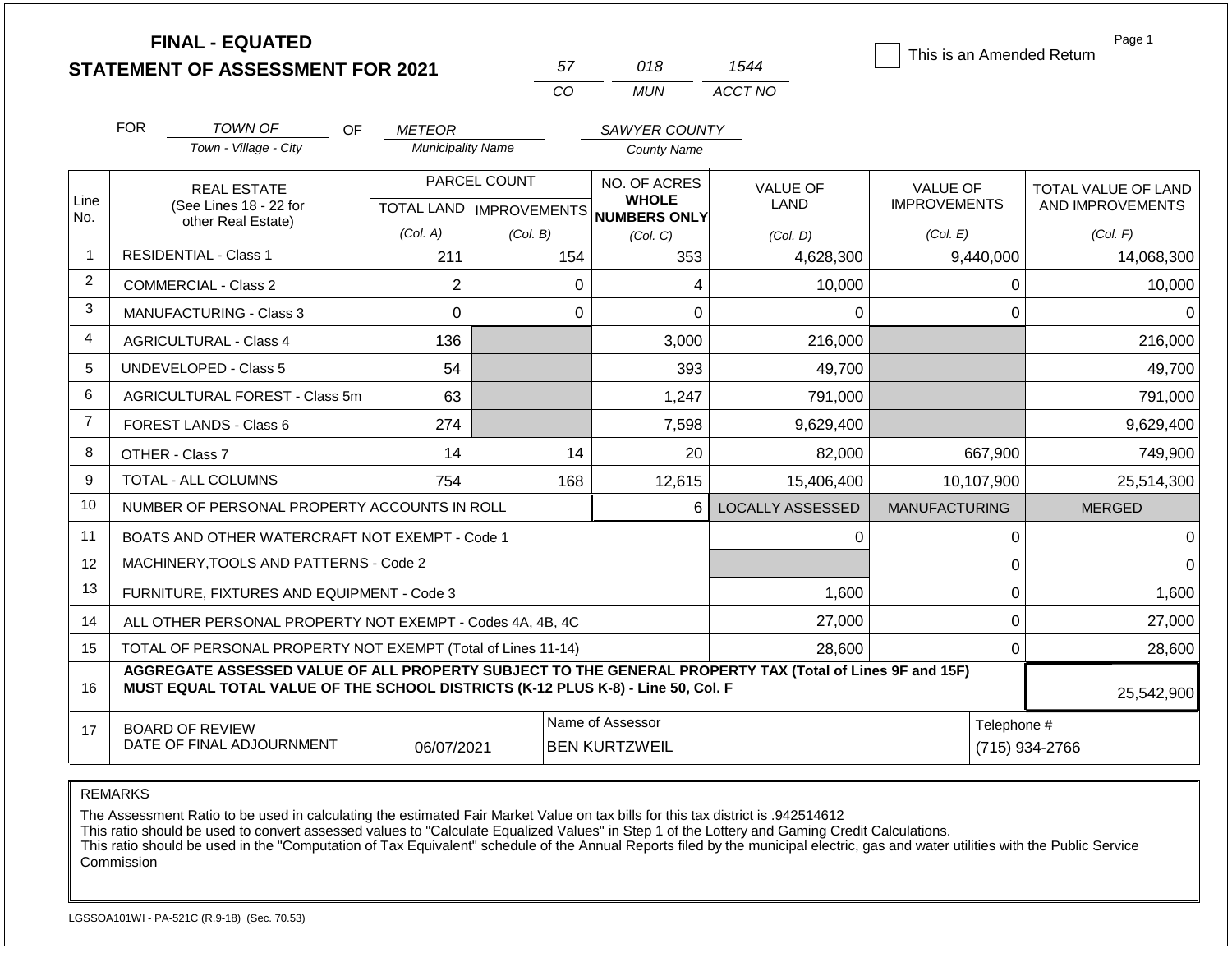# FINAL - EQUATED
# STATEMENT OF ASSESSMENT FOR 2021

| 57 | 018 | 1544 |
|---|---|---|
| CO | MUN | ACCT NO |

☐ This is an Amended Return

FOR *TOWN OF* (Town - Village - City) OF *METEOR* (Municipality Name) *SAWYER COUNTY* (County Name)

| Line No. | REAL ESTATE (See Lines 18 - 22 for other Real Estate) | PARCEL COUNT | | NO. OF ACRES WHOLE NUMBERS ONLY | VALUE OF LAND | VALUE OF IMPROVEMENTS | TOTAL VALUE OF LAND AND IMPROVEMENTS |
|---|---|---|---|---|---|---|---|
| | | TOTAL LAND (Col. A) | IMPROVEMENTS (Col. B) | (Col. C) | (Col. D) | (Col. E) | (Col. F) |
| 1 | RESIDENTIAL - Class 1 | 211 | 154 | 353 | 4,628,300 | 9,440,000 | 14,068,300 |
| 2 | COMMERCIAL - Class 2 | 2 | 0 | 4 | 10,000 | 0 | 10,000 |
| 3 | MANUFACTURING - Class 3 | 0 | 0 | 0 | 0 | 0 | 0 |
| 4 | AGRICULTURAL - Class 4 | 136 | | 3,000 | 216,000 | | 216,000 |
| 5 | UNDEVELOPED - Class 5 | 54 | | 393 | 49,700 | | 49,700 |
| 6 | AGRICULTURAL FOREST - Class 5m | 63 | | 1,247 | 791,000 | | 791,000 |
| 7 | FOREST LANDS - Class 6 | 274 | | 7,598 | 9,629,400 | | 9,629,400 |
| 8 | OTHER - Class 7 | 14 | 14 | 20 | 82,000 | 667,900 | 749,900 |
| 9 | TOTAL - ALL COLUMNS | 754 | 168 | 12,615 | 15,406,400 | 10,107,900 | 25,514,300 |
| 10 | NUMBER OF PERSONAL PROPERTY ACCOUNTS IN ROLL | | | 6 | LOCALLY ASSESSED | MANUFACTURING | MERGED |
| 11 | BOATS AND OTHER WATERCRAFT NOT EXEMPT - Code 1 | | | | 0 | 0 | 0 |
| 12 | MACHINERY,TOOLS AND PATTERNS - Code 2 | | | | | 0 | 0 |
| 13 | FURNITURE, FIXTURES AND EQUIPMENT - Code 3 | | | | 1,600 | 0 | 1,600 |
| 14 | ALL OTHER PERSONAL PROPERTY NOT EXEMPT - Codes 4A, 4B, 4C | | | | 27,000 | 0 | 27,000 |
| 15 | TOTAL OF PERSONAL PROPERTY NOT EXEMPT (Total of Lines 11-14) | | | | 28,600 | 0 | 28,600 |
| 16 | **AGGREGATE ASSESSED VALUE OF ALL PROPERTY SUBJECT TO THE GENERAL PROPERTY TAX (Total of Lines 9F and 15F) MUST EQUAL TOTAL VALUE OF THE SCHOOL DISTRICTS (K-12 PLUS K-8) - Line 50, Col. F** | | | | | | 25,542,900 |
| 17 | BOARD OF REVIEW DATE OF FINAL ADJOURNMENT | 06/07/2021 | Name of Assessor: BEN KURTZWEIL | | | Telephone #: (715) 934-2766 | |

REMARKS

The Assessment Ratio to be used in calculating the estimated Fair Market Value on tax bills for this tax district is .942514612
This ratio should be used to convert assessed values to "Calculate Equalized Values" in Step 1 of the Lottery and Gaming Credit Calculations.
This ratio should be used in the "Computation of Tax Equivalent" schedule of the Annual Reports filed by the municipal electric, gas and water utilities with the Public Service Commission

LGSSOA101WI - PA-521C (R.9-18) (Sec. 70.53)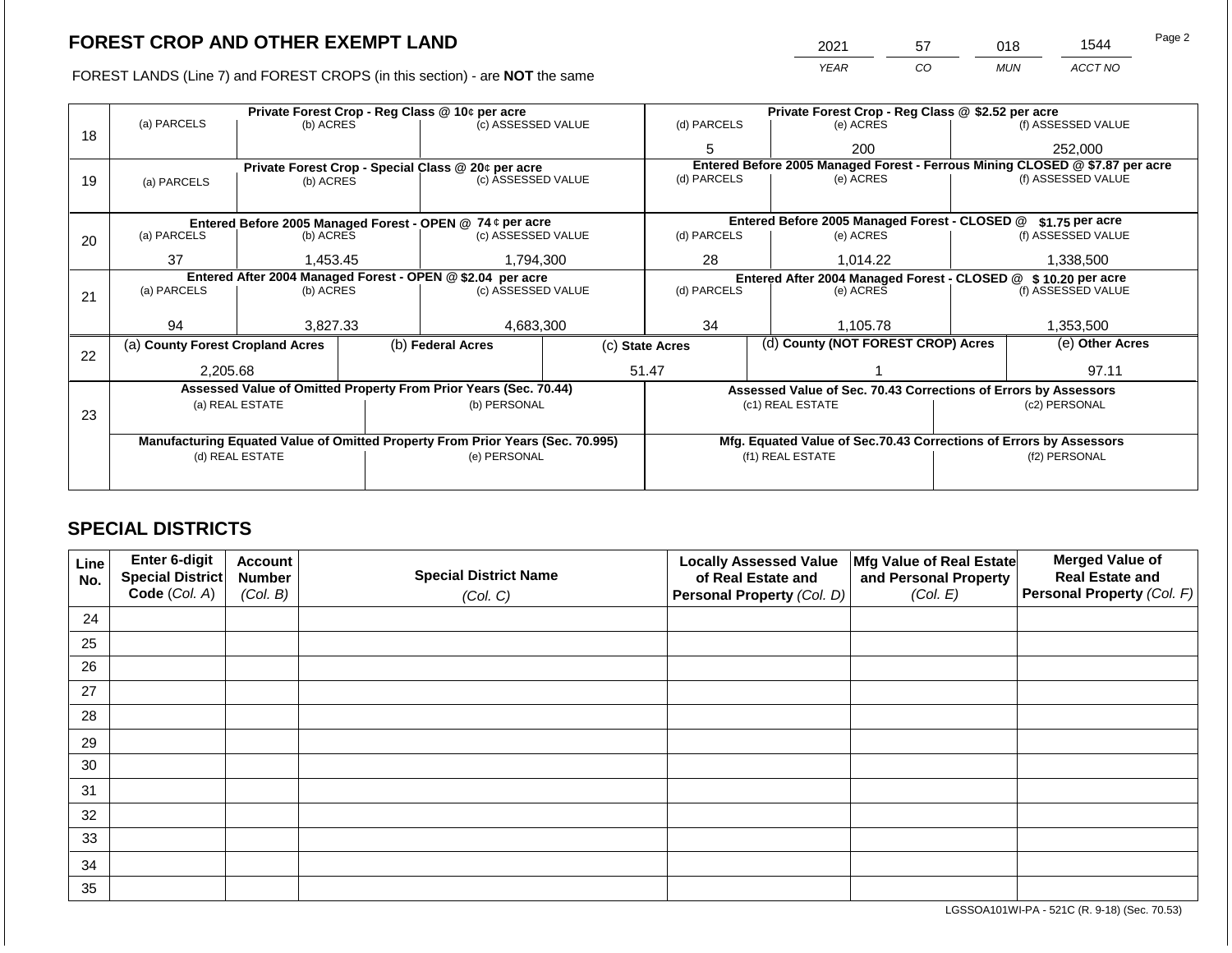# FOREST CROP AND OTHER EXEMPT LAND

FOREST LANDS (Line 7) and FOREST CROPS (in this section) - are **NOT** the same

| 2021 | 57 | 018 | 1544 |
|---|---|---|---|
| *YEAR* | *CO* | *MUN* | *ACCT NO* |

| Line | Private Forest Crop - Reg Class @ 10¢ per acre | | | Private Forest Crop - Reg Class @ $2.52 per acre | | |
|---|---|---|---|---|---|---|
| | (a) PARCELS | (b) ACRES | (c) ASSESSED VALUE | (d) PARCELS | (e) ACRES | (f) ASSESSED VALUE |
| 18 | | | | 5 | 200 | 252,000 |
| | **Private Forest Crop - Special Class @ 20¢ per acre** | | | **Entered Before 2005 Managed Forest - Ferrous Mining CLOSED @ $7.87 per acre** | | |
| | (a) PARCELS | (b) ACRES | (c) ASSESSED VALUE | (d) PARCELS | (e) ACRES | (f) ASSESSED VALUE |
| 19 | | | | | | |
| | **Entered Before 2005 Managed Forest - OPEN @ 74 ¢ per acre** | | | **Entered Before 2005 Managed Forest - CLOSED @ $1.75 per acre** | | |
| | (a) PARCELS | (b) ACRES | (c) ASSESSED VALUE | (d) PARCELS | (e) ACRES | (f) ASSESSED VALUE |
| 20 | 37 | 1,453.45 | 1,794,300 | 28 | 1,014.22 | 1,338,500 |
| | **Entered After 2004 Managed Forest - OPEN @ $2.04 per acre** | | | **Entered After 2004 Managed Forest - CLOSED @ $ 10.20 per acre** | | |
| | (a) PARCELS | (b) ACRES | (c) ASSESSED VALUE | (d) PARCELS | (e) ACRES | (f) ASSESSED VALUE |
| 21 | 94 | 3,827.33 | 4,683,300 | 34 | 1,105.78 | 1,353,500 |

| Line | (a) County Forest Cropland Acres | (b) Federal Acres | (c) State Acres | (d) County (NOT FOREST CROP) Acres | (e) Other Acres |
|---|---|---|---|---|---|
| 22 | 2,205.68 | | 51.47 | 1 | 97.11 |

| Line | Assessed Value of Omitted Property From Prior Years (Sec. 70.44) | | Assessed Value of Sec. 70.43 Corrections of Errors by Assessors | |
|---|---|---|---|---|
| | (a) REAL ESTATE | (b) PERSONAL | (c1) REAL ESTATE | (c2) PERSONAL |
| 23 | | | | |
| | **Manufacturing Equated Value of Omitted Property From Prior Years (Sec. 70.995)** | | **Mfg. Equated Value of Sec.70.43 Corrections of Errors by Assessors** | |
| | (d) REAL ESTATE | (e) PERSONAL | (f1) REAL ESTATE | (f2) PERSONAL |
| | | | | |

## SPECIAL DISTRICTS

| Line No. | Enter 6-digit Special District Code *(Col. A)* | Account Number *(Col. B)* | Special District Name *(Col. C)* | Locally Assessed Value of Real Estate and Personal Property *(Col. D)* | Mfg Value of Real Estate and Personal Property *(Col. E)* | Merged Value of Real Estate and Personal Property *(Col. F)* |
|---|---|---|---|---|---|---|
| 24 | | | | | | |
| 25 | | | | | | |
| 26 | | | | | | |
| 27 | | | | | | |
| 28 | | | | | | |
| 29 | | | | | | |
| 30 | | | | | | |
| 31 | | | | | | |
| 32 | | | | | | |
| 33 | | | | | | |
| 34 | | | | | | |
| 35 | | | | | | |

LGSSOA101WI-PA - 521C (R. 9-18) (Sec. 70.53)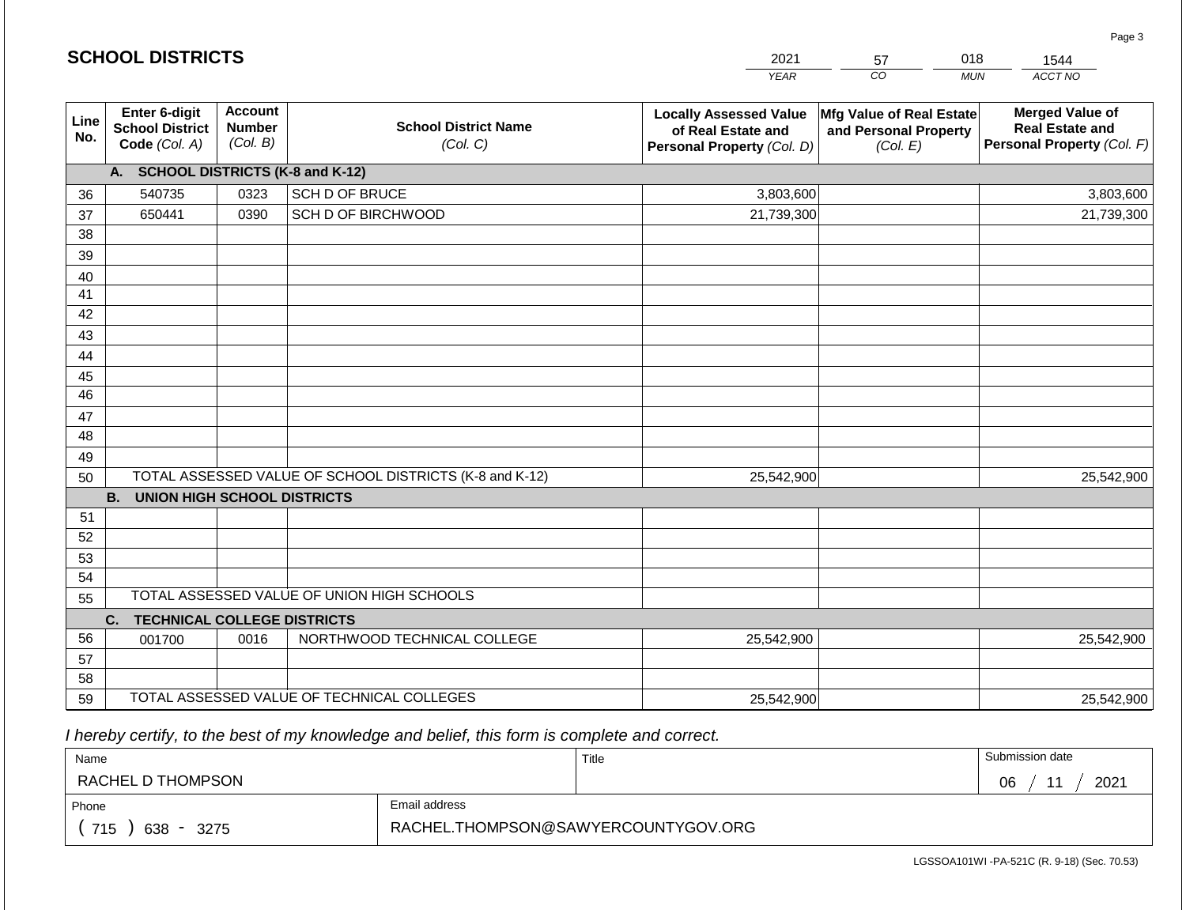# SCHOOL DISTRICTS

| 2021 | 57 | 018 | 1544 |
|---|---|---|---|
| *YEAR* | *CO* | *MUN* | *ACCT NO* |

| Line No. | Enter 6-digit School District Code *(Col. A)* | Account Number *(Col. B)* | School District Name *(Col. C)* | Locally Assessed Value of Real Estate and Personal Property *(Col. D)* | Mfg Value of Real Estate and Personal Property *(Col. E)* | Merged Value of Real Estate and Personal Property *(Col. F)* |
|---|---|---|---|---|---|---|
| | **A. SCHOOL DISTRICTS (K-8 and K-12)** | | | | | |
| 36 | 540735 | 0323 | SCH D OF BRUCE | 3,803,600 | | 3,803,600 |
| 37 | 650441 | 0390 | SCH D OF BIRCHWOOD | 21,739,300 | | 21,739,300 |
| 38 | | | | | | |
| 39 | | | | | | |
| 40 | | | | | | |
| 41 | | | | | | |
| 42 | | | | | | |
| 43 | | | | | | |
| 44 | | | | | | |
| 45 | | | | | | |
| 46 | | | | | | |
| 47 | | | | | | |
| 48 | | | | | | |
| 49 | | | | | | |
| 50 | TOTAL ASSESSED VALUE OF SCHOOL DISTRICTS (K-8 and K-12) | | | 25,542,900 | | 25,542,900 |
| | **B. UNION HIGH SCHOOL DISTRICTS** | | | | | |
| 51 | | | | | | |
| 52 | | | | | | |
| 53 | | | | | | |
| 54 | | | | | | |
| 55 | TOTAL ASSESSED VALUE OF UNION HIGH SCHOOLS | | | | | |
| | **C. TECHNICAL COLLEGE DISTRICTS** | | | | | |
| 56 | 001700 | 0016 | NORTHWOOD TECHNICAL COLLEGE | 25,542,900 | | 25,542,900 |
| 57 | | | | | | |
| 58 | | | | | | |
| 59 | TOTAL ASSESSED VALUE OF TECHNICAL COLLEGES | | | 25,542,900 | | 25,542,900 |

*I hereby certify, to the best of my knowledge and belief, this form is complete and correct.*

| Name | Title | Submission date |
|---|---|---|
| RACHEL D THOMPSON | | 06 / 11 / 2021 |

| Phone | Email address |
|---|---|
| ( 715 ) 638 - 3275 | RACHEL.THOMPSON@SAWYERCOUNTYGOV.ORG |

LGSSOA101WI -PA-521C (R. 9-18) (Sec. 70.53)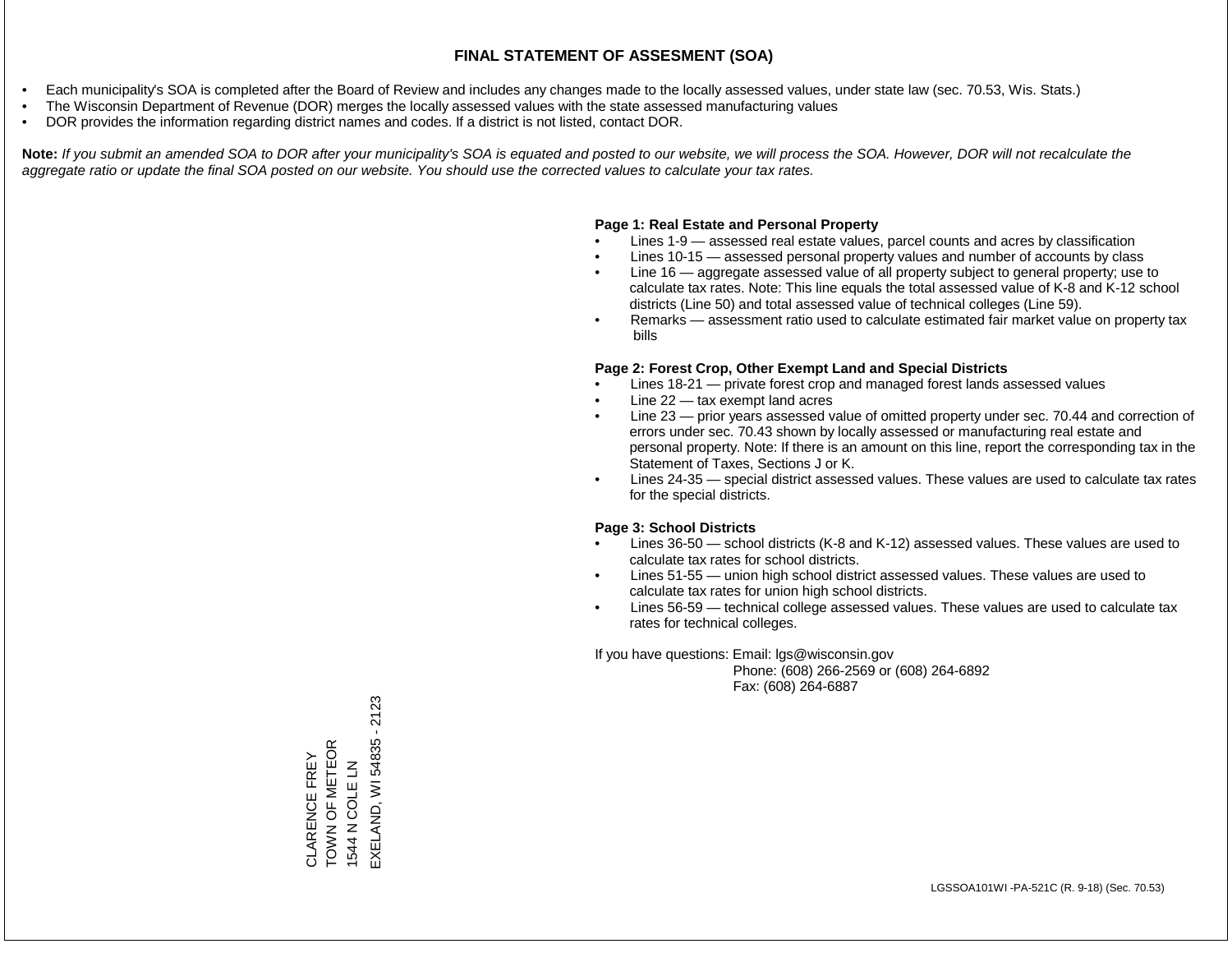# FINAL STATEMENT OF ASSESMENT (SOA)

- Each municipality's SOA is completed after the Board of Review and includes any changes made to the locally assessed values, under state law (sec. 70.53, Wis. Stats.)
- The Wisconsin Department of Revenue (DOR) merges the locally assessed values with the state assessed manufacturing values
- DOR provides the information regarding district names and codes. If a district is not listed, contact DOR.

**Note:** *If you submit an amended SOA to DOR after your municipality's SOA is equated and posted to our website, we will process the SOA. However, DOR will not recalculate the aggregate ratio or update the final SOA posted on our website. You should use the corrected values to calculate your tax rates.*

**Page 1: Real Estate and Personal Property**

- Lines 1-9 — assessed real estate values, parcel counts and acres by classification
- Lines 10-15 — assessed personal property values and number of accounts by class
- Line 16 — aggregate assessed value of all property subject to general property; use to calculate tax rates. Note: This line equals the total assessed value of K-8 and K-12 school districts (Line 50) and total assessed value of technical colleges (Line 59).
- Remarks — assessment ratio used to calculate estimated fair market value on property tax bills

**Page 2: Forest Crop, Other Exempt Land and Special Districts**

- Lines 18-21 — private forest crop and managed forest lands assessed values
- Line 22 — tax exempt land acres
- Line 23 — prior years assessed value of omitted property under sec. 70.44 and correction of errors under sec. 70.43 shown by locally assessed or manufacturing real estate and personal property. Note: If there is an amount on this line, report the corresponding tax in the Statement of Taxes, Sections J or K.
- Lines 24-35 — special district assessed values. These values are used to calculate tax rates for the special districts.

**Page 3: School Districts**

- Lines 36-50 — school districts (K-8 and K-12) assessed values. These values are used to calculate tax rates for school districts.
- Lines 51-55 — union high school district assessed values. These values are used to calculate tax rates for union high school districts.
- Lines 56-59 — technical college assessed values. These values are used to calculate tax rates for technical colleges.

If you have questions: Email: lgs@wisconsin.gov
Phone: (608) 266-2569 or (608) 264-6892
Fax: (608) 264-6887

CLARENCE FREY
TOWN OF METEOR
1544 N COLE LN
EXELAND, WI 54835 - 2123

LGSSOA101WI -PA-521C (R. 9-18) (Sec. 70.53)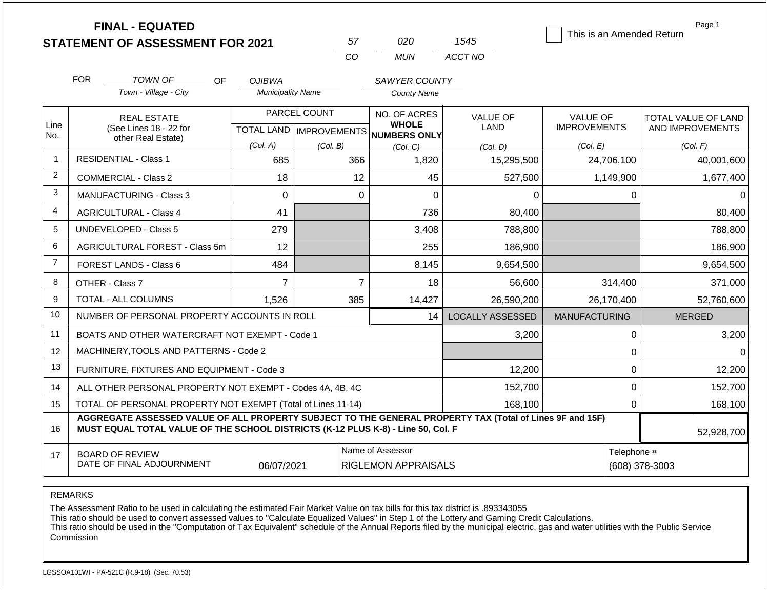# FINAL - EQUATED
# STATEMENT OF ASSESSMENT FOR 2021

| 57 | 020 | 1545 |
|---|---|---|
| CO | MUN | ACCT NO |

☐ This is an Amended Return

Page 1

| FOR | TOWN OF | OF | OJIBWA | SAWYER COUNTY |
|---|---|---|---|---|
| | Town - Village - City | | Municipality Name | County Name |

| Line No. | REAL ESTATE (See Lines 18 - 22 for other Real Estate) | PARCEL COUNT TOTAL LAND (Col. A) | PARCEL COUNT IMPROVEMENTS (Col. B) | NO. OF ACRES WHOLE NUMBERS ONLY (Col. C) | VALUE OF LAND (Col. D) | VALUE OF IMPROVEMENTS (Col. E) | TOTAL VALUE OF LAND AND IMPROVEMENTS (Col. F) |
|---|---|---|---|---|---|---|---|
| 1 | RESIDENTIAL - Class 1 | 685 | 366 | 1,820 | 15,295,500 | 24,706,100 | 40,001,600 |
| 2 | COMMERCIAL - Class 2 | 18 | 12 | 45 | 527,500 | 1,149,900 | 1,677,400 |
| 3 | MANUFACTURING - Class 3 | 0 | 0 | 0 | 0 | 0 | 0 |
| 4 | AGRICULTURAL - Class 4 | 41 | | 736 | 80,400 | | 80,400 |
| 5 | UNDEVELOPED - Class 5 | 279 | | 3,408 | 788,800 | | 788,800 |
| 6 | AGRICULTURAL FOREST - Class 5m | 12 | | 255 | 186,900 | | 186,900 |
| 7 | FOREST LANDS - Class 6 | 484 | | 8,145 | 9,654,500 | | 9,654,500 |
| 8 | OTHER - Class 7 | 7 | 7 | 18 | 56,600 | 314,400 | 371,000 |
| 9 | TOTAL - ALL COLUMNS | 1,526 | 385 | 14,427 | 26,590,200 | 26,170,400 | 52,760,600 |
| 10 | NUMBER OF PERSONAL PROPERTY ACCOUNTS IN ROLL | | | 14 | LOCALLY ASSESSED | MANUFACTURING | MERGED |
| 11 | BOATS AND OTHER WATERCRAFT NOT EXEMPT - Code 1 | | | | 3,200 | 0 | 3,200 |
| 12 | MACHINERY,TOOLS AND PATTERNS - Code 2 | | | | | 0 | 0 |
| 13 | FURNITURE, FIXTURES AND EQUIPMENT - Code 3 | | | | 12,200 | 0 | 12,200 |
| 14 | ALL OTHER PERSONAL PROPERTY NOT EXEMPT - Codes 4A, 4B, 4C | | | | 152,700 | 0 | 152,700 |
| 15 | TOTAL OF PERSONAL PROPERTY NOT EXEMPT (Total of Lines 11-14) | | | | 168,100 | 0 | 168,100 |
| 16 | **AGGREGATE ASSESSED VALUE OF ALL PROPERTY SUBJECT TO THE GENERAL PROPERTY TAX (Total of Lines 9F and 15F) MUST EQUAL TOTAL VALUE OF THE SCHOOL DISTRICTS (K-12 PLUS K-8) - Line 50, Col. F** | | | | | | 52,928,700 |
| 17 | BOARD OF REVIEW DATE OF FINAL ADJOURNMENT | 06/07/2021 | | Name of Assessor: RIGLEMON APPRAISALS | | Telephone #: (608) 378-3003 | |

REMARKS

The Assessment Ratio to be used in calculating the estimated Fair Market Value on tax bills for this tax district is .893343055
This ratio should be used to convert assessed values to "Calculate Equalized Values" in Step 1 of the Lottery and Gaming Credit Calculations.
This ratio should be used in the "Computation of Tax Equivalent" schedule of the Annual Reports filed by the municipal electric, gas and water utilities with the Public Service Commission

LGSSOA101WI - PA-521C (R.9-18) (Sec. 70.53)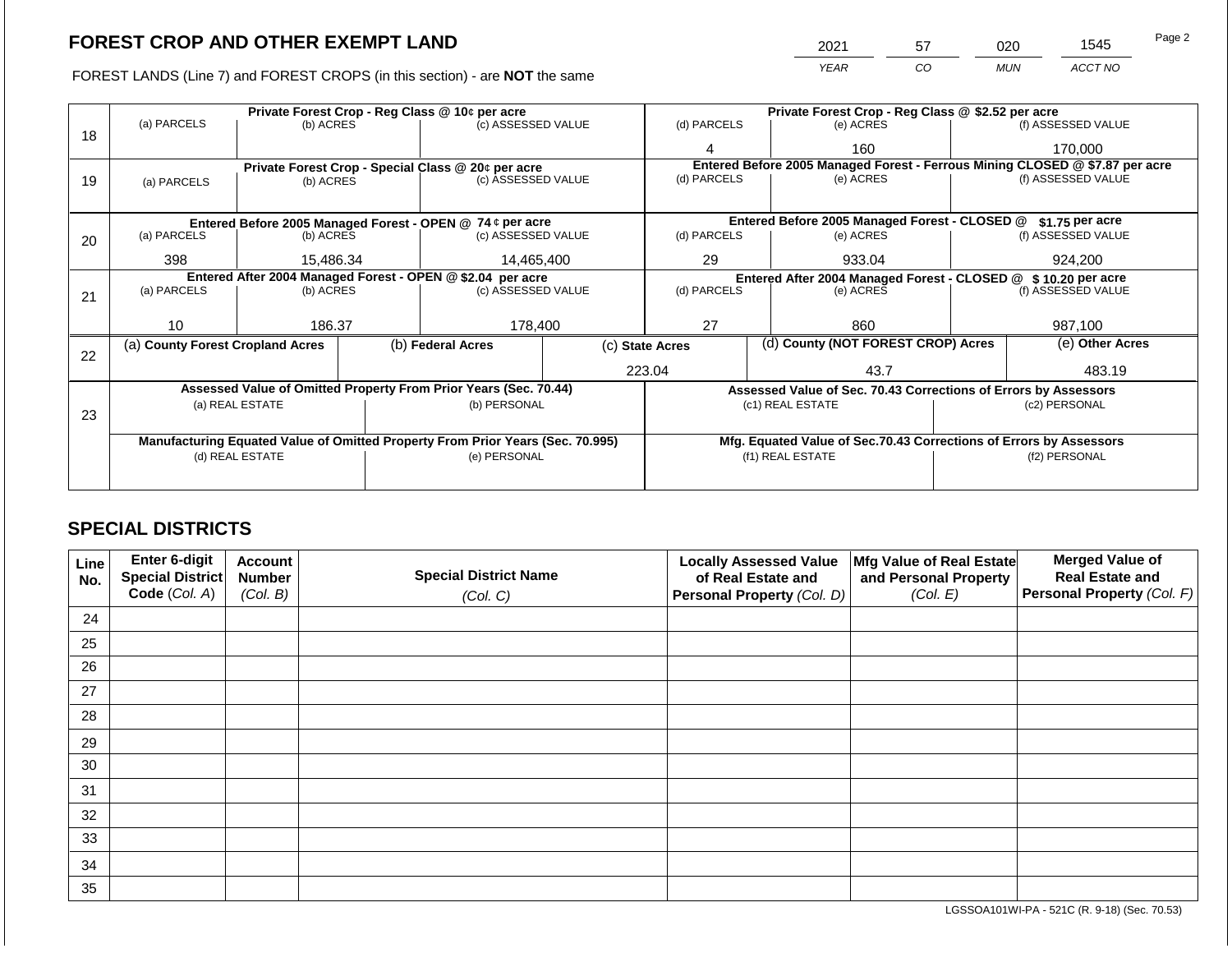## FOREST CROP AND OTHER EXEMPT LAND

FOREST LANDS (Line 7) and FOREST CROPS (in this section) - are **NOT** the same

| YEAR | CO | MUN | ACCT NO |
|---|---|---|---|
| 2021 | 57 | 020 | 1545 |

Page 2

| Line | Private Forest Crop - Reg Class @ 10¢ per acre | | | Private Forest Crop - Reg Class @ $2.52 per acre | | |
|---|---|---|---|---|---|---|
| 18 | (a) PARCELS | (b) ACRES | (c) ASSESSED VALUE | (d) PARCELS | (e) ACRES | (f) ASSESSED VALUE |
| | | | | 4 | 160 | 170,000 |
| | **Private Forest Crop - Special Class @ 20¢ per acre** | | | **Entered Before 2005 Managed Forest - Ferrous Mining CLOSED @ $7.87 per acre** | | |
| 19 | (a) PARCELS | (b) ACRES | (c) ASSESSED VALUE | (d) PARCELS | (e) ACRES | (f) ASSESSED VALUE |
| | | | | | | |
| | **Entered Before 2005 Managed Forest - OPEN @ 74 ¢ per acre** | | | **Entered Before 2005 Managed Forest - CLOSED @ $1.75 per acre** | | |
| 20 | (a) PARCELS | (b) ACRES | (c) ASSESSED VALUE | (d) PARCELS | (e) ACRES | (f) ASSESSED VALUE |
| | 398 | 15,486.34 | 14,465,400 | 29 | 933.04 | 924,200 |
| | **Entered After 2004 Managed Forest - OPEN @ $2.04 per acre** | | | **Entered After 2004 Managed Forest - CLOSED @ $ 10.20 per acre** | | |
| 21 | (a) PARCELS | (b) ACRES | (c) ASSESSED VALUE | (d) PARCELS | (e) ACRES | (f) ASSESSED VALUE |
| | 10 | 186.37 | 178,400 | 27 | 860 | 987,100 |

| Line | (a) County Forest Cropland Acres | (b) Federal Acres | (c) State Acres | (d) County (NOT FOREST CROP) Acres | (e) Other Acres |
|---|---|---|---|---|---|
| 22 | | | 223.04 | 43.7 | 483.19 |

| Line | Assessed Value of Omitted Property From Prior Years (Sec. 70.44) | | Assessed Value of Sec. 70.43 Corrections of Errors by Assessors | |
|---|---|---|---|---|
| 23 | (a) REAL ESTATE | (b) PERSONAL | (c1) REAL ESTATE | (c2) PERSONAL |
| | | | | |
| | **Manufacturing Equated Value of Omitted Property From Prior Years (Sec. 70.995)** | | **Mfg. Equated Value of Sec.70.43 Corrections of Errors by Assessors** | |
| | (d) REAL ESTATE | (e) PERSONAL | (f1) REAL ESTATE | (f2) PERSONAL |
| | | | | |

## SPECIAL DISTRICTS

| Line No. | Enter 6-digit Special District Code (Col. A) | Account Number (Col. B) | Special District Name (Col. C) | Locally Assessed Value of Real Estate and Personal Property (Col. D) | Mfg Value of Real Estate and Personal Property (Col. E) | Merged Value of Real Estate and Personal Property (Col. F) |
|---|---|---|---|---|---|---|
| 24 | | | | | | |
| 25 | | | | | | |
| 26 | | | | | | |
| 27 | | | | | | |
| 28 | | | | | | |
| 29 | | | | | | |
| 30 | | | | | | |
| 31 | | | | | | |
| 32 | | | | | | |
| 33 | | | | | | |
| 34 | | | | | | |
| 35 | | | | | | |

LGSSOA101WI-PA - 521C (R. 9-18) (Sec. 70.53)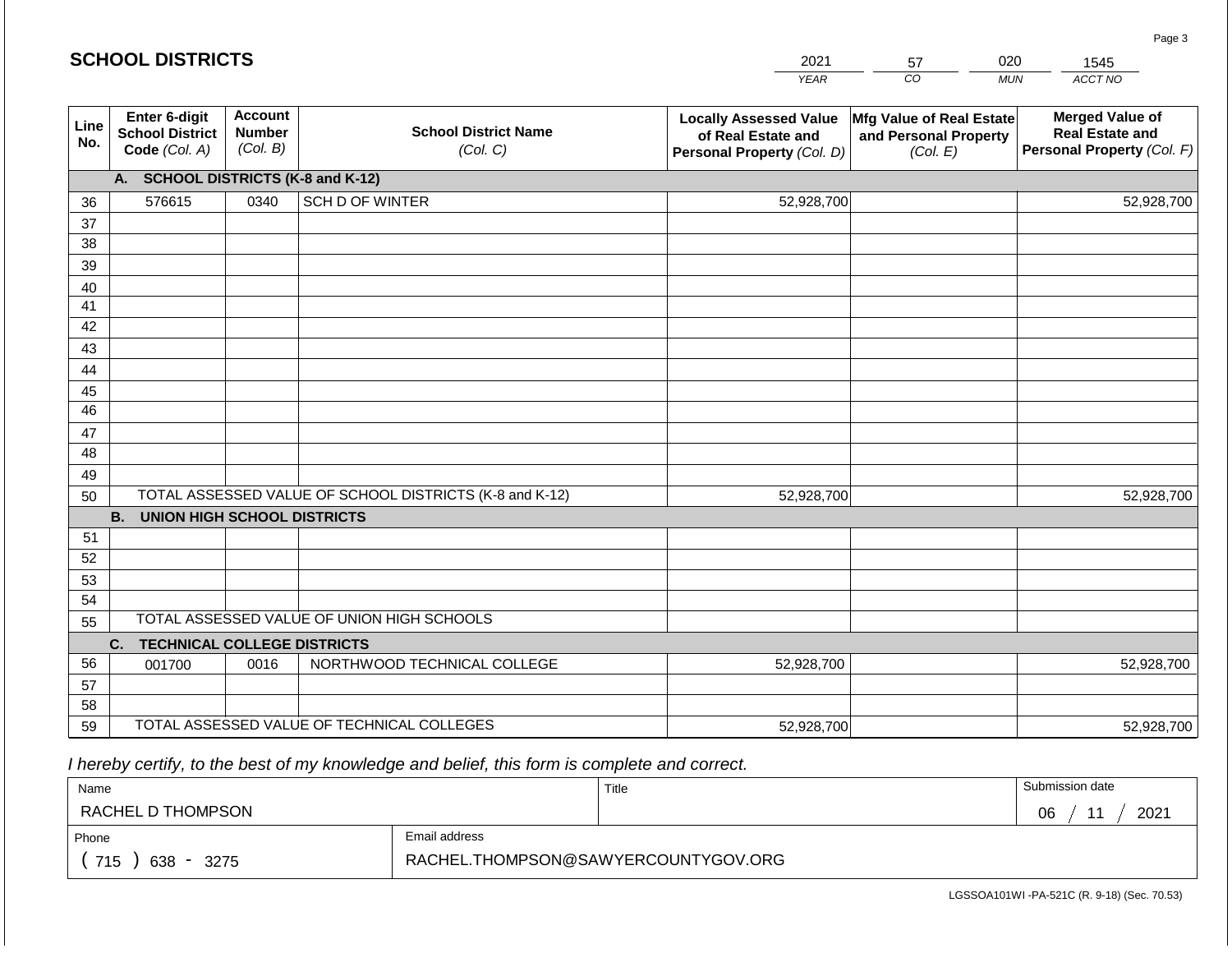# SCHOOL DISTRICTS

| 2021 | 57 | 020 | 1545 |
|---|---|---|---|
| *YEAR* | *CO* | *MUN* | *ACCT NO* |

| Line No. | Enter 6-digit School District Code *(Col. A)* | Account Number *(Col. B)* | School District Name *(Col. C)* | Locally Assessed Value of Real Estate and Personal Property *(Col. D)* | Mfg Value of Real Estate and Personal Property *(Col. E)* | Merged Value of Real Estate and Personal Property *(Col. F)* |
|---|---|---|---|---|---|---|
| | **A. SCHOOL DISTRICTS (K-8 and K-12)** | | | | | |
| 36 | 576615 | 0340 | SCH D OF WINTER | 52,928,700 | | 52,928,700 |
| 37 | | | | | | |
| 38 | | | | | | |
| 39 | | | | | | |
| 40 | | | | | | |
| 41 | | | | | | |
| 42 | | | | | | |
| 43 | | | | | | |
| 44 | | | | | | |
| 45 | | | | | | |
| 46 | | | | | | |
| 47 | | | | | | |
| 48 | | | | | | |
| 49 | | | | | | |
| 50 | TOTAL ASSESSED VALUE OF SCHOOL DISTRICTS (K-8 and K-12) | | | 52,928,700 | | 52,928,700 |
| | **B. UNION HIGH SCHOOL DISTRICTS** | | | | | |
| 51 | | | | | | |
| 52 | | | | | | |
| 53 | | | | | | |
| 54 | | | | | | |
| 55 | TOTAL ASSESSED VALUE OF UNION HIGH SCHOOLS | | | | | |
| | **C. TECHNICAL COLLEGE DISTRICTS** | | | | | |
| 56 | 001700 | 0016 | NORTHWOOD TECHNICAL COLLEGE | 52,928,700 | | 52,928,700 |
| 57 | | | | | | |
| 58 | | | | | | |
| 59 | TOTAL ASSESSED VALUE OF TECHNICAL COLLEGES | | | 52,928,700 | | 52,928,700 |

*I hereby certify, to the best of my knowledge and belief, this form is complete and correct.*

| Name | Title | Submission date |
|---|---|---|
| RACHEL D THOMPSON | | 06 / 11 / 2021 |

| Phone | Email address |
|---|---|
| ( 715 ) 638 - 3275 | RACHEL.THOMPSON@SAWYERCOUNTYGOV.ORG |

LGSSOA101WI -PA-521C (R. 9-18) (Sec. 70.53)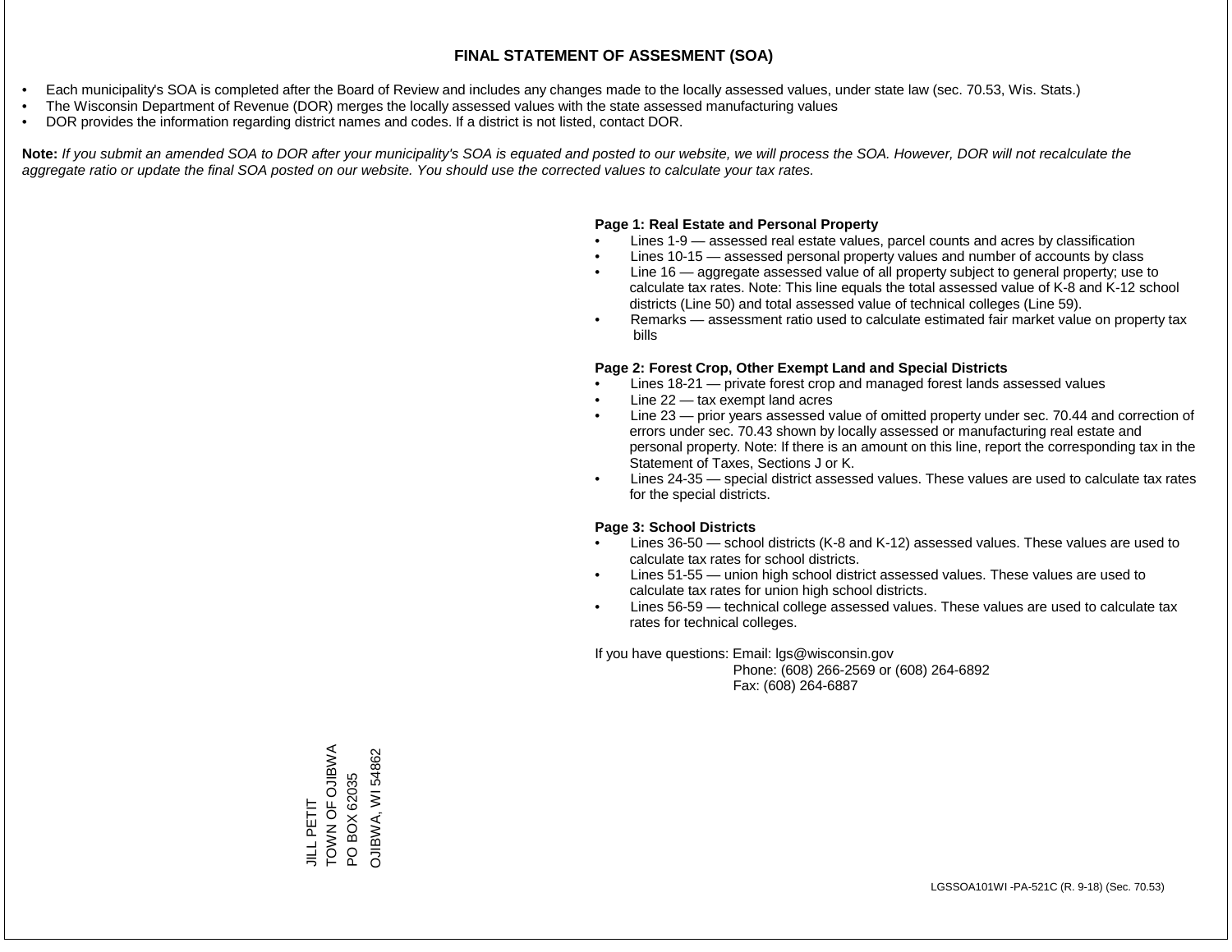# FINAL STATEMENT OF ASSESMENT (SOA)

- Each municipality's SOA is completed after the Board of Review and includes any changes made to the locally assessed values, under state law (sec. 70.53, Wis. Stats.)
- The Wisconsin Department of Revenue (DOR) merges the locally assessed values with the state assessed manufacturing values
- DOR provides the information regarding district names and codes. If a district is not listed, contact DOR.

**Note:** *If you submit an amended SOA to DOR after your municipality's SOA is equated and posted to our website, we will process the SOA. However, DOR will not recalculate the aggregate ratio or update the final SOA posted on our website. You should use the corrected values to calculate your tax rates.*

**Page 1: Real Estate and Personal Property**

- Lines 1-9 — assessed real estate values, parcel counts and acres by classification
- Lines 10-15 — assessed personal property values and number of accounts by class
- Line 16 — aggregate assessed value of all property subject to general property; use to calculate tax rates. Note: This line equals the total assessed value of K-8 and K-12 school districts (Line 50) and total assessed value of technical colleges (Line 59).
- Remarks — assessment ratio used to calculate estimated fair market value on property tax bills

**Page 2: Forest Crop, Other Exempt Land and Special Districts**

- Lines 18-21 — private forest crop and managed forest lands assessed values
- Line 22 — tax exempt land acres
- Line 23 — prior years assessed value of omitted property under sec. 70.44 and correction of errors under sec. 70.43 shown by locally assessed or manufacturing real estate and personal property. Note: If there is an amount on this line, report the corresponding tax in the Statement of Taxes, Sections J or K.
- Lines 24-35 — special district assessed values. These values are used to calculate tax rates for the special districts.

**Page 3: School Districts**

- Lines 36-50 — school districts (K-8 and K-12) assessed values. These values are used to calculate tax rates for school districts.
- Lines 51-55 — union high school district assessed values. These values are used to calculate tax rates for union high school districts.
- Lines 56-59 — technical college assessed values. These values are used to calculate tax rates for technical colleges.

If you have questions: Email: lgs@wisconsin.gov
Phone: (608) 266-2569 or (608) 264-6892
Fax: (608) 264-6887

JILL PETIT
TOWN OF OJIBWA
PO BOX 62035
OJIBWA, WI 54862

LGSSOA101WI -PA-521C (R. 9-18) (Sec. 70.53)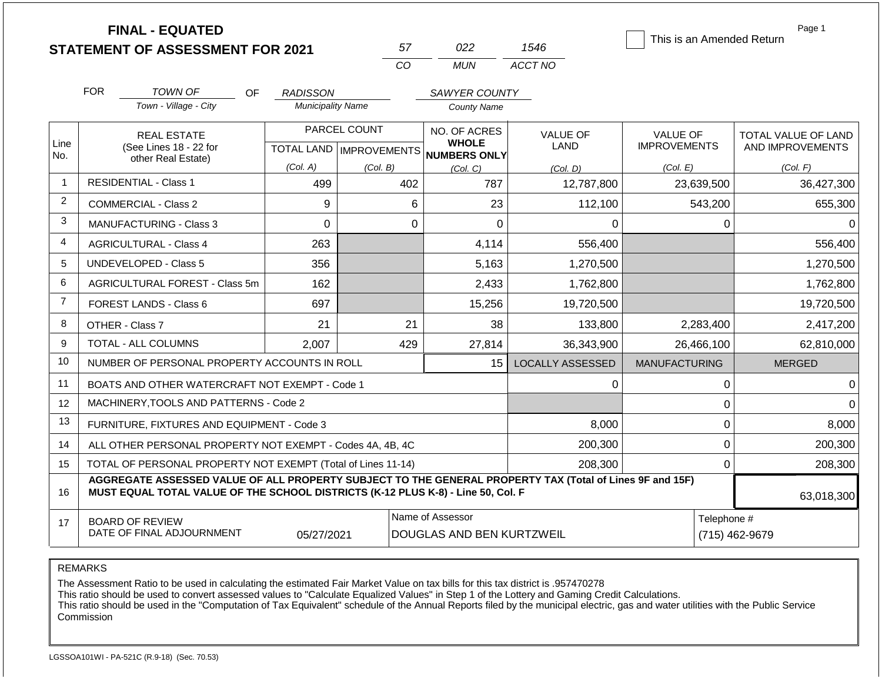# FINAL - EQUATED
## STATEMENT OF ASSESSMENT FOR 2021

| 57 | 022 | 1546 |
|---|---|---|
| CO | MUN | ACCT NO |

☐ This is an Amended Return

FOR *TOWN OF* (Town - Village - City) OF *RADISSON* (Municipality Name) *SAWYER COUNTY* (County Name)

| Line No. | REAL ESTATE (See Lines 18 - 22 for other Real Estate) | PARCEL COUNT TOTAL LAND (Col. A) | PARCEL COUNT IMPROVEMENTS (Col. B) | NO. OF ACRES WHOLE NUMBERS ONLY (Col. C) | VALUE OF LAND (Col. D) | VALUE OF IMPROVEMENTS (Col. E) | TOTAL VALUE OF LAND AND IMPROVEMENTS (Col. F) |
|---|---|---|---|---|---|---|---|
| 1 | RESIDENTIAL - Class 1 | 499 | 402 | 787 | 12,787,800 | 23,639,500 | 36,427,300 |
| 2 | COMMERCIAL - Class 2 | 9 | 6 | 23 | 112,100 | 543,200 | 655,300 |
| 3 | MANUFACTURING - Class 3 | 0 | 0 | 0 | 0 | 0 | 0 |
| 4 | AGRICULTURAL - Class 4 | 263 | | 4,114 | 556,400 | | 556,400 |
| 5 | UNDEVELOPED - Class 5 | 356 | | 5,163 | 1,270,500 | | 1,270,500 |
| 6 | AGRICULTURAL FOREST - Class 5m | 162 | | 2,433 | 1,762,800 | | 1,762,800 |
| 7 | FOREST LANDS - Class 6 | 697 | | 15,256 | 19,720,500 | | 19,720,500 |
| 8 | OTHER - Class 7 | 21 | 21 | 38 | 133,800 | 2,283,400 | 2,417,200 |
| 9 | TOTAL - ALL COLUMNS | 2,007 | 429 | 27,814 | 36,343,900 | 26,466,100 | 62,810,000 |
| 10 | NUMBER OF PERSONAL PROPERTY ACCOUNTS IN ROLL | | | 15 | LOCALLY ASSESSED | MANUFACTURING | MERGED |
| 11 | BOATS AND OTHER WATERCRAFT NOT EXEMPT - Code 1 | | | | 0 | 0 | 0 |
| 12 | MACHINERY,TOOLS AND PATTERNS - Code 2 | | | | | 0 | 0 |
| 13 | FURNITURE, FIXTURES AND EQUIPMENT - Code 3 | | | | 8,000 | 0 | 8,000 |
| 14 | ALL OTHER PERSONAL PROPERTY NOT EXEMPT - Codes 4A, 4B, 4C | | | | 200,300 | 0 | 200,300 |
| 15 | TOTAL OF PERSONAL PROPERTY NOT EXEMPT (Total of Lines 11-14) | | | | 208,300 | 0 | 208,300 |
| 16 | **AGGREGATE ASSESSED VALUE OF ALL PROPERTY SUBJECT TO THE GENERAL PROPERTY TAX (Total of Lines 9F and 15F) MUST EQUAL TOTAL VALUE OF THE SCHOOL DISTRICTS (K-12 PLUS K-8) - Line 50, Col. F** | | | | | | 63,018,300 |
| 17 | BOARD OF REVIEW DATE OF FINAL ADJOURNMENT | 05/27/2021 | | Name of Assessor: DOUGLAS AND BEN KURTZWEIL | | Telephone #: (715) 462-9679 | |

REMARKS

The Assessment Ratio to be used in calculating the estimated Fair Market Value on tax bills for this tax district is .957470278
This ratio should be used to convert assessed values to "Calculate Equalized Values" in Step 1 of the Lottery and Gaming Credit Calculations.
This ratio should be used in the "Computation of Tax Equivalent" schedule of the Annual Reports filed by the municipal electric, gas and water utilities with the Public Service Commission

LGSSOA101WI - PA-521C (R.9-18) (Sec. 70.53)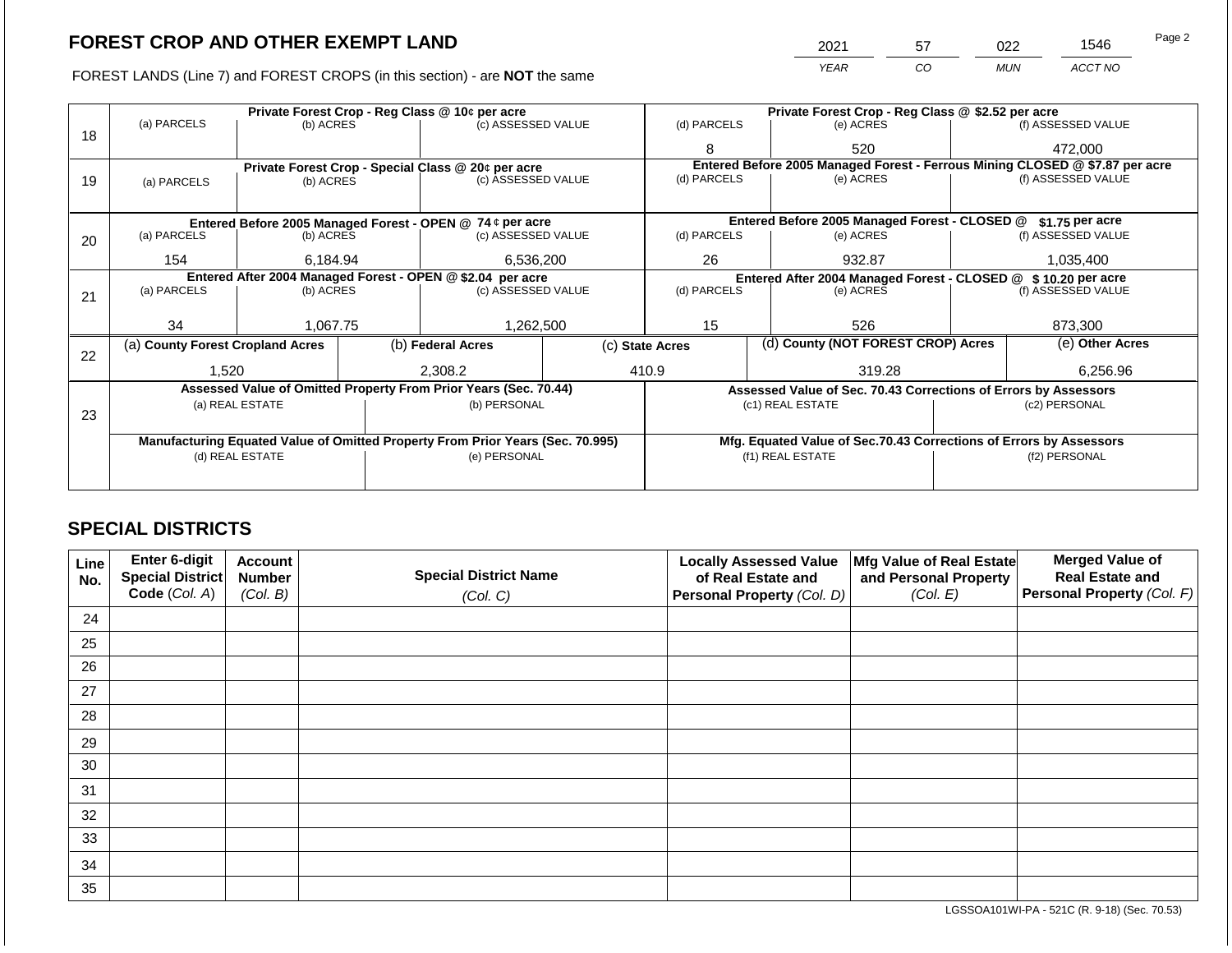## FOREST CROP AND OTHER EXEMPT LAND

| 2021 | 57 | 022 | 1546 |
|---|---|---|---|
| *YEAR* | *CO* | *MUN* | *ACCT NO* |

FOREST LANDS (Line 7) and FOREST CROPS (in this section) - are **NOT** the same

| Line | Private Forest Crop - Reg Class @ 10¢ per acre | | | Private Forest Crop - Reg Class @ $2.52 per acre | | |
|---|---|---|---|---|---|---|
| | (a) PARCELS | (b) ACRES | (c) ASSESSED VALUE | (d) PARCELS | (e) ACRES | (f) ASSESSED VALUE |
| 18 | | | | 8 | 520 | 472,000 |
| | **Private Forest Crop - Special Class @ 20¢ per acre** | | | **Entered Before 2005 Managed Forest - Ferrous Mining CLOSED @ $7.87 per acre** | | |
| | (a) PARCELS | (b) ACRES | (c) ASSESSED VALUE | (d) PARCELS | (e) ACRES | (f) ASSESSED VALUE |
| 19 | | | | | | |
| | **Entered Before 2005 Managed Forest - OPEN @ 74 ¢ per acre** | | | **Entered Before 2005 Managed Forest - CLOSED @ $1.75 per acre** | | |
| | (a) PARCELS | (b) ACRES | (c) ASSESSED VALUE | (d) PARCELS | (e) ACRES | (f) ASSESSED VALUE |
| 20 | 154 | 6,184.94 | 6,536,200 | 26 | 932.87 | 1,035,400 |
| | **Entered After 2004 Managed Forest - OPEN @ $2.04 per acre** | | | **Entered After 2004 Managed Forest - CLOSED @ $ 10.20 per acre** | | |
| | (a) PARCELS | (b) ACRES | (c) ASSESSED VALUE | (d) PARCELS | (e) ACRES | (f) ASSESSED VALUE |
| 21 | 34 | 1,067.75 | 1,262,500 | 15 | 526 | 873,300 |

| Line | (a) County Forest Cropland Acres | (b) Federal Acres | (c) State Acres | (d) County (NOT FOREST CROP) Acres | (e) Other Acres |
|---|---|---|---|---|---|
| 22 | 1,520 | 2,308.2 | 410.9 | 319.28 | 6,256.96 |

| Line | Assessed Value of Omitted Property From Prior Years (Sec. 70.44) | | Assessed Value of Sec. 70.43 Corrections of Errors by Assessors | |
|---|---|---|---|---|
| | (a) REAL ESTATE | (b) PERSONAL | (c1) REAL ESTATE | (c2) PERSONAL |
| 23 | | | | |
| | **Manufacturing Equated Value of Omitted Property From Prior Years (Sec. 70.995)** | | **Mfg. Equated Value of Sec.70.43 Corrections of Errors by Assessors** | |
| | (d) REAL ESTATE | (e) PERSONAL | (f1) REAL ESTATE | (f2) PERSONAL |
| | | | | |

## SPECIAL DISTRICTS

| Line No. | Enter 6-digit Special District Code *(Col. A)* | Account Number *(Col. B)* | Special District Name *(Col. C)* | Locally Assessed Value of Real Estate and Personal Property *(Col. D)* | Mfg Value of Real Estate and Personal Property *(Col. E)* | Merged Value of Real Estate and Personal Property *(Col. F)* |
|---|---|---|---|---|---|---|
| 24 | | | | | | |
| 25 | | | | | | |
| 26 | | | | | | |
| 27 | | | | | | |
| 28 | | | | | | |
| 29 | | | | | | |
| 30 | | | | | | |
| 31 | | | | | | |
| 32 | | | | | | |
| 33 | | | | | | |
| 34 | | | | | | |
| 35 | | | | | | |

LGSSOA101WI-PA - 521C (R. 9-18) (Sec. 70.53)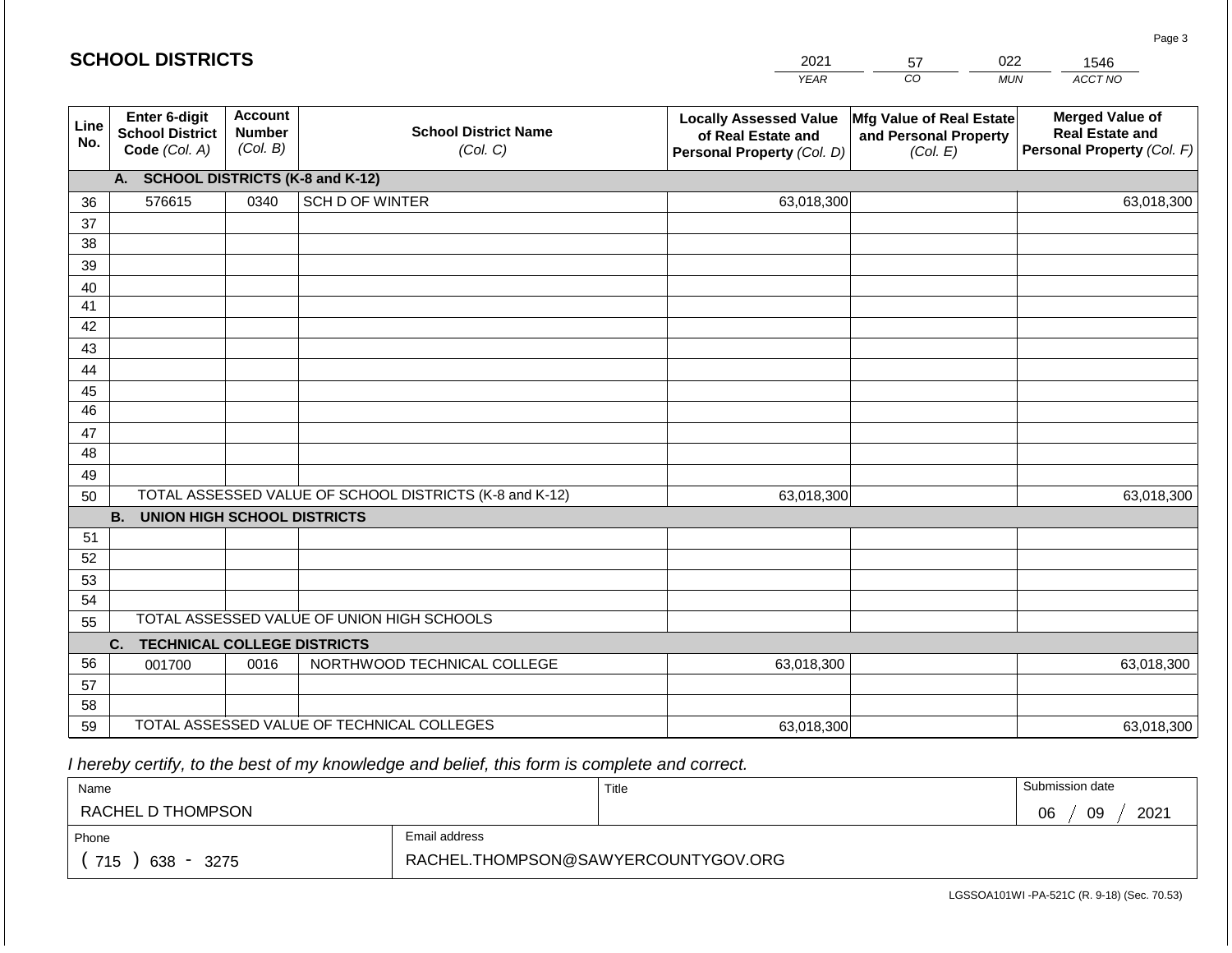## SCHOOL DISTRICTS

| 2021 | 57 | 022 | 1546 |
|---|---|---|---|
| *YEAR* | *CO* | *MUN* | *ACCT NO* |

| Line No. | Enter 6-digit School District Code *(Col. A)* | Account Number *(Col. B)* | School District Name *(Col. C)* | Locally Assessed Value of Real Estate and Personal Property *(Col. D)* | Mfg Value of Real Estate and Personal Property *(Col. E)* | Merged Value of Real Estate and Personal Property *(Col. F)* |
|---|---|---|---|---|---|---|
| | **A. SCHOOL DISTRICTS (K-8 and K-12)** | | | | | |
| 36 | 576615 | 0340 | SCH D OF WINTER | 63,018,300 | | 63,018,300 |
| 37 | | | | | | |
| 38 | | | | | | |
| 39 | | | | | | |
| 40 | | | | | | |
| 41 | | | | | | |
| 42 | | | | | | |
| 43 | | | | | | |
| 44 | | | | | | |
| 45 | | | | | | |
| 46 | | | | | | |
| 47 | | | | | | |
| 48 | | | | | | |
| 49 | | | | | | |
| 50 | TOTAL ASSESSED VALUE OF SCHOOL DISTRICTS (K-8 and K-12) | | | 63,018,300 | | 63,018,300 |
| | **B. UNION HIGH SCHOOL DISTRICTS** | | | | | |
| 51 | | | | | | |
| 52 | | | | | | |
| 53 | | | | | | |
| 54 | | | | | | |
| 55 | TOTAL ASSESSED VALUE OF UNION HIGH SCHOOLS | | | | | |
| | **C. TECHNICAL COLLEGE DISTRICTS** | | | | | |
| 56 | 001700 | 0016 | NORTHWOOD TECHNICAL COLLEGE | 63,018,300 | | 63,018,300 |
| 57 | | | | | | |
| 58 | | | | | | |
| 59 | TOTAL ASSESSED VALUE OF TECHNICAL COLLEGES | | | 63,018,300 | | 63,018,300 |

*I hereby certify, to the best of my knowledge and belief, this form is complete and correct.*

| Name | Title | Submission date |
|---|---|---|
| RACHEL D THOMPSON | | 06 / 09 / 2021 |

| Phone | Email address |
|---|---|
| ( 715 ) 638 - 3275 | RACHEL.THOMPSON@SAWYERCOUNTYGOV.ORG |

LGSSOA101WI -PA-521C (R. 9-18) (Sec. 70.53)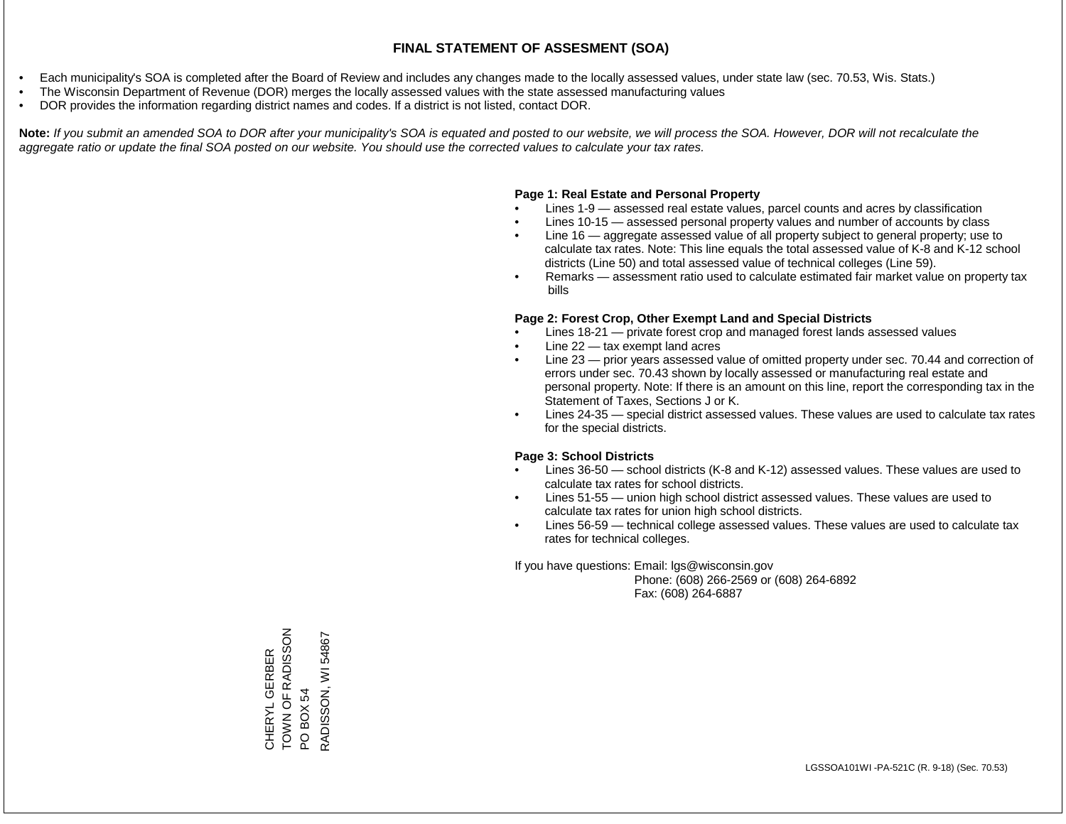# FINAL STATEMENT OF ASSESMENT (SOA)

- Each municipality's SOA is completed after the Board of Review and includes any changes made to the locally assessed values, under state law (sec. 70.53, Wis. Stats.)
- The Wisconsin Department of Revenue (DOR) merges the locally assessed values with the state assessed manufacturing values
- DOR provides the information regarding district names and codes. If a district is not listed, contact DOR.

**Note:** *If you submit an amended SOA to DOR after your municipality's SOA is equated and posted to our website, we will process the SOA. However, DOR will not recalculate the aggregate ratio or update the final SOA posted on our website. You should use the corrected values to calculate your tax rates.*

**Page 1: Real Estate and Personal Property**

- Lines 1-9 — assessed real estate values, parcel counts and acres by classification
- Lines 10-15 — assessed personal property values and number of accounts by class
- Line 16 — aggregate assessed value of all property subject to general property; use to calculate tax rates. Note: This line equals the total assessed value of K-8 and K-12 school districts (Line 50) and total assessed value of technical colleges (Line 59).
- Remarks — assessment ratio used to calculate estimated fair market value on property tax bills

**Page 2: Forest Crop, Other Exempt Land and Special Districts**

- Lines 18-21 — private forest crop and managed forest lands assessed values
- Line 22 — tax exempt land acres
- Line 23 — prior years assessed value of omitted property under sec. 70.44 and correction of errors under sec. 70.43 shown by locally assessed or manufacturing real estate and personal property. Note: If there is an amount on this line, report the corresponding tax in the Statement of Taxes, Sections J or K.
- Lines 24-35 — special district assessed values. These values are used to calculate tax rates for the special districts.

**Page 3: School Districts**

- Lines 36-50 — school districts (K-8 and K-12) assessed values. These values are used to calculate tax rates for school districts.
- Lines 51-55 — union high school district assessed values. These values are used to calculate tax rates for union high school districts.
- Lines 56-59 — technical college assessed values. These values are used to calculate tax rates for technical colleges.

If you have questions: Email: lgs@wisconsin.gov
Phone: (608) 266-2569 or (608) 264-6892
Fax: (608) 264-6887

CHERYL GERBER
TOWN OF RADISSON
PO BOX 54
RADISSON, WI 54867

LGSSOA101WI -PA-521C (R. 9-18) (Sec. 70.53)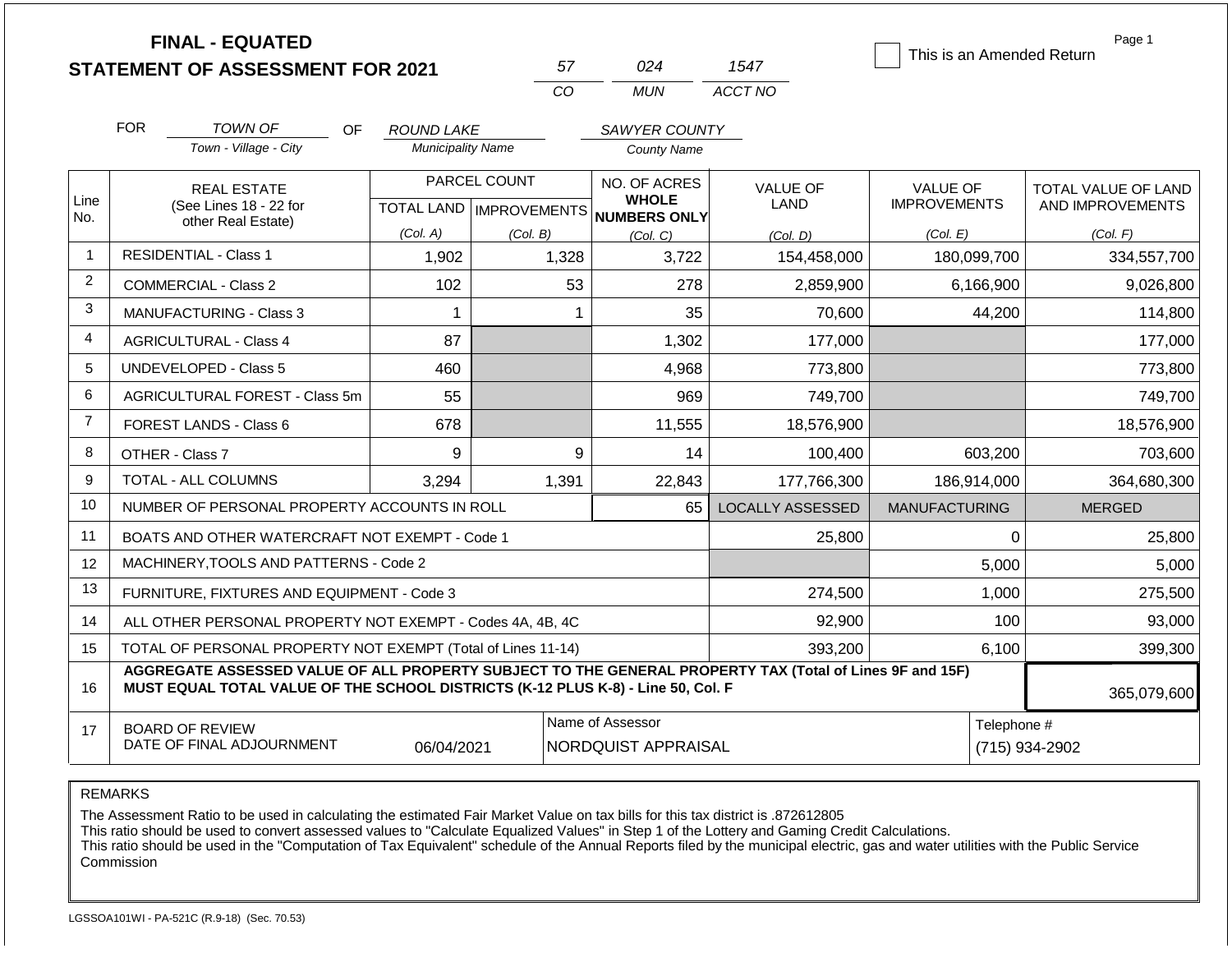# FINAL - EQUATED
## STATEMENT OF ASSESSMENT FOR 2021

| 57 | 024 | 1547 |
|---|---|---|
| CO | MUN | ACCT NO |

☐ This is an Amended Return

FOR *TOWN OF* (Town - Village - City) OF *ROUND LAKE* (Municipality Name) *SAWYER COUNTY* (County Name)

| Line No. | REAL ESTATE (See Lines 18 - 22 for other Real Estate) | PARCEL COUNT TOTAL LAND (Col. A) | PARCEL COUNT IMPROVEMENTS (Col. B) | NO. OF ACRES WHOLE NUMBERS ONLY (Col. C) | VALUE OF LAND (Col. D) | VALUE OF IMPROVEMENTS (Col. E) | TOTAL VALUE OF LAND AND IMPROVEMENTS (Col. F) |
|---|---|---|---|---|---|---|---|
| 1 | RESIDENTIAL - Class 1 | 1,902 | 1,328 | 3,722 | 154,458,000 | 180,099,700 | 334,557,700 |
| 2 | COMMERCIAL - Class 2 | 102 | 53 | 278 | 2,859,900 | 6,166,900 | 9,026,800 |
| 3 | MANUFACTURING - Class 3 | 1 | 1 | 35 | 70,600 | 44,200 | 114,800 |
| 4 | AGRICULTURAL - Class 4 | 87 | | 1,302 | 177,000 | | 177,000 |
| 5 | UNDEVELOPED - Class 5 | 460 | | 4,968 | 773,800 | | 773,800 |
| 6 | AGRICULTURAL FOREST - Class 5m | 55 | | 969 | 749,700 | | 749,700 |
| 7 | FOREST LANDS - Class 6 | 678 | | 11,555 | 18,576,900 | | 18,576,900 |
| 8 | OTHER - Class 7 | 9 | 9 | 14 | 100,400 | 603,200 | 703,600 |
| 9 | TOTAL - ALL COLUMNS | 3,294 | 1,391 | 22,843 | 177,766,300 | 186,914,000 | 364,680,300 |
| 10 | NUMBER OF PERSONAL PROPERTY ACCOUNTS IN ROLL | | | 65 | LOCALLY ASSESSED | MANUFACTURING | MERGED |
| 11 | BOATS AND OTHER WATERCRAFT NOT EXEMPT - Code 1 | | | | 25,800 | 0 | 25,800 |
| 12 | MACHINERY,TOOLS AND PATTERNS - Code 2 | | | | | 5,000 | 5,000 |
| 13 | FURNITURE, FIXTURES AND EQUIPMENT - Code 3 | | | | 274,500 | 1,000 | 275,500 |
| 14 | ALL OTHER PERSONAL PROPERTY NOT EXEMPT - Codes 4A, 4B, 4C | | | | 92,900 | 100 | 93,000 |
| 15 | TOTAL OF PERSONAL PROPERTY NOT EXEMPT (Total of Lines 11-14) | | | | 393,200 | 6,100 | 399,300 |
| 16 | **AGGREGATE ASSESSED VALUE OF ALL PROPERTY SUBJECT TO THE GENERAL PROPERTY TAX (Total of Lines 9F and 15F) MUST EQUAL TOTAL VALUE OF THE SCHOOL DISTRICTS (K-12 PLUS K-8) - Line 50, Col. F** | | | | | | 365,079,600 |
| 17 | BOARD OF REVIEW DATE OF FINAL ADJOURNMENT | 06/04/2021 | Name of Assessor: NORDQUIST APPRAISAL | | | Telephone #: (715) 934-2902 | |

REMARKS

The Assessment Ratio to be used in calculating the estimated Fair Market Value on tax bills for this tax district is .872612805
This ratio should be used to convert assessed values to "Calculate Equalized Values" in Step 1 of the Lottery and Gaming Credit Calculations.
This ratio should be used in the "Computation of Tax Equivalent" schedule of the Annual Reports filed by the municipal electric, gas and water utilities with the Public Service Commission

LGSSOA101WI - PA-521C (R.9-18) (Sec. 70.53)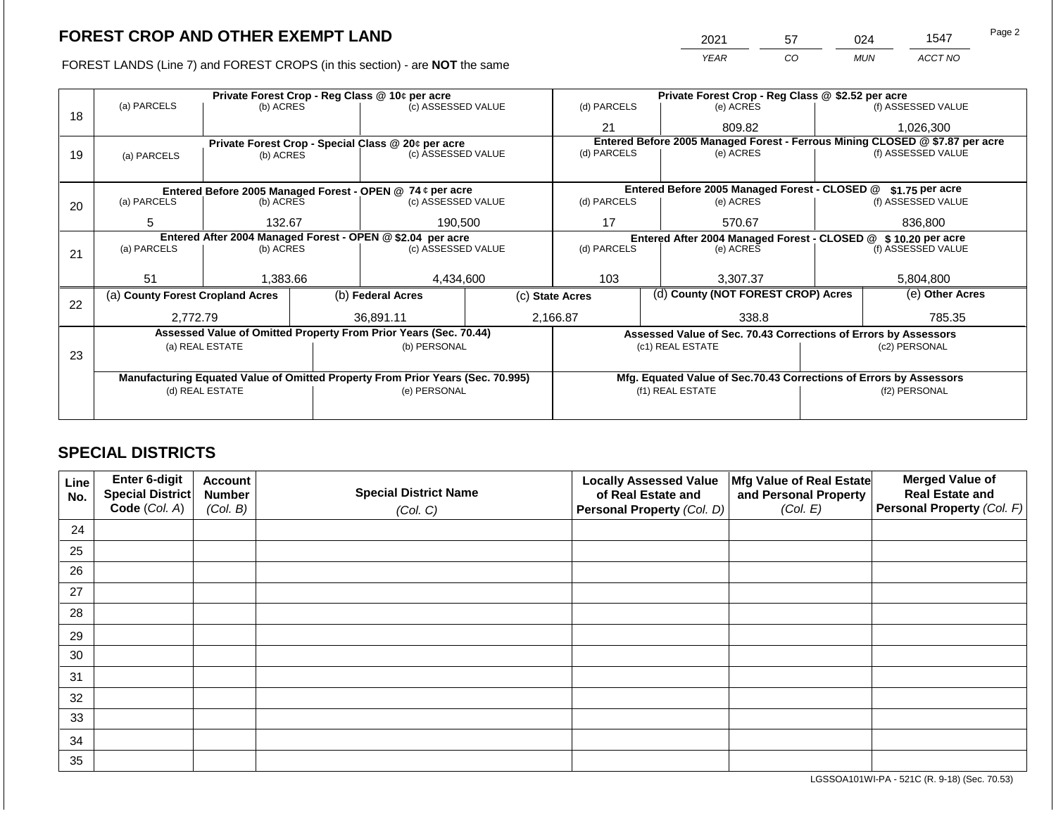# FOREST CROP AND OTHER EXEMPT LAND

FOREST LANDS (Line 7) and FOREST CROPS (in this section) - are **NOT** the same

| YEAR | CO | MUN | ACCT NO |
|---|---|---|---|
| 2021 | 57 | 024 | 1547 |

| Line | Private Forest Crop - Reg Class @ 10¢ per acre (a) PARCELS | (b) ACRES | (c) ASSESSED VALUE | Private Forest Crop - Reg Class @ $2.52 per acre (d) PARCELS | (e) ACRES | (f) ASSESSED VALUE |
|---|---|---|---|---|---|---|
| 18 | | | | 21 | 809.82 | 1,026,300 |

| Line | Private Forest Crop - Special Class @ 20¢ per acre (a) PARCELS | (b) ACRES | (c) ASSESSED VALUE | Entered Before 2005 Managed Forest - Ferrous Mining CLOSED @ $7.87 per acre (d) PARCELS | (e) ACRES | (f) ASSESSED VALUE |
|---|---|---|---|---|---|---|
| 19 | | | | | | |

| Line | Entered Before 2005 Managed Forest - OPEN @ 74 ¢ per acre (a) PARCELS | (b) ACRES | (c) ASSESSED VALUE | Entered Before 2005 Managed Forest - CLOSED @ $1.75 per acre (d) PARCELS | (e) ACRES | (f) ASSESSED VALUE |
|---|---|---|---|---|---|---|
| 20 | 5 | 132.67 | 190,500 | 17 | 570.67 | 836,800 |

| Line | Entered After 2004 Managed Forest - OPEN @ $2.04 per acre (a) PARCELS | (b) ACRES | (c) ASSESSED VALUE | Entered After 2004 Managed Forest - CLOSED @ $ 10.20 per acre (d) PARCELS | (e) ACRES | (f) ASSESSED VALUE |
|---|---|---|---|---|---|---|
| 21 | 51 | 1,383.66 | 4,434,600 | 103 | 3,307.37 | 5,804,800 |

| Line | (a) County Forest Cropland Acres | (b) Federal Acres | (c) State Acres | (d) County (NOT FOREST CROP) Acres | (e) Other Acres |
|---|---|---|---|---|---|
| 22 | 2,772.79 | 36,891.11 | 2,166.87 | 338.8 | 785.35 |

| Line | Assessed Value of Omitted Property From Prior Years (Sec. 70.44) (a) REAL ESTATE | (b) PERSONAL | Assessed Value of Sec. 70.43 Corrections of Errors by Assessors (c1) REAL ESTATE | (c2) PERSONAL |
|---|---|---|---|---|
| 23 | | | | |
| | **Manufacturing Equated Value of Omitted Property From Prior Years (Sec. 70.995)** (d) REAL ESTATE | (e) PERSONAL | **Mfg. Equated Value of Sec.70.43 Corrections of Errors by Assessors** (f1) REAL ESTATE | (f2) PERSONAL |
| | | | | |

## SPECIAL DISTRICTS

| Line No. | Enter 6-digit Special District Code (Col. A) | Account Number (Col. B) | Special District Name (Col. C) | Locally Assessed Value of Real Estate and Personal Property (Col. D) | Mfg Value of Real Estate and Personal Property (Col. E) | Merged Value of Real Estate and Personal Property (Col. F) |
|---|---|---|---|---|---|---|
| 24 | | | | | | |
| 25 | | | | | | |
| 26 | | | | | | |
| 27 | | | | | | |
| 28 | | | | | | |
| 29 | | | | | | |
| 30 | | | | | | |
| 31 | | | | | | |
| 32 | | | | | | |
| 33 | | | | | | |
| 34 | | | | | | |
| 35 | | | | | | |

LGSSOA101WI-PA - 521C (R. 9-18) (Sec. 70.53)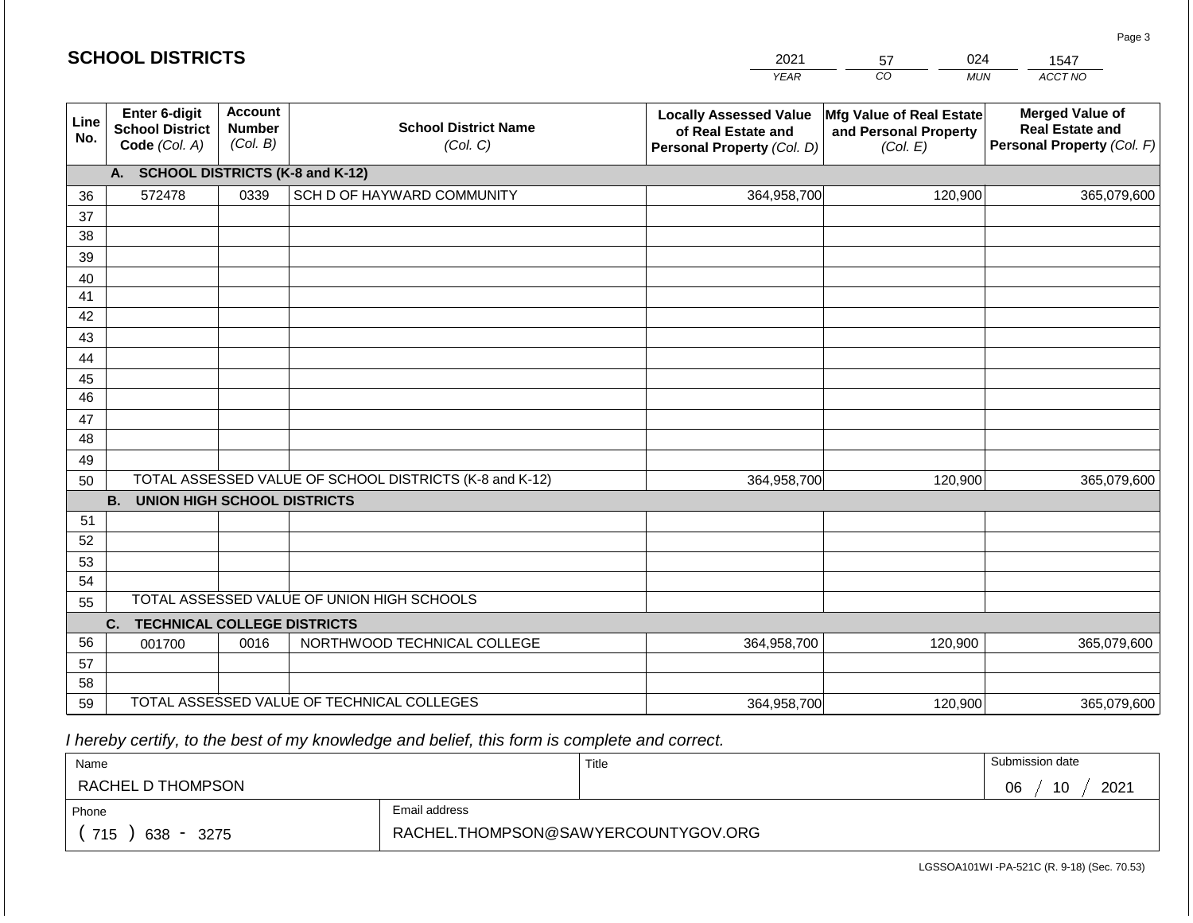## SCHOOL DISTRICTS

| 2021 | 57 | 024 | 1547 |
|---|---|---|---|
| *YEAR* | *CO* | *MUN* | *ACCT NO* |

| Line No. | Enter 6-digit School District Code *(Col. A)* | Account Number *(Col. B)* | School District Name *(Col. C)* | Locally Assessed Value of Real Estate and Personal Property *(Col. D)* | Mfg Value of Real Estate and Personal Property *(Col. E)* | Merged Value of Real Estate and Personal Property *(Col. F)* |
|---|---|---|---|---|---|---|
| | **A. SCHOOL DISTRICTS (K-8 and K-12)** | | | | | |
| 36 | 572478 | 0339 | SCH D OF HAYWARD COMMUNITY | 364,958,700 | 120,900 | 365,079,600 |
| 37 | | | | | | |
| 38 | | | | | | |
| 39 | | | | | | |
| 40 | | | | | | |
| 41 | | | | | | |
| 42 | | | | | | |
| 43 | | | | | | |
| 44 | | | | | | |
| 45 | | | | | | |
| 46 | | | | | | |
| 47 | | | | | | |
| 48 | | | | | | |
| 49 | | | | | | |
| 50 | TOTAL ASSESSED VALUE OF SCHOOL DISTRICTS (K-8 and K-12) | | | 364,958,700 | 120,900 | 365,079,600 |
| | **B. UNION HIGH SCHOOL DISTRICTS** | | | | | |
| 51 | | | | | | |
| 52 | | | | | | |
| 53 | | | | | | |
| 54 | | | | | | |
| 55 | TOTAL ASSESSED VALUE OF UNION HIGH SCHOOLS | | | | | |
| | **C. TECHNICAL COLLEGE DISTRICTS** | | | | | |
| 56 | 001700 | 0016 | NORTHWOOD TECHNICAL COLLEGE | 364,958,700 | 120,900 | 365,079,600 |
| 57 | | | | | | |
| 58 | | | | | | |
| 59 | TOTAL ASSESSED VALUE OF TECHNICAL COLLEGES | | | 364,958,700 | 120,900 | 365,079,600 |

*I hereby certify, to the best of my knowledge and belief, this form is complete and correct.*

| Name | Title | Submission date |
|---|---|---|
| RACHEL D THOMPSON | | 06 / 10 / 2021 |
| **Phone** | **Email address** | |
| ( 715 ) 638 - 3275 | RACHEL.THOMPSON@SAWYERCOUNTYGOV.ORG | |

LGSSOA101WI -PA-521C (R. 9-18) (Sec. 70.53)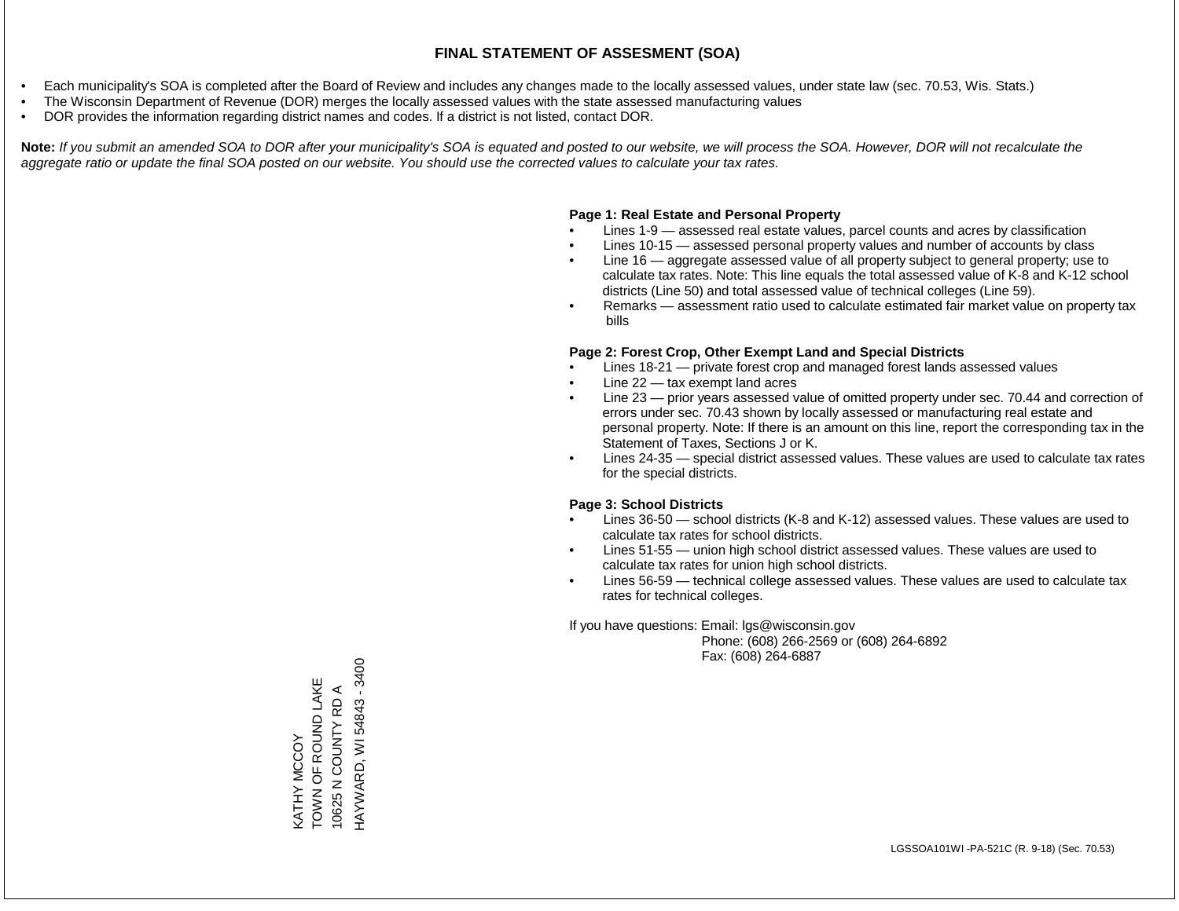# FINAL STATEMENT OF ASSESMENT (SOA)

- Each municipality's SOA is completed after the Board of Review and includes any changes made to the locally assessed values, under state law (sec. 70.53, Wis. Stats.)
- The Wisconsin Department of Revenue (DOR) merges the locally assessed values with the state assessed manufacturing values
- DOR provides the information regarding district names and codes. If a district is not listed, contact DOR.

**Note:** *If you submit an amended SOA to DOR after your municipality's SOA is equated and posted to our website, we will process the SOA. However, DOR will not recalculate the aggregate ratio or update the final SOA posted on our website. You should use the corrected values to calculate your tax rates.*

**Page 1: Real Estate and Personal Property**

- Lines 1-9 — assessed real estate values, parcel counts and acres by classification
- Lines 10-15 — assessed personal property values and number of accounts by class
- Line 16 — aggregate assessed value of all property subject to general property; use to calculate tax rates. Note: This line equals the total assessed value of K-8 and K-12 school districts (Line 50) and total assessed value of technical colleges (Line 59).
- Remarks — assessment ratio used to calculate estimated fair market value on property tax bills

**Page 2: Forest Crop, Other Exempt Land and Special Districts**

- Lines 18-21 — private forest crop and managed forest lands assessed values
- Line 22 — tax exempt land acres
- Line 23 — prior years assessed value of omitted property under sec. 70.44 and correction of errors under sec. 70.43 shown by locally assessed or manufacturing real estate and personal property. Note: If there is an amount on this line, report the corresponding tax in the Statement of Taxes, Sections J or K.
- Lines 24-35 — special district assessed values. These values are used to calculate tax rates for the special districts.

**Page 3: School Districts**

- Lines 36-50 — school districts (K-8 and K-12) assessed values. These values are used to calculate tax rates for school districts.
- Lines 51-55 — union high school district assessed values. These values are used to calculate tax rates for union high school districts.
- Lines 56-59 — technical college assessed values. These values are used to calculate tax rates for technical colleges.

If you have questions: Email: lgs@wisconsin.gov
Phone: (608) 266-2569 or (608) 264-6892
Fax: (608) 264-6887

KATHY MCCOY
TOWN OF ROUND LAKE
10625 N COUNTY RD A
HAYWARD, WI 54843 - 3400

LGSSOA101WI -PA-521C (R. 9-18) (Sec. 70.53)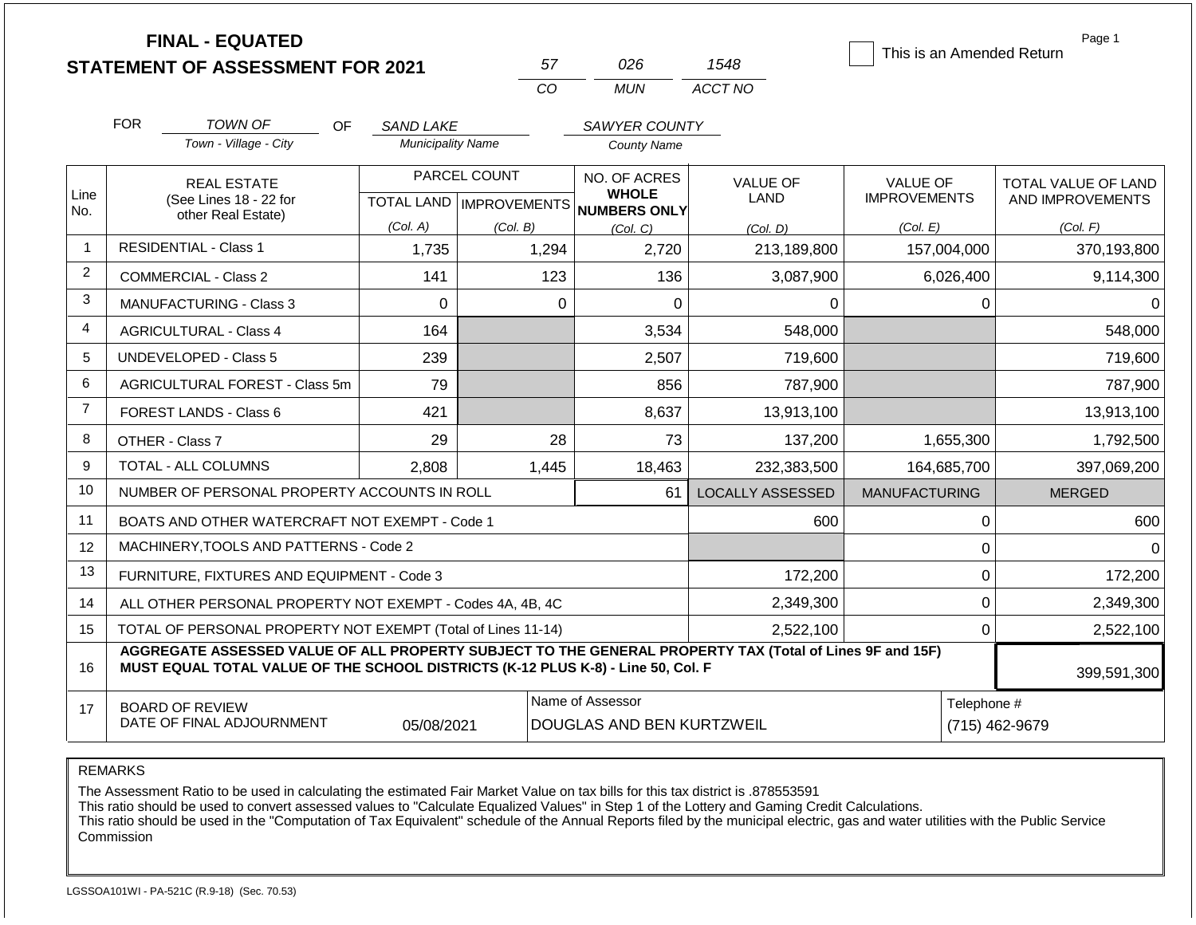# FINAL - EQUATED
# STATEMENT OF ASSESSMENT FOR 2021

57 | 026 | 1548
CO | MUN | ACCT NO

☐ This is an Amended Return

Page 1

FOR TOWN OF (Town - Village - City) OF SAND LAKE (Municipality Name) SAWYER COUNTY (County Name)

| Line No. | REAL ESTATE (See Lines 18 - 22 for other Real Estate) | PARCEL COUNT TOTAL LAND (Col. A) | PARCEL COUNT IMPROVEMENTS (Col. B) | NO. OF ACRES WHOLE NUMBERS ONLY (Col. C) | VALUE OF LAND (Col. D) | VALUE OF IMPROVEMENTS (Col. E) | TOTAL VALUE OF LAND AND IMPROVEMENTS (Col. F) |
|---|---|---|---|---|---|---|---|
| 1 | RESIDENTIAL - Class 1 | 1,735 | 1,294 | 2,720 | 213,189,800 | 157,004,000 | 370,193,800 |
| 2 | COMMERCIAL - Class 2 | 141 | 123 | 136 | 3,087,900 | 6,026,400 | 9,114,300 |
| 3 | MANUFACTURING - Class 3 | 0 | 0 | 0 | 0 | 0 | 0 |
| 4 | AGRICULTURAL - Class 4 | 164 | | 3,534 | 548,000 | | 548,000 |
| 5 | UNDEVELOPED - Class 5 | 239 | | 2,507 | 719,600 | | 719,600 |
| 6 | AGRICULTURAL FOREST - Class 5m | 79 | | 856 | 787,900 | | 787,900 |
| 7 | FOREST LANDS - Class 6 | 421 | | 8,637 | 13,913,100 | | 13,913,100 |
| 8 | OTHER - Class 7 | 29 | 28 | 73 | 137,200 | 1,655,300 | 1,792,500 |
| 9 | TOTAL - ALL COLUMNS | 2,808 | 1,445 | 18,463 | 232,383,500 | 164,685,700 | 397,069,200 |
| 10 | NUMBER OF PERSONAL PROPERTY ACCOUNTS IN ROLL | | | 61 | LOCALLY ASSESSED | MANUFACTURING | MERGED |
| 11 | BOATS AND OTHER WATERCRAFT NOT EXEMPT - Code 1 | | | | 600 | 0 | 600 |
| 12 | MACHINERY,TOOLS AND PATTERNS - Code 2 | | | | | 0 | 0 |
| 13 | FURNITURE, FIXTURES AND EQUIPMENT - Code 3 | | | | 172,200 | 0 | 172,200 |
| 14 | ALL OTHER PERSONAL PROPERTY NOT EXEMPT - Codes 4A, 4B, 4C | | | | 2,349,300 | 0 | 2,349,300 |
| 15 | TOTAL OF PERSONAL PROPERTY NOT EXEMPT (Total of Lines 11-14) | | | | 2,522,100 | 0 | 2,522,100 |
| 16 | **AGGREGATE ASSESSED VALUE OF ALL PROPERTY SUBJECT TO THE GENERAL PROPERTY TAX (Total of Lines 9F and 15F) MUST EQUAL TOTAL VALUE OF THE SCHOOL DISTRICTS (K-12 PLUS K-8) - Line 50, Col. F** | | | | | | 399,591,300 |
| 17 | BOARD OF REVIEW DATE OF FINAL ADJOURNMENT | 05/08/2021 | | Name of Assessor: DOUGLAS AND BEN KURTZWEIL | | | Telephone #: (715) 462-9679 |

REMARKS

The Assessment Ratio to be used in calculating the estimated Fair Market Value on tax bills for this tax district is .878553591
This ratio should be used to convert assessed values to "Calculate Equalized Values" in Step 1 of the Lottery and Gaming Credit Calculations.
This ratio should be used in the "Computation of Tax Equivalent" schedule of the Annual Reports filed by the municipal electric, gas and water utilities with the Public Service Commission

LGSSOA101WI - PA-521C (R.9-18) (Sec. 70.53)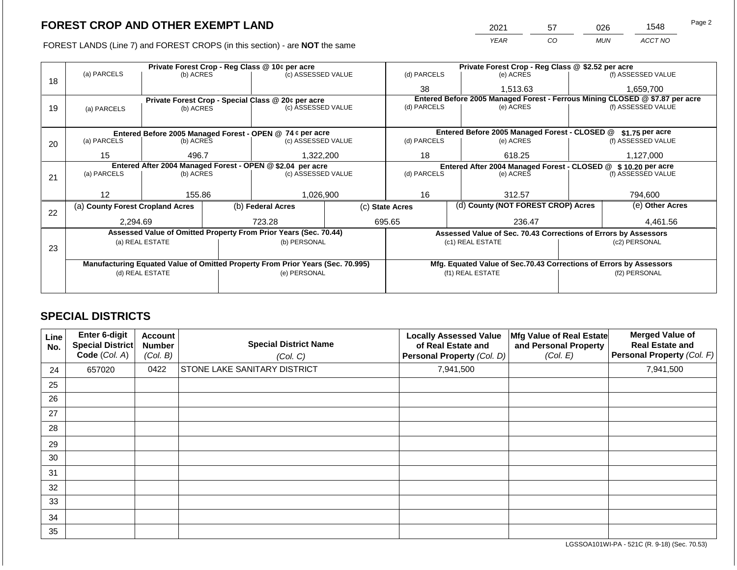# FOREST CROP AND OTHER EXEMPT LAND

FOREST LANDS (Line 7) and FOREST CROPS (in this section) - are **NOT** the same

| 2021 | 57 | 026 | 1548 |
|---|---|---|---|
| YEAR | CO | MUN | ACCT NO |

Page 2

| Line | | | | | | |
|---|---|---|---|---|---|---|
| 18 | **Private Forest Crop - Reg Class @ 10¢ per acre** | | | **Private Forest Crop - Reg Class @ $2.52 per acre** | | |
| | (a) PARCELS | (b) ACRES | (c) ASSESSED VALUE | (d) PARCELS | (e) ACRES | (f) ASSESSED VALUE |
| | | | | 38 | 1,513.63 | 1,659,700 |
| 19 | **Private Forest Crop - Special Class @ 20¢ per acre** | | | **Entered Before 2005 Managed Forest - Ferrous Mining CLOSED @ $7.87 per acre** | | |
| | (a) PARCELS | (b) ACRES | (c) ASSESSED VALUE | (d) PARCELS | (e) ACRES | (f) ASSESSED VALUE |
| | | | | | | |
| 20 | **Entered Before 2005 Managed Forest - OPEN @ 74 ¢ per acre** | | | **Entered Before 2005 Managed Forest - CLOSED @ $1.75 per acre** | | |
| | (a) PARCELS | (b) ACRES | (c) ASSESSED VALUE | (d) PARCELS | (e) ACRES | (f) ASSESSED VALUE |
| | 15 | 496.7 | 1,322,200 | 18 | 618.25 | 1,127,000 |
| 21 | **Entered After 2004 Managed Forest - OPEN @ $2.04 per acre** | | | **Entered After 2004 Managed Forest - CLOSED @ $ 10.20 per acre** | | |
| | (a) PARCELS | (b) ACRES | (c) ASSESSED VALUE | (d) PARCELS | (e) ACRES | (f) ASSESSED VALUE |
| | 12 | 155.86 | 1,026,900 | 16 | 312.57 | 794,600 |

| Line | (a) County Forest Cropland Acres | (b) Federal Acres | (c) State Acres | (d) County (NOT FOREST CROP) Acres | (e) Other Acres |
|---|---|---|---|---|---|
| 22 | 2,294.69 | 723.28 | 695.65 | 236.47 | 4,461.56 |

| Line | **Assessed Value of Omitted Property From Prior Years (Sec. 70.44)** | | **Assessed Value of Sec. 70.43 Corrections of Errors by Assessors** | |
|---|---|---|---|---|
| 23 | (a) REAL ESTATE | (b) PERSONAL | (c1) REAL ESTATE | (c2) PERSONAL |
| | | | | |
| | **Manufacturing Equated Value of Omitted Property From Prior Years (Sec. 70.995)** | | **Mfg. Equated Value of Sec.70.43 Corrections of Errors by Assessors** | |
| | (d) REAL ESTATE | (e) PERSONAL | (f1) REAL ESTATE | (f2) PERSONAL |
| | | | | |

## SPECIAL DISTRICTS

| Line No. | Enter 6-digit Special District Code (Col. A) | Account Number (Col. B) | Special District Name (Col. C) | Locally Assessed Value of Real Estate and Personal Property (Col. D) | Mfg Value of Real Estate and Personal Property (Col. E) | Merged Value of Real Estate and Personal Property (Col. F) |
|---|---|---|---|---|---|---|
| 24 | 657020 | 0422 | STONE LAKE SANITARY DISTRICT | 7,941,500 | | 7,941,500 |
| 25 | | | | | | |
| 26 | | | | | | |
| 27 | | | | | | |
| 28 | | | | | | |
| 29 | | | | | | |
| 30 | | | | | | |
| 31 | | | | | | |
| 32 | | | | | | |
| 33 | | | | | | |
| 34 | | | | | | |
| 35 | | | | | | |

LGSSOA101WI-PA - 521C (R. 9-18) (Sec. 70.53)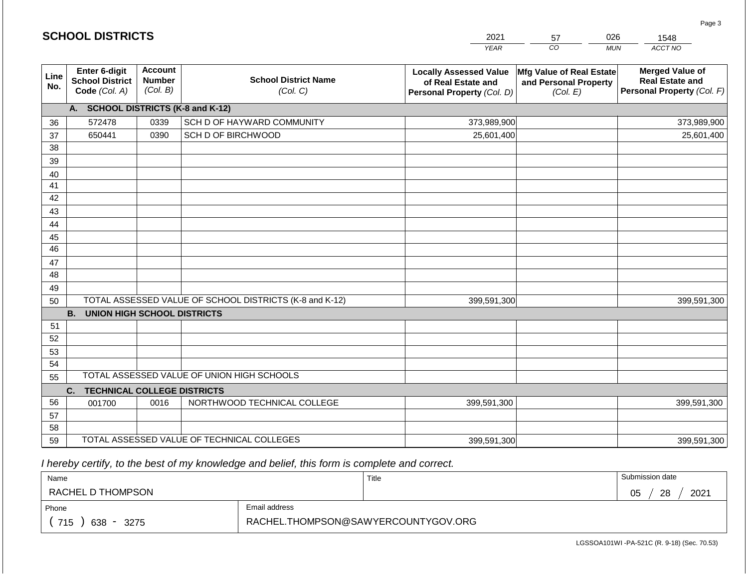## SCHOOL DISTRICTS

| 2021 | 57 | 026 | 1548 |
|---|---|---|---|
| *YEAR* | *CO* | *MUN* | *ACCT NO* |

| Line No. | Enter 6-digit School District Code *(Col. A)* | Account Number *(Col. B)* | School District Name *(Col. C)* | Locally Assessed Value of Real Estate and Personal Property *(Col. D)* | Mfg Value of Real Estate and Personal Property *(Col. E)* | Merged Value of Real Estate and Personal Property *(Col. F)* |
|---|---|---|---|---|---|---|
| **A.** | **SCHOOL DISTRICTS (K-8 and K-12)** | | | | | |
| 36 | 572478 | 0339 | SCH D OF HAYWARD COMMUNITY | 373,989,900 | | 373,989,900 |
| 37 | 650441 | 0390 | SCH D OF BIRCHWOOD | 25,601,400 | | 25,601,400 |
| 38 | | | | | | |
| 39 | | | | | | |
| 40 | | | | | | |
| 41 | | | | | | |
| 42 | | | | | | |
| 43 | | | | | | |
| 44 | | | | | | |
| 45 | | | | | | |
| 46 | | | | | | |
| 47 | | | | | | |
| 48 | | | | | | |
| 49 | | | | | | |
| 50 | TOTAL ASSESSED VALUE OF SCHOOL DISTRICTS (K-8 and K-12) | | | 399,591,300 | | 399,591,300 |
| **B.** | **UNION HIGH SCHOOL DISTRICTS** | | | | | |
| 51 | | | | | | |
| 52 | | | | | | |
| 53 | | | | | | |
| 54 | | | | | | |
| 55 | TOTAL ASSESSED VALUE OF UNION HIGH SCHOOLS | | | | | |
| **C.** | **TECHNICAL COLLEGE DISTRICTS** | | | | | |
| 56 | 001700 | 0016 | NORTHWOOD TECHNICAL COLLEGE | 399,591,300 | | 399,591,300 |
| 57 | | | | | | |
| 58 | | | | | | |
| 59 | TOTAL ASSESSED VALUE OF TECHNICAL COLLEGES | | | 399,591,300 | | 399,591,300 |

*I hereby certify, to the best of my knowledge and belief, this form is complete and correct.*

| Name | Title | Submission date |
|---|---|---|
| RACHEL D THOMPSON | | 05 / 28 / 2021 |
| **Phone** | **Email address** | |
| ( 715 ) 638 - 3275 | RACHEL.THOMPSON@SAWYERCOUNTYGOV.ORG | |

LGSSOA101WI -PA-521C (R. 9-18) (Sec. 70.53)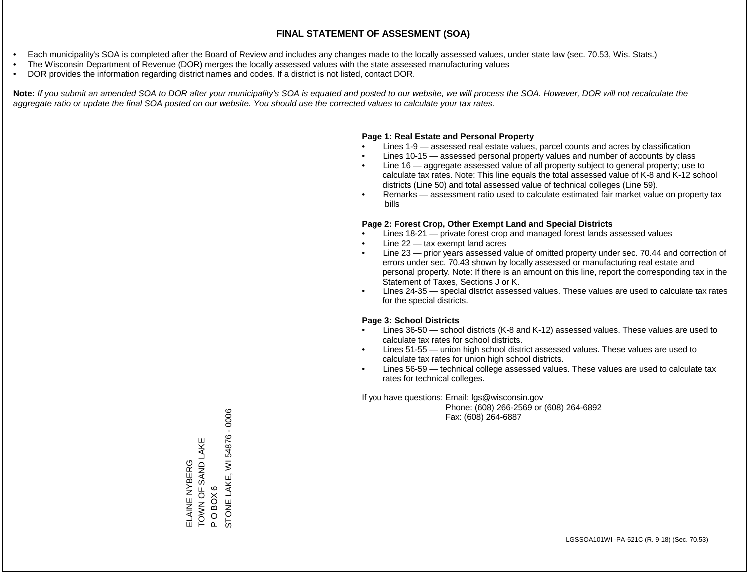# FINAL STATEMENT OF ASSESMENT (SOA)

- Each municipality's SOA is completed after the Board of Review and includes any changes made to the locally assessed values, under state law (sec. 70.53, Wis. Stats.)
- The Wisconsin Department of Revenue (DOR) merges the locally assessed values with the state assessed manufacturing values
- DOR provides the information regarding district names and codes. If a district is not listed, contact DOR.

**Note:** *If you submit an amended SOA to DOR after your municipality's SOA is equated and posted to our website, we will process the SOA. However, DOR will not recalculate the aggregate ratio or update the final SOA posted on our website. You should use the corrected values to calculate your tax rates.*

**Page 1: Real Estate and Personal Property**

- Lines 1-9 — assessed real estate values, parcel counts and acres by classification
- Lines 10-15 — assessed personal property values and number of accounts by class
- Line 16 — aggregate assessed value of all property subject to general property; use to calculate tax rates. Note: This line equals the total assessed value of K-8 and K-12 school districts (Line 50) and total assessed value of technical colleges (Line 59).
- Remarks — assessment ratio used to calculate estimated fair market value on property tax bills

**Page 2: Forest Crop, Other Exempt Land and Special Districts**

- Lines 18-21 — private forest crop and managed forest lands assessed values
- Line 22 — tax exempt land acres
- Line 23 — prior years assessed value of omitted property under sec. 70.44 and correction of errors under sec. 70.43 shown by locally assessed or manufacturing real estate and personal property. Note: If there is an amount on this line, report the corresponding tax in the Statement of Taxes, Sections J or K.
- Lines 24-35 — special district assessed values. These values are used to calculate tax rates for the special districts.

**Page 3: School Districts**

- Lines 36-50 — school districts (K-8 and K-12) assessed values. These values are used to calculate tax rates for school districts.
- Lines 51-55 — union high school district assessed values. These values are used to calculate tax rates for union high school districts.
- Lines 56-59 — technical college assessed values. These values are used to calculate tax rates for technical colleges.

If you have questions: Email: lgs@wisconsin.gov
Phone: (608) 266-2569 or (608) 264-6892
Fax: (608) 264-6887

ELAINE NYBERG
TOWN OF SAND LAKE
P O BOX 6
STONE LAKE, WI 54876 - 0006

LGSSOA101WI -PA-521C (R. 9-18) (Sec. 70.53)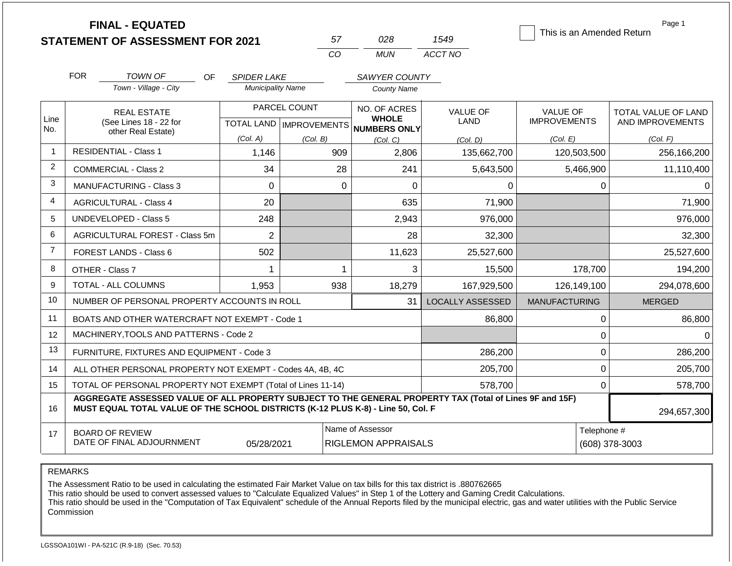**FINAL - EQUATED**
**STATEMENT OF ASSESSMENT FOR 2021**

| 57 | 028 | 1549 |
|---|---|---|
| CO | MUN | ACCT NO |

☐ This is an Amended Return

Page 1

FOR *TOWN OF* (Town - Village - City) OF *SPIDER LAKE* (Municipality Name) *SAWYER COUNTY* (County Name)

| Line No. | REAL ESTATE (See Lines 18 - 22 for other Real Estate) | PARCEL COUNT TOTAL LAND (Col. A) | PARCEL COUNT IMPROVEMENTS (Col. B) | NO. OF ACRES WHOLE NUMBERS ONLY (Col. C) | VALUE OF LAND (Col. D) | VALUE OF IMPROVEMENTS (Col. E) | TOTAL VALUE OF LAND AND IMPROVEMENTS (Col. F) |
|---|---|---|---|---|---|---|---|
| 1 | RESIDENTIAL - Class 1 | 1,146 | 909 | 2,806 | 135,662,700 | 120,503,500 | 256,166,200 |
| 2 | COMMERCIAL - Class 2 | 34 | 28 | 241 | 5,643,500 | 5,466,900 | 11,110,400 |
| 3 | MANUFACTURING - Class 3 | 0 | 0 | 0 | 0 | 0 | 0 |
| 4 | AGRICULTURAL - Class 4 | 20 | | 635 | 71,900 | | 71,900 |
| 5 | UNDEVELOPED - Class 5 | 248 | | 2,943 | 976,000 | | 976,000 |
| 6 | AGRICULTURAL FOREST - Class 5m | 2 | | 28 | 32,300 | | 32,300 |
| 7 | FOREST LANDS - Class 6 | 502 | | 11,623 | 25,527,600 | | 25,527,600 |
| 8 | OTHER - Class 7 | 1 | 1 | 3 | 15,500 | 178,700 | 194,200 |
| 9 | TOTAL - ALL COLUMNS | 1,953 | 938 | 18,279 | 167,929,500 | 126,149,100 | 294,078,600 |
| 10 | NUMBER OF PERSONAL PROPERTY ACCOUNTS IN ROLL | | | 31 | LOCALLY ASSESSED | MANUFACTURING | MERGED |
| 11 | BOATS AND OTHER WATERCRAFT NOT EXEMPT - Code 1 | | | | 86,800 | 0 | 86,800 |
| 12 | MACHINERY,TOOLS AND PATTERNS - Code 2 | | | | | 0 | 0 |
| 13 | FURNITURE, FIXTURES AND EQUIPMENT - Code 3 | | | | 286,200 | 0 | 286,200 |
| 14 | ALL OTHER PERSONAL PROPERTY NOT EXEMPT - Codes 4A, 4B, 4C | | | | 205,700 | 0 | 205,700 |
| 15 | TOTAL OF PERSONAL PROPERTY NOT EXEMPT (Total of Lines 11-14) | | | | 578,700 | 0 | 578,700 |
| 16 | **AGGREGATE ASSESSED VALUE OF ALL PROPERTY SUBJECT TO THE GENERAL PROPERTY TAX (Total of Lines 9F and 15F) MUST EQUAL TOTAL VALUE OF THE SCHOOL DISTRICTS (K-12 PLUS K-8) - Line 50, Col. F** | | | | | | 294,657,300 |
| 17 | BOARD OF REVIEW DATE OF FINAL ADJOURNMENT | 05/28/2021 | Name of Assessor | RIGLEMON APPRAISALS | | Telephone # | (608) 378-3003 |

REMARKS

The Assessment Ratio to be used in calculating the estimated Fair Market Value on tax bills for this tax district is .880762665
This ratio should be used to convert assessed values to "Calculate Equalized Values" in Step 1 of the Lottery and Gaming Credit Calculations.
This ratio should be used in the "Computation of Tax Equivalent" schedule of the Annual Reports filed by the municipal electric, gas and water utilities with the Public Service Commission

LGSSOA101WI - PA-521C (R.9-18) (Sec. 70.53)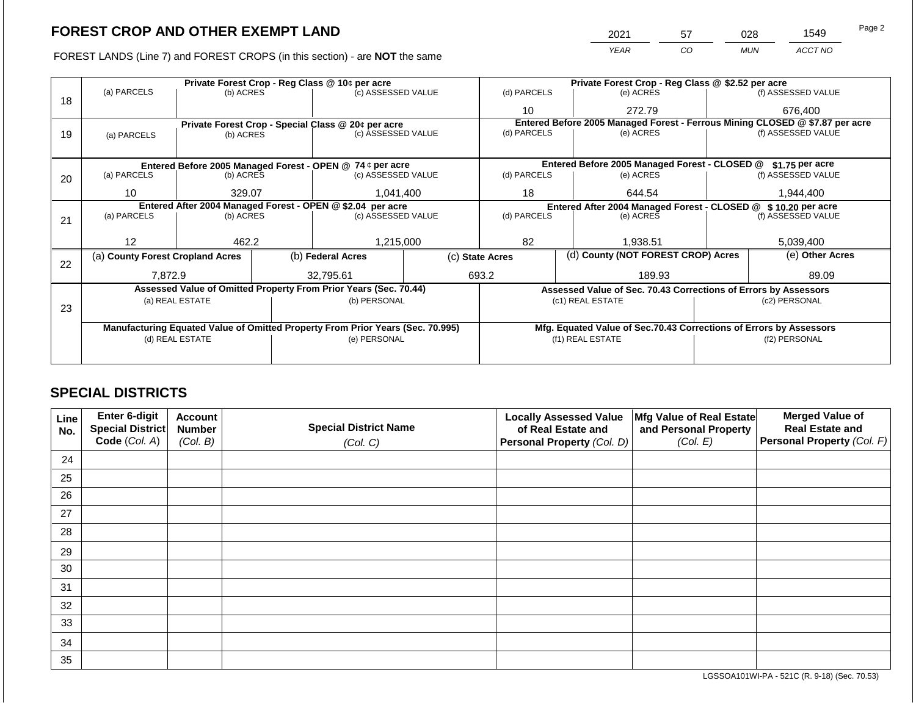# FOREST CROP AND OTHER EXEMPT LAND

| 2021 | 57 | 028 | 1549 |
|---|---|---|---|
| YEAR | CO | MUN | ACCT NO |

FOREST LANDS (Line 7) and FOREST CROPS (in this section) - are **NOT** the same

| Line | Private Forest Crop - Reg Class @ 10¢ per acre | | | Private Forest Crop - Reg Class @ $2.52 per acre | | |
|---|---|---|---|---|---|---|
| | (a) PARCELS | (b) ACRES | (c) ASSESSED VALUE | (d) PARCELS | (e) ACRES | (f) ASSESSED VALUE |
| 18 | | | | 10 | 272.79 | 676,400 |
| | **Private Forest Crop - Special Class @ 20¢ per acre** | | | **Entered Before 2005 Managed Forest - Ferrous Mining CLOSED @ $7.87 per acre** | | |
| | (a) PARCELS | (b) ACRES | (c) ASSESSED VALUE | (d) PARCELS | (e) ACRES | (f) ASSESSED VALUE |
| 19 | | | | | | |
| | **Entered Before 2005 Managed Forest - OPEN @ 74 ¢ per acre** | | | **Entered Before 2005 Managed Forest - CLOSED @ $1.75 per acre** | | |
| | (a) PARCELS | (b) ACRES | (c) ASSESSED VALUE | (d) PARCELS | (e) ACRES | (f) ASSESSED VALUE |
| 20 | 10 | 329.07 | 1,041,400 | 18 | 644.54 | 1,944,400 |
| | **Entered After 2004 Managed Forest - OPEN @ $2.04 per acre** | | | **Entered After 2004 Managed Forest - CLOSED @ $ 10.20 per acre** | | |
| | (a) PARCELS | (b) ACRES | (c) ASSESSED VALUE | (d) PARCELS | (e) ACRES | (f) ASSESSED VALUE |
| 21 | 12 | 462.2 | 1,215,000 | 82 | 1,938.51 | 5,039,400 |

| Line | (a) County Forest Cropland Acres | (b) Federal Acres | (c) State Acres | (d) County (NOT FOREST CROP) Acres | (e) Other Acres |
|---|---|---|---|---|---|
| 22 | 7,872.9 | 32,795.61 | 693.2 | 189.93 | 89.09 |

| Line | Assessed Value of Omitted Property From Prior Years (Sec. 70.44) | | Assessed Value of Sec. 70.43 Corrections of Errors by Assessors | |
|---|---|---|---|---|
| | (a) REAL ESTATE | (b) PERSONAL | (c1) REAL ESTATE | (c2) PERSONAL |
| 23 | | | | |
| | **Manufacturing Equated Value of Omitted Property From Prior Years (Sec. 70.995)** | | **Mfg. Equated Value of Sec.70.43 Corrections of Errors by Assessors** | |
| | (d) REAL ESTATE | (e) PERSONAL | (f1) REAL ESTATE | (f2) PERSONAL |
| | | | | |

## SPECIAL DISTRICTS

| Line No. | Enter 6-digit Special District Code (Col. A) | Account Number (Col. B) | Special District Name (Col. C) | Locally Assessed Value of Real Estate and Personal Property (Col. D) | Mfg Value of Real Estate and Personal Property (Col. E) | Merged Value of Real Estate and Personal Property (Col. F) |
|---|---|---|---|---|---|---|
| 24 | | | | | | |
| 25 | | | | | | |
| 26 | | | | | | |
| 27 | | | | | | |
| 28 | | | | | | |
| 29 | | | | | | |
| 30 | | | | | | |
| 31 | | | | | | |
| 32 | | | | | | |
| 33 | | | | | | |
| 34 | | | | | | |
| 35 | | | | | | |

LGSSOA101WI-PA - 521C (R. 9-18) (Sec. 70.53)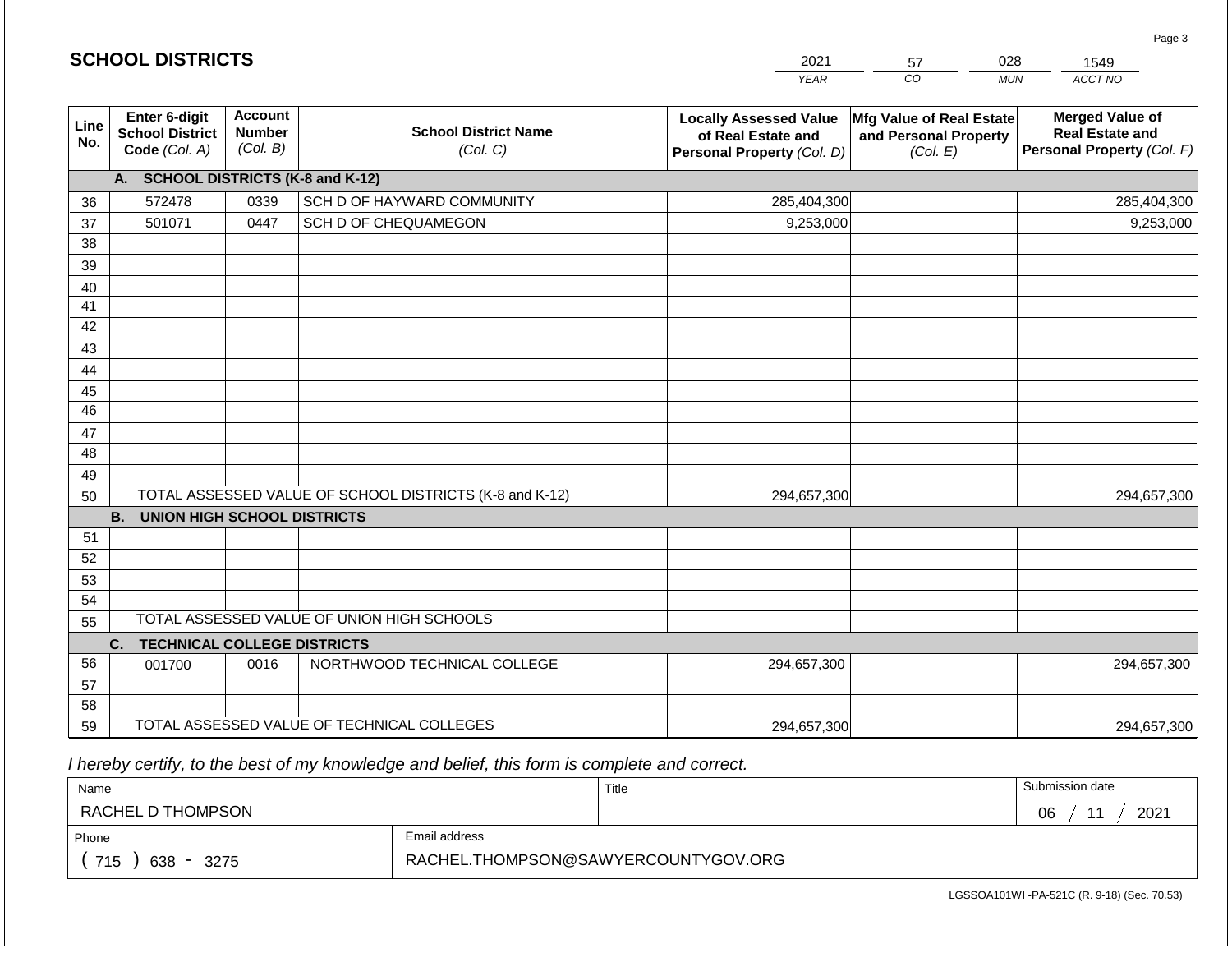# SCHOOL DISTRICTS

| 2021 | 57 | 028 | 1549 |
|---|---|---|---|
| *YEAR* | *CO* | *MUN* | *ACCT NO* |

| Line No. | Enter 6-digit School District Code *(Col. A)* | Account Number *(Col. B)* | School District Name *(Col. C)* | Locally Assessed Value of Real Estate and Personal Property *(Col. D)* | Mfg Value of Real Estate and Personal Property *(Col. E)* | Merged Value of Real Estate and Personal Property *(Col. F)* |
|---|---|---|---|---|---|---|
| | **A. SCHOOL DISTRICTS (K-8 and K-12)** | | | | | |
| 36 | 572478 | 0339 | SCH D OF HAYWARD COMMUNITY | 285,404,300 | | 285,404,300 |
| 37 | 501071 | 0447 | SCH D OF CHEQUAMEGON | 9,253,000 | | 9,253,000 |
| 38 | | | | | | |
| 39 | | | | | | |
| 40 | | | | | | |
| 41 | | | | | | |
| 42 | | | | | | |
| 43 | | | | | | |
| 44 | | | | | | |
| 45 | | | | | | |
| 46 | | | | | | |
| 47 | | | | | | |
| 48 | | | | | | |
| 49 | | | | | | |
| 50 | TOTAL ASSESSED VALUE OF SCHOOL DISTRICTS (K-8 and K-12) | | | 294,657,300 | | 294,657,300 |
| | **B. UNION HIGH SCHOOL DISTRICTS** | | | | | |
| 51 | | | | | | |
| 52 | | | | | | |
| 53 | | | | | | |
| 54 | | | | | | |
| 55 | TOTAL ASSESSED VALUE OF UNION HIGH SCHOOLS | | | | | |
| | **C. TECHNICAL COLLEGE DISTRICTS** | | | | | |
| 56 | 001700 | 0016 | NORTHWOOD TECHNICAL COLLEGE | 294,657,300 | | 294,657,300 |
| 57 | | | | | | |
| 58 | | | | | | |
| 59 | TOTAL ASSESSED VALUE OF TECHNICAL COLLEGES | | | 294,657,300 | | 294,657,300 |

*I hereby certify, to the best of my knowledge and belief, this form is complete and correct.*

| Name | | Title | Submission date |
|---|---|---|---|
| RACHEL D THOMPSON | | | 06 / 11 / 2021 |
| Phone | Email address | | |
| ( 715 ) 638 - 3275 | RACHEL.THOMPSON@SAWYERCOUNTYGOV.ORG | | |

LGSSOA101WI -PA-521C (R. 9-18) (Sec. 70.53)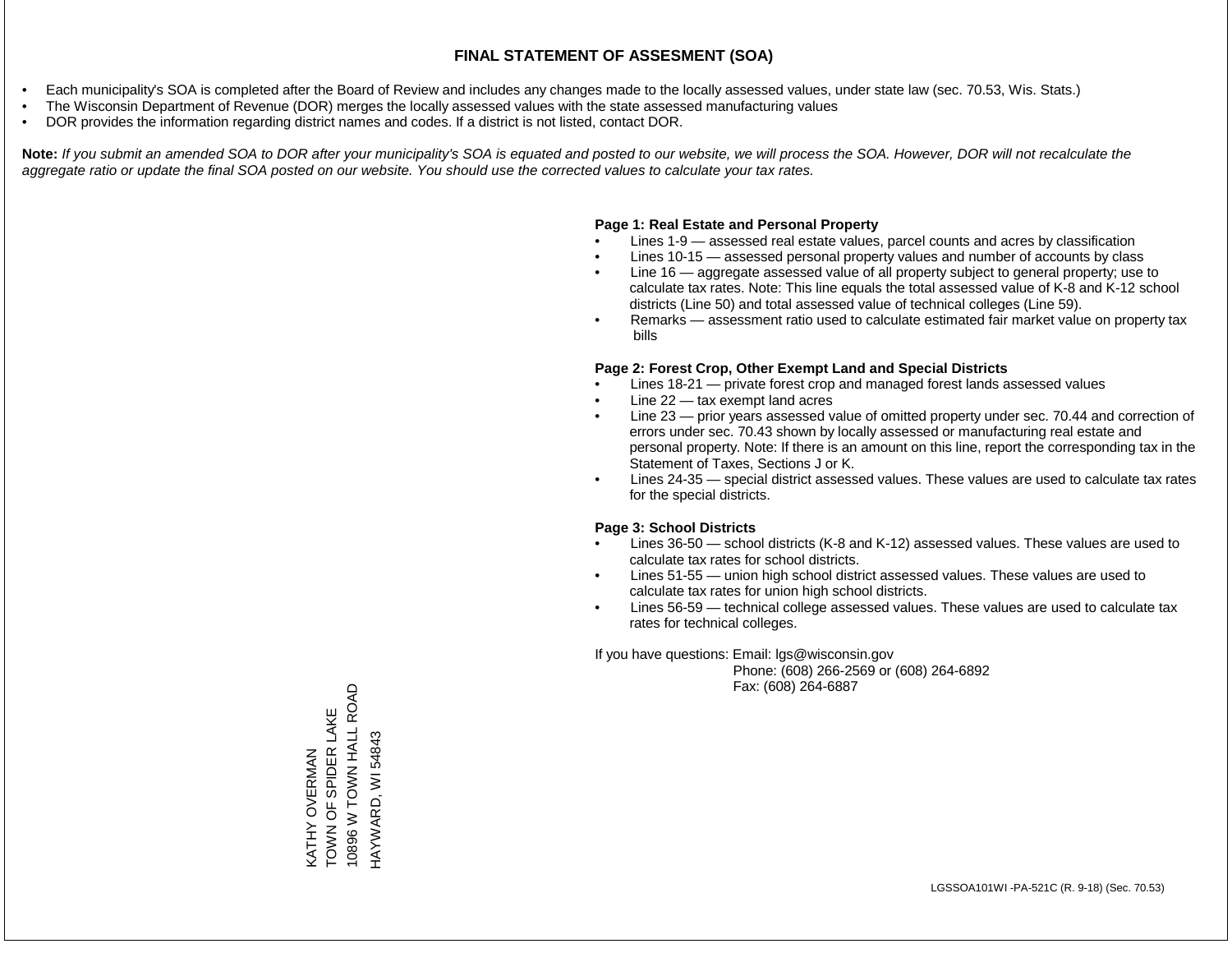# FINAL STATEMENT OF ASSESMENT (SOA)

- Each municipality's SOA is completed after the Board of Review and includes any changes made to the locally assessed values, under state law (sec. 70.53, Wis. Stats.)
- The Wisconsin Department of Revenue (DOR) merges the locally assessed values with the state assessed manufacturing values
- DOR provides the information regarding district names and codes. If a district is not listed, contact DOR.

**Note:** *If you submit an amended SOA to DOR after your municipality's SOA is equated and posted to our website, we will process the SOA. However, DOR will not recalculate the aggregate ratio or update the final SOA posted on our website. You should use the corrected values to calculate your tax rates.*

**Page 1: Real Estate and Personal Property**

- Lines 1-9 — assessed real estate values, parcel counts and acres by classification
- Lines 10-15 — assessed personal property values and number of accounts by class
- Line 16 — aggregate assessed value of all property subject to general property; use to calculate tax rates. Note: This line equals the total assessed value of K-8 and K-12 school districts (Line 50) and total assessed value of technical colleges (Line 59).
- Remarks — assessment ratio used to calculate estimated fair market value on property tax bills

**Page 2: Forest Crop, Other Exempt Land and Special Districts**

- Lines 18-21 — private forest crop and managed forest lands assessed values
- Line 22 — tax exempt land acres
- Line 23 — prior years assessed value of omitted property under sec. 70.44 and correction of errors under sec. 70.43 shown by locally assessed or manufacturing real estate and personal property. Note: If there is an amount on this line, report the corresponding tax in the Statement of Taxes, Sections J or K.
- Lines 24-35 — special district assessed values. These values are used to calculate tax rates for the special districts.

**Page 3: School Districts**

- Lines 36-50 — school districts (K-8 and K-12) assessed values. These values are used to calculate tax rates for school districts.
- Lines 51-55 — union high school district assessed values. These values are used to calculate tax rates for union high school districts.
- Lines 56-59 — technical college assessed values. These values are used to calculate tax rates for technical colleges.

If you have questions: Email: lgs@wisconsin.gov
Phone: (608) 266-2569 or (608) 264-6892
Fax: (608) 264-6887

KATHY OVERMAN
TOWN OF SPIDER LAKE
10896 W TOWN HALL ROAD
HAYWARD, WI 54843

LGSSOA101WI -PA-521C (R. 9-18) (Sec. 70.53)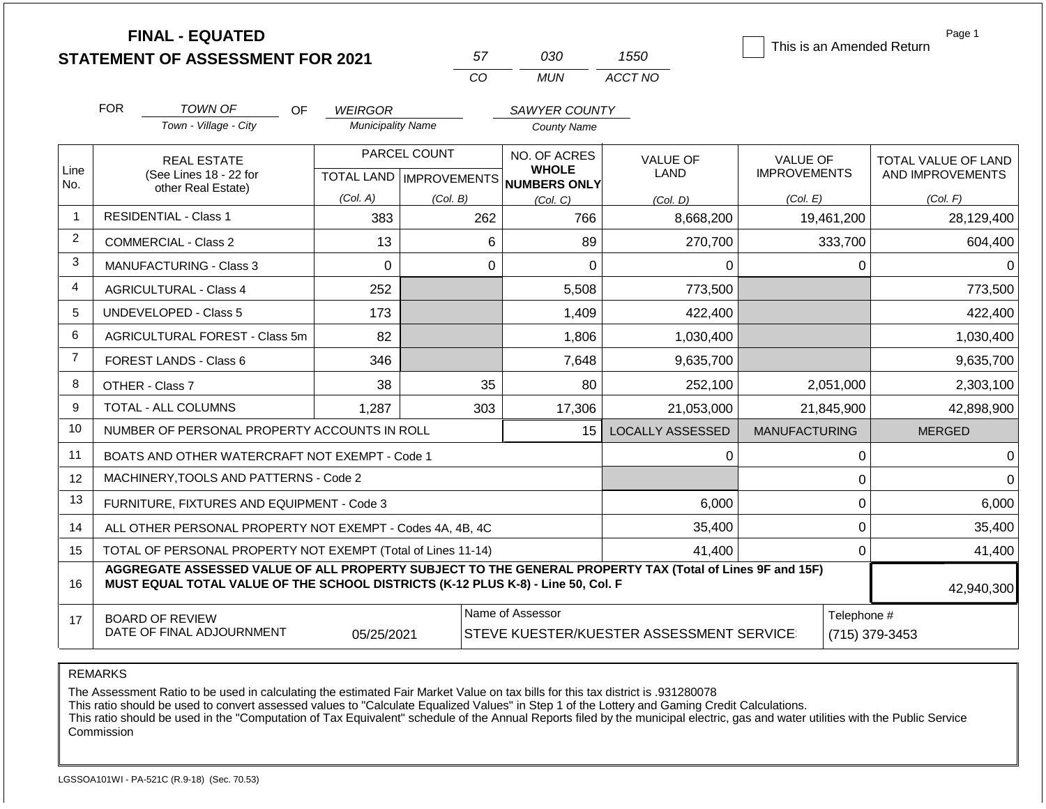**FINAL - EQUATED**
**STATEMENT OF ASSESSMENT FOR 2021**

| 57 | 030 | 1550 |
|---|---|---|
| CO | MUN | ACCT NO |

☐ This is an Amended Return

Page 1

FOR TOWN OF (Town - Village - City) OF WEIRGOR (Municipality Name) SAWYER COUNTY (County Name)

| Line No. | REAL ESTATE (See Lines 18 - 22 for other Real Estate) | PARCEL COUNT TOTAL LAND (Col. A) | PARCEL COUNT IMPROVEMENTS (Col. B) | NO. OF ACRES WHOLE NUMBERS ONLY (Col. C) | VALUE OF LAND (Col. D) | VALUE OF IMPROVEMENTS (Col. E) | TOTAL VALUE OF LAND AND IMPROVEMENTS (Col. F) |
|---|---|---|---|---|---|---|---|
| 1 | RESIDENTIAL - Class 1 | 383 | 262 | 766 | 8,668,200 | 19,461,200 | 28,129,400 |
| 2 | COMMERCIAL - Class 2 | 13 | 6 | 89 | 270,700 | 333,700 | 604,400 |
| 3 | MANUFACTURING - Class 3 | 0 | 0 | 0 | 0 | 0 | 0 |
| 4 | AGRICULTURAL - Class 4 | 252 | | 5,508 | 773,500 | | 773,500 |
| 5 | UNDEVELOPED - Class 5 | 173 | | 1,409 | 422,400 | | 422,400 |
| 6 | AGRICULTURAL FOREST - Class 5m | 82 | | 1,806 | 1,030,400 | | 1,030,400 |
| 7 | FOREST LANDS - Class 6 | 346 | | 7,648 | 9,635,700 | | 9,635,700 |
| 8 | OTHER - Class 7 | 38 | 35 | 80 | 252,100 | 2,051,000 | 2,303,100 |
| 9 | TOTAL - ALL COLUMNS | 1,287 | 303 | 17,306 | 21,053,000 | 21,845,900 | 42,898,900 |
| 10 | NUMBER OF PERSONAL PROPERTY ACCOUNTS IN ROLL | | | 15 | LOCALLY ASSESSED | MANUFACTURING | MERGED |
| 11 | BOATS AND OTHER WATERCRAFT NOT EXEMPT - Code 1 | | | | 0 | 0 | 0 |
| 12 | MACHINERY,TOOLS AND PATTERNS - Code 2 | | | | | 0 | 0 |
| 13 | FURNITURE, FIXTURES AND EQUIPMENT - Code 3 | | | | 6,000 | 0 | 6,000 |
| 14 | ALL OTHER PERSONAL PROPERTY NOT EXEMPT - Codes 4A, 4B, 4C | | | | 35,400 | 0 | 35,400 |
| 15 | TOTAL OF PERSONAL PROPERTY NOT EXEMPT (Total of Lines 11-14) | | | | 41,400 | 0 | 41,400 |
| 16 | **AGGREGATE ASSESSED VALUE OF ALL PROPERTY SUBJECT TO THE GENERAL PROPERTY TAX (Total of Lines 9F and 15F) MUST EQUAL TOTAL VALUE OF THE SCHOOL DISTRICTS (K-12 PLUS K-8) - Line 50, Col. F** | | | | | | 42,940,300 |
| 17 | BOARD OF REVIEW DATE OF FINAL ADJOURNMENT | 05/25/2021 | | Name of Assessor: STEVE KUESTER/KUESTER ASSESSMENT SERVICE | | | Telephone #: (715) 379-3453 |

REMARKS

The Assessment Ratio to be used in calculating the estimated Fair Market Value on tax bills for this tax district is .931280078
This ratio should be used to convert assessed values to "Calculate Equalized Values" in Step 1 of the Lottery and Gaming Credit Calculations.
This ratio should be used in the "Computation of Tax Equivalent" schedule of the Annual Reports filed by the municipal electric, gas and water utilities with the Public Service Commission

LGSSOA101WI - PA-521C (R.9-18) (Sec. 70.53)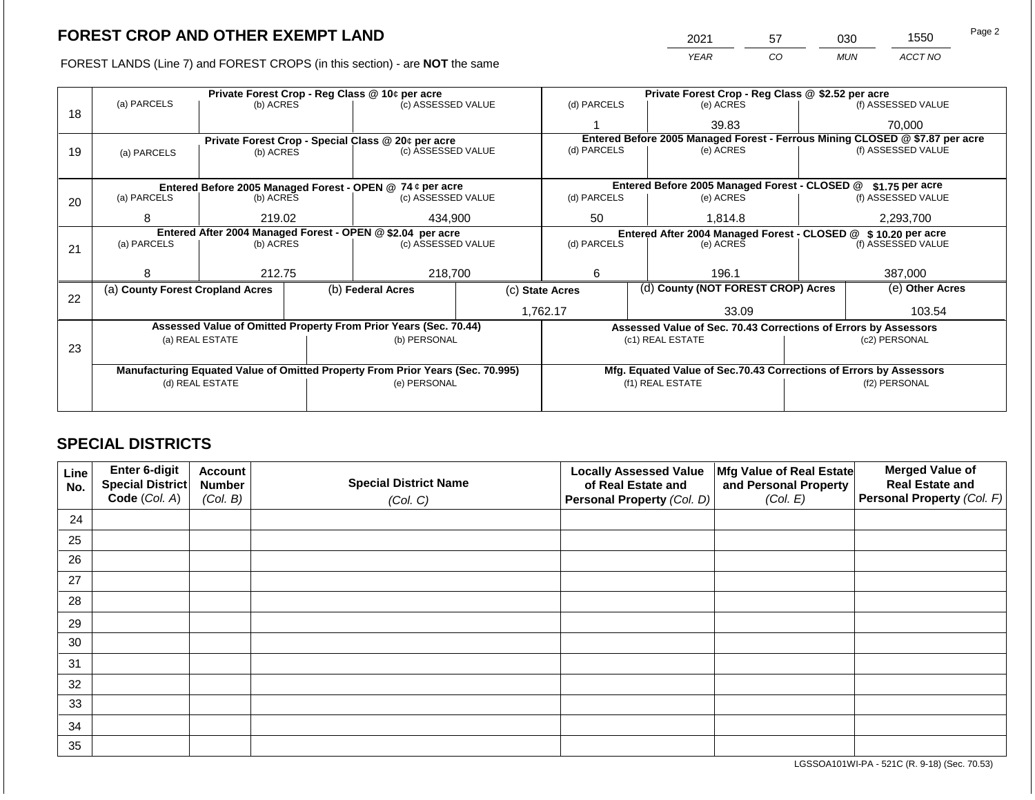# FOREST CROP AND OTHER EXEMPT LAND

FOREST LANDS (Line 7) and FOREST CROPS (in this section) - are **NOT** the same

| YEAR | CO | MUN | ACCT NO |
|---|---|---|---|
| 2021 | 57 | 030 | 1550 |

Page 2

| Line | | | | | | |
|---|---|---|---|---|---|---|
| 18 | **Private Forest Crop - Reg Class @ 10¢ per acre** | | | **Private Forest Crop - Reg Class @ $2.52 per acre** | | |
| | (a) PARCELS | (b) ACRES | (c) ASSESSED VALUE | (d) PARCELS | (e) ACRES | (f) ASSESSED VALUE |
| | | | | 1 | 39.83 | 70,000 |
| 19 | **Private Forest Crop - Special Class @ 20¢ per acre** | | | **Entered Before 2005 Managed Forest - Ferrous Mining CLOSED @ $7.87 per acre** | | |
| | (a) PARCELS | (b) ACRES | (c) ASSESSED VALUE | (d) PARCELS | (e) ACRES | (f) ASSESSED VALUE |
| | | | | | | |
| 20 | **Entered Before 2005 Managed Forest - OPEN @ 74 ¢ per acre** | | | **Entered Before 2005 Managed Forest - CLOSED @ $1.75 per acre** | | |
| | (a) PARCELS | (b) ACRES | (c) ASSESSED VALUE | (d) PARCELS | (e) ACRES | (f) ASSESSED VALUE |
| | 8 | 219.02 | 434,900 | 50 | 1,814.8 | 2,293,700 |
| 21 | **Entered After 2004 Managed Forest - OPEN @ $2.04 per acre** | | | **Entered After 2004 Managed Forest - CLOSED @ $ 10.20 per acre** | | |
| | (a) PARCELS | (b) ACRES | (c) ASSESSED VALUE | (d) PARCELS | (e) ACRES | (f) ASSESSED VALUE |
| | 8 | 212.75 | 218,700 | 6 | 196.1 | 387,000 |

| Line | (a) County Forest Cropland Acres | (b) Federal Acres | (c) State Acres | (d) County (NOT FOREST CROP) Acres | (e) Other Acres |
|---|---|---|---|---|---|
| 22 | | | 1,762.17 | 33.09 | 103.54 |

| Line | Assessed Value of Omitted Property From Prior Years (Sec. 70.44) | | Assessed Value of Sec. 70.43 Corrections of Errors by Assessors | |
|---|---|---|---|---|
| 23 | (a) REAL ESTATE | (b) PERSONAL | (c1) REAL ESTATE | (c2) PERSONAL |
| | | | | |
| | **Manufacturing Equated Value of Omitted Property From Prior Years (Sec. 70.995)** | | **Mfg. Equated Value of Sec.70.43 Corrections of Errors by Assessors** | |
| | (d) REAL ESTATE | (e) PERSONAL | (f1) REAL ESTATE | (f2) PERSONAL |
| | | | | |

## SPECIAL DISTRICTS

| Line No. | Enter 6-digit Special District Code (Col. A) | Account Number (Col. B) | Special District Name (Col. C) | Locally Assessed Value of Real Estate and Personal Property (Col. D) | Mfg Value of Real Estate and Personal Property (Col. E) | Merged Value of Real Estate and Personal Property (Col. F) |
|---|---|---|---|---|---|---|
| 24 | | | | | | |
| 25 | | | | | | |
| 26 | | | | | | |
| 27 | | | | | | |
| 28 | | | | | | |
| 29 | | | | | | |
| 30 | | | | | | |
| 31 | | | | | | |
| 32 | | | | | | |
| 33 | | | | | | |
| 34 | | | | | | |
| 35 | | | | | | |

LGSSOA101WI-PA - 521C (R. 9-18) (Sec. 70.53)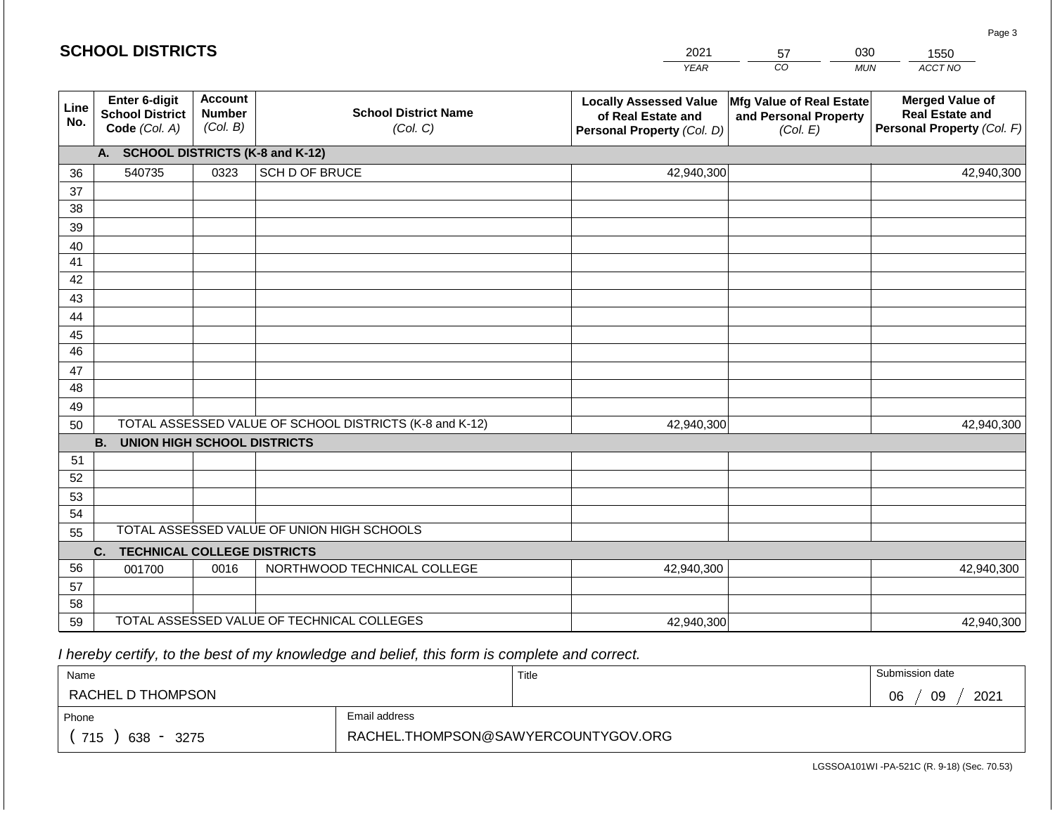## SCHOOL DISTRICTS

| 2021 | 57 | 030 | 1550 |
|---|---|---|---|
| *YEAR* | *CO* | *MUN* | *ACCT NO* |

| Line No. | Enter 6-digit School District Code *(Col. A)* | Account Number *(Col. B)* | School District Name *(Col. C)* | Locally Assessed Value of Real Estate and Personal Property *(Col. D)* | Mfg Value of Real Estate and Personal Property *(Col. E)* | Merged Value of Real Estate and Personal Property *(Col. F)* |
|---|---|---|---|---|---|---|
| | **A. SCHOOL DISTRICTS (K-8 and K-12)** | | | | | |
| 36 | 540735 | 0323 | SCH D OF BRUCE | 42,940,300 | | 42,940,300 |
| 37 | | | | | | |
| 38 | | | | | | |
| 39 | | | | | | |
| 40 | | | | | | |
| 41 | | | | | | |
| 42 | | | | | | |
| 43 | | | | | | |
| 44 | | | | | | |
| 45 | | | | | | |
| 46 | | | | | | |
| 47 | | | | | | |
| 48 | | | | | | |
| 49 | | | | | | |
| 50 | TOTAL ASSESSED VALUE OF SCHOOL DISTRICTS (K-8 and K-12) | | | 42,940,300 | | 42,940,300 |
| | **B. UNION HIGH SCHOOL DISTRICTS** | | | | | |
| 51 | | | | | | |
| 52 | | | | | | |
| 53 | | | | | | |
| 54 | | | | | | |
| 55 | TOTAL ASSESSED VALUE OF UNION HIGH SCHOOLS | | | | | |
| | **C. TECHNICAL COLLEGE DISTRICTS** | | | | | |
| 56 | 001700 | 0016 | NORTHWOOD TECHNICAL COLLEGE | 42,940,300 | | 42,940,300 |
| 57 | | | | | | |
| 58 | | | | | | |
| 59 | TOTAL ASSESSED VALUE OF TECHNICAL COLLEGES | | | 42,940,300 | | 42,940,300 |

*I hereby certify, to the best of my knowledge and belief, this form is complete and correct.*

| Name | Title | Submission date |
|---|---|---|
| RACHEL D THOMPSON | | 06 / 09 / 2021 |
| **Phone** | **Email address** | |
| ( 715 ) 638 - 3275 | RACHEL.THOMPSON@SAWYERCOUNTYGOV.ORG | |

LGSSOA101WI -PA-521C (R. 9-18) (Sec. 70.53)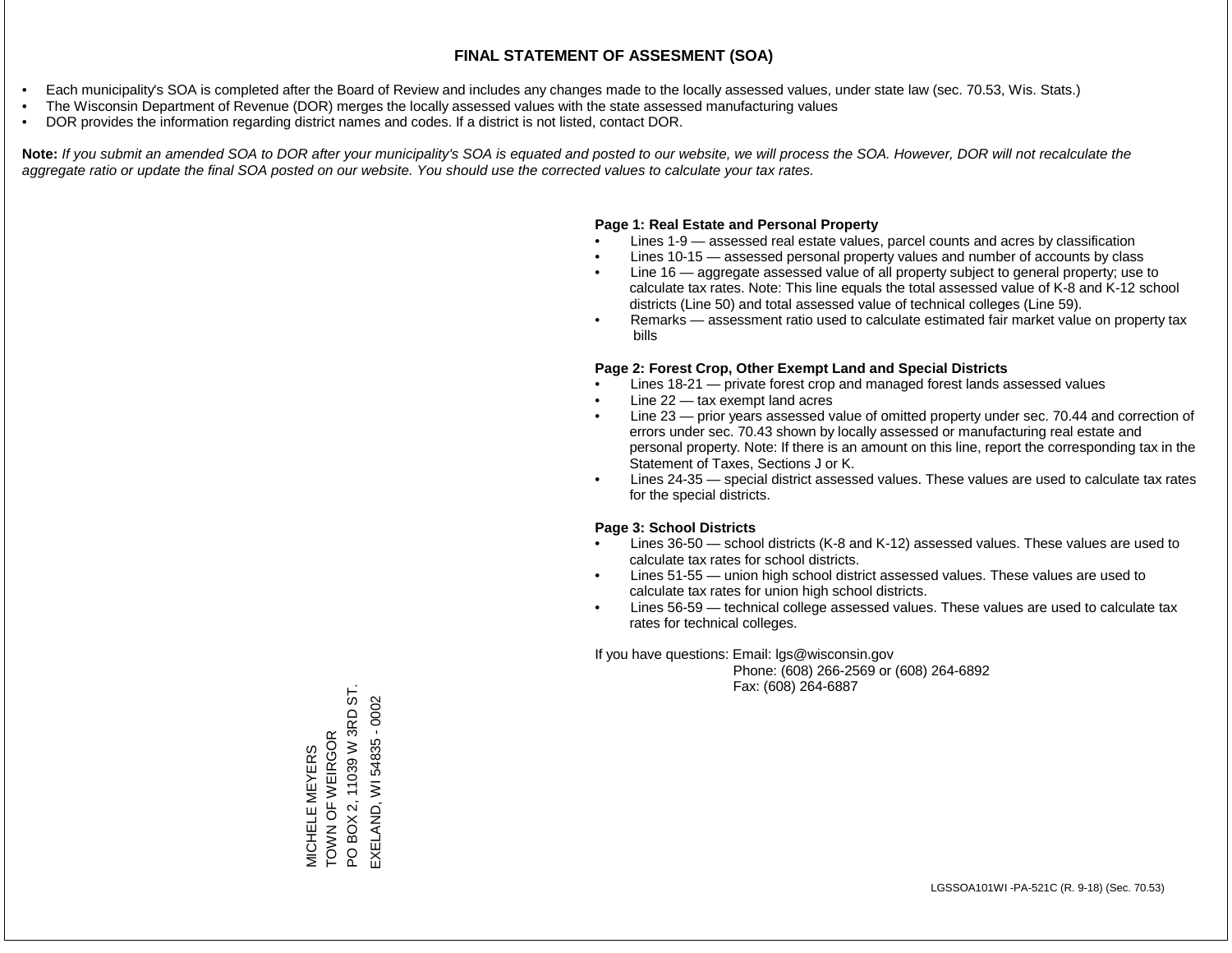# FINAL STATEMENT OF ASSESMENT (SOA)

- Each municipality's SOA is completed after the Board of Review and includes any changes made to the locally assessed values, under state law (sec. 70.53, Wis. Stats.)
- The Wisconsin Department of Revenue (DOR) merges the locally assessed values with the state assessed manufacturing values
- DOR provides the information regarding district names and codes. If a district is not listed, contact DOR.

**Note:** *If you submit an amended SOA to DOR after your municipality's SOA is equated and posted to our website, we will process the SOA. However, DOR will not recalculate the aggregate ratio or update the final SOA posted on our website. You should use the corrected values to calculate your tax rates.*

**Page 1: Real Estate and Personal Property**

- Lines 1-9 — assessed real estate values, parcel counts and acres by classification
- Lines 10-15 — assessed personal property values and number of accounts by class
- Line 16 — aggregate assessed value of all property subject to general property; use to calculate tax rates. Note: This line equals the total assessed value of K-8 and K-12 school districts (Line 50) and total assessed value of technical colleges (Line 59).
- Remarks — assessment ratio used to calculate estimated fair market value on property tax bills

**Page 2: Forest Crop, Other Exempt Land and Special Districts**

- Lines 18-21 — private forest crop and managed forest lands assessed values
- Line 22 — tax exempt land acres
- Line 23 — prior years assessed value of omitted property under sec. 70.44 and correction of errors under sec. 70.43 shown by locally assessed or manufacturing real estate and personal property. Note: If there is an amount on this line, report the corresponding tax in the Statement of Taxes, Sections J or K.
- Lines 24-35 — special district assessed values. These values are used to calculate tax rates for the special districts.

**Page 3: School Districts**

- Lines 36-50 — school districts (K-8 and K-12) assessed values. These values are used to calculate tax rates for school districts.
- Lines 51-55 — union high school district assessed values. These values are used to calculate tax rates for union high school districts.
- Lines 56-59 — technical college assessed values. These values are used to calculate tax rates for technical colleges.

If you have questions: Email: lgs@wisconsin.gov
Phone: (608) 266-2569 or (608) 264-6892
Fax: (608) 264-6887

MICHELE MEYERS
TOWN OF WEIRGOR
PO BOX 2, 11039 W 3RD ST.
EXELAND, WI 54835 - 0002

LGSSOA101WI -PA-521C (R. 9-18) (Sec. 70.53)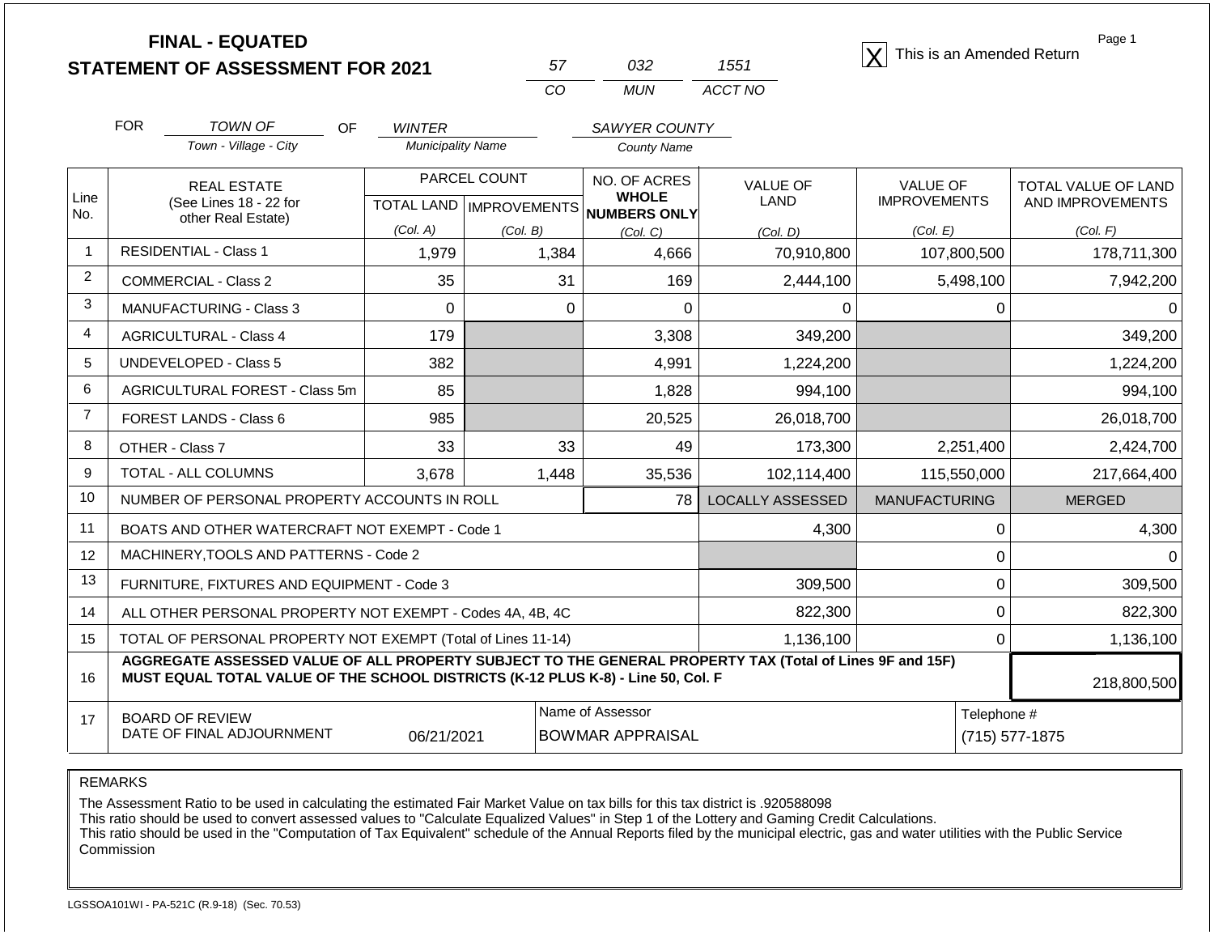# FINAL - EQUATED
## STATEMENT OF ASSESSMENT FOR 2021

| 57 | 032 | 1551 |
|---|---|---|
| CO | MUN | ACCT NO |

[X] This is an Amended Return

FOR *TOWN OF* (Town - Village - City) OF *WINTER* (Municipality Name) *SAWYER COUNTY* (County Name)

| Line No. | REAL ESTATE (See Lines 18 - 22 for other Real Estate) | PARCEL COUNT TOTAL LAND (Col. A) | PARCEL COUNT IMPROVEMENTS (Col. B) | NO. OF ACRES WHOLE NUMBERS ONLY (Col. C) | VALUE OF LAND (Col. D) | VALUE OF IMPROVEMENTS (Col. E) | TOTAL VALUE OF LAND AND IMPROVEMENTS (Col. F) |
|---|---|---|---|---|---|---|---|
| 1 | RESIDENTIAL - Class 1 | 1,979 | 1,384 | 4,666 | 70,910,800 | 107,800,500 | 178,711,300 |
| 2 | COMMERCIAL - Class 2 | 35 | 31 | 169 | 2,444,100 | 5,498,100 | 7,942,200 |
| 3 | MANUFACTURING - Class 3 | 0 | 0 | 0 | 0 | 0 | 0 |
| 4 | AGRICULTURAL - Class 4 | 179 | | 3,308 | 349,200 | | 349,200 |
| 5 | UNDEVELOPED - Class 5 | 382 | | 4,991 | 1,224,200 | | 1,224,200 |
| 6 | AGRICULTURAL FOREST - Class 5m | 85 | | 1,828 | 994,100 | | 994,100 |
| 7 | FOREST LANDS - Class 6 | 985 | | 20,525 | 26,018,700 | | 26,018,700 |
| 8 | OTHER - Class 7 | 33 | 33 | 49 | 173,300 | 2,251,400 | 2,424,700 |
| 9 | TOTAL - ALL COLUMNS | 3,678 | 1,448 | 35,536 | 102,114,400 | 115,550,000 | 217,664,400 |
| 10 | NUMBER OF PERSONAL PROPERTY ACCOUNTS IN ROLL | | | 78 | LOCALLY ASSESSED | MANUFACTURING | MERGED |
| 11 | BOATS AND OTHER WATERCRAFT NOT EXEMPT - Code 1 | | | | 4,300 | 0 | 4,300 |
| 12 | MACHINERY,TOOLS AND PATTERNS - Code 2 | | | | | 0 | 0 |
| 13 | FURNITURE, FIXTURES AND EQUIPMENT - Code 3 | | | | 309,500 | 0 | 309,500 |
| 14 | ALL OTHER PERSONAL PROPERTY NOT EXEMPT - Codes 4A, 4B, 4C | | | | 822,300 | 0 | 822,300 |
| 15 | TOTAL OF PERSONAL PROPERTY NOT EXEMPT (Total of Lines 11-14) | | | | 1,136,100 | 0 | 1,136,100 |
| 16 | **AGGREGATE ASSESSED VALUE OF ALL PROPERTY SUBJECT TO THE GENERAL PROPERTY TAX (Total of Lines 9F and 15F) MUST EQUAL TOTAL VALUE OF THE SCHOOL DISTRICTS (K-12 PLUS K-8) - Line 50, Col. F** | | | | | | 218,800,500 |
| 17 | BOARD OF REVIEW DATE OF FINAL ADJOURNMENT | 06/21/2021 | Name of Assessor: BOWMAR APPRAISAL | | | Telephone #: (715) 577-1875 | |

REMARKS

The Assessment Ratio to be used in calculating the estimated Fair Market Value on tax bills for this tax district is .920588098
This ratio should be used to convert assessed values to "Calculate Equalized Values" in Step 1 of the Lottery and Gaming Credit Calculations.
This ratio should be used in the "Computation of Tax Equivalent" schedule of the Annual Reports filed by the municipal electric, gas and water utilities with the Public Service Commission

LGSSOA101WI - PA-521C (R.9-18) (Sec. 70.53)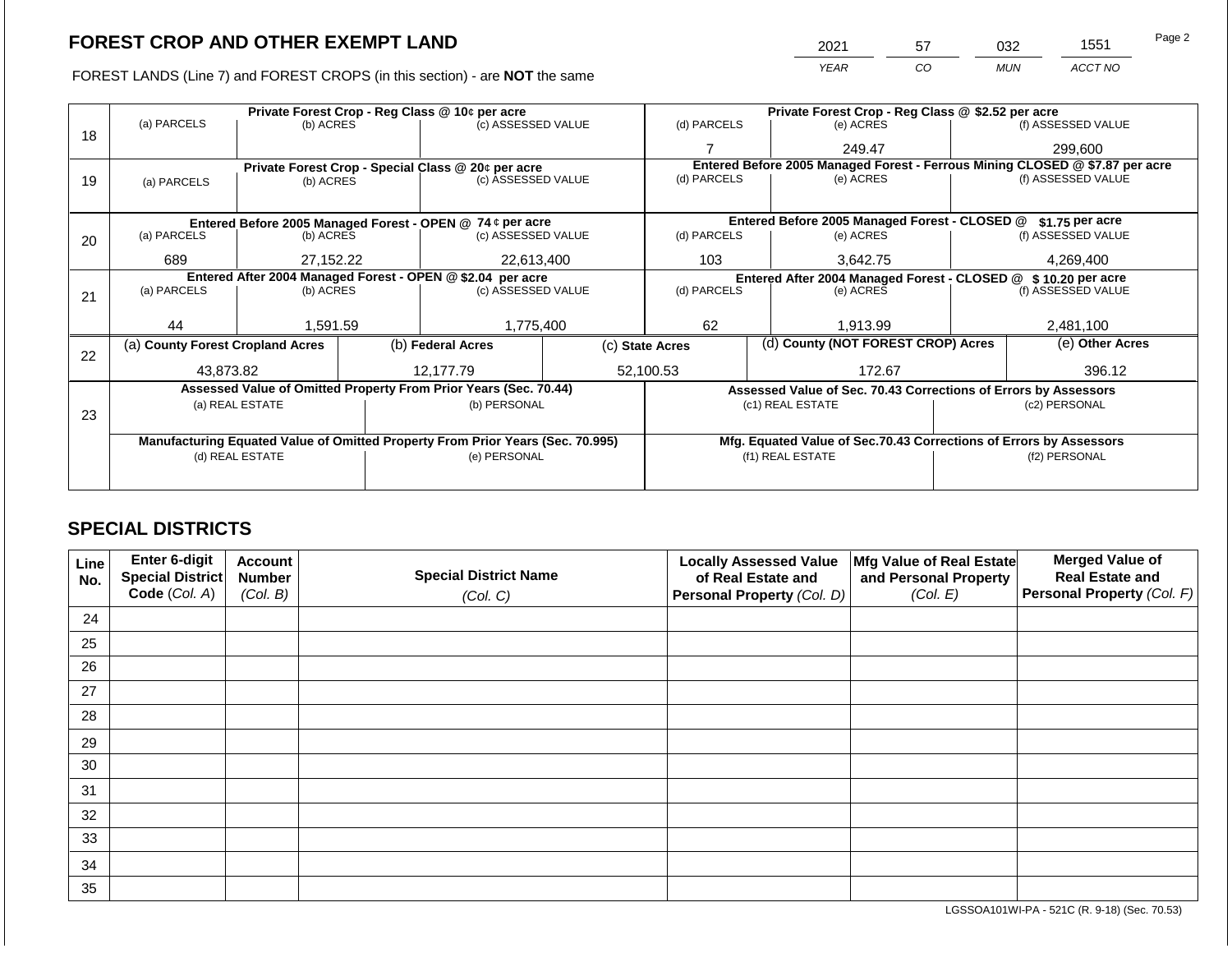## FOREST CROP AND OTHER EXEMPT LAND

FOREST LANDS (Line 7) and FOREST CROPS (in this section) - are **NOT** the same

| YEAR | CO | MUN | ACCT NO |
|---|---|---|---|
| 2021 | 57 | 032 | 1551 |

Page 2

| Line | Private Forest Crop - Reg Class @ 10¢ per acre | | | Private Forest Crop - Reg Class @ $2.52 per acre | | |
|---|---|---|---|---|---|---|
| | (a) PARCELS | (b) ACRES | (c) ASSESSED VALUE | (d) PARCELS | (e) ACRES | (f) ASSESSED VALUE |
| 18 | | | | 7 | 249.47 | 299,600 |
| | **Private Forest Crop - Special Class @ 20¢ per acre** | | | **Entered Before 2005 Managed Forest - Ferrous Mining CLOSED @ $7.87 per acre** | | |
| 19 | (a) PARCELS | (b) ACRES | (c) ASSESSED VALUE | (d) PARCELS | (e) ACRES | (f) ASSESSED VALUE |
| | | | | | | |
| | **Entered Before 2005 Managed Forest - OPEN @ 74 ¢ per acre** | | | **Entered Before 2005 Managed Forest - CLOSED @ $1.75 per acre** | | |
| 20 | (a) PARCELS | (b) ACRES | (c) ASSESSED VALUE | (d) PARCELS | (e) ACRES | (f) ASSESSED VALUE |
| | 689 | 27,152.22 | 22,613,400 | 103 | 3,642.75 | 4,269,400 |
| | **Entered After 2004 Managed Forest - OPEN @ $2.04 per acre** | | | **Entered After 2004 Managed Forest - CLOSED @ $10.20 per acre** | | |
| 21 | (a) PARCELS | (b) ACRES | (c) ASSESSED VALUE | (d) PARCELS | (e) ACRES | (f) ASSESSED VALUE |
| | 44 | 1,591.59 | 1,775,400 | 62 | 1,913.99 | 2,481,100 |

| Line | (a) County Forest Cropland Acres | (b) Federal Acres | (c) State Acres | (d) County (NOT FOREST CROP) Acres | (e) Other Acres |
|---|---|---|---|---|---|
| 22 | 43,873.82 | 12,177.79 | 52,100.53 | 172.67 | 396.12 |

| Line | Assessed Value of Omitted Property From Prior Years (Sec. 70.44) | | Assessed Value of Sec. 70.43 Corrections of Errors by Assessors | |
|---|---|---|---|---|
| 23 | (a) REAL ESTATE | (b) PERSONAL | (c1) REAL ESTATE | (c2) PERSONAL |
| | | | | |
| | **Manufacturing Equated Value of Omitted Property From Prior Years (Sec. 70.995)** | | **Mfg. Equated Value of Sec.70.43 Corrections of Errors by Assessors** | |
| | (d) REAL ESTATE | (e) PERSONAL | (f1) REAL ESTATE | (f2) PERSONAL |
| | | | | |

## SPECIAL DISTRICTS

| Line No. | Enter 6-digit Special District Code (Col. A) | Account Number (Col. B) | Special District Name (Col. C) | Locally Assessed Value of Real Estate and Personal Property (Col. D) | Mfg Value of Real Estate and Personal Property (Col. E) | Merged Value of Real Estate and Personal Property (Col. F) |
|---|---|---|---|---|---|---|
| 24 | | | | | | |
| 25 | | | | | | |
| 26 | | | | | | |
| 27 | | | | | | |
| 28 | | | | | | |
| 29 | | | | | | |
| 30 | | | | | | |
| 31 | | | | | | |
| 32 | | | | | | |
| 33 | | | | | | |
| 34 | | | | | | |
| 35 | | | | | | |

LGSSOA101WI-PA - 521C (R. 9-18) (Sec. 70.53)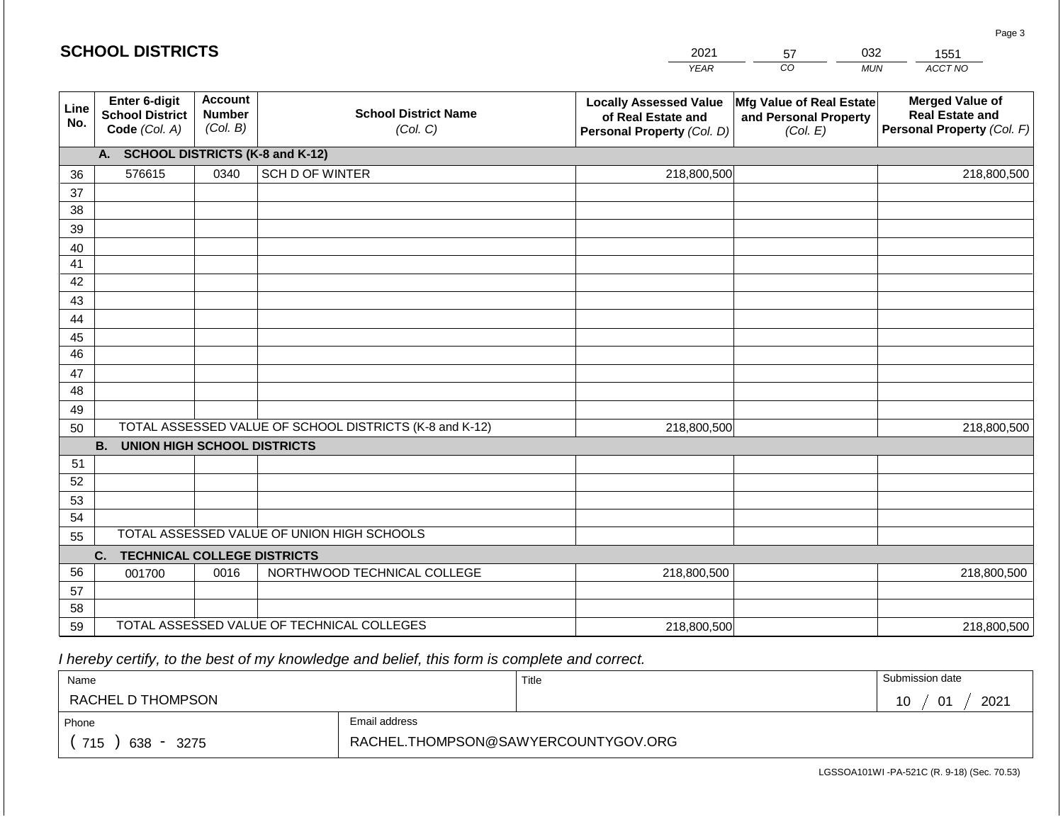# SCHOOL DISTRICTS

| 2021 | 57 | 032 | 1551 |
|---|---|---|---|
| YEAR | CO | MUN | ACCT NO |

| Line No. | Enter 6-digit School District Code (Col. A) | Account Number (Col. B) | School District Name (Col. C) | Locally Assessed Value of Real Estate and Personal Property (Col. D) | Mfg Value of Real Estate and Personal Property (Col. E) | Merged Value of Real Estate and Personal Property (Col. F) |
|---|---|---|---|---|---|---|
| | **A. SCHOOL DISTRICTS (K-8 and K-12)** | | | | | |
| 36 | 576615 | 0340 | SCH D OF WINTER | 218,800,500 | | 218,800,500 |
| 37 | | | | | | |
| 38 | | | | | | |
| 39 | | | | | | |
| 40 | | | | | | |
| 41 | | | | | | |
| 42 | | | | | | |
| 43 | | | | | | |
| 44 | | | | | | |
| 45 | | | | | | |
| 46 | | | | | | |
| 47 | | | | | | |
| 48 | | | | | | |
| 49 | | | | | | |
| 50 | TOTAL ASSESSED VALUE OF SCHOOL DISTRICTS (K-8 and K-12) | | | 218,800,500 | | 218,800,500 |
| | **B. UNION HIGH SCHOOL DISTRICTS** | | | | | |
| 51 | | | | | | |
| 52 | | | | | | |
| 53 | | | | | | |
| 54 | | | | | | |
| 55 | TOTAL ASSESSED VALUE OF UNION HIGH SCHOOLS | | | | | |
| | **C. TECHNICAL COLLEGE DISTRICTS** | | | | | |
| 56 | 001700 | 0016 | NORTHWOOD TECHNICAL COLLEGE | 218,800,500 | | 218,800,500 |
| 57 | | | | | | |
| 58 | | | | | | |
| 59 | TOTAL ASSESSED VALUE OF TECHNICAL COLLEGES | | | 218,800,500 | | 218,800,500 |

*I hereby certify, to the best of my knowledge and belief, this form is complete and correct.*

| Name | Title | Submission date |
|---|---|---|
| RACHEL D THOMPSON | | 10 / 01 / 2021 |

| Phone | Email address |
|---|---|
| ( 715 ) 638 - 3275 | RACHEL.THOMPSON@SAWYERCOUNTYGOV.ORG |

LGSSOA101WI -PA-521C (R. 9-18) (Sec. 70.53)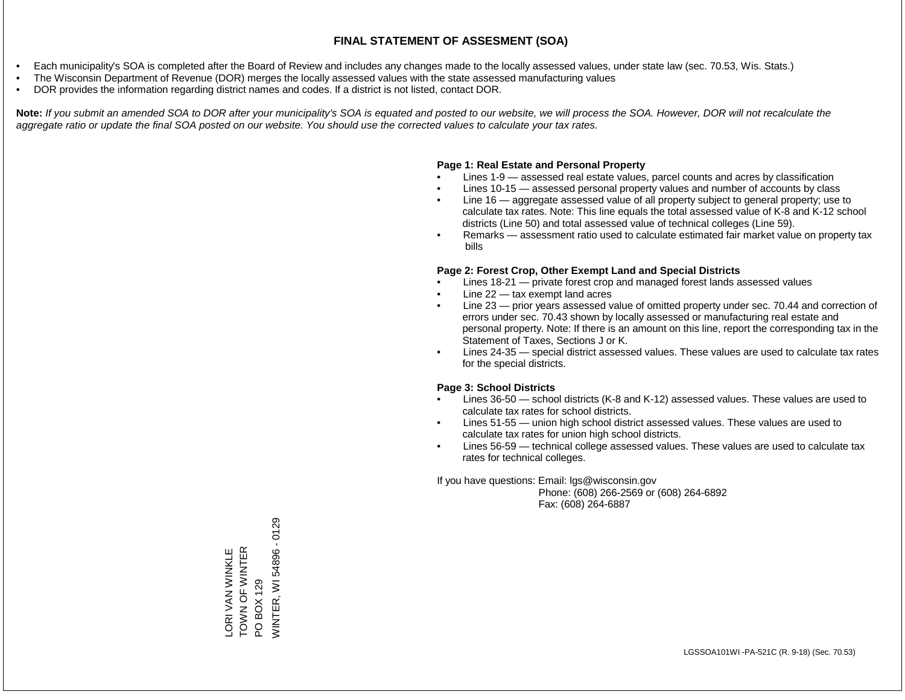# FINAL STATEMENT OF ASSESMENT (SOA)

- Each municipality's SOA is completed after the Board of Review and includes any changes made to the locally assessed values, under state law (sec. 70.53, Wis. Stats.)
- The Wisconsin Department of Revenue (DOR) merges the locally assessed values with the state assessed manufacturing values
- DOR provides the information regarding district names and codes. If a district is not listed, contact DOR.

**Note:** *If you submit an amended SOA to DOR after your municipality's SOA is equated and posted to our website, we will process the SOA. However, DOR will not recalculate the aggregate ratio or update the final SOA posted on our website. You should use the corrected values to calculate your tax rates.*

**Page 1: Real Estate and Personal Property**

- Lines 1-9 — assessed real estate values, parcel counts and acres by classification
- Lines 10-15 — assessed personal property values and number of accounts by class
- Line 16 — aggregate assessed value of all property subject to general property; use to calculate tax rates. Note: This line equals the total assessed value of K-8 and K-12 school districts (Line 50) and total assessed value of technical colleges (Line 59).
- Remarks — assessment ratio used to calculate estimated fair market value on property tax bills

**Page 2: Forest Crop, Other Exempt Land and Special Districts**

- Lines 18-21 — private forest crop and managed forest lands assessed values
- Line 22 — tax exempt land acres
- Line 23 — prior years assessed value of omitted property under sec. 70.44 and correction of errors under sec. 70.43 shown by locally assessed or manufacturing real estate and personal property. Note: If there is an amount on this line, report the corresponding tax in the Statement of Taxes, Sections J or K.
- Lines 24-35 — special district assessed values. These values are used to calculate tax rates for the special districts.

**Page 3: School Districts**

- Lines 36-50 — school districts (K-8 and K-12) assessed values. These values are used to calculate tax rates for school districts.
- Lines 51-55 — union high school district assessed values. These values are used to calculate tax rates for union high school districts.
- Lines 56-59 — technical college assessed values. These values are used to calculate tax rates for technical colleges.

If you have questions: Email: lgs@wisconsin.gov
Phone: (608) 266-2569 or (608) 264-6892
Fax: (608) 264-6887

LORI VAN WINKLE
TOWN OF WINTER
PO BOX 129
WINTER, WI 54896 - 0129

LGSSOA101WI -PA-521C (R. 9-18) (Sec. 70.53)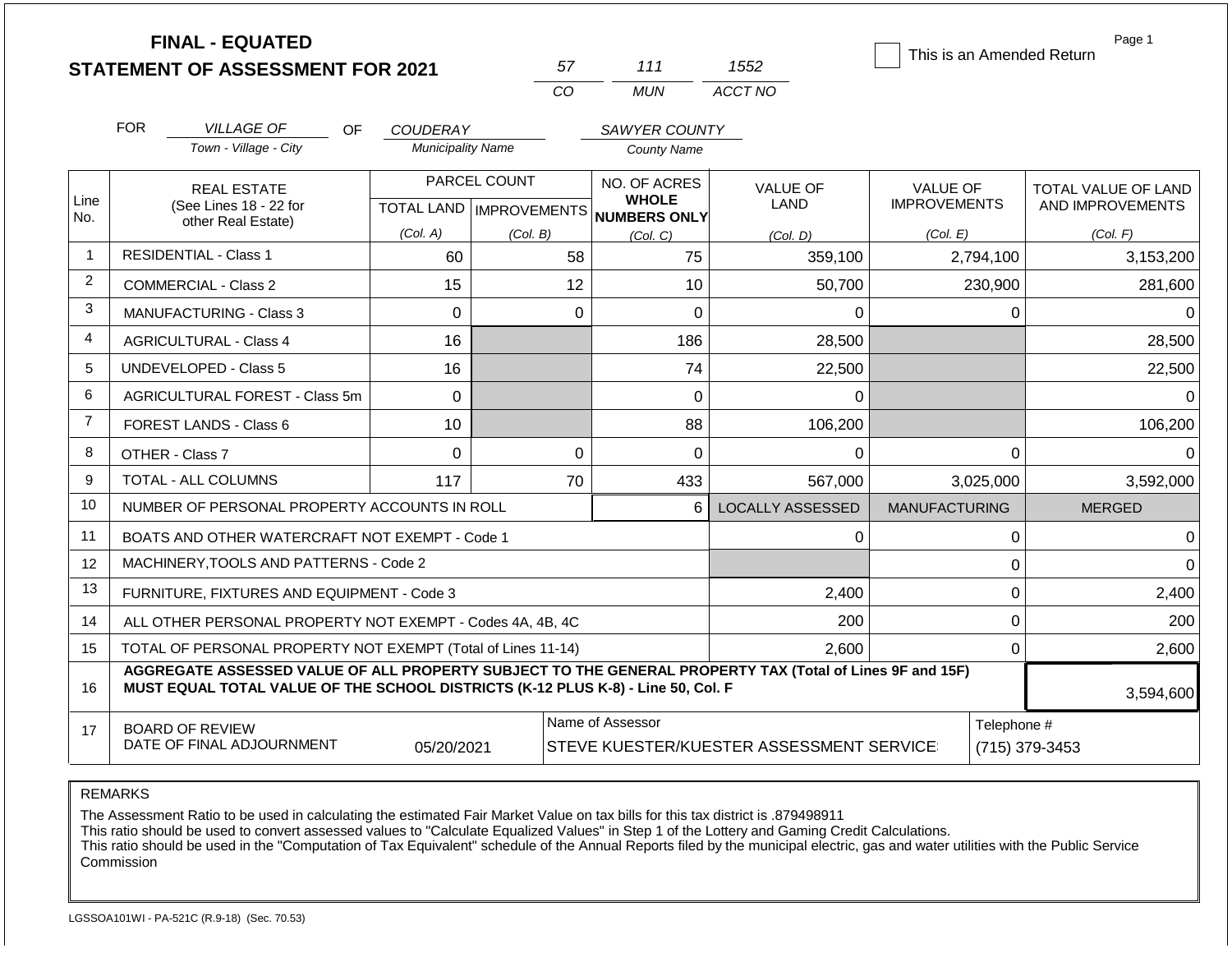# FINAL - EQUATED
## STATEMENT OF ASSESSMENT FOR 2021

| 57 | 111 | 1552 |
|---|---|---|
| CO | MUN | ACCT NO |

☐ This is an Amended Return

Page 1

FOR *VILLAGE OF* (Town - Village - City) OF *COUDERAY* (Municipality Name) *SAWYER COUNTY* (County Name)

| Line No. | REAL ESTATE (See Lines 18 - 22 for other Real Estate) | PARCEL COUNT TOTAL LAND (Col. A) | PARCEL COUNT IMPROVEMENTS (Col. B) | NO. OF ACRES WHOLE NUMBERS ONLY (Col. C) | VALUE OF LAND (Col. D) | VALUE OF IMPROVEMENTS (Col. E) | TOTAL VALUE OF LAND AND IMPROVEMENTS (Col. F) |
|---|---|---|---|---|---|---|---|
| 1 | RESIDENTIAL - Class 1 | 60 | 58 | 75 | 359,100 | 2,794,100 | 3,153,200 |
| 2 | COMMERCIAL - Class 2 | 15 | 12 | 10 | 50,700 | 230,900 | 281,600 |
| 3 | MANUFACTURING - Class 3 | 0 | 0 | 0 | 0 | 0 | 0 |
| 4 | AGRICULTURAL - Class 4 | 16 | | 186 | 28,500 | | 28,500 |
| 5 | UNDEVELOPED - Class 5 | 16 | | 74 | 22,500 | | 22,500 |
| 6 | AGRICULTURAL FOREST - Class 5m | 0 | | 0 | 0 | | 0 |
| 7 | FOREST LANDS - Class 6 | 10 | | 88 | 106,200 | | 106,200 |
| 8 | OTHER - Class 7 | 0 | 0 | 0 | 0 | 0 | 0 |
| 9 | TOTAL - ALL COLUMNS | 117 | 70 | 433 | 567,000 | 3,025,000 | 3,592,000 |
| 10 | NUMBER OF PERSONAL PROPERTY ACCOUNTS IN ROLL | | | 6 | LOCALLY ASSESSED | MANUFACTURING | MERGED |
| 11 | BOATS AND OTHER WATERCRAFT NOT EXEMPT - Code 1 | | | | 0 | 0 | 0 |
| 12 | MACHINERY,TOOLS AND PATTERNS - Code 2 | | | | | 0 | 0 |
| 13 | FURNITURE, FIXTURES AND EQUIPMENT - Code 3 | | | | 2,400 | 0 | 2,400 |
| 14 | ALL OTHER PERSONAL PROPERTY NOT EXEMPT - Codes 4A, 4B, 4C | | | | 200 | 0 | 200 |
| 15 | TOTAL OF PERSONAL PROPERTY NOT EXEMPT (Total of Lines 11-14) | | | | 2,600 | 0 | 2,600 |
| 16 | **AGGREGATE ASSESSED VALUE OF ALL PROPERTY SUBJECT TO THE GENERAL PROPERTY TAX (Total of Lines 9F and 15F) MUST EQUAL TOTAL VALUE OF THE SCHOOL DISTRICTS (K-12 PLUS K-8) - Line 50, Col. F** | | | | | | 3,594,600 |
| 17 | BOARD OF REVIEW DATE OF FINAL ADJOURNMENT | 05/20/2021 | | Name of Assessor: STEVE KUESTER/KUESTER ASSESSMENT SERVICE | | | Telephone #: (715) 379-3453 |

REMARKS

The Assessment Ratio to be used in calculating the estimated Fair Market Value on tax bills for this tax district is .879498911
This ratio should be used to convert assessed values to "Calculate Equalized Values" in Step 1 of the Lottery and Gaming Credit Calculations.
This ratio should be used in the "Computation of Tax Equivalent" schedule of the Annual Reports filed by the municipal electric, gas and water utilities with the Public Service Commission

LGSSOA101WI - PA-521C (R.9-18) (Sec. 70.53)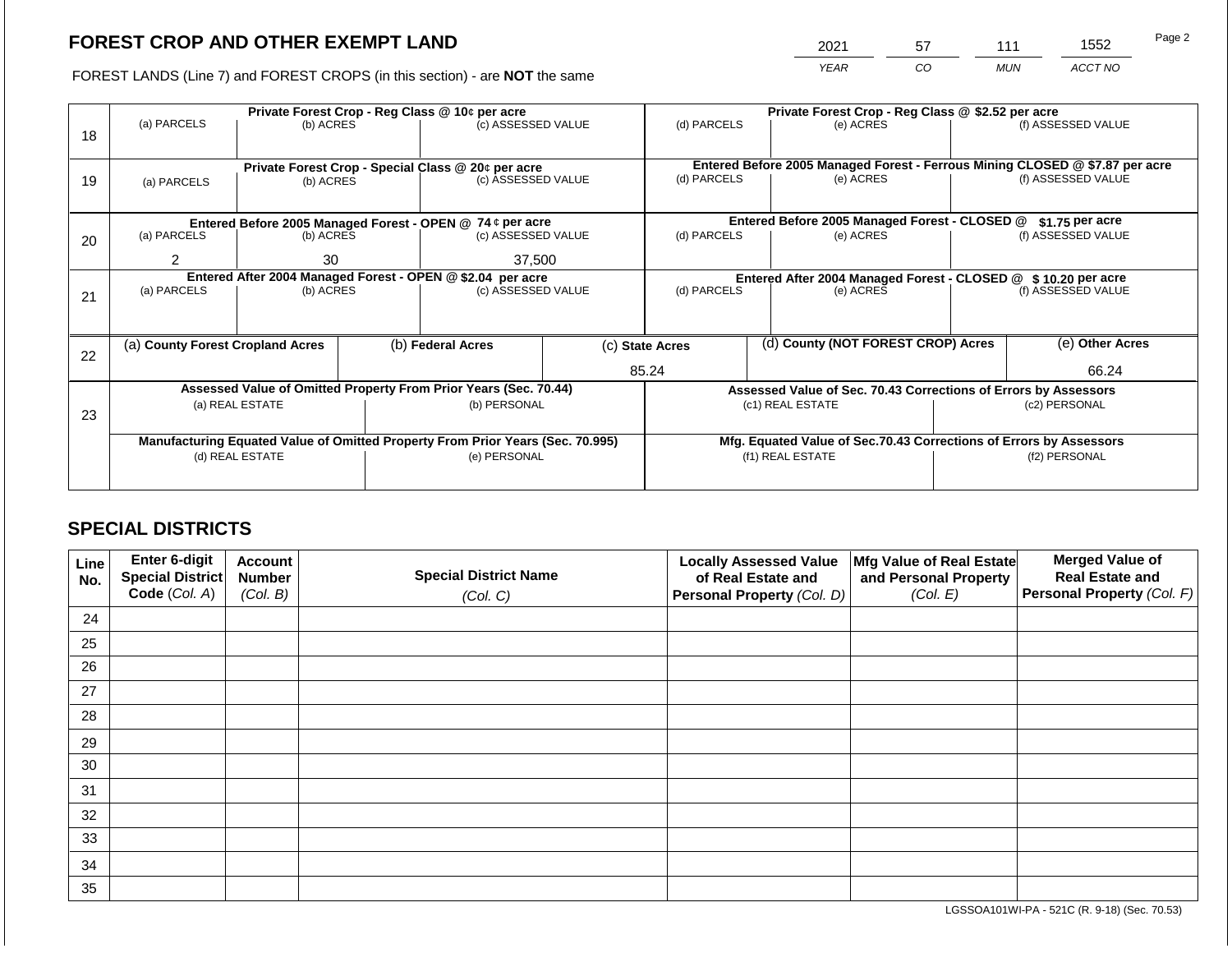# FOREST CROP AND OTHER EXEMPT LAND

FOREST LANDS (Line 7) and FOREST CROPS (in this section) - are **NOT** the same

| 2021 | 57 | 111 | 1552 |
|---|---|---|---|
| *YEAR* | *CO* | *MUN* | *ACCT NO* |

| Line | Private Forest Crop - Reg Class @ 10¢ per acre | | | Private Forest Crop - Reg Class @ $2.52 per acre | | |
|---|---|---|---|---|---|---|
| | (a) PARCELS | (b) ACRES | (c) ASSESSED VALUE | (d) PARCELS | (e) ACRES | (f) ASSESSED VALUE |
| 18 | | | | | | |
| | **Private Forest Crop - Special Class @ 20¢ per acre** | | | **Entered Before 2005 Managed Forest - Ferrous Mining CLOSED @ $7.87 per acre** | | |
| 19 | (a) PARCELS | (b) ACRES | (c) ASSESSED VALUE | (d) PARCELS | (e) ACRES | (f) ASSESSED VALUE |
| | **Entered Before 2005 Managed Forest - OPEN @ 74 ¢ per acre** | | | **Entered Before 2005 Managed Forest - CLOSED @ $1.75 per acre** | | |
| | (a) PARCELS | (b) ACRES | (c) ASSESSED VALUE | (d) PARCELS | (e) ACRES | (f) ASSESSED VALUE |
| 20 | 2 | 30 | 37,500 | | | |
| | **Entered After 2004 Managed Forest - OPEN @ $2.04 per acre** | | | **Entered After 2004 Managed Forest - CLOSED @ $ 10.20 per acre** | | |
| 21 | (a) PARCELS | (b) ACRES | (c) ASSESSED VALUE | (d) PARCELS | (e) ACRES | (f) ASSESSED VALUE |

| Line | (a) County Forest Cropland Acres | (b) Federal Acres | (c) State Acres | (d) County (NOT FOREST CROP) Acres | (e) Other Acres |
|---|---|---|---|---|---|
| 22 | | | 85.24 | | 66.24 |

| Line | Assessed Value of Omitted Property From Prior Years (Sec. 70.44) | | Assessed Value of Sec. 70.43 Corrections of Errors by Assessors | |
|---|---|---|---|---|
| 23 | (a) REAL ESTATE | (b) PERSONAL | (c1) REAL ESTATE | (c2) PERSONAL |
| | | | | |
| | **Manufacturing Equated Value of Omitted Property From Prior Years (Sec. 70.995)** | | **Mfg. Equated Value of Sec.70.43 Corrections of Errors by Assessors** | |
| | (d) REAL ESTATE | (e) PERSONAL | (f1) REAL ESTATE | (f2) PERSONAL |
| | | | | |

## SPECIAL DISTRICTS

| Line No. | Enter 6-digit Special District Code (*Col. A*) | Account Number (*Col. B*) | Special District Name (*Col. C*) | Locally Assessed Value of Real Estate and Personal Property (*Col. D*) | Mfg Value of Real Estate and Personal Property (*Col. E*) | Merged Value of Real Estate and Personal Property (*Col. F*) |
|---|---|---|---|---|---|---|
| 24 | | | | | | |
| 25 | | | | | | |
| 26 | | | | | | |
| 27 | | | | | | |
| 28 | | | | | | |
| 29 | | | | | | |
| 30 | | | | | | |
| 31 | | | | | | |
| 32 | | | | | | |
| 33 | | | | | | |
| 34 | | | | | | |
| 35 | | | | | | |

LGSSOA101WI-PA - 521C (R. 9-18) (Sec. 70.53)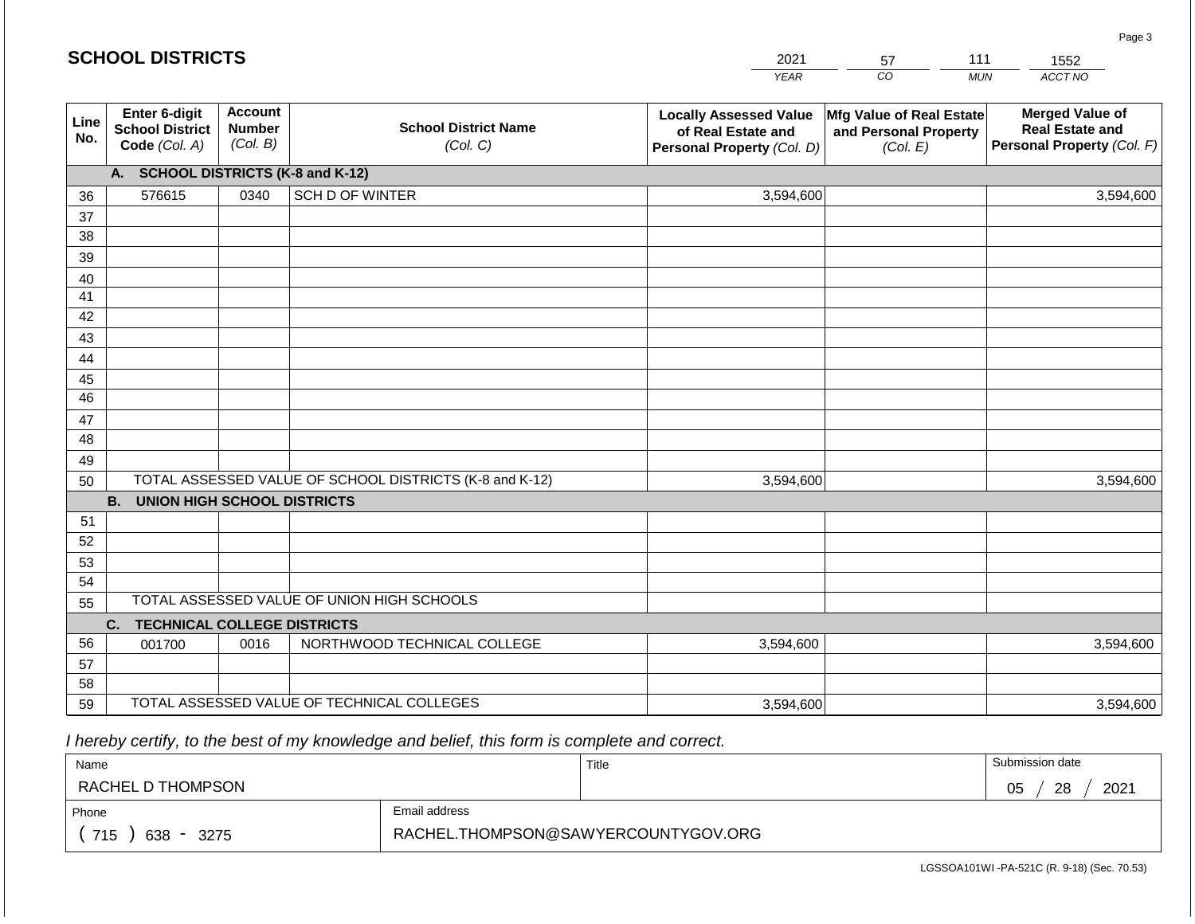## SCHOOL DISTRICTS

| 2021 | 57 | 111 | 1552 |
|---|---|---|---|
| YEAR | CO | MUN | ACCT NO |

| Line No. | Enter 6-digit School District Code (Col. A) | Account Number (Col. B) | School District Name (Col. C) | Locally Assessed Value of Real Estate and Personal Property (Col. D) | Mfg Value of Real Estate and Personal Property (Col. E) | Merged Value of Real Estate and Personal Property (Col. F) |
|---|---|---|---|---|---|---|
| | **A. SCHOOL DISTRICTS (K-8 and K-12)** | | | | | |
| 36 | 576615 | 0340 | SCH D OF WINTER | 3,594,600 | | 3,594,600 |
| 37 | | | | | | |
| 38 | | | | | | |
| 39 | | | | | | |
| 40 | | | | | | |
| 41 | | | | | | |
| 42 | | | | | | |
| 43 | | | | | | |
| 44 | | | | | | |
| 45 | | | | | | |
| 46 | | | | | | |
| 47 | | | | | | |
| 48 | | | | | | |
| 49 | | | | | | |
| 50 | TOTAL ASSESSED VALUE OF SCHOOL DISTRICTS (K-8 and K-12) | | | 3,594,600 | | 3,594,600 |
| | **B. UNION HIGH SCHOOL DISTRICTS** | | | | | |
| 51 | | | | | | |
| 52 | | | | | | |
| 53 | | | | | | |
| 54 | | | | | | |
| 55 | TOTAL ASSESSED VALUE OF UNION HIGH SCHOOLS | | | | | |
| | **C. TECHNICAL COLLEGE DISTRICTS** | | | | | |
| 56 | 001700 | 0016 | NORTHWOOD TECHNICAL COLLEGE | 3,594,600 | | 3,594,600 |
| 57 | | | | | | |
| 58 | | | | | | |
| 59 | TOTAL ASSESSED VALUE OF TECHNICAL COLLEGES | | | 3,594,600 | | 3,594,600 |

*I hereby certify, to the best of my knowledge and belief, this form is complete and correct.*

| Name | Title | Submission date |
|---|---|---|
| RACHEL D THOMPSON | | 05 / 28 / 2021 |
| **Phone** | **Email address** | |
| ( 715 ) 638 - 3275 | RACHEL.THOMPSON@SAWYERCOUNTYGOV.ORG | |

LGSSOA101WI -PA-521C (R. 9-18) (Sec. 70.53)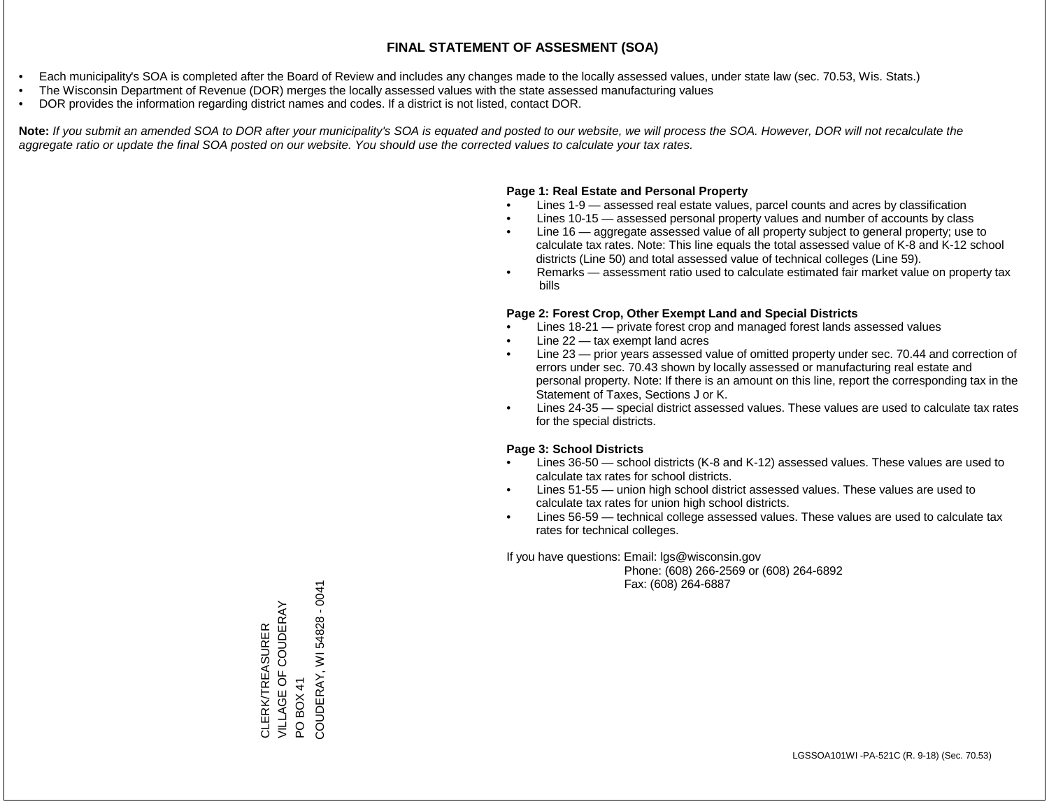# FINAL STATEMENT OF ASSESMENT (SOA)

- Each municipality's SOA is completed after the Board of Review and includes any changes made to the locally assessed values, under state law (sec. 70.53, Wis. Stats.)
- The Wisconsin Department of Revenue (DOR) merges the locally assessed values with the state assessed manufacturing values
- DOR provides the information regarding district names and codes. If a district is not listed, contact DOR.

**Note:** *If you submit an amended SOA to DOR after your municipality's SOA is equated and posted to our website, we will process the SOA. However, DOR will not recalculate the aggregate ratio or update the final SOA posted on our website. You should use the corrected values to calculate your tax rates.*

**Page 1: Real Estate and Personal Property**

- Lines 1-9 — assessed real estate values, parcel counts and acres by classification
- Lines 10-15 — assessed personal property values and number of accounts by class
- Line 16 — aggregate assessed value of all property subject to general property; use to calculate tax rates. Note: This line equals the total assessed value of K-8 and K-12 school districts (Line 50) and total assessed value of technical colleges (Line 59).
- Remarks — assessment ratio used to calculate estimated fair market value on property tax bills

**Page 2: Forest Crop, Other Exempt Land and Special Districts**

- Lines 18-21 — private forest crop and managed forest lands assessed values
- Line 22 — tax exempt land acres
- Line 23 — prior years assessed value of omitted property under sec. 70.44 and correction of errors under sec. 70.43 shown by locally assessed or manufacturing real estate and personal property. Note: If there is an amount on this line, report the corresponding tax in the Statement of Taxes, Sections J or K.
- Lines 24-35 — special district assessed values. These values are used to calculate tax rates for the special districts.

**Page 3: School Districts**

- Lines 36-50 — school districts (K-8 and K-12) assessed values. These values are used to calculate tax rates for school districts.
- Lines 51-55 — union high school district assessed values. These values are used to calculate tax rates for union high school districts.
- Lines 56-59 — technical college assessed values. These values are used to calculate tax rates for technical colleges.

If you have questions: Email: lgs@wisconsin.gov
Phone: (608) 266-2569 or (608) 264-6892
Fax: (608) 264-6887

CLERK/TREASURER
VILLAGE OF COUDERAY
PO BOX 41
COUDERAY, WI 54828 - 0041

LGSSOA101WI -PA-521C (R. 9-18) (Sec. 70.53)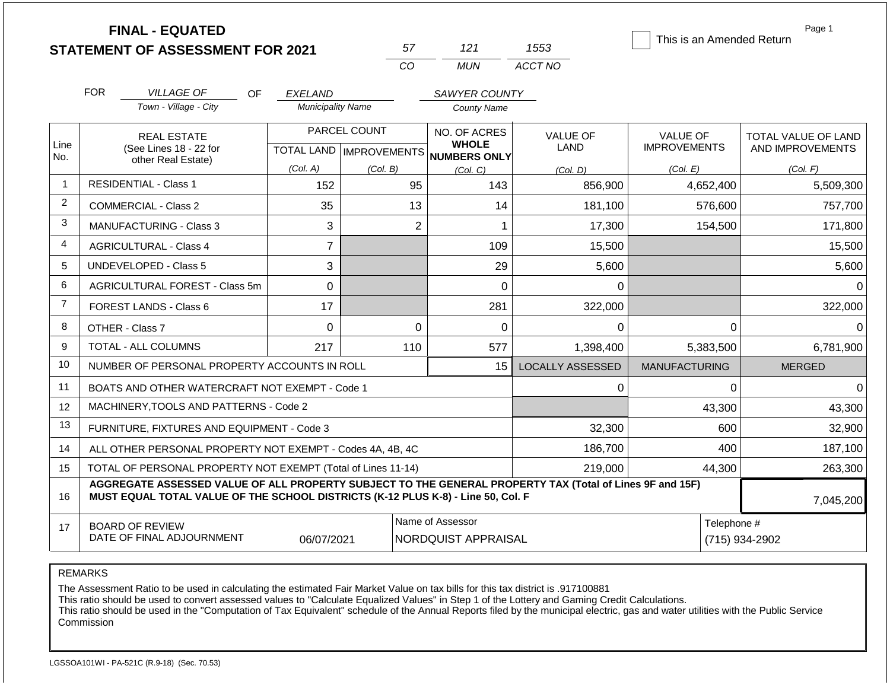# FINAL - EQUATED
## STATEMENT OF ASSESSMENT FOR 2021

| 57 | 121 | 1553 |
|---|---|---|
| CO | MUN | ACCT NO |

☐ This is an Amended Return

Page 1

FOR *VILLAGE OF* (Town - Village - City) OF *EXELAND* (Municipality Name) *SAWYER COUNTY* (County Name)

| Line No. | REAL ESTATE (See Lines 18 - 22 for other Real Estate) | PARCEL COUNT TOTAL LAND (Col. A) | PARCEL COUNT IMPROVEMENTS (Col. B) | NO. OF ACRES WHOLE NUMBERS ONLY (Col. C) | VALUE OF LAND (Col. D) | VALUE OF IMPROVEMENTS (Col. E) | TOTAL VALUE OF LAND AND IMPROVEMENTS (Col. F) |
|---|---|---|---|---|---|---|---|
| 1 | RESIDENTIAL - Class 1 | 152 | 95 | 143 | 856,900 | 4,652,400 | 5,509,300 |
| 2 | COMMERCIAL - Class 2 | 35 | 13 | 14 | 181,100 | 576,600 | 757,700 |
| 3 | MANUFACTURING - Class 3 | 3 | 2 | 1 | 17,300 | 154,500 | 171,800 |
| 4 | AGRICULTURAL - Class 4 | 7 | | 109 | 15,500 | | 15,500 |
| 5 | UNDEVELOPED - Class 5 | 3 | | 29 | 5,600 | | 5,600 |
| 6 | AGRICULTURAL FOREST - Class 5m | 0 | | 0 | 0 | | 0 |
| 7 | FOREST LANDS - Class 6 | 17 | | 281 | 322,000 | | 322,000 |
| 8 | OTHER - Class 7 | 0 | 0 | 0 | 0 | 0 | 0 |
| 9 | TOTAL - ALL COLUMNS | 217 | 110 | 577 | 1,398,400 | 5,383,500 | 6,781,900 |

| Line No. | | | LOCALLY ASSESSED | MANUFACTURING | MERGED |
|---|---|---|---|---|---|
| 10 | NUMBER OF PERSONAL PROPERTY ACCOUNTS IN ROLL | 15 | | | |
| 11 | BOATS AND OTHER WATERCRAFT NOT EXEMPT - Code 1 | | 0 | 0 | 0 |
| 12 | MACHINERY,TOOLS AND PATTERNS - Code 2 | | | 43,300 | 43,300 |
| 13 | FURNITURE, FIXTURES AND EQUIPMENT - Code 3 | | 32,300 | 600 | 32,900 |
| 14 | ALL OTHER PERSONAL PROPERTY NOT EXEMPT - Codes 4A, 4B, 4C | | 186,700 | 400 | 187,100 |
| 15 | TOTAL OF PERSONAL PROPERTY NOT EXEMPT (Total of Lines 11-14) | | 219,000 | 44,300 | 263,300 |
| 16 | **AGGREGATE ASSESSED VALUE OF ALL PROPERTY SUBJECT TO THE GENERAL PROPERTY TAX (Total of Lines 9F and 15F) MUST EQUAL TOTAL VALUE OF THE SCHOOL DISTRICTS (K-12 PLUS K-8) - Line 50, Col. F** | | | | 7,045,200 |

| 17 | BOARD OF REVIEW DATE OF FINAL ADJOURNMENT | 06/07/2021 | Name of Assessor: NORDQUIST APPRAISAL | Telephone #: (715) 934-2902 |
|---|---|---|---|---|

REMARKS

The Assessment Ratio to be used in calculating the estimated Fair Market Value on tax bills for this tax district is .917100881
This ratio should be used to convert assessed values to "Calculate Equalized Values" in Step 1 of the Lottery and Gaming Credit Calculations.
This ratio should be used in the "Computation of Tax Equivalent" schedule of the Annual Reports filed by the municipal electric, gas and water utilities with the Public Service Commission

LGSSOA101WI - PA-521C (R.9-18) (Sec. 70.53)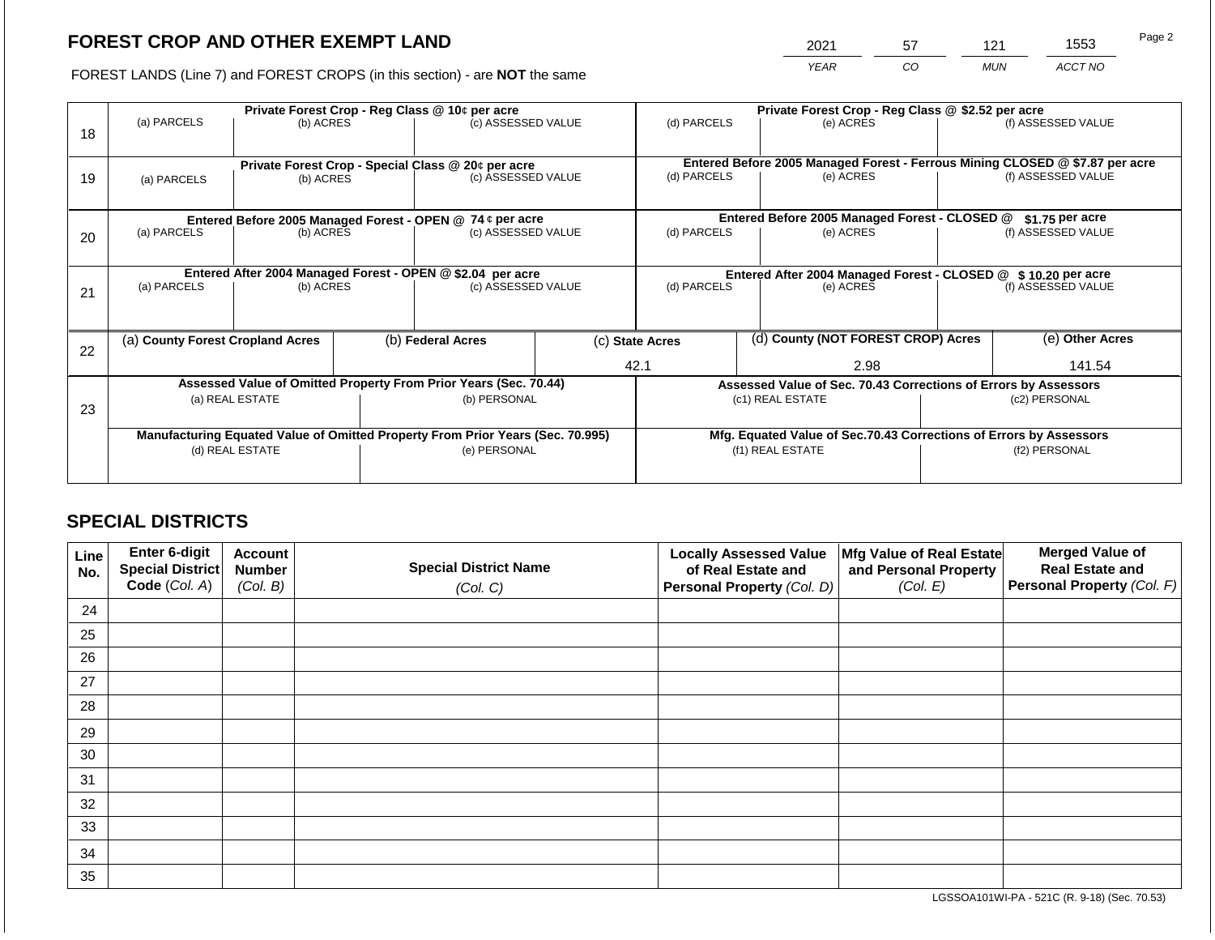# FOREST CROP AND OTHER EXEMPT LAND

| 2021 | 57 | 121 | 1553 |
|---|---|---|---|
| YEAR | CO | MUN | ACCT NO |

FOREST LANDS (Line 7) and FOREST CROPS (in this section) - are **NOT** the same

| Line | Private Forest Crop - Reg Class @ 10¢ per acre | | | Private Forest Crop - Reg Class @ $2.52 per acre | | |
|---|---|---|---|---|---|---|
| 18 | (a) PARCELS | (b) ACRES | (c) ASSESSED VALUE | (d) PARCELS | (e) ACRES | (f) ASSESSED VALUE |
| | | | | | | |
| | **Private Forest Crop - Special Class @ 20¢ per acre** | | | **Entered Before 2005 Managed Forest - Ferrous Mining CLOSED @ $7.87 per acre** | | |
| 19 | (a) PARCELS | (b) ACRES | (c) ASSESSED VALUE | (d) PARCELS | (e) ACRES | (f) ASSESSED VALUE |
| | | | | | | |
| | **Entered Before 2005 Managed Forest - OPEN @ 74 ¢ per acre** | | | **Entered Before 2005 Managed Forest - CLOSED @ $1.75 per acre** | | |
| 20 | (a) PARCELS | (b) ACRES | (c) ASSESSED VALUE | (d) PARCELS | (e) ACRES | (f) ASSESSED VALUE |
| | | | | | | |
| | **Entered After 2004 Managed Forest - OPEN @ $2.04 per acre** | | | **Entered After 2004 Managed Forest - CLOSED @ $ 10.20 per acre** | | |
| 21 | (a) PARCELS | (b) ACRES | (c) ASSESSED VALUE | (d) PARCELS | (e) ACRES | (f) ASSESSED VALUE |
| | | | | | | |

| Line | (a) County Forest Cropland Acres | (b) Federal Acres | (c) State Acres | (d) County (NOT FOREST CROP) Acres | (e) Other Acres |
|---|---|---|---|---|---|
| 22 | | | 42.1 | 2.98 | 141.54 |

| Line | Assessed Value of Omitted Property From Prior Years (Sec. 70.44) | | Assessed Value of Sec. 70.43 Corrections of Errors by Assessors | |
|---|---|---|---|---|
| 23 | (a) REAL ESTATE | (b) PERSONAL | (c1) REAL ESTATE | (c2) PERSONAL |
| | | | | |
| | **Manufacturing Equated Value of Omitted Property From Prior Years (Sec. 70.995)** | | **Mfg. Equated Value of Sec.70.43 Corrections of Errors by Assessors** | |
| | (d) REAL ESTATE | (e) PERSONAL | (f1) REAL ESTATE | (f2) PERSONAL |
| | | | | |

## SPECIAL DISTRICTS

| Line No. | Enter 6-digit Special District Code (Col. A) | Account Number (Col. B) | Special District Name (Col. C) | Locally Assessed Value of Real Estate and Personal Property (Col. D) | Mfg Value of Real Estate and Personal Property (Col. E) | Merged Value of Real Estate and Personal Property (Col. F) |
|---|---|---|---|---|---|---|
| 24 | | | | | | |
| 25 | | | | | | |
| 26 | | | | | | |
| 27 | | | | | | |
| 28 | | | | | | |
| 29 | | | | | | |
| 30 | | | | | | |
| 31 | | | | | | |
| 32 | | | | | | |
| 33 | | | | | | |
| 34 | | | | | | |
| 35 | | | | | | |

LGSSOA101WI-PA - 521C (R. 9-18) (Sec. 70.53)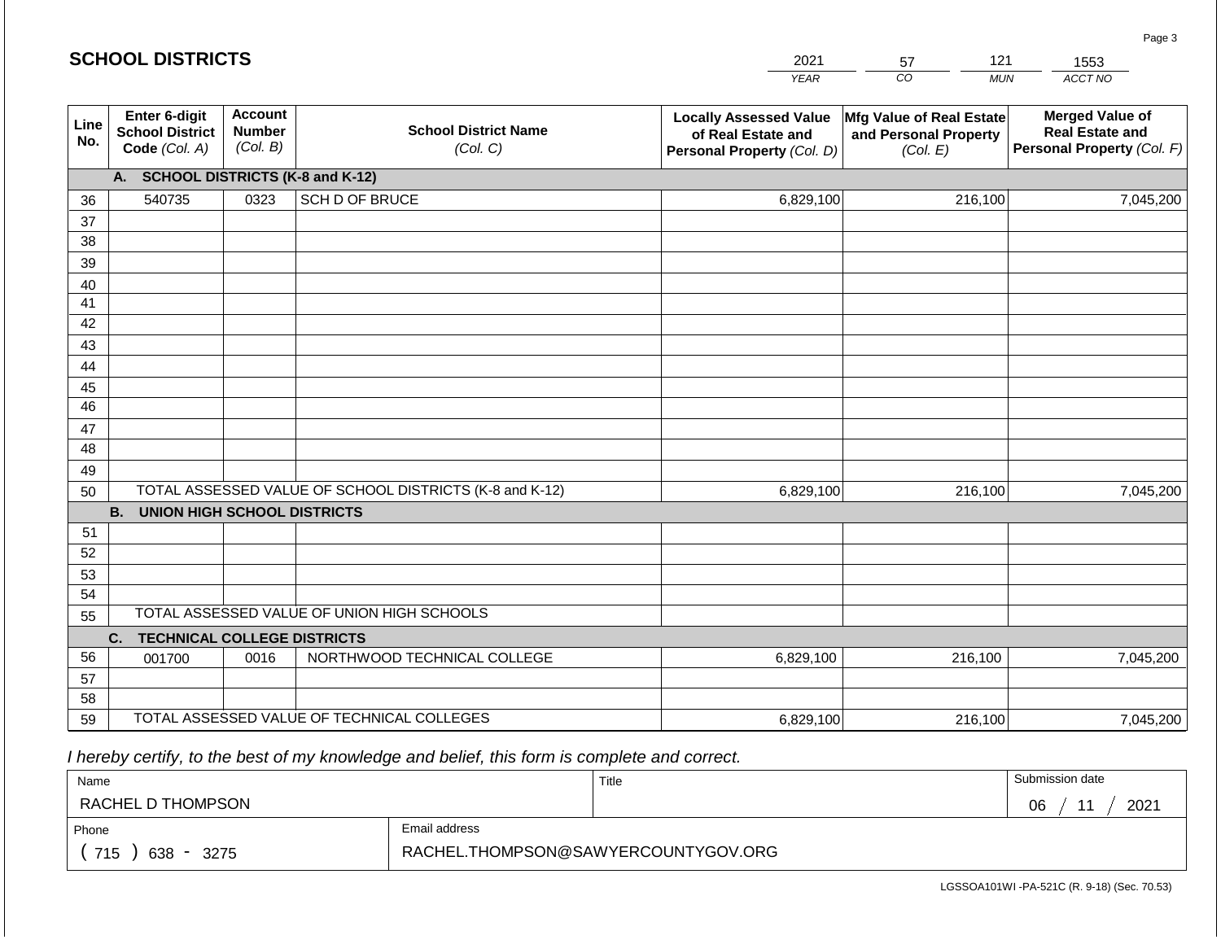## SCHOOL DISTRICTS

| 2021 | 57 | 121 | 1553 |
|---|---|---|---|
| YEAR | CO | MUN | ACCT NO |

| Line No. | Enter 6-digit School District Code (Col. A) | Account Number (Col. B) | School District Name (Col. C) | Locally Assessed Value of Real Estate and Personal Property (Col. D) | Mfg Value of Real Estate and Personal Property (Col. E) | Merged Value of Real Estate and Personal Property (Col. F) |
|---|---|---|---|---|---|---|
| | **A. SCHOOL DISTRICTS (K-8 and K-12)** | | | | | |
| 36 | 540735 | 0323 | SCH D OF BRUCE | 6,829,100 | 216,100 | 7,045,200 |
| 37 | | | | | | |
| 38 | | | | | | |
| 39 | | | | | | |
| 40 | | | | | | |
| 41 | | | | | | |
| 42 | | | | | | |
| 43 | | | | | | |
| 44 | | | | | | |
| 45 | | | | | | |
| 46 | | | | | | |
| 47 | | | | | | |
| 48 | | | | | | |
| 49 | | | | | | |
| 50 | TOTAL ASSESSED VALUE OF SCHOOL DISTRICTS (K-8 and K-12) | | | 6,829,100 | 216,100 | 7,045,200 |
| | **B. UNION HIGH SCHOOL DISTRICTS** | | | | | |
| 51 | | | | | | |
| 52 | | | | | | |
| 53 | | | | | | |
| 54 | | | | | | |
| 55 | TOTAL ASSESSED VALUE OF UNION HIGH SCHOOLS | | | | | |
| | **C. TECHNICAL COLLEGE DISTRICTS** | | | | | |
| 56 | 001700 | 0016 | NORTHWOOD TECHNICAL COLLEGE | 6,829,100 | 216,100 | 7,045,200 |
| 57 | | | | | | |
| 58 | | | | | | |
| 59 | TOTAL ASSESSED VALUE OF TECHNICAL COLLEGES | | | 6,829,100 | 216,100 | 7,045,200 |

*I hereby certify, to the best of my knowledge and belief, this form is complete and correct.*

| Name | Title | Submission date |
|---|---|---|
| RACHEL D THOMPSON | | 06 / 11 / 2021 |
| **Phone** | **Email address** | |
| ( 715 ) 638 - 3275 | RACHEL.THOMPSON@SAWYERCOUNTYGOV.ORG | |

LGSSOA101WI -PA-521C (R. 9-18) (Sec. 70.53)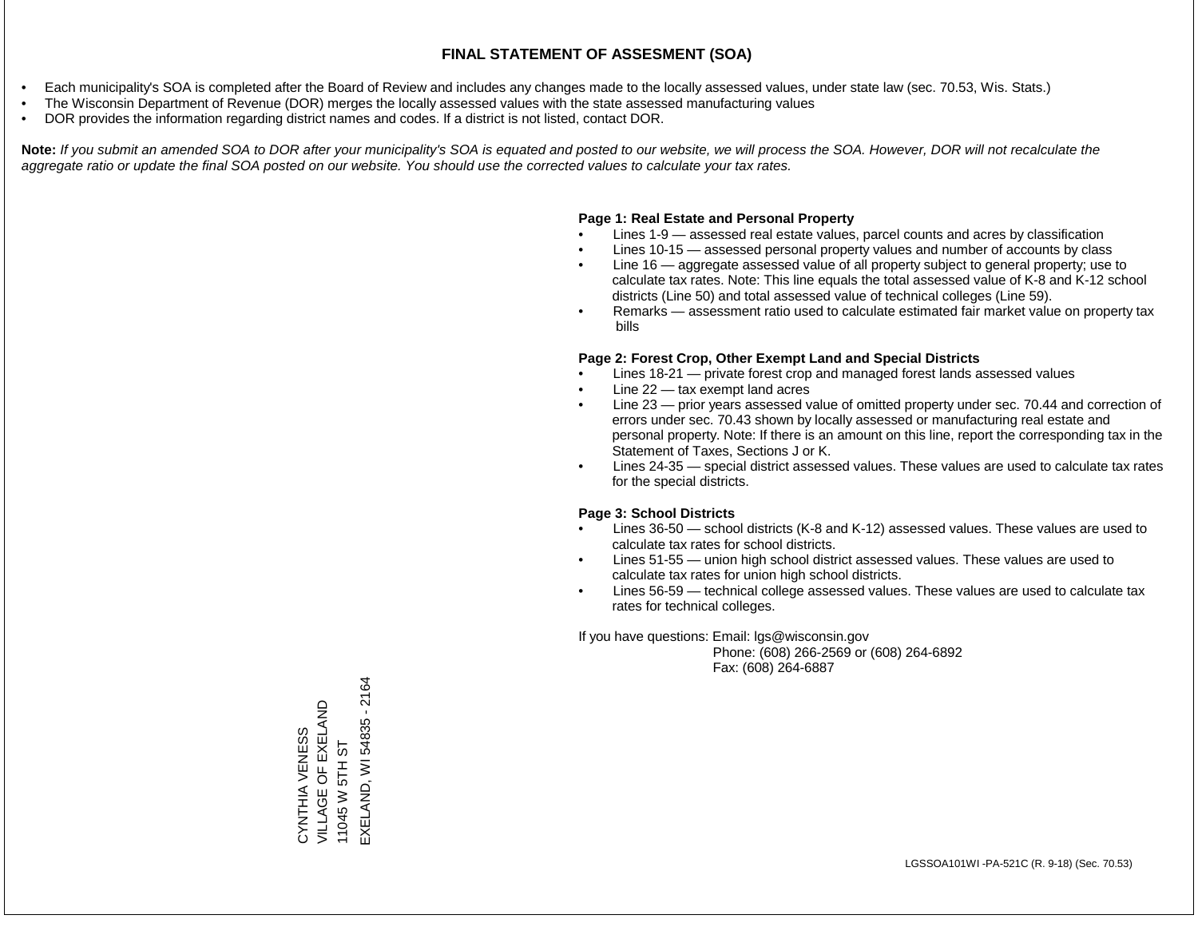# FINAL STATEMENT OF ASSESMENT (SOA)

- Each municipality's SOA is completed after the Board of Review and includes any changes made to the locally assessed values, under state law (sec. 70.53, Wis. Stats.)
- The Wisconsin Department of Revenue (DOR) merges the locally assessed values with the state assessed manufacturing values
- DOR provides the information regarding district names and codes. If a district is not listed, contact DOR.

**Note:** *If you submit an amended SOA to DOR after your municipality's SOA is equated and posted to our website, we will process the SOA. However, DOR will not recalculate the aggregate ratio or update the final SOA posted on our website. You should use the corrected values to calculate your tax rates.*

**Page 1: Real Estate and Personal Property**

- Lines 1-9 — assessed real estate values, parcel counts and acres by classification
- Lines 10-15 — assessed personal property values and number of accounts by class
- Line 16 — aggregate assessed value of all property subject to general property; use to calculate tax rates. Note: This line equals the total assessed value of K-8 and K-12 school districts (Line 50) and total assessed value of technical colleges (Line 59).
- Remarks — assessment ratio used to calculate estimated fair market value on property tax bills

**Page 2: Forest Crop, Other Exempt Land and Special Districts**

- Lines 18-21 — private forest crop and managed forest lands assessed values
- Line 22 — tax exempt land acres
- Line 23 — prior years assessed value of omitted property under sec. 70.44 and correction of errors under sec. 70.43 shown by locally assessed or manufacturing real estate and personal property. Note: If there is an amount on this line, report the corresponding tax in the Statement of Taxes, Sections J or K.
- Lines 24-35 — special district assessed values. These values are used to calculate tax rates for the special districts.

**Page 3: School Districts**

- Lines 36-50 — school districts (K-8 and K-12) assessed values. These values are used to calculate tax rates for school districts.
- Lines 51-55 — union high school district assessed values. These values are used to calculate tax rates for union high school districts.
- Lines 56-59 — technical college assessed values. These values are used to calculate tax rates for technical colleges.

If you have questions: Email: lgs@wisconsin.gov
Phone: (608) 266-2569 or (608) 264-6892
Fax: (608) 264-6887

CYNTHIA VENESS
VILLAGE OF EXELAND
11045 W 5TH ST
EXELAND, WI 54835 - 2164

LGSSOA101WI -PA-521C (R. 9-18) (Sec. 70.53)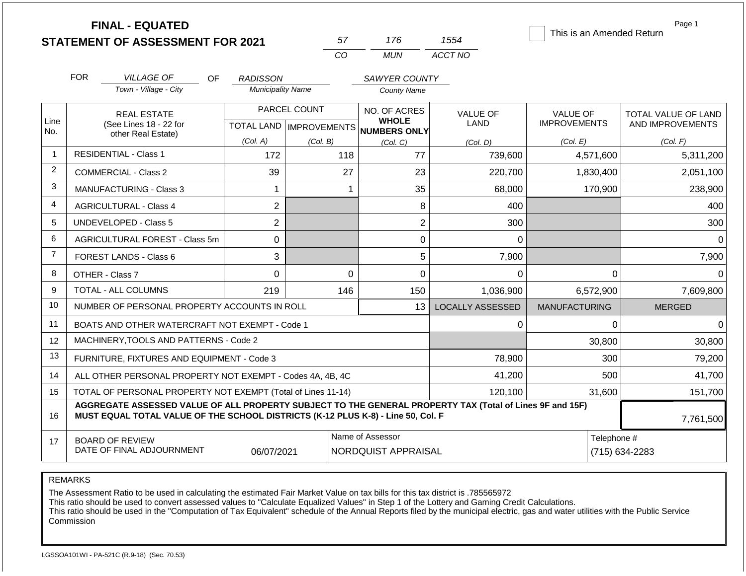# FINAL - EQUATED
# STATEMENT OF ASSESSMENT FOR 2021

| 57 | 176 | 1554 |
|---|---|---|
| CO | MUN | ACCT NO |

☐ This is an Amended Return

Page 1

FOR *VILLAGE OF* (Town - Village - City) OF *RADISSON* (Municipality Name) *SAWYER COUNTY* (County Name)

| Line No. | REAL ESTATE (See Lines 18 - 22 for other Real Estate) | PARCEL COUNT TOTAL LAND (Col. A) | PARCEL COUNT IMPROVEMENTS (Col. B) | NO. OF ACRES WHOLE NUMBERS ONLY (Col. C) | VALUE OF LAND (Col. D) | VALUE OF IMPROVEMENTS (Col. E) | TOTAL VALUE OF LAND AND IMPROVEMENTS (Col. F) |
|---|---|---|---|---|---|---|---|
| 1 | RESIDENTIAL - Class 1 | 172 | 118 | 77 | 739,600 | 4,571,600 | 5,311,200 |
| 2 | COMMERCIAL - Class 2 | 39 | 27 | 23 | 220,700 | 1,830,400 | 2,051,100 |
| 3 | MANUFACTURING - Class 3 | 1 | 1 | 35 | 68,000 | 170,900 | 238,900 |
| 4 | AGRICULTURAL - Class 4 | 2 | | 8 | 400 | | 400 |
| 5 | UNDEVELOPED - Class 5 | 2 | | 2 | 300 | | 300 |
| 6 | AGRICULTURAL FOREST - Class 5m | 0 | | 0 | 0 | | 0 |
| 7 | FOREST LANDS - Class 6 | 3 | | 5 | 7,900 | | 7,900 |
| 8 | OTHER - Class 7 | 0 | 0 | 0 | 0 | 0 | 0 |
| 9 | TOTAL - ALL COLUMNS | 219 | 146 | 150 | 1,036,900 | 6,572,900 | 7,609,800 |
| 10 | NUMBER OF PERSONAL PROPERTY ACCOUNTS IN ROLL | | | 13 | LOCALLY ASSESSED | MANUFACTURING | MERGED |
| 11 | BOATS AND OTHER WATERCRAFT NOT EXEMPT - Code 1 | | | | 0 | 0 | 0 |
| 12 | MACHINERY,TOOLS AND PATTERNS - Code 2 | | | | | 30,800 | 30,800 |
| 13 | FURNITURE, FIXTURES AND EQUIPMENT - Code 3 | | | | 78,900 | 300 | 79,200 |
| 14 | ALL OTHER PERSONAL PROPERTY NOT EXEMPT - Codes 4A, 4B, 4C | | | | 41,200 | 500 | 41,700 |
| 15 | TOTAL OF PERSONAL PROPERTY NOT EXEMPT (Total of Lines 11-14) | | | | 120,100 | 31,600 | 151,700 |
| 16 | **AGGREGATE ASSESSED VALUE OF ALL PROPERTY SUBJECT TO THE GENERAL PROPERTY TAX (Total of Lines 9F and 15F) MUST EQUAL TOTAL VALUE OF THE SCHOOL DISTRICTS (K-12 PLUS K-8) - Line 50, Col. F** | | | | | | 7,761,500 |
| 17 | BOARD OF REVIEW DATE OF FINAL ADJOURNMENT | 06/07/2021 | Name of Assessor: NORDQUIST APPRAISAL | | | Telephone #: (715) 634-2283 | |

REMARKS

The Assessment Ratio to be used in calculating the estimated Fair Market Value on tax bills for this tax district is .785565972
This ratio should be used to convert assessed values to "Calculate Equalized Values" in Step 1 of the Lottery and Gaming Credit Calculations.
This ratio should be used in the "Computation of Tax Equivalent" schedule of the Annual Reports filed by the municipal electric, gas and water utilities with the Public Service Commission

LGSSOA101WI - PA-521C (R.9-18) (Sec. 70.53)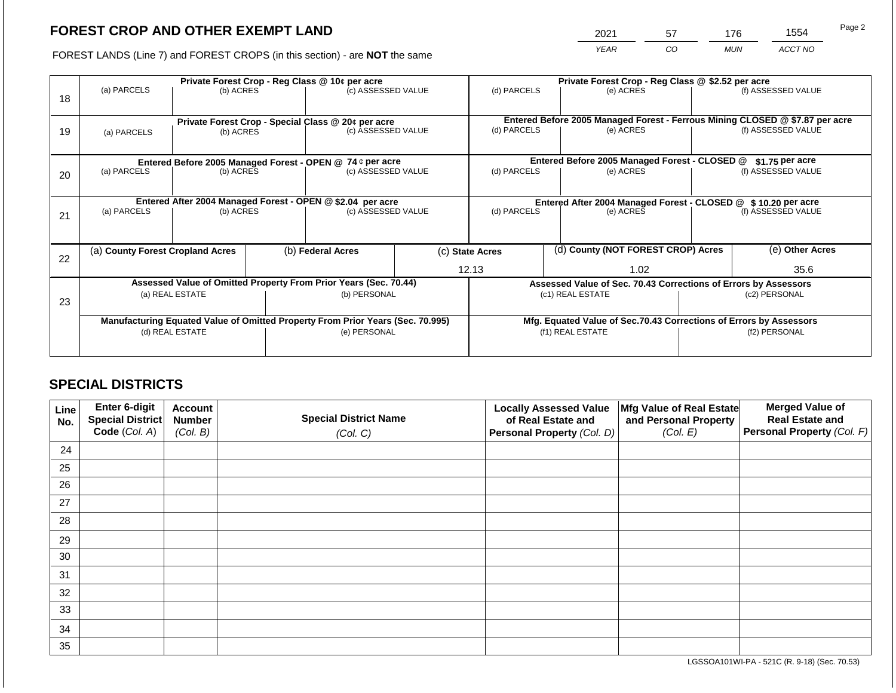# FOREST CROP AND OTHER EXEMPT LAND

FOREST LANDS (Line 7) and FOREST CROPS (in this section) - are **NOT** the same

| YEAR | CO | MUN | ACCT NO |
|---|---|---|---|
| 2021 | 57 | 176 | 1554 |

| | Private Forest Crop - Reg Class @ 10¢ per acre | | | Private Forest Crop - Reg Class @ $2.52 per acre | | |
|---|---|---|---|---|---|---|
| 18 | (a) PARCELS | (b) ACRES | (c) ASSESSED VALUE | (d) PARCELS | (e) ACRES | (f) ASSESSED VALUE |
| | | | | | | |
| | **Private Forest Crop - Special Class @ 20¢ per acre** | | | **Entered Before 2005 Managed Forest - Ferrous Mining CLOSED @ $7.87 per acre** | | |
| 19 | (a) PARCELS | (b) ACRES | (c) ASSESSED VALUE | (d) PARCELS | (e) ACRES | (f) ASSESSED VALUE |
| | | | | | | |
| | **Entered Before 2005 Managed Forest - OPEN @ 74 ¢ per acre** | | | **Entered Before 2005 Managed Forest - CLOSED @ $1.75 per acre** | | |
| 20 | (a) PARCELS | (b) ACRES | (c) ASSESSED VALUE | (d) PARCELS | (e) ACRES | (f) ASSESSED VALUE |
| | | | | | | |
| | **Entered After 2004 Managed Forest - OPEN @ $2.04 per acre** | | | **Entered After 2004 Managed Forest - CLOSED @ $ 10.20 per acre** | | |
| 21 | (a) PARCELS | (b) ACRES | (c) ASSESSED VALUE | (d) PARCELS | (e) ACRES | (f) ASSESSED VALUE |
| | | | | | | |

| | (a) County Forest Cropland Acres | (b) Federal Acres | (c) State Acres | (d) County (NOT FOREST CROP) Acres | (e) Other Acres |
|---|---|---|---|---|---|
| 22 | | | 12.13 | 1.02 | 35.6 |

| | Assessed Value of Omitted Property From Prior Years (Sec. 70.44) | | Assessed Value of Sec. 70.43 Corrections of Errors by Assessors | |
|---|---|---|---|---|
| 23 | (a) REAL ESTATE | (b) PERSONAL | (c1) REAL ESTATE | (c2) PERSONAL |
| | | | | |
| | **Manufacturing Equated Value of Omitted Property From Prior Years (Sec. 70.995)** | | **Mfg. Equated Value of Sec.70.43 Corrections of Errors by Assessors** | |
| | (d) REAL ESTATE | (e) PERSONAL | (f1) REAL ESTATE | (f2) PERSONAL |
| | | | | |

## SPECIAL DISTRICTS

| Line No. | Enter 6-digit Special District Code (Col. A) | Account Number (Col. B) | Special District Name (Col. C) | Locally Assessed Value of Real Estate and Personal Property (Col. D) | Mfg Value of Real Estate and Personal Property (Col. E) | Merged Value of Real Estate and Personal Property (Col. F) |
|---|---|---|---|---|---|---|
| 24 | | | | | | |
| 25 | | | | | | |
| 26 | | | | | | |
| 27 | | | | | | |
| 28 | | | | | | |
| 29 | | | | | | |
| 30 | | | | | | |
| 31 | | | | | | |
| 32 | | | | | | |
| 33 | | | | | | |
| 34 | | | | | | |
| 35 | | | | | | |

LGSSOA101WI-PA - 521C (R. 9-18) (Sec. 70.53)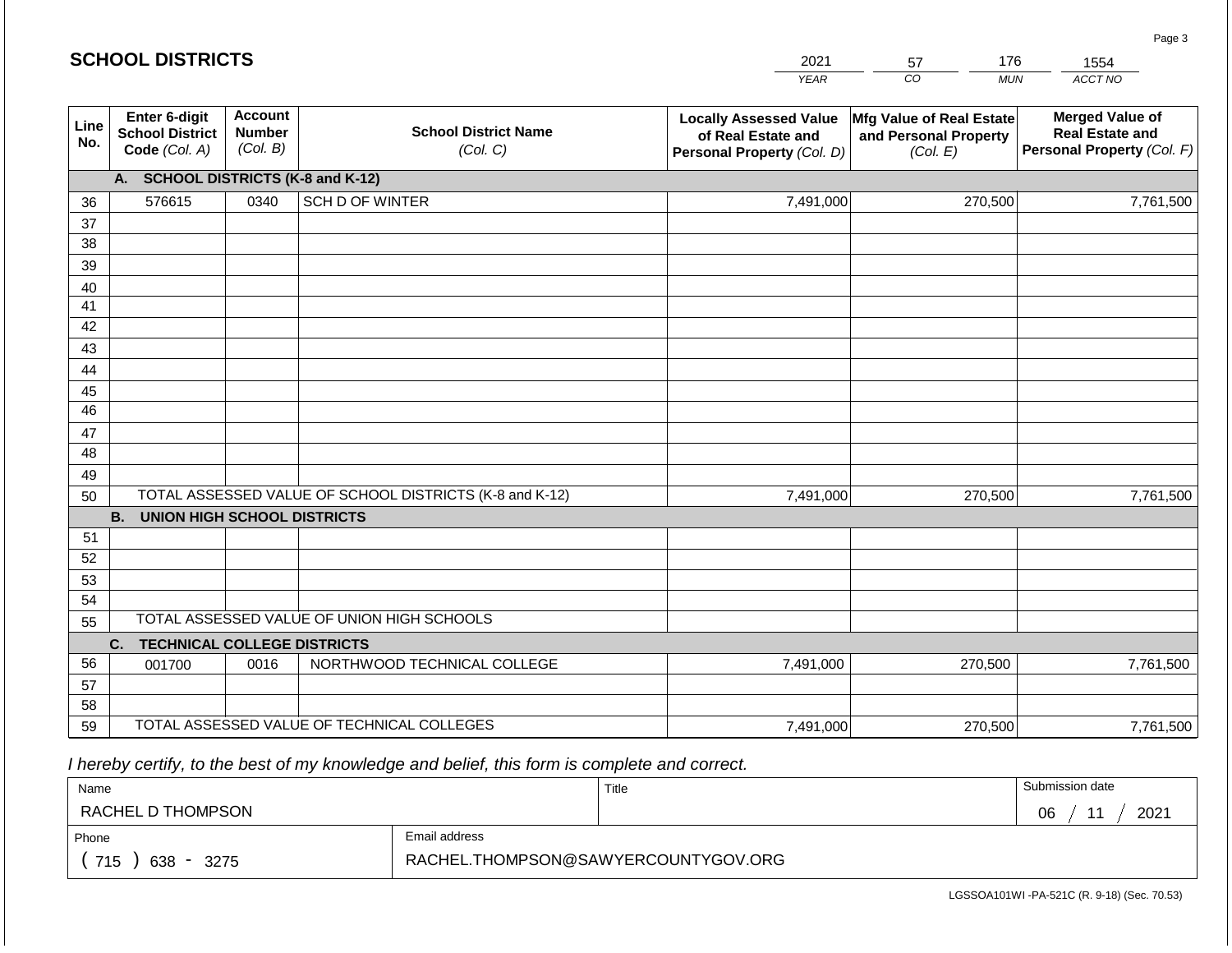## SCHOOL DISTRICTS

| 2021 | 57 | 176 | 1554 |
|---|---|---|---|
| *YEAR* | *CO* | *MUN* | *ACCT NO* |

| Line No. | Enter 6-digit School District Code *(Col. A)* | Account Number *(Col. B)* | School District Name *(Col. C)* | Locally Assessed Value of Real Estate and Personal Property *(Col. D)* | Mfg Value of Real Estate and Personal Property *(Col. E)* | Merged Value of Real Estate and Personal Property *(Col. F)* |
|---|---|---|---|---|---|---|
| | **A. SCHOOL DISTRICTS (K-8 and K-12)** | | | | | |
| 36 | 576615 | 0340 | SCH D OF WINTER | 7,491,000 | 270,500 | 7,761,500 |
| 37 | | | | | | |
| 38 | | | | | | |
| 39 | | | | | | |
| 40 | | | | | | |
| 41 | | | | | | |
| 42 | | | | | | |
| 43 | | | | | | |
| 44 | | | | | | |
| 45 | | | | | | |
| 46 | | | | | | |
| 47 | | | | | | |
| 48 | | | | | | |
| 49 | | | | | | |
| 50 | TOTAL ASSESSED VALUE OF SCHOOL DISTRICTS (K-8 and K-12) | | | 7,491,000 | 270,500 | 7,761,500 |
| | **B. UNION HIGH SCHOOL DISTRICTS** | | | | | |
| 51 | | | | | | |
| 52 | | | | | | |
| 53 | | | | | | |
| 54 | | | | | | |
| 55 | TOTAL ASSESSED VALUE OF UNION HIGH SCHOOLS | | | | | |
| | **C. TECHNICAL COLLEGE DISTRICTS** | | | | | |
| 56 | 001700 | 0016 | NORTHWOOD TECHNICAL COLLEGE | 7,491,000 | 270,500 | 7,761,500 |
| 57 | | | | | | |
| 58 | | | | | | |
| 59 | TOTAL ASSESSED VALUE OF TECHNICAL COLLEGES | | | 7,491,000 | 270,500 | 7,761,500 |

*I hereby certify, to the best of my knowledge and belief, this form is complete and correct.*

| Name | Title | Submission date |
|---|---|---|
| RACHEL D THOMPSON | | 06 / 11 / 2021 |
| **Phone** | **Email address** | |
| ( 715 ) 638 - 3275 | RACHEL.THOMPSON@SAWYERCOUNTYGOV.ORG | |

LGSSOA101WI -PA-521C (R. 9-18) (Sec. 70.53)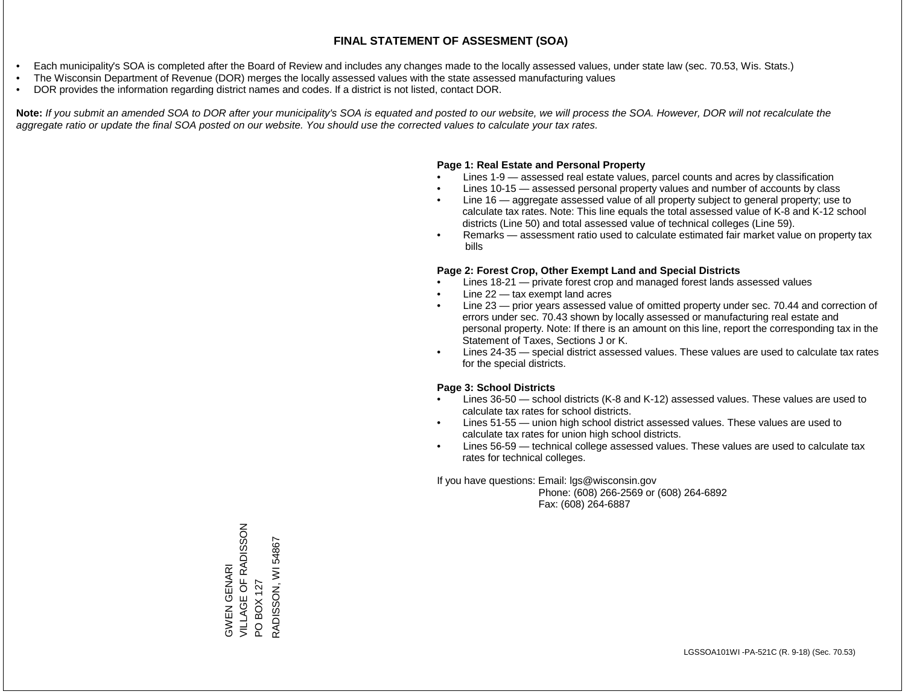# FINAL STATEMENT OF ASSESMENT (SOA)

- Each municipality's SOA is completed after the Board of Review and includes any changes made to the locally assessed values, under state law (sec. 70.53, Wis. Stats.)
- The Wisconsin Department of Revenue (DOR) merges the locally assessed values with the state assessed manufacturing values
- DOR provides the information regarding district names and codes. If a district is not listed, contact DOR.

**Note:** *If you submit an amended SOA to DOR after your municipality's SOA is equated and posted to our website, we will process the SOA. However, DOR will not recalculate the aggregate ratio or update the final SOA posted on our website. You should use the corrected values to calculate your tax rates.*

**Page 1: Real Estate and Personal Property**

- Lines 1-9 — assessed real estate values, parcel counts and acres by classification
- Lines 10-15 — assessed personal property values and number of accounts by class
- Line 16 — aggregate assessed value of all property subject to general property; use to calculate tax rates. Note: This line equals the total assessed value of K-8 and K-12 school districts (Line 50) and total assessed value of technical colleges (Line 59).
- Remarks — assessment ratio used to calculate estimated fair market value on property tax bills

**Page 2: Forest Crop, Other Exempt Land and Special Districts**

- Lines 18-21 — private forest crop and managed forest lands assessed values
- Line 22 — tax exempt land acres
- Line 23 — prior years assessed value of omitted property under sec. 70.44 and correction of errors under sec. 70.43 shown by locally assessed or manufacturing real estate and personal property. Note: If there is an amount on this line, report the corresponding tax in the Statement of Taxes, Sections J or K.
- Lines 24-35 — special district assessed values. These values are used to calculate tax rates for the special districts.

**Page 3: School Districts**

- Lines 36-50 — school districts (K-8 and K-12) assessed values. These values are used to calculate tax rates for school districts.
- Lines 51-55 — union high school district assessed values. These values are used to calculate tax rates for union high school districts.
- Lines 56-59 — technical college assessed values. These values are used to calculate tax rates for technical colleges.

If you have questions: Email: lgs@wisconsin.gov
Phone: (608) 266-2569 or (608) 264-6892
Fax: (608) 264-6887

GWEN GENARI
VILLAGE OF RADISSON
PO BOX 127
RADISSON, WI 54867

LGSSOA101WI -PA-521C (R. 9-18) (Sec. 70.53)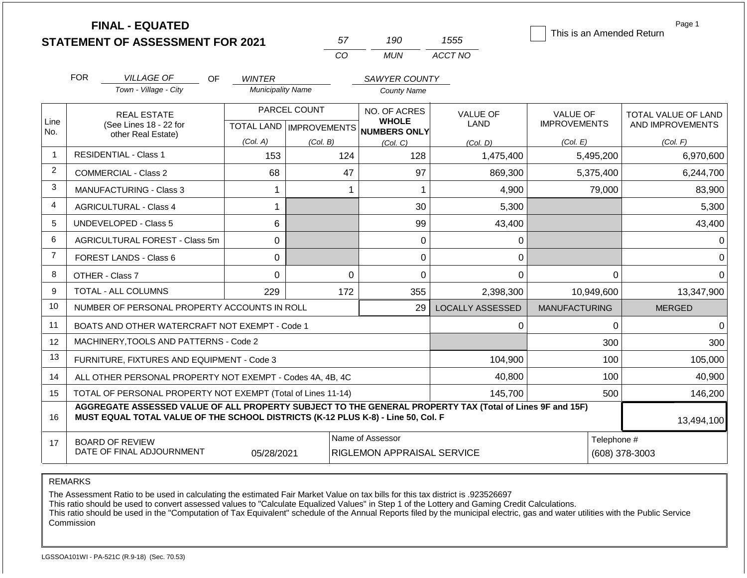# FINAL - EQUATED
## STATEMENT OF ASSESSMENT FOR 2021

| 57 | 190 | 1555 |
|---|---|---|
| CO | MUN | ACCT NO |

☐ This is an Amended Return

Page 1

FOR *VILLAGE OF* (Town - Village - City) OF *WINTER* (Municipality Name) *SAWYER COUNTY* (County Name)

| Line No. | REAL ESTATE (See Lines 18 - 22 for other Real Estate) | PARCEL COUNT TOTAL LAND (Col. A) | PARCEL COUNT IMPROVEMENTS (Col. B) | NO. OF ACRES WHOLE NUMBERS ONLY (Col. C) | VALUE OF LAND (Col. D) | VALUE OF IMPROVEMENTS (Col. E) | TOTAL VALUE OF LAND AND IMPROVEMENTS (Col. F) |
|---|---|---|---|---|---|---|---|
| 1 | RESIDENTIAL - Class 1 | 153 | 124 | 128 | 1,475,400 | 5,495,200 | 6,970,600 |
| 2 | COMMERCIAL - Class 2 | 68 | 47 | 97 | 869,300 | 5,375,400 | 6,244,700 |
| 3 | MANUFACTURING - Class 3 | 1 | 1 | 1 | 4,900 | 79,000 | 83,900 |
| 4 | AGRICULTURAL - Class 4 | 1 | | 30 | 5,300 | | 5,300 |
| 5 | UNDEVELOPED - Class 5 | 6 | | 99 | 43,400 | | 43,400 |
| 6 | AGRICULTURAL FOREST - Class 5m | 0 | | 0 | 0 | | 0 |
| 7 | FOREST LANDS - Class 6 | 0 | | 0 | 0 | | 0 |
| 8 | OTHER - Class 7 | 0 | 0 | 0 | 0 | 0 | 0 |
| 9 | TOTAL - ALL COLUMNS | 229 | 172 | 355 | 2,398,300 | 10,949,600 | 13,347,900 |
| 10 | NUMBER OF PERSONAL PROPERTY ACCOUNTS IN ROLL | | | 29 | LOCALLY ASSESSED | MANUFACTURING | MERGED |
| 11 | BOATS AND OTHER WATERCRAFT NOT EXEMPT - Code 1 | | | | 0 | 0 | 0 |
| 12 | MACHINERY,TOOLS AND PATTERNS - Code 2 | | | | | 300 | 300 |
| 13 | FURNITURE, FIXTURES AND EQUIPMENT - Code 3 | | | | 104,900 | 100 | 105,000 |
| 14 | ALL OTHER PERSONAL PROPERTY NOT EXEMPT - Codes 4A, 4B, 4C | | | | 40,800 | 100 | 40,900 |
| 15 | TOTAL OF PERSONAL PROPERTY NOT EXEMPT (Total of Lines 11-14) | | | | 145,700 | 500 | 146,200 |
| 16 | **AGGREGATE ASSESSED VALUE OF ALL PROPERTY SUBJECT TO THE GENERAL PROPERTY TAX (Total of Lines 9F and 15F) MUST EQUAL TOTAL VALUE OF THE SCHOOL DISTRICTS (K-12 PLUS K-8) - Line 50, Col. F** | | | | | | 13,494,100 |
| 17 | BOARD OF REVIEW DATE OF FINAL ADJOURNMENT | 05/28/2021 | Name of Assessor | RIGLEMON APPRAISAL SERVICE | | Telephone # | (608) 378-3003 |

REMARKS

The Assessment Ratio to be used in calculating the estimated Fair Market Value on tax bills for this tax district is .923526697
This ratio should be used to convert assessed values to "Calculate Equalized Values" in Step 1 of the Lottery and Gaming Credit Calculations.
This ratio should be used in the "Computation of Tax Equivalent" schedule of the Annual Reports filed by the municipal electric, gas and water utilities with the Public Service Commission

LGSSOA101WI - PA-521C (R.9-18) (Sec. 70.53)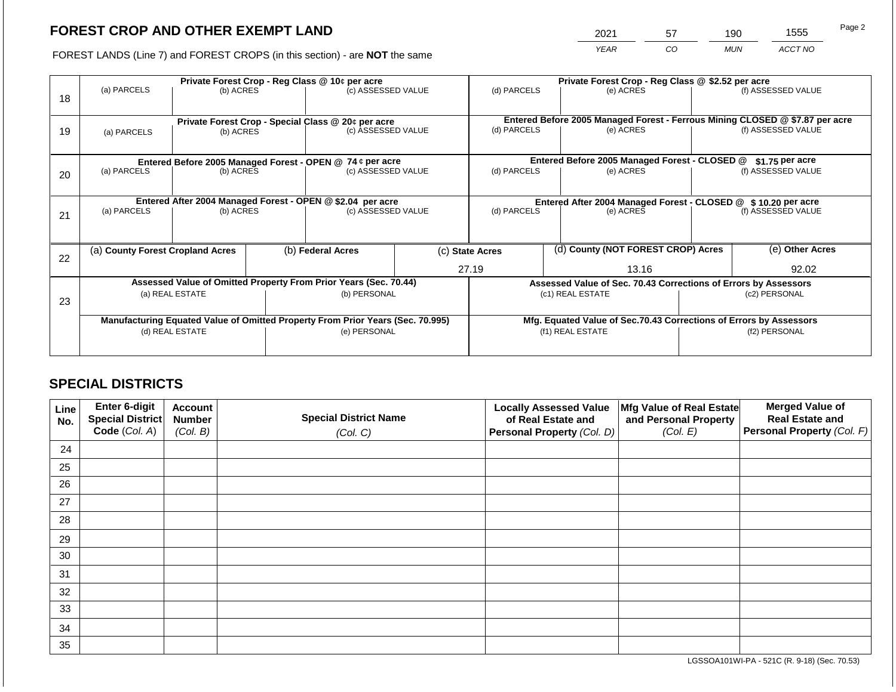# FOREST CROP AND OTHER EXEMPT LAND

FOREST LANDS (Line 7) and FOREST CROPS (in this section) - are **NOT** the same

| 2021 | 57 | 190 | 1555 |
|---|---|---|---|
| *YEAR* | *CO* | *MUN* | *ACCT NO* |

Page 2

| Line | Private Forest Crop - Reg Class @ 10¢ per acre | | | Private Forest Crop - Reg Class @ $2.52 per acre | | |
|---|---|---|---|---|---|---|
| 18 | (a) PARCELS | (b) ACRES | (c) ASSESSED VALUE | (d) PARCELS | (e) ACRES | (f) ASSESSED VALUE |
| | **Private Forest Crop - Special Class @ 20¢ per acre** | | | **Entered Before 2005 Managed Forest - Ferrous Mining CLOSED @ $7.87 per acre** | | |
| 19 | (a) PARCELS | (b) ACRES | (c) ASSESSED VALUE | (d) PARCELS | (e) ACRES | (f) ASSESSED VALUE |
| | **Entered Before 2005 Managed Forest - OPEN @ 74 ¢ per acre** | | | **Entered Before 2005 Managed Forest - CLOSED @ $1.75 per acre** | | |
| 20 | (a) PARCELS | (b) ACRES | (c) ASSESSED VALUE | (d) PARCELS | (e) ACRES | (f) ASSESSED VALUE |
| | **Entered After 2004 Managed Forest - OPEN @ $2.04 per acre** | | | **Entered After 2004 Managed Forest - CLOSED @ $ 10.20 per acre** | | |
| 21 | (a) PARCELS | (b) ACRES | (c) ASSESSED VALUE | (d) PARCELS | (e) ACRES | (f) ASSESSED VALUE |

| Line | (a) County Forest Cropland Acres | (b) Federal Acres | (c) State Acres | (d) County (NOT FOREST CROP) Acres | (e) Other Acres |
|---|---|---|---|---|---|
| 22 | | | 27.19 | 13.16 | 92.02 |

| Line | Assessed Value of Omitted Property From Prior Years (Sec. 70.44) | | Assessed Value of Sec. 70.43 Corrections of Errors by Assessors | |
|---|---|---|---|---|
| 23 | (a) REAL ESTATE | (b) PERSONAL | (c1) REAL ESTATE | (c2) PERSONAL |
| | **Manufacturing Equated Value of Omitted Property From Prior Years (Sec. 70.995)** | | **Mfg. Equated Value of Sec.70.43 Corrections of Errors by Assessors** | |
| | (d) REAL ESTATE | (e) PERSONAL | (f1) REAL ESTATE | (f2) PERSONAL |

## SPECIAL DISTRICTS

| Line No. | Enter 6-digit Special District Code (Col. A) | Account Number (Col. B) | Special District Name (Col. C) | Locally Assessed Value of Real Estate and Personal Property (Col. D) | Mfg Value of Real Estate and Personal Property (Col. E) | Merged Value of Real Estate and Personal Property (Col. F) |
|---|---|---|---|---|---|---|
| 24 | | | | | | |
| 25 | | | | | | |
| 26 | | | | | | |
| 27 | | | | | | |
| 28 | | | | | | |
| 29 | | | | | | |
| 30 | | | | | | |
| 31 | | | | | | |
| 32 | | | | | | |
| 33 | | | | | | |
| 34 | | | | | | |
| 35 | | | | | | |

LGSSOA101WI-PA - 521C (R. 9-18) (Sec. 70.53)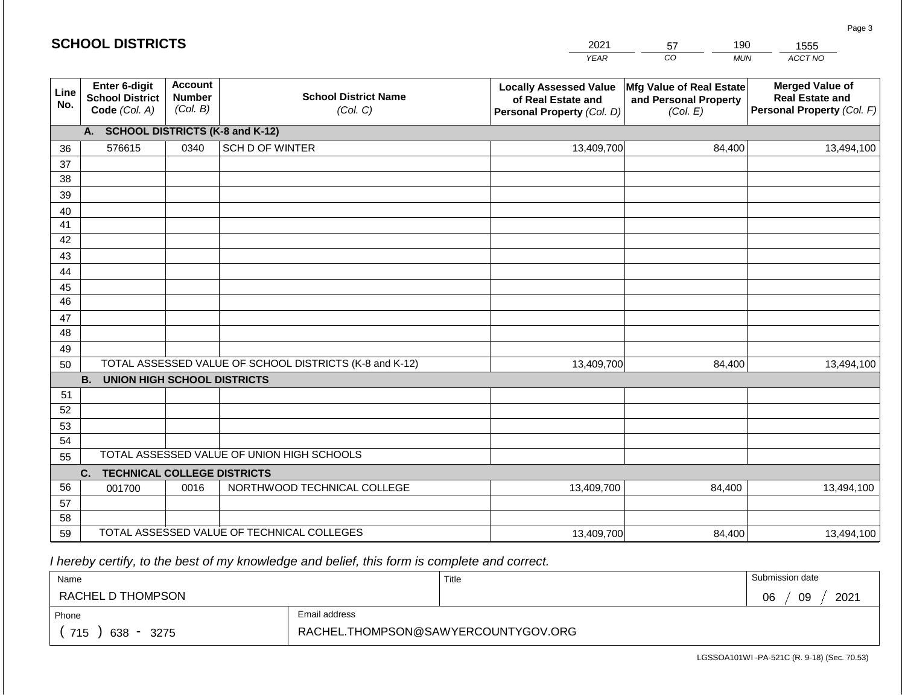# SCHOOL DISTRICTS

| 2021 | 57 | 190 | 1555 |
|---|---|---|---|
| *YEAR* | *CO* | *MUN* | *ACCT NO* |

| Line No. | Enter 6-digit School District Code *(Col. A)* | Account Number *(Col. B)* | School District Name *(Col. C)* | Locally Assessed Value of Real Estate and Personal Property *(Col. D)* | Mfg Value of Real Estate and Personal Property *(Col. E)* | Merged Value of Real Estate and Personal Property *(Col. F)* |
|---|---|---|---|---|---|---|
| | **A. SCHOOL DISTRICTS (K-8 and K-12)** | | | | | |
| 36 | 576615 | 0340 | SCH D OF WINTER | 13,409,700 | 84,400 | 13,494,100 |
| 37 | | | | | | |
| 38 | | | | | | |
| 39 | | | | | | |
| 40 | | | | | | |
| 41 | | | | | | |
| 42 | | | | | | |
| 43 | | | | | | |
| 44 | | | | | | |
| 45 | | | | | | |
| 46 | | | | | | |
| 47 | | | | | | |
| 48 | | | | | | |
| 49 | | | | | | |
| 50 | TOTAL ASSESSED VALUE OF SCHOOL DISTRICTS (K-8 and K-12) | | | 13,409,700 | 84,400 | 13,494,100 |
| | **B. UNION HIGH SCHOOL DISTRICTS** | | | | | |
| 51 | | | | | | |
| 52 | | | | | | |
| 53 | | | | | | |
| 54 | | | | | | |
| 55 | TOTAL ASSESSED VALUE OF UNION HIGH SCHOOLS | | | | | |
| | **C. TECHNICAL COLLEGE DISTRICTS** | | | | | |
| 56 | 001700 | 0016 | NORTHWOOD TECHNICAL COLLEGE | 13,409,700 | 84,400 | 13,494,100 |
| 57 | | | | | | |
| 58 | | | | | | |
| 59 | TOTAL ASSESSED VALUE OF TECHNICAL COLLEGES | | | 13,409,700 | 84,400 | 13,494,100 |

*I hereby certify, to the best of my knowledge and belief, this form is complete and correct.*

| Name | Title | Submission date |
|---|---|---|
| RACHEL D THOMPSON | | 06 / 09 / 2021 |

| Phone | Email address |
|---|---|
| ( 715 ) 638 - 3275 | RACHEL.THOMPSON@SAWYERCOUNTYGOV.ORG |

LGSSOA101WI -PA-521C (R. 9-18) (Sec. 70.53)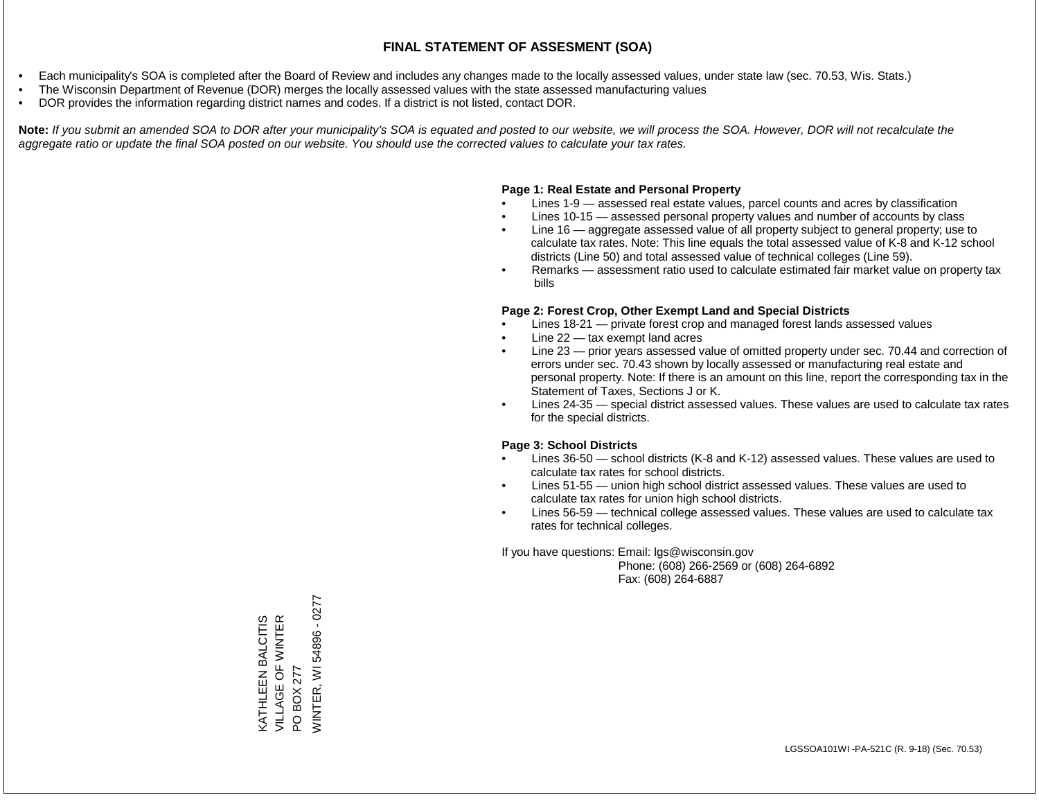# FINAL STATEMENT OF ASSESMENT (SOA)

- Each municipality's SOA is completed after the Board of Review and includes any changes made to the locally assessed values, under state law (sec. 70.53, Wis. Stats.)
- The Wisconsin Department of Revenue (DOR) merges the locally assessed values with the state assessed manufacturing values
- DOR provides the information regarding district names and codes. If a district is not listed, contact DOR.

**Note:** *If you submit an amended SOA to DOR after your municipality's SOA is equated and posted to our website, we will process the SOA. However, DOR will not recalculate the aggregate ratio or update the final SOA posted on our website. You should use the corrected values to calculate your tax rates.*

**Page 1: Real Estate and Personal Property**

- Lines 1-9 — assessed real estate values, parcel counts and acres by classification
- Lines 10-15 — assessed personal property values and number of accounts by class
- Line 16 — aggregate assessed value of all property subject to general property; use to calculate tax rates. Note: This line equals the total assessed value of K-8 and K-12 school districts (Line 50) and total assessed value of technical colleges (Line 59).
- Remarks — assessment ratio used to calculate estimated fair market value on property tax bills

**Page 2: Forest Crop, Other Exempt Land and Special Districts**

- Lines 18-21 — private forest crop and managed forest lands assessed values
- Line 22 — tax exempt land acres
- Line 23 — prior years assessed value of omitted property under sec. 70.44 and correction of errors under sec. 70.43 shown by locally assessed or manufacturing real estate and personal property. Note: If there is an amount on this line, report the corresponding tax in the Statement of Taxes, Sections J or K.
- Lines 24-35 — special district assessed values. These values are used to calculate tax rates for the special districts.

**Page 3: School Districts**

- Lines 36-50 — school districts (K-8 and K-12) assessed values. These values are used to calculate tax rates for school districts.
- Lines 51-55 — union high school district assessed values. These values are used to calculate tax rates for union high school districts.
- Lines 56-59 — technical college assessed values. These values are used to calculate tax rates for technical colleges.

If you have questions: Email: lgs@wisconsin.gov
Phone: (608) 266-2569 or (608) 264-6892
Fax: (608) 264-6887

KATHLEEN BALCITIS
VILLAGE OF WINTER
PO BOX 277
WINTER, WI 54896 - 0277

LGSSOA101WI -PA-521C (R. 9-18) (Sec. 70.53)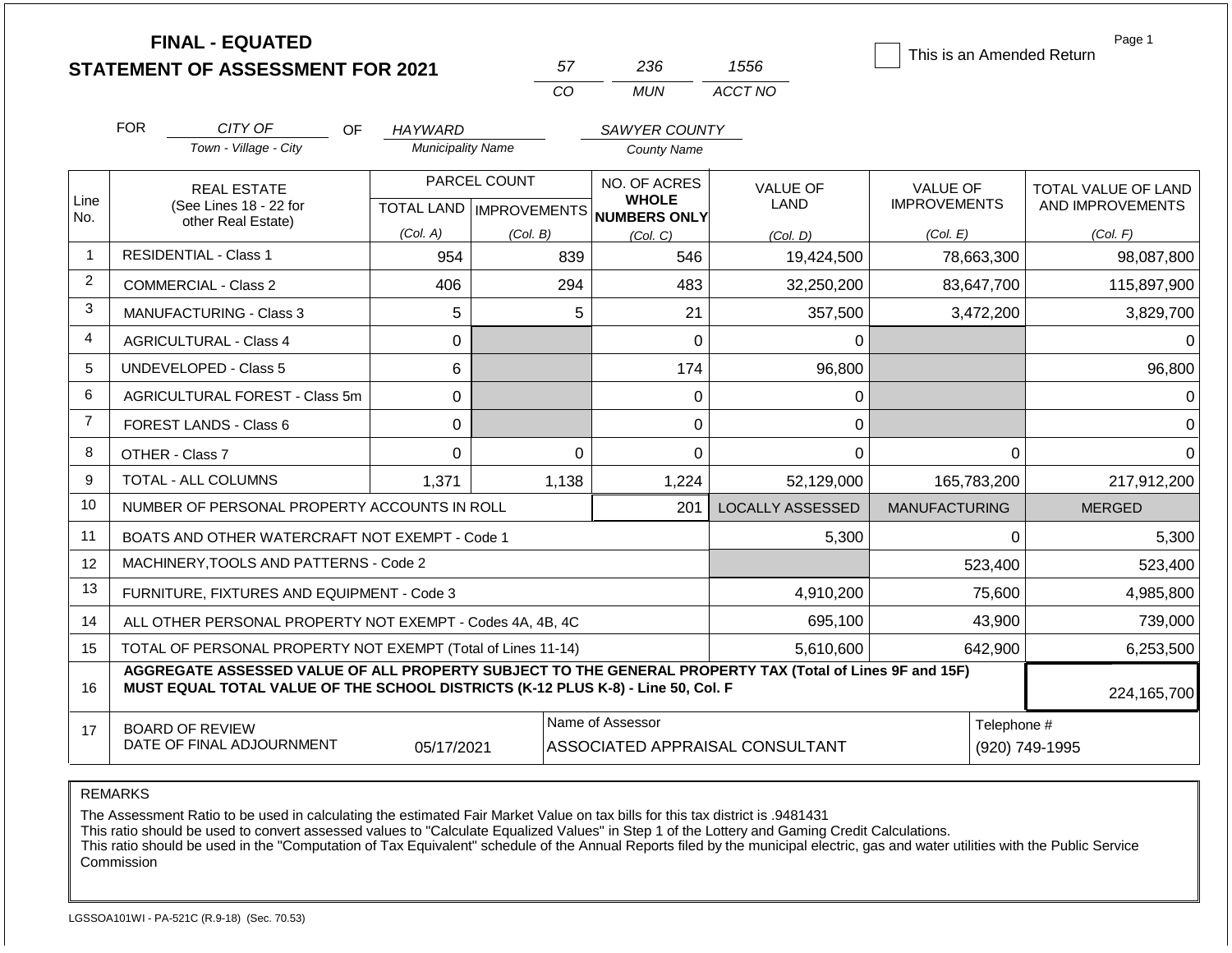# FINAL - EQUATED
## STATEMENT OF ASSESSMENT FOR 2021

| 57 | 236 | 1556 |
|---|---|---|
| CO | MUN | ACCT NO |

☐ This is an Amended Return

Page 1

FOR *CITY OF* (Town - Village - City) OF *HAYWARD* (Municipality Name) *SAWYER COUNTY* (County Name)

| Line No. | REAL ESTATE (See Lines 18 - 22 for other Real Estate) | PARCEL COUNT TOTAL LAND (Col. A) | PARCEL COUNT IMPROVEMENTS (Col. B) | NO. OF ACRES WHOLE NUMBERS ONLY (Col. C) | VALUE OF LAND (Col. D) | VALUE OF IMPROVEMENTS (Col. E) | TOTAL VALUE OF LAND AND IMPROVEMENTS (Col. F) |
|---|---|---|---|---|---|---|---|
| 1 | RESIDENTIAL - Class 1 | 954 | 839 | 546 | 19,424,500 | 78,663,300 | 98,087,800 |
| 2 | COMMERCIAL - Class 2 | 406 | 294 | 483 | 32,250,200 | 83,647,700 | 115,897,900 |
| 3 | MANUFACTURING - Class 3 | 5 | 5 | 21 | 357,500 | 3,472,200 | 3,829,700 |
| 4 | AGRICULTURAL - Class 4 | 0 | | 0 | 0 | | 0 |
| 5 | UNDEVELOPED - Class 5 | 6 | | 174 | 96,800 | | 96,800 |
| 6 | AGRICULTURAL FOREST - Class 5m | 0 | | 0 | 0 | | 0 |
| 7 | FOREST LANDS - Class 6 | 0 | | 0 | 0 | | 0 |
| 8 | OTHER - Class 7 | 0 | 0 | 0 | 0 | 0 | 0 |
| 9 | TOTAL - ALL COLUMNS | 1,371 | 1,138 | 1,224 | 52,129,000 | 165,783,200 | 217,912,200 |
| 10 | NUMBER OF PERSONAL PROPERTY ACCOUNTS IN ROLL | | | 201 | LOCALLY ASSESSED | MANUFACTURING | MERGED |
| 11 | BOATS AND OTHER WATERCRAFT NOT EXEMPT - Code 1 | | | | 5,300 | 0 | 5,300 |
| 12 | MACHINERY,TOOLS AND PATTERNS - Code 2 | | | | | 523,400 | 523,400 |
| 13 | FURNITURE, FIXTURES AND EQUIPMENT - Code 3 | | | | 4,910,200 | 75,600 | 4,985,800 |
| 14 | ALL OTHER PERSONAL PROPERTY NOT EXEMPT - Codes 4A, 4B, 4C | | | | 695,100 | 43,900 | 739,000 |
| 15 | TOTAL OF PERSONAL PROPERTY NOT EXEMPT (Total of Lines 11-14) | | | | 5,610,600 | 642,900 | 6,253,500 |
| 16 | **AGGREGATE ASSESSED VALUE OF ALL PROPERTY SUBJECT TO THE GENERAL PROPERTY TAX (Total of Lines 9F and 15F) MUST EQUAL TOTAL VALUE OF THE SCHOOL DISTRICTS (K-12 PLUS K-8) - Line 50, Col. F** | | | | | | 224,165,700 |
| 17 | BOARD OF REVIEW DATE OF FINAL ADJOURNMENT | 05/17/2021 | Name of Assessor: ASSOCIATED APPRAISAL CONSULTANT | | | Telephone #: (920) 749-1995 | |

REMARKS

The Assessment Ratio to be used in calculating the estimated Fair Market Value on tax bills for this tax district is .9481431
This ratio should be used to convert assessed values to "Calculate Equalized Values" in Step 1 of the Lottery and Gaming Credit Calculations.
This ratio should be used in the "Computation of Tax Equivalent" schedule of the Annual Reports filed by the municipal electric, gas and water utilities with the Public Service Commission

LGSSOA101WI - PA-521C (R.9-18) (Sec. 70.53)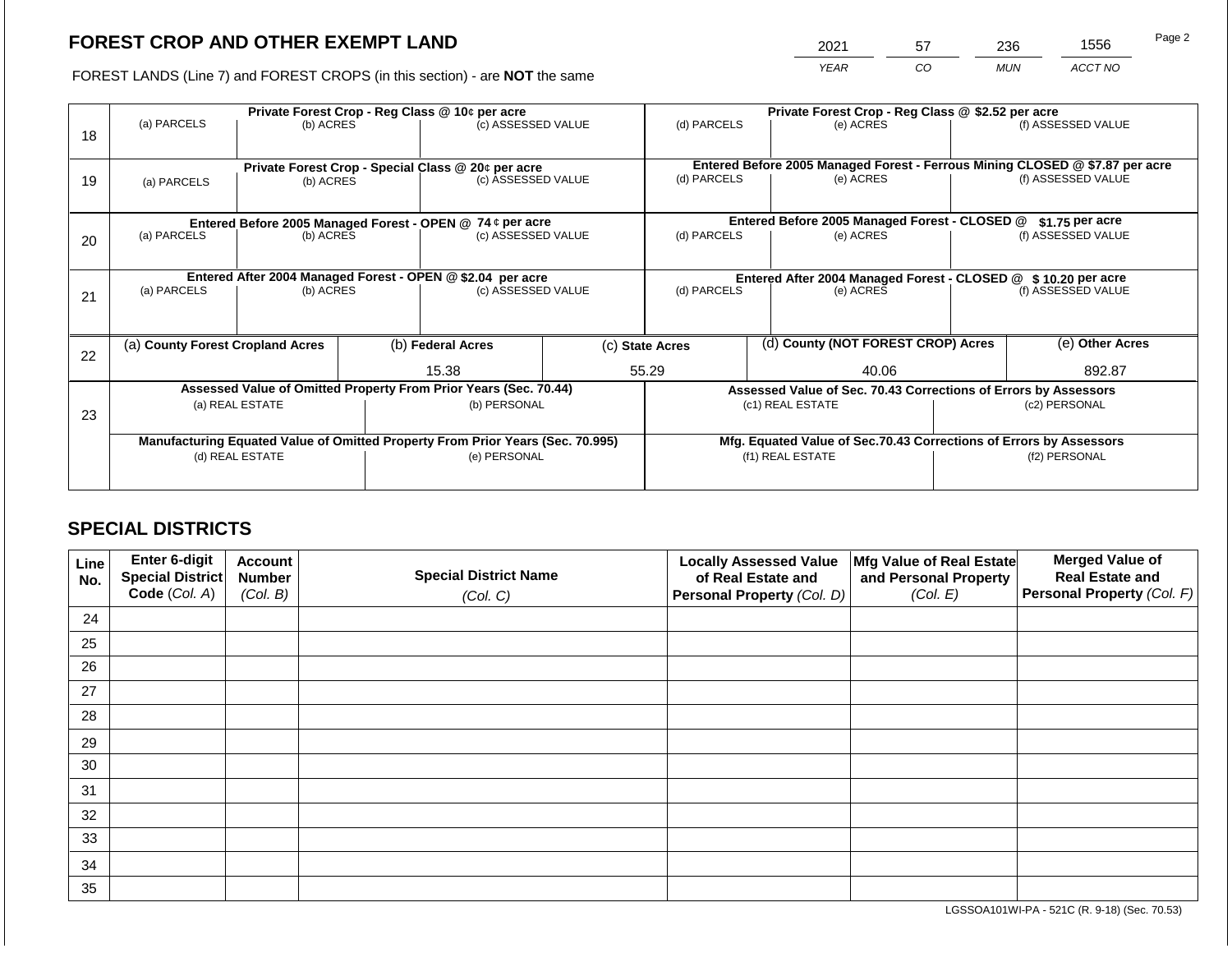# FOREST CROP AND OTHER EXEMPT LAND

FOREST LANDS (Line 7) and FOREST CROPS (in this section) - are **NOT** the same

| YEAR | CO | MUN | ACCT NO |
|---|---|---|---|
| 2021 | 57 | 236 | 1556 |

| Line | Private Forest Crop - Reg Class @ 10¢ per acre | | | Private Forest Crop - Reg Class @ $2.52 per acre | | |
|---|---|---|---|---|---|---|
| | (a) PARCELS | (b) ACRES | (c) ASSESSED VALUE | (d) PARCELS | (e) ACRES | (f) ASSESSED VALUE |
| 18 | | | | | | |
| | **Private Forest Crop - Special Class @ 20¢ per acre** | | | **Entered Before 2005 Managed Forest - Ferrous Mining CLOSED @ $7.87 per acre** | | |
| | (a) PARCELS | (b) ACRES | (c) ASSESSED VALUE | (d) PARCELS | (e) ACRES | (f) ASSESSED VALUE |
| 19 | | | | | | |
| | **Entered Before 2005 Managed Forest - OPEN @ 74 ¢ per acre** | | | **Entered Before 2005 Managed Forest - CLOSED @ $1.75 per acre** | | |
| | (a) PARCELS | (b) ACRES | (c) ASSESSED VALUE | (d) PARCELS | (e) ACRES | (f) ASSESSED VALUE |
| 20 | | | | | | |
| | **Entered After 2004 Managed Forest - OPEN @ $2.04 per acre** | | | **Entered After 2004 Managed Forest - CLOSED @ $ 10.20 per acre** | | |
| | (a) PARCELS | (b) ACRES | (c) ASSESSED VALUE | (d) PARCELS | (e) ACRES | (f) ASSESSED VALUE |
| 21 | | | | | | |

| Line | (a) County Forest Cropland Acres | (b) Federal Acres | (c) State Acres | (d) County (NOT FOREST CROP) Acres | (e) Other Acres |
|---|---|---|---|---|---|
| 22 | | 15.38 | 55.29 | 40.06 | 892.87 |

| Line | Assessed Value of Omitted Property From Prior Years (Sec. 70.44) | | Assessed Value of Sec. 70.43 Corrections of Errors by Assessors | |
|---|---|---|---|---|
| | (a) REAL ESTATE | (b) PERSONAL | (c1) REAL ESTATE | (c2) PERSONAL |
| 23 | | | | |
| | **Manufacturing Equated Value of Omitted Property From Prior Years (Sec. 70.995)** | | **Mfg. Equated Value of Sec.70.43 Corrections of Errors by Assessors** | |
| | (d) REAL ESTATE | (e) PERSONAL | (f1) REAL ESTATE | (f2) PERSONAL |
| | | | | |

## SPECIAL DISTRICTS

| Line No. | Enter 6-digit Special District Code (Col. A) | Account Number (Col. B) | Special District Name (Col. C) | Locally Assessed Value of Real Estate and Personal Property (Col. D) | Mfg Value of Real Estate and Personal Property (Col. E) | Merged Value of Real Estate and Personal Property (Col. F) |
|---|---|---|---|---|---|---|
| 24 | | | | | | |
| 25 | | | | | | |
| 26 | | | | | | |
| 27 | | | | | | |
| 28 | | | | | | |
| 29 | | | | | | |
| 30 | | | | | | |
| 31 | | | | | | |
| 32 | | | | | | |
| 33 | | | | | | |
| 34 | | | | | | |
| 35 | | | | | | |

LGSSOA101WI-PA - 521C (R. 9-18) (Sec. 70.53)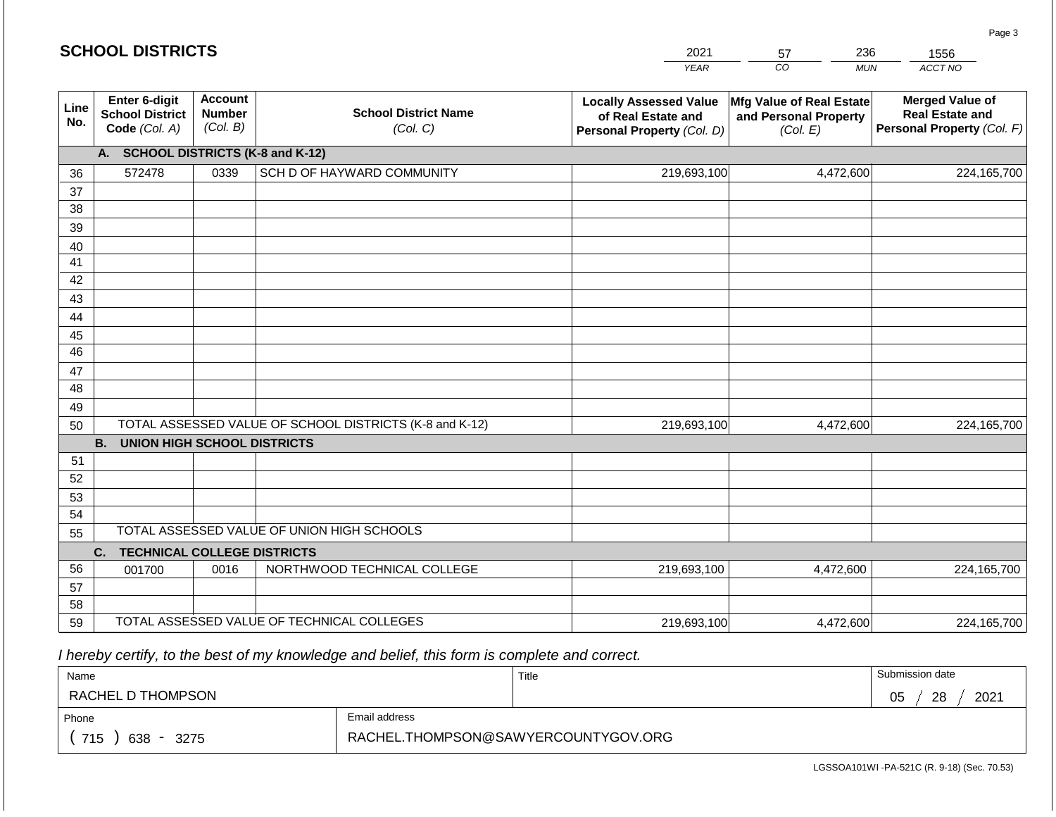## SCHOOL DISTRICTS

| 2021 | 57 | 236 | 1556 |
|---|---|---|---|
| YEAR | CO | MUN | ACCT NO |

| Line No. | Enter 6-digit School District Code *(Col. A)* | Account Number *(Col. B)* | School District Name *(Col. C)* | Locally Assessed Value of Real Estate and Personal Property *(Col. D)* | Mfg Value of Real Estate and Personal Property *(Col. E)* | Merged Value of Real Estate and Personal Property *(Col. F)* |
|---|---|---|---|---|---|---|
| | **A. SCHOOL DISTRICTS (K-8 and K-12)** | | | | | |
| 36 | 572478 | 0339 | SCH D OF HAYWARD COMMUNITY | 219,693,100 | 4,472,600 | 224,165,700 |
| 37 | | | | | | |
| 38 | | | | | | |
| 39 | | | | | | |
| 40 | | | | | | |
| 41 | | | | | | |
| 42 | | | | | | |
| 43 | | | | | | |
| 44 | | | | | | |
| 45 | | | | | | |
| 46 | | | | | | |
| 47 | | | | | | |
| 48 | | | | | | |
| 49 | | | | | | |
| 50 | TOTAL ASSESSED VALUE OF SCHOOL DISTRICTS (K-8 and K-12) | | | 219,693,100 | 4,472,600 | 224,165,700 |
| | **B. UNION HIGH SCHOOL DISTRICTS** | | | | | |
| 51 | | | | | | |
| 52 | | | | | | |
| 53 | | | | | | |
| 54 | | | | | | |
| 55 | TOTAL ASSESSED VALUE OF UNION HIGH SCHOOLS | | | | | |
| | **C. TECHNICAL COLLEGE DISTRICTS** | | | | | |
| 56 | 001700 | 0016 | NORTHWOOD TECHNICAL COLLEGE | 219,693,100 | 4,472,600 | 224,165,700 |
| 57 | | | | | | |
| 58 | | | | | | |
| 59 | TOTAL ASSESSED VALUE OF TECHNICAL COLLEGES | | | 219,693,100 | 4,472,600 | 224,165,700 |

*I hereby certify, to the best of my knowledge and belief, this form is complete and correct.*

| Name | Title | Submission date |
|---|---|---|
| RACHEL D THOMPSON | | 05 / 28 / 2021 |
| **Phone** | **Email address** | |
| ( 715 ) 638 - 3275 | RACHEL.THOMPSON@SAWYERCOUNTYGOV.ORG | |

LGSSOA101WI -PA-521C (R. 9-18) (Sec. 70.53)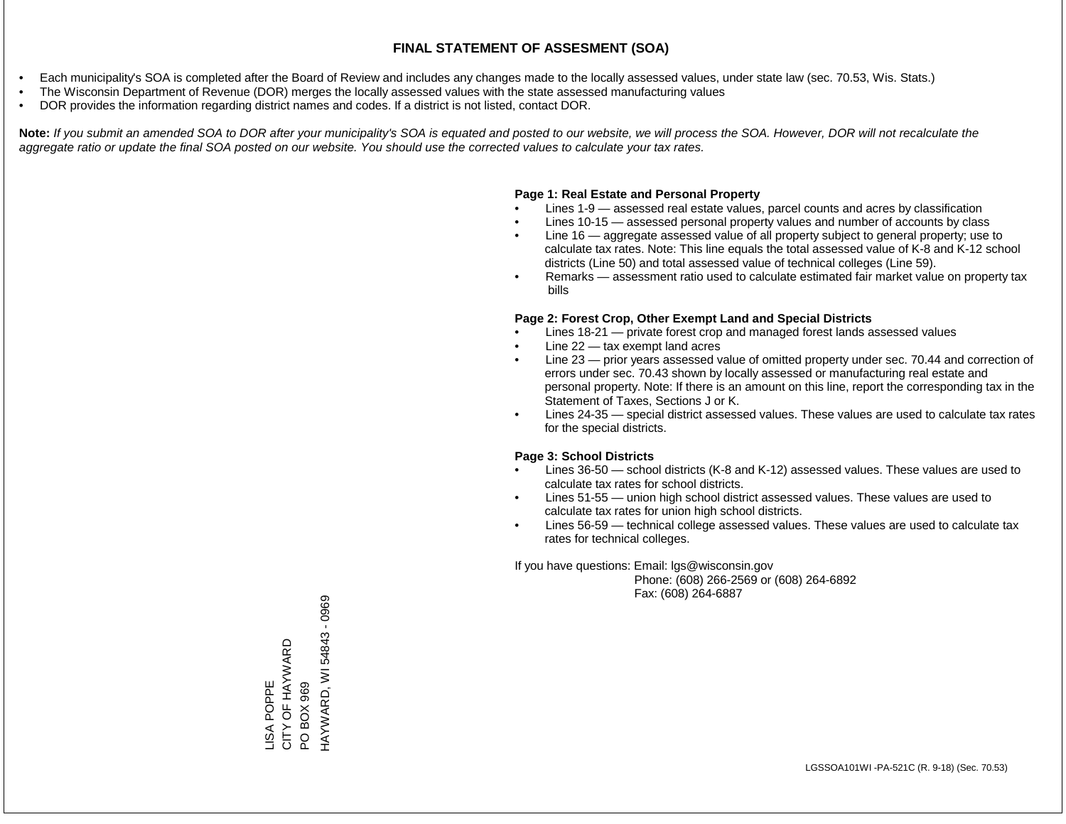# FINAL STATEMENT OF ASSESMENT (SOA)

- Each municipality's SOA is completed after the Board of Review and includes any changes made to the locally assessed values, under state law (sec. 70.53, Wis. Stats.)
- The Wisconsin Department of Revenue (DOR) merges the locally assessed values with the state assessed manufacturing values
- DOR provides the information regarding district names and codes. If a district is not listed, contact DOR.

**Note:** *If you submit an amended SOA to DOR after your municipality's SOA is equated and posted to our website, we will process the SOA. However, DOR will not recalculate the aggregate ratio or update the final SOA posted on our website. You should use the corrected values to calculate your tax rates.*

**Page 1: Real Estate and Personal Property**

- Lines 1-9 — assessed real estate values, parcel counts and acres by classification
- Lines 10-15 — assessed personal property values and number of accounts by class
- Line 16 — aggregate assessed value of all property subject to general property; use to calculate tax rates. Note: This line equals the total assessed value of K-8 and K-12 school districts (Line 50) and total assessed value of technical colleges (Line 59).
- Remarks — assessment ratio used to calculate estimated fair market value on property tax bills

**Page 2: Forest Crop, Other Exempt Land and Special Districts**

- Lines 18-21 — private forest crop and managed forest lands assessed values
- Line 22 — tax exempt land acres
- Line 23 — prior years assessed value of omitted property under sec. 70.44 and correction of errors under sec. 70.43 shown by locally assessed or manufacturing real estate and personal property. Note: If there is an amount on this line, report the corresponding tax in the Statement of Taxes, Sections J or K.
- Lines 24-35 — special district assessed values. These values are used to calculate tax rates for the special districts.

**Page 3: School Districts**

- Lines 36-50 — school districts (K-8 and K-12) assessed values. These values are used to calculate tax rates for school districts.
- Lines 51-55 — union high school district assessed values. These values are used to calculate tax rates for union high school districts.
- Lines 56-59 — technical college assessed values. These values are used to calculate tax rates for technical colleges.

If you have questions: Email: lgs@wisconsin.gov
Phone: (608) 266-2569 or (608) 264-6892
Fax: (608) 264-6887

LISA POPPE
CITY OF HAYWARD
PO BOX 969
HAYWARD, WI 54843 - 0969

LGSSOA101WI -PA-521C (R. 9-18) (Sec. 70.53)